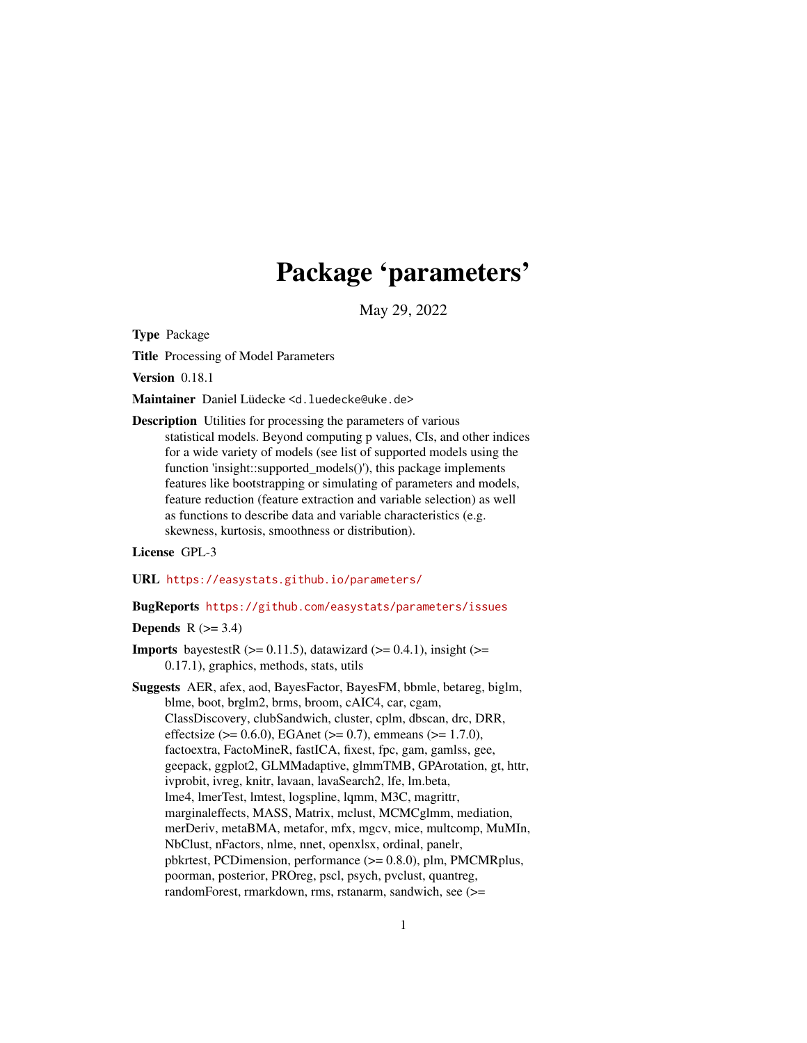# Package 'parameters'

May 29, 2022

**Type** Package

**Title** Processing of Model Parameters

**Version** 0.18.1

**Maintainer** Daniel Lüdecke <d.luedecke@uke.de>

**Description** Utilities for processing the parameters of various statistical models. Beyond computing p values, CIs, and other indices for a wide variety of models (see list of supported models using the function 'insight::supported_models()'), this package implements features like bootstrapping or simulating of parameters and models, feature reduction (feature extraction and variable selection) as well as functions to describe data and variable characteristics (e.g. skewness, kurtosis, smoothness or distribution).

**License** GPL-3

**URL** https://easystats.github.io/parameters/

**BugReports** https://github.com/easystats/parameters/issues

**Depends** R (>= 3.4)

**Imports** bayestestR (>= 0.11.5), datawizard (>= 0.4.1), insight (>= 0.17.1), graphics, methods, stats, utils

**Suggests** AER, afex, aod, BayesFactor, BayesFM, bbmle, betareg, biglm, blme, boot, brglm2, brms, broom, cAIC4, car, cgam, ClassDiscovery, clubSandwich, cluster, cplm, dbscan, drc, DRR, effectsize (>= 0.6.0), EGAnet (>= 0.7), emmeans (>= 1.7.0), factoextra, FactoMineR, fastICA, fixest, fpc, gam, gamlss, gee, geepack, ggplot2, GLMMadaptive, glmmTMB, GPArotation, gt, httr, ivprobit, ivreg, knitr, lavaan, lavaSearch2, lfe, lm.beta, lme4, lmerTest, lmtest, logspline, lqmm, M3C, magrittr, marginaleffects, MASS, Matrix, mclust, MCMCglmm, mediation, merDeriv, metaBMA, metafor, mfx, mgcv, mice, multcomp, MuMIn, NbClust, nFactors, nlme, nnet, openxlsx, ordinal, panelr, pbkrtest, PCDimension, performance (>= 0.8.0), plm, PMCMRplus, poorman, posterior, PROreg, pscl, psych, pvclust, quantreg, randomForest, rmarkdown, rms, rstanarm, sandwich, see (>=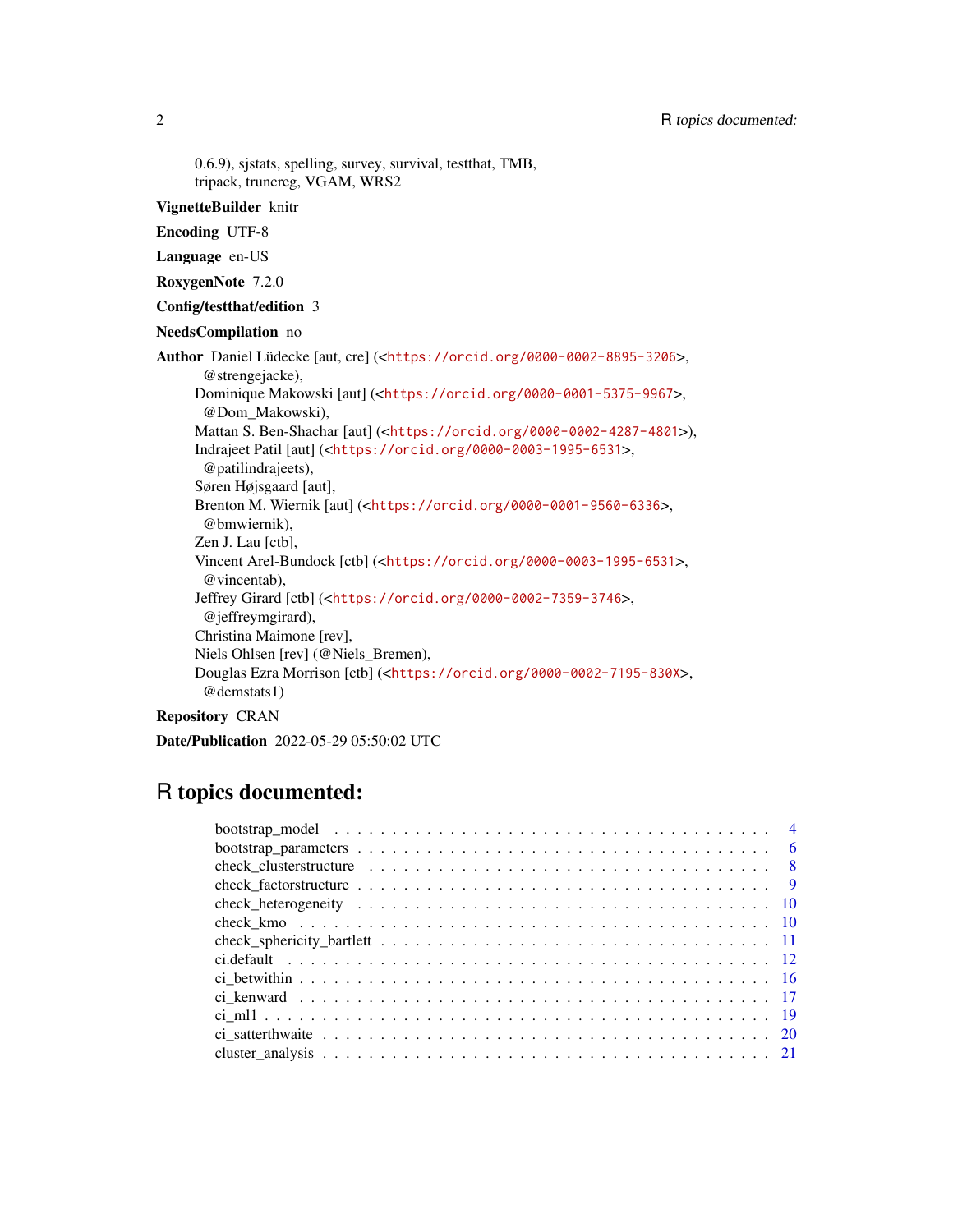0.6.9), sjstats, spelling, survey, survival, testthat, TMB, tripack, truncreg, VGAM, WRS2

**VignetteBuilder** knitr

**Encoding** UTF-8

**Language** en-US

**RoxygenNote** 7.2.0

**Config/testthat/edition** 3

**NeedsCompilation** no

**Author** Daniel Lüdecke [aut, cre] (<https://orcid.org/0000-0002-8895-3206>, @strengejacke),
Dominique Makowski [aut] (<https://orcid.org/0000-0001-5375-9967>, @Dom_Makowski),
Mattan S. Ben-Shachar [aut] (<https://orcid.org/0000-0002-4287-4801>),
Indrajeet Patil [aut] (<https://orcid.org/0000-0003-1995-6531>, @patilindrajeets),
Søren Højsgaard [aut],
Brenton M. Wiernik [aut] (<https://orcid.org/0000-0001-9560-6336>, @bmwiernik),
Zen J. Lau [ctb],
Vincent Arel-Bundock [ctb] (<https://orcid.org/0000-0003-1995-6531>, @vincentab),
Jeffrey Girard [ctb] (<https://orcid.org/0000-0002-7359-3746>, @jeffreymgirard),
Christina Maimone [rev],
Niels Ohlsen [rev] (@Niels_Bremen),
Douglas Ezra Morrison [ctb] (<https://orcid.org/0000-0002-7195-830X>, @demstats1)

**Repository** CRAN

**Date/Publication** 2022-05-29 05:50:02 UTC

# R topics documented:

| | |
|---|---|
| bootstrap_model | 4 |
| bootstrap_parameters | 6 |
| check_clusterstructure | 8 |
| check_factorstructure | 9 |
| check_heterogeneity | 10 |
| check_kmo | 10 |
| check_sphericity_bartlett | 11 |
| ci.default | 12 |
| ci_betwithin | 16 |
| ci_kenward | 17 |
| ci_ml1 | 19 |
| ci_satterthwaite | 20 |
| cluster_analysis | 21 |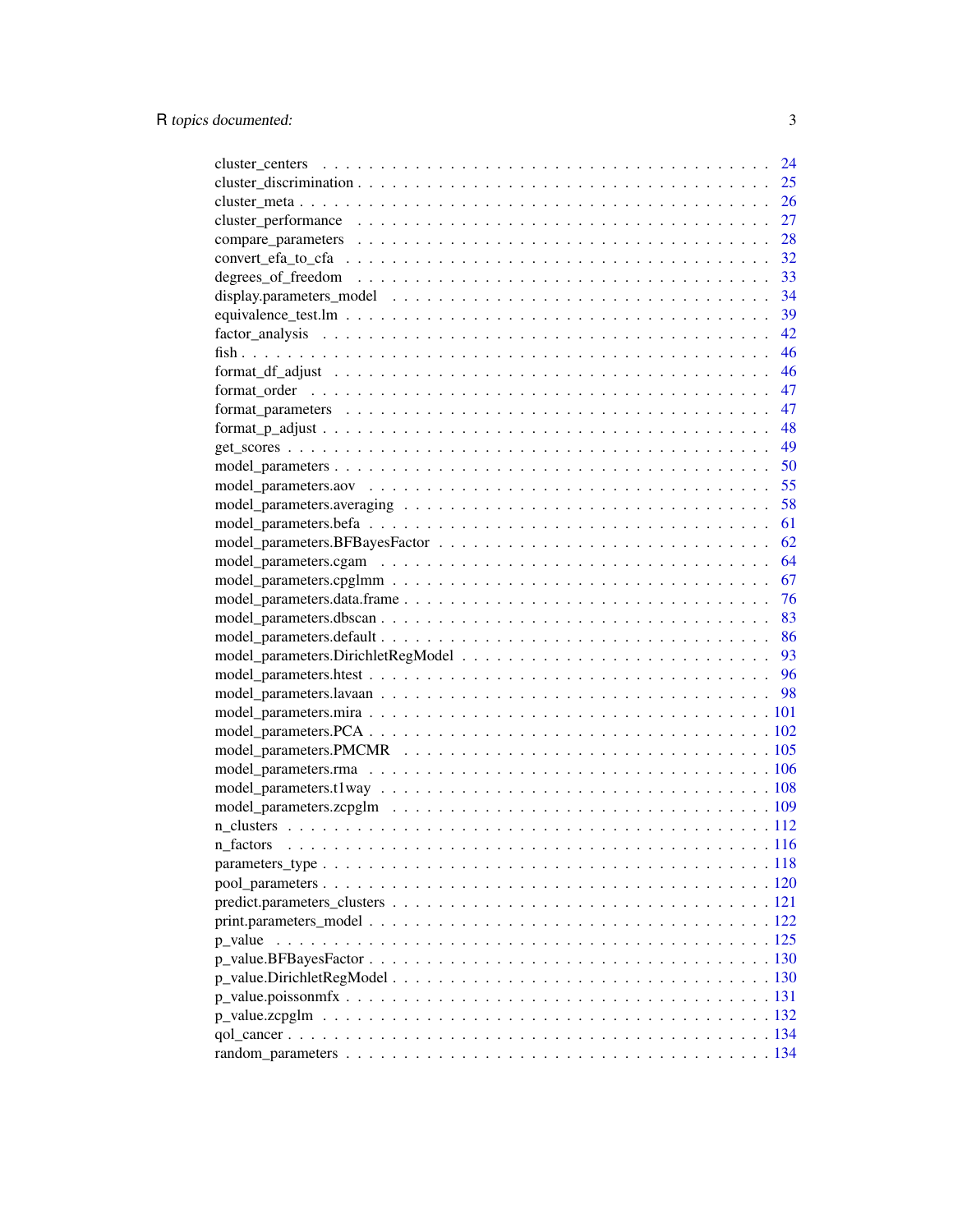cluster_centers . . . . . . . . . . . . . . . . . . . . . . . . . . . . . . . . . . . . . 24
cluster_discrimination . . . . . . . . . . . . . . . . . . . . . . . . . . . . . . . . . . 25
cluster_meta . . . . . . . . . . . . . . . . . . . . . . . . . . . . . . . . . . . . . . . 26
cluster_performance . . . . . . . . . . . . . . . . . . . . . . . . . . . . . . . . . . . 27
compare_parameters . . . . . . . . . . . . . . . . . . . . . . . . . . . . . . . . . . . 28
convert_efa_to_cfa . . . . . . . . . . . . . . . . . . . . . . . . . . . . . . . . . . . 32
degrees_of_freedom . . . . . . . . . . . . . . . . . . . . . . . . . . . . . . . . . . . 33
display.parameters_model . . . . . . . . . . . . . . . . . . . . . . . . . . . . . . . . 34
equivalence_test.lm . . . . . . . . . . . . . . . . . . . . . . . . . . . . . . . . . . . 39
factor_analysis . . . . . . . . . . . . . . . . . . . . . . . . . . . . . . . . . . . . . 42
fish . . . . . . . . . . . . . . . . . . . . . . . . . . . . . . . . . . . . . . . . . . . 46
format_df_adjust . . . . . . . . . . . . . . . . . . . . . . . . . . . . . . . . . . . . 46
format_order . . . . . . . . . . . . . . . . . . . . . . . . . . . . . . . . . . . . . . 47
format_parameters . . . . . . . . . . . . . . . . . . . . . . . . . . . . . . . . . . . . 47
format_p_adjust . . . . . . . . . . . . . . . . . . . . . . . . . . . . . . . . . . . . . 48
get_scores . . . . . . . . . . . . . . . . . . . . . . . . . . . . . . . . . . . . . . . . 49
model_parameters . . . . . . . . . . . . . . . . . . . . . . . . . . . . . . . . . . . . 50
model_parameters.aov . . . . . . . . . . . . . . . . . . . . . . . . . . . . . . . . . . 55
model_parameters.averaging . . . . . . . . . . . . . . . . . . . . . . . . . . . . . . . 58
model_parameters.befa . . . . . . . . . . . . . . . . . . . . . . . . . . . . . . . . . . 61
model_parameters.BFBayesFactor . . . . . . . . . . . . . . . . . . . . . . . . . . . . 62
model_parameters.cgam . . . . . . . . . . . . . . . . . . . . . . . . . . . . . . . . . 64
model_parameters.cpglmm . . . . . . . . . . . . . . . . . . . . . . . . . . . . . . . . 67
model_parameters.data.frame . . . . . . . . . . . . . . . . . . . . . . . . . . . . . . 76
model_parameters.dbscan . . . . . . . . . . . . . . . . . . . . . . . . . . . . . . . . 83
model_parameters.default . . . . . . . . . . . . . . . . . . . . . . . . . . . . . . . . 86
model_parameters.DirichletRegModel . . . . . . . . . . . . . . . . . . . . . . . . . . 93
model_parameters.htest . . . . . . . . . . . . . . . . . . . . . . . . . . . . . . . . . 96
model_parameters.lavaan . . . . . . . . . . . . . . . . . . . . . . . . . . . . . . . . 98
model_parameters.mira . . . . . . . . . . . . . . . . . . . . . . . . . . . . . . . . . 101
model_parameters.PCA . . . . . . . . . . . . . . . . . . . . . . . . . . . . . . . . . 102
model_parameters.PMCMR . . . . . . . . . . . . . . . . . . . . . . . . . . . . . . . 105
model_parameters.rma . . . . . . . . . . . . . . . . . . . . . . . . . . . . . . . . . 106
model_parameters.t1way . . . . . . . . . . . . . . . . . . . . . . . . . . . . . . . . 108
model_parameters.zcpglm . . . . . . . . . . . . . . . . . . . . . . . . . . . . . . . . 109
n_clusters . . . . . . . . . . . . . . . . . . . . . . . . . . . . . . . . . . . . . . . 112
n_factors . . . . . . . . . . . . . . . . . . . . . . . . . . . . . . . . . . . . . . . . 116
parameters_type . . . . . . . . . . . . . . . . . . . . . . . . . . . . . . . . . . . . 118
pool_parameters . . . . . . . . . . . . . . . . . . . . . . . . . . . . . . . . . . . . 120
predict.parameters_clusters . . . . . . . . . . . . . . . . . . . . . . . . . . . . . . 121
print.parameters_model . . . . . . . . . . . . . . . . . . . . . . . . . . . . . . . . . 122
p_value . . . . . . . . . . . . . . . . . . . . . . . . . . . . . . . . . . . . . . . . . 125
p_value.BFBayesFactor . . . . . . . . . . . . . . . . . . . . . . . . . . . . . . . . . 130
p_value.DirichletRegModel . . . . . . . . . . . . . . . . . . . . . . . . . . . . . . . 130
p_value.poissonmfx . . . . . . . . . . . . . . . . . . . . . . . . . . . . . . . . . . . 131
p_value.zcpglm . . . . . . . . . . . . . . . . . . . . . . . . . . . . . . . . . . . . . 132
qol_cancer . . . . . . . . . . . . . . . . . . . . . . . . . . . . . . . . . . . . . . . 134
random_parameters . . . . . . . . . . . . . . . . . . . . . . . . . . . . . . . . . . . 134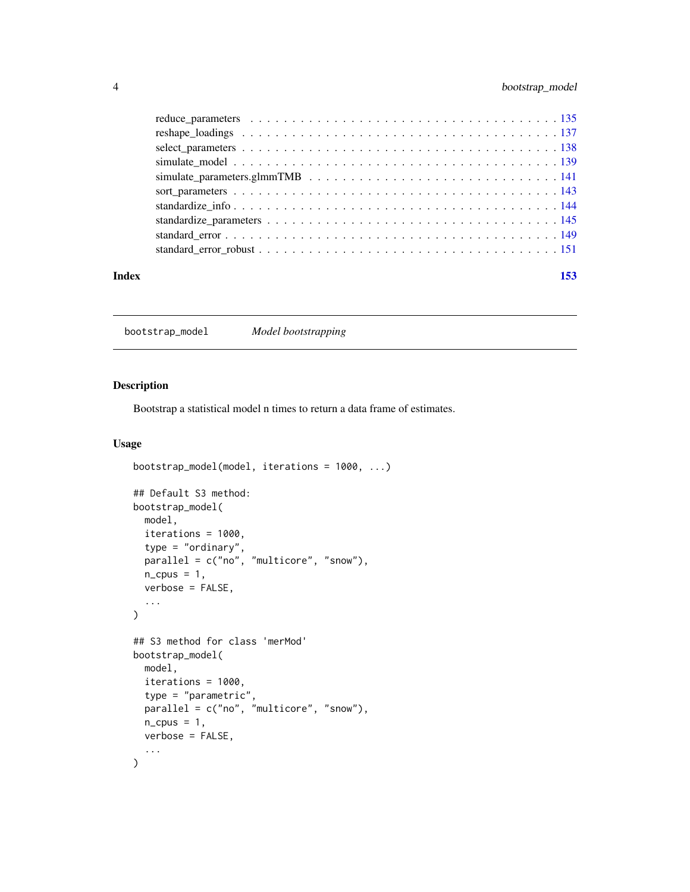reduce_parameters . . . . . . . . . . . . . . . . . . . . . . . . . . . . . . . . . . . 135
reshape_loadings . . . . . . . . . . . . . . . . . . . . . . . . . . . . . . . . . . . 137
select_parameters . . . . . . . . . . . . . . . . . . . . . . . . . . . . . . . . . . . 138
simulate_model . . . . . . . . . . . . . . . . . . . . . . . . . . . . . . . . . . . 139
simulate_parameters.glmmTMB . . . . . . . . . . . . . . . . . . . . . . . . . . . . 141
sort_parameters . . . . . . . . . . . . . . . . . . . . . . . . . . . . . . . . . . . 143
standardize_info . . . . . . . . . . . . . . . . . . . . . . . . . . . . . . . . . . . 144
standardize_parameters . . . . . . . . . . . . . . . . . . . . . . . . . . . . . . . 145
standard_error . . . . . . . . . . . . . . . . . . . . . . . . . . . . . . . . . . . 149
standard_error_robust . . . . . . . . . . . . . . . . . . . . . . . . . . . . . . . 151

**Index** **153**

---

`bootstrap_model` *Model bootstrapping*

---

## Description

Bootstrap a statistical model n times to return a data frame of estimates.

## Usage

```
bootstrap_model(model, iterations = 1000, ...)

## Default S3 method:
bootstrap_model(
  model,
  iterations = 1000,
  type = "ordinary",
  parallel = c("no", "multicore", "snow"),
  n_cpus = 1,
  verbose = FALSE,
  ...
)

## S3 method for class 'merMod'
bootstrap_model(
  model,
  iterations = 1000,
  type = "parametric",
  parallel = c("no", "multicore", "snow"),
  n_cpus = 1,
  verbose = FALSE,
  ...
)
```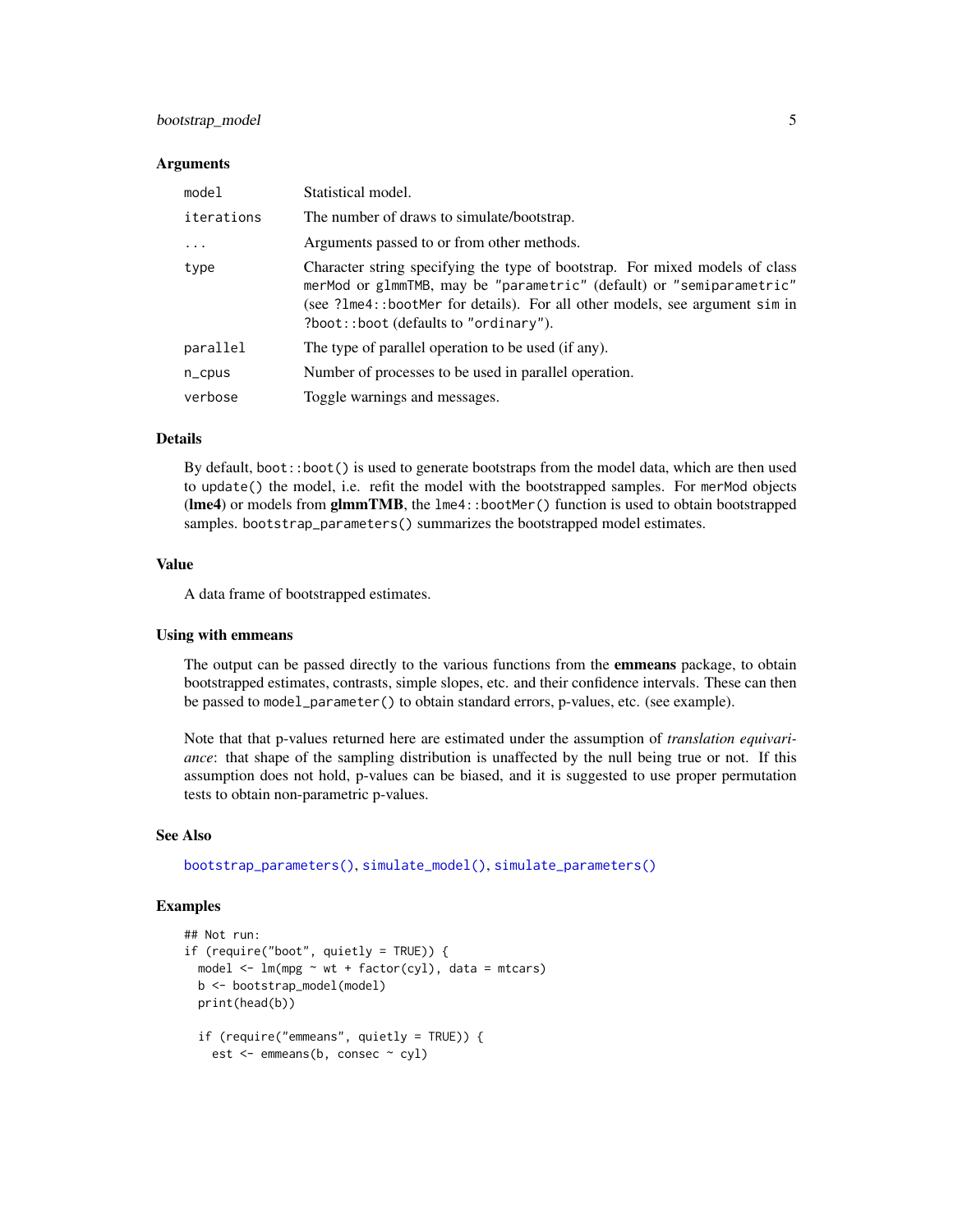### Arguments

| | |
|---|---|
| `model` | Statistical model. |
| `iterations` | The number of draws to simulate/bootstrap. |
| `...` | Arguments passed to or from other methods. |
| `type` | Character string specifying the type of bootstrap. For mixed models of class `merMod` or `glmmTMB`, may be `"parametric"` (default) or `"semiparametric"` (see `?lme4::bootMer` for details). For all other models, see argument `sim` in `?boot::boot` (defaults to `"ordinary"`). |
| `parallel` | The type of parallel operation to be used (if any). |
| `n_cpus` | Number of processes to be used in parallel operation. |
| `verbose` | Toggle warnings and messages. |

### Details

By default, `boot::boot()` is used to generate bootstraps from the model data, which are then used to `update()` the model, i.e. refit the model with the bootstrapped samples. For `merMod` objects (**lme4**) or models from **glmmTMB**, the `lme4::bootMer()` function is used to obtain bootstrapped samples. `bootstrap_parameters()` summarizes the bootstrapped model estimates.

### Value

A data frame of bootstrapped estimates.

### Using with emmeans

The output can be passed directly to the various functions from the **emmeans** package, to obtain bootstrapped estimates, contrasts, simple slopes, etc. and their confidence intervals. These can then be passed to `model_parameter()` to obtain standard errors, p-values, etc. (see example).

Note that that p-values returned here are estimated under the assumption of *translation equivariance*: that shape of the sampling distribution is unaffected by the null being true or not. If this assumption does not hold, p-values can be biased, and it is suggested to use proper permutation tests to obtain non-parametric p-values.

### See Also

`bootstrap_parameters()`, `simulate_model()`, `simulate_parameters()`

### Examples

```
## Not run:
if (require("boot", quietly = TRUE)) {
  model <- lm(mpg ~ wt + factor(cyl), data = mtcars)
  b <- bootstrap_model(model)
  print(head(b))

  if (require("emmeans", quietly = TRUE)) {
    est <- emmeans(b, consec ~ cyl)
```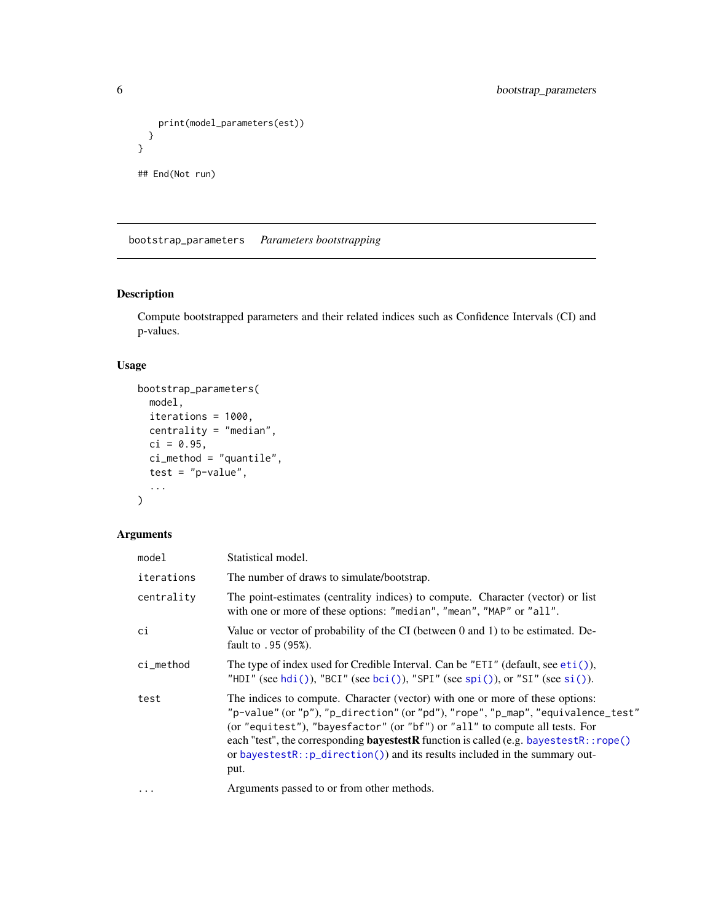```
    print(model_parameters(est))
  }
}

## End(Not run)
```

---

## bootstrap_parameters *Parameters bootstrapping*

---

### Description

Compute bootstrapped parameters and their related indices such as Confidence Intervals (CI) and p-values.

### Usage

```
bootstrap_parameters(
  model,
  iterations = 1000,
  centrality = "median",
  ci = 0.95,
  ci_method = "quantile",
  test = "p-value",
  ...
)
```

### Arguments

| | |
|---|---|
| `model` | Statistical model. |
| `iterations` | The number of draws to simulate/bootstrap. |
| `centrality` | The point-estimates (centrality indices) to compute. Character (vector) or list with one or more of these options: `"median"`, `"mean"`, `"MAP"` or `"all"`. |
| `ci` | Value or vector of probability of the CI (between 0 and 1) to be estimated. Default to `.95` (95%). |
| `ci_method` | The type of index used for Credible Interval. Can be `"ETI"` (default, see `eti()`), `"HDI"` (see `hdi()`), `"BCI"` (see `bci()`), `"SPI"` (see `spi()`), or `"SI"` (see `si()`). |
| `test` | The indices to compute. Character (vector) with one or more of these options: `"p-value"` (or `"p"`), `"p_direction"` (or `"pd"`), `"rope"`, `"p_map"`, `"equivalence_test"` (or `"equitest"`), `"bayesfactor"` (or `"bf"`) or `"all"` to compute all tests. For each "test", the corresponding **bayestestR** function is called (e.g. `bayestestR::rope()` or `bayestestR::p_direction()`) and its results included in the summary output. |
| `...` | Arguments passed to or from other methods. |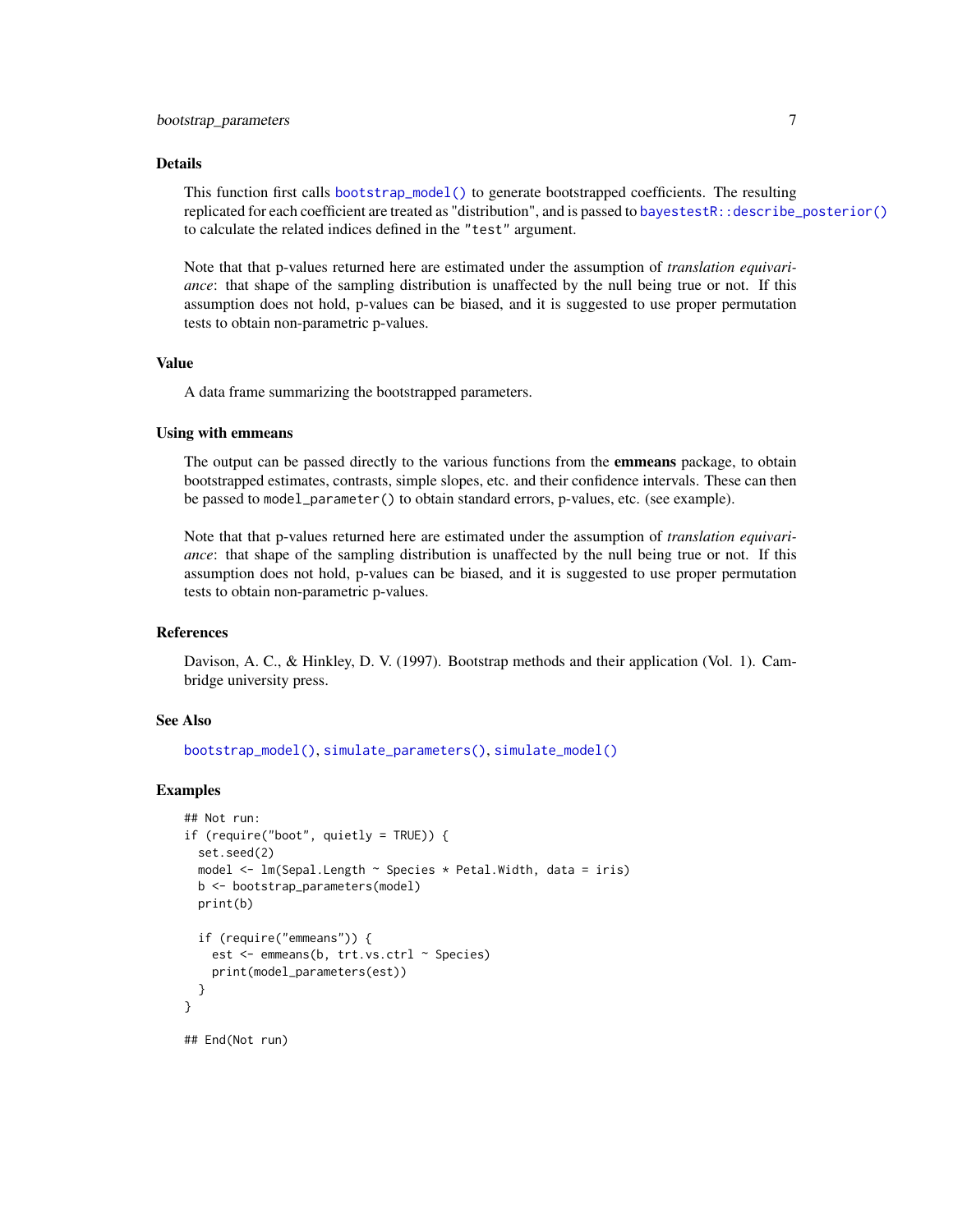## Details

This function first calls `bootstrap_model()` to generate bootstrapped coefficients. The resulting replicated for each coefficient are treated as "distribution", and is passed to `bayestestR::describe_posterior()` to calculate the related indices defined in the `"test"` argument.

Note that that p-values returned here are estimated under the assumption of *translation equivariance*: that shape of the sampling distribution is unaffected by the null being true or not. If this assumption does not hold, p-values can be biased, and it is suggested to use proper permutation tests to obtain non-parametric p-values.

## Value

A data frame summarizing the bootstrapped parameters.

## Using with emmeans

The output can be passed directly to the various functions from the **emmeans** package, to obtain bootstrapped estimates, contrasts, simple slopes, etc. and their confidence intervals. These can then be passed to `model_parameter()` to obtain standard errors, p-values, etc. (see example).

Note that that p-values returned here are estimated under the assumption of *translation equivariance*: that shape of the sampling distribution is unaffected by the null being true or not. If this assumption does not hold, p-values can be biased, and it is suggested to use proper permutation tests to obtain non-parametric p-values.

## References

Davison, A. C., & Hinkley, D. V. (1997). Bootstrap methods and their application (Vol. 1). Cambridge university press.

## See Also

`bootstrap_model()`, `simulate_parameters()`, `simulate_model()`

## Examples

```
## Not run:
if (require("boot", quietly = TRUE)) {
  set.seed(2)
  model <- lm(Sepal.Length ~ Species * Petal.Width, data = iris)
  b <- bootstrap_parameters(model)
  print(b)

  if (require("emmeans")) {
    est <- emmeans(b, trt.vs.ctrl ~ Species)
    print(model_parameters(est))
  }
}

## End(Not run)
```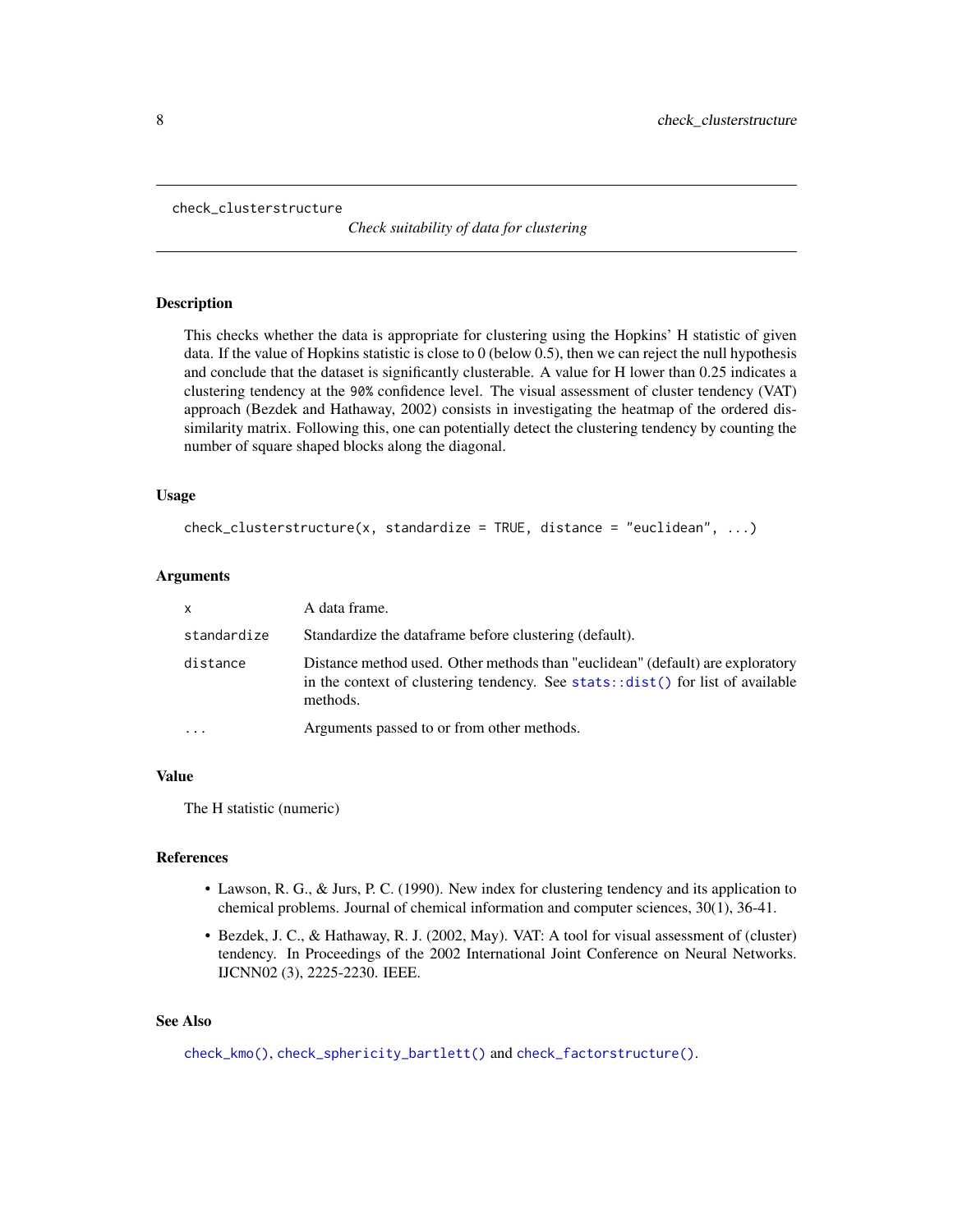check_clusterstructure

*Check suitability of data for clustering*

## Description

This checks whether the data is appropriate for clustering using the Hopkins' H statistic of given data. If the value of Hopkins statistic is close to 0 (below 0.5), then we can reject the null hypothesis and conclude that the dataset is significantly clusterable. A value for H lower than 0.25 indicates a clustering tendency at the `90%` confidence level. The visual assessment of cluster tendency (VAT) approach (Bezdek and Hathaway, 2002) consists in investigating the heatmap of the ordered dissimilarity matrix. Following this, one can potentially detect the clustering tendency by counting the number of square shaped blocks along the diagonal.

## Usage

```
check_clusterstructure(x, standardize = TRUE, distance = "euclidean", ...)
```

## Arguments

| | |
|---|---|
| `x` | A data frame. |
| `standardize` | Standardize the dataframe before clustering (default). |
| `distance` | Distance method used. Other methods than "euclidean" (default) are exploratory in the context of clustering tendency. See `stats::dist()` for list of available methods. |
| `...` | Arguments passed to or from other methods. |

## Value

The H statistic (numeric)

## References

- Lawson, R. G., & Jurs, P. C. (1990). New index for clustering tendency and its application to chemical problems. Journal of chemical information and computer sciences, 30(1), 36-41.
- Bezdek, J. C., & Hathaway, R. J. (2002, May). VAT: A tool for visual assessment of (cluster) tendency. In Proceedings of the 2002 International Joint Conference on Neural Networks. IJCNN02 (3), 2225-2230. IEEE.

## See Also

`check_kmo()`, `check_sphericity_bartlett()` and `check_factorstructure()`.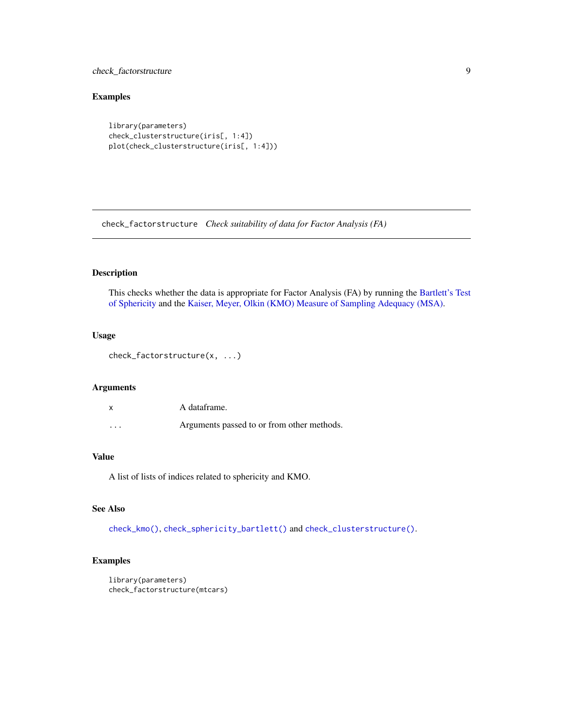## Examples

```
library(parameters)
check_clusterstructure(iris[, 1:4])
plot(check_clusterstructure(iris[, 1:4]))
```

---

# check_factorstructure *Check suitability of data for Factor Analysis (FA)*

---

### Description

This checks whether the data is appropriate for Factor Analysis (FA) by running the Bartlett's Test of Sphericity and the Kaiser, Meyer, Olkin (KMO) Measure of Sampling Adequacy (MSA).

### Usage

```
check_factorstructure(x, ...)
```

### Arguments

| | |
|---|---|
| `x` | A dataframe. |
| `...` | Arguments passed to or from other methods. |

### Value

A list of lists of indices related to sphericity and KMO.

### See Also

`check_kmo()`, `check_sphericity_bartlett()` and `check_clusterstructure()`.

### Examples

```
library(parameters)
check_factorstructure(mtcars)
```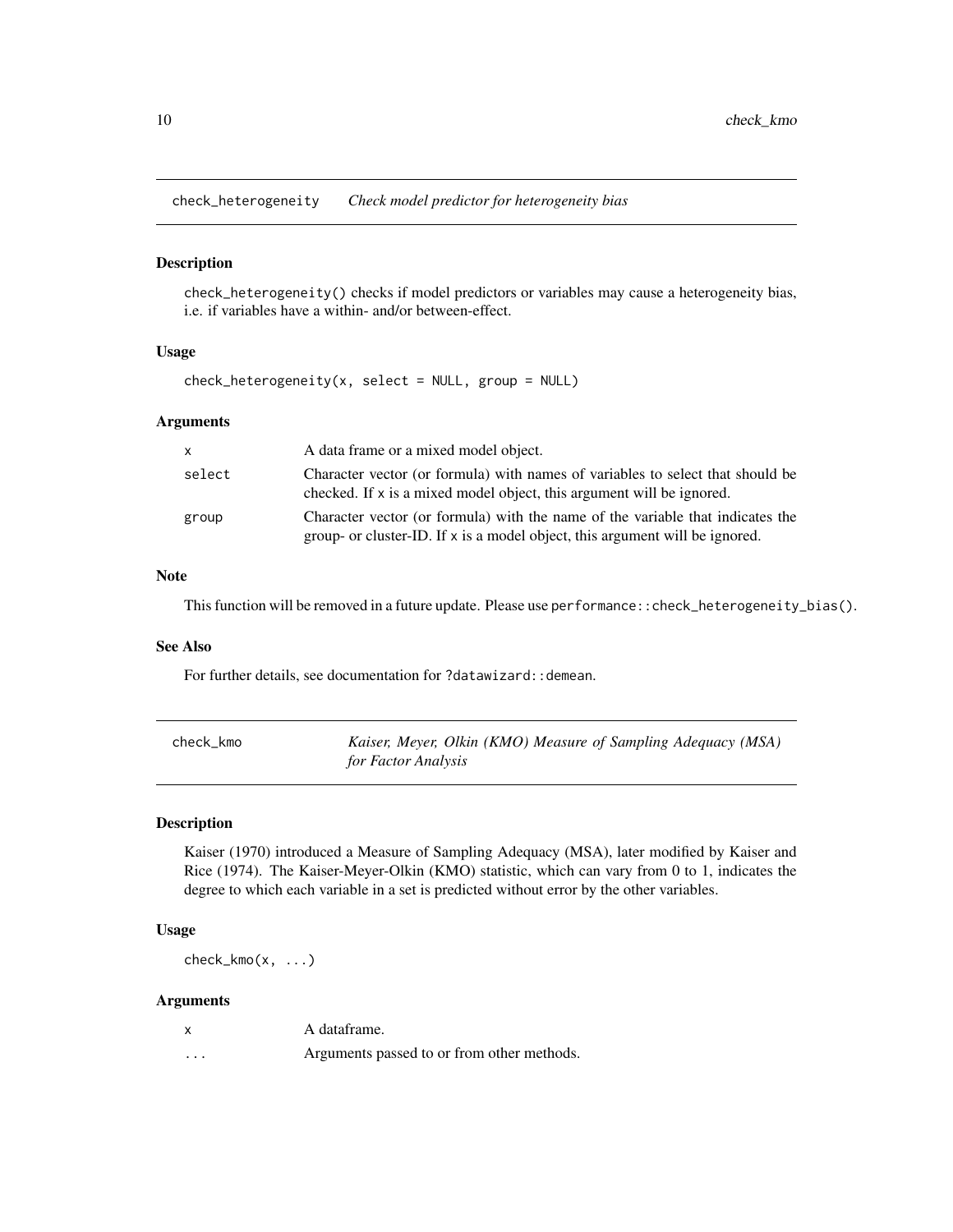## check_heterogeneity — *Check model predictor for heterogeneity bias*

### Description

`check_heterogeneity()` checks if model predictors or variables may cause a heterogeneity bias, i.e. if variables have a within- and/or between-effect.

### Usage

```
check_heterogeneity(x, select = NULL, group = NULL)
```

### Arguments

| | |
|---|---|
| `x` | A data frame or a mixed model object. |
| `select` | Character vector (or formula) with names of variables to select that should be checked. If `x` is a mixed model object, this argument will be ignored. |
| `group` | Character vector (or formula) with the name of the variable that indicates the group- or cluster-ID. If `x` is a model object, this argument will be ignored. |

### Note

This function will be removed in a future update. Please use `performance::check_heterogeneity_bias()`.

### See Also

For further details, see documentation for `?datawizard::demean`.

## check_kmo — *Kaiser, Meyer, Olkin (KMO) Measure of Sampling Adequacy (MSA) for Factor Analysis*

### Description

Kaiser (1970) introduced a Measure of Sampling Adequacy (MSA), later modified by Kaiser and Rice (1974). The Kaiser-Meyer-Olkin (KMO) statistic, which can vary from 0 to 1, indicates the degree to which each variable in a set is predicted without error by the other variables.

### Usage

```
check_kmo(x, ...)
```

### Arguments

| | |
|---|---|
| `x` | A dataframe. |
| `...` | Arguments passed to or from other methods. |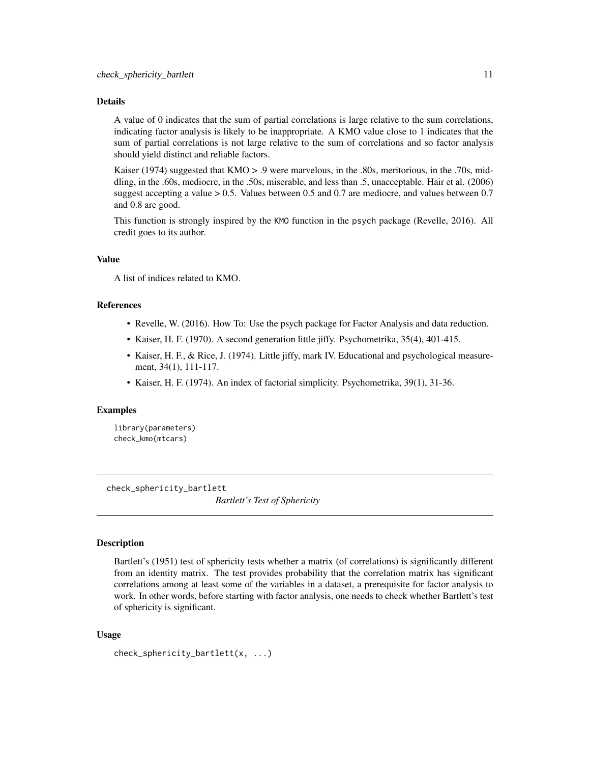### Details

A value of 0 indicates that the sum of partial correlations is large relative to the sum correlations, indicating factor analysis is likely to be inappropriate. A KMO value close to 1 indicates that the sum of partial correlations is not large relative to the sum of correlations and so factor analysis should yield distinct and reliable factors.

Kaiser (1974) suggested that KMO > .9 were marvelous, in the .80s, meritorious, in the .70s, middling, in the .60s, mediocre, in the .50s, miserable, and less than .5, unacceptable. Hair et al. (2006) suggest accepting a value > 0.5. Values between 0.5 and 0.7 are mediocre, and values between 0.7 and 0.8 are good.

This function is strongly inspired by the KMO function in the psych package (Revelle, 2016). All credit goes to its author.

### Value

A list of indices related to KMO.

### References

- Revelle, W. (2016). How To: Use the psych package for Factor Analysis and data reduction.
- Kaiser, H. F. (1970). A second generation little jiffy. Psychometrika, 35(4), 401-415.
- Kaiser, H. F., & Rice, J. (1974). Little jiffy, mark IV. Educational and psychological measurement, 34(1), 111-117.
- Kaiser, H. F. (1974). An index of factorial simplicity. Psychometrika, 39(1), 31-36.

### Examples

```
library(parameters)
check_kmo(mtcars)
```

---

## check_sphericity_bartlett

*Bartlett's Test of Sphericity*

### Description

Bartlett's (1951) test of sphericity tests whether a matrix (of correlations) is significantly different from an identity matrix. The test provides probability that the correlation matrix has significant correlations among at least some of the variables in a dataset, a prerequisite for factor analysis to work. In other words, before starting with factor analysis, one needs to check whether Bartlett's test of sphericity is significant.

### Usage

```
check_sphericity_bartlett(x, ...)
```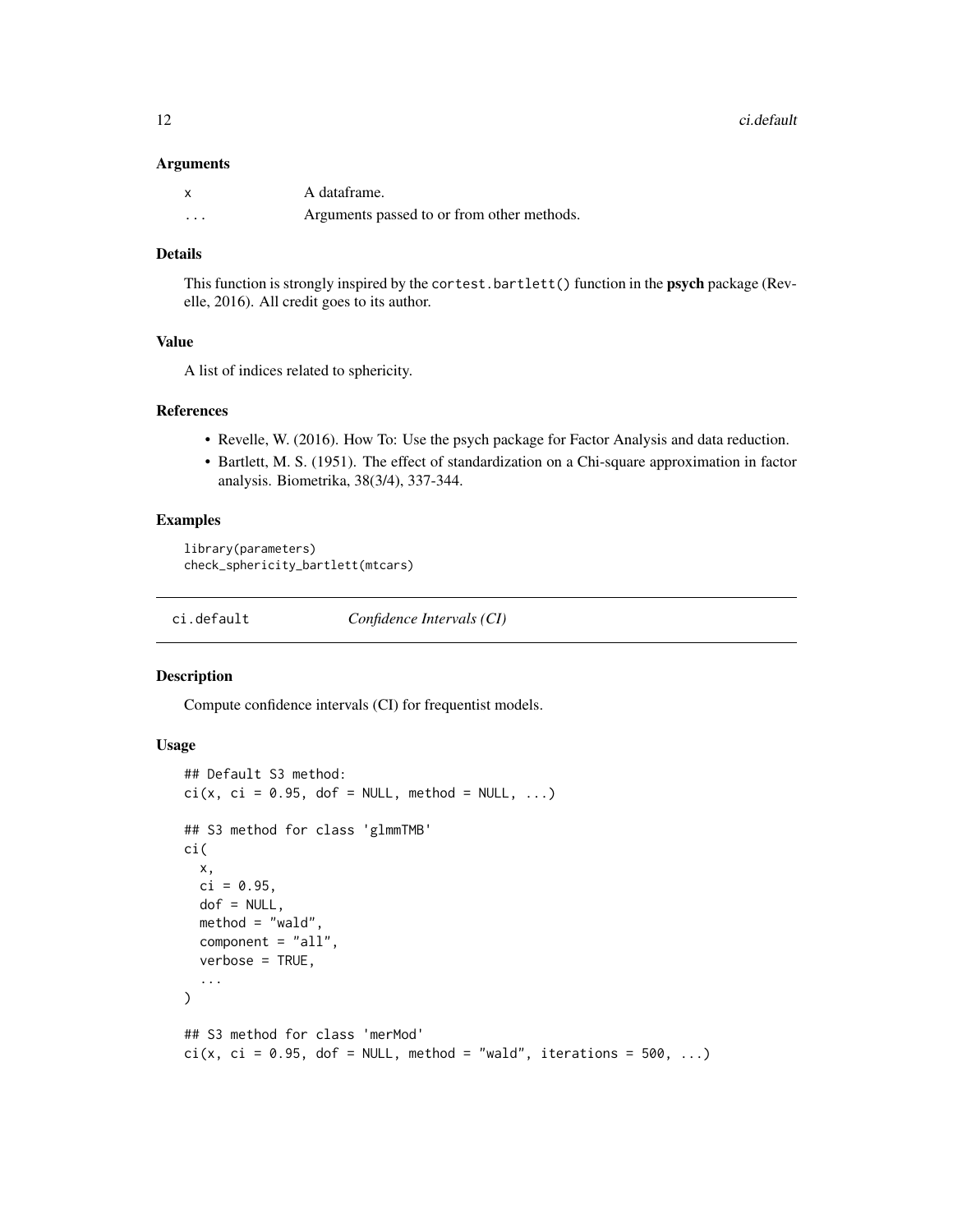### Arguments

| | |
|---|---|
| x | A dataframe. |
| ... | Arguments passed to or from other methods. |

### Details

This function is strongly inspired by the `cortest.bartlett()` function in the **psych** package (Revelle, 2016). All credit goes to its author.

### Value

A list of indices related to sphericity.

### References

- Revelle, W. (2016). How To: Use the psych package for Factor Analysis and data reduction.
- Bartlett, M. S. (1951). The effect of standardization on a Chi-square approximation in factor analysis. Biometrika, 38(3/4), 337-344.

### Examples

```
library(parameters)
check_sphericity_bartlett(mtcars)
```

---

## ci.default — *Confidence Intervals (CI)*

### Description

Compute confidence intervals (CI) for frequentist models.

### Usage

```
## Default S3 method:
ci(x, ci = 0.95, dof = NULL, method = NULL, ...)

## S3 method for class 'glmmTMB'
ci(
  x,
  ci = 0.95,
  dof = NULL,
  method = "wald",
  component = "all",
  verbose = TRUE,
  ...
)

## S3 method for class 'merMod'
ci(x, ci = 0.95, dof = NULL, method = "wald", iterations = 500, ...)
```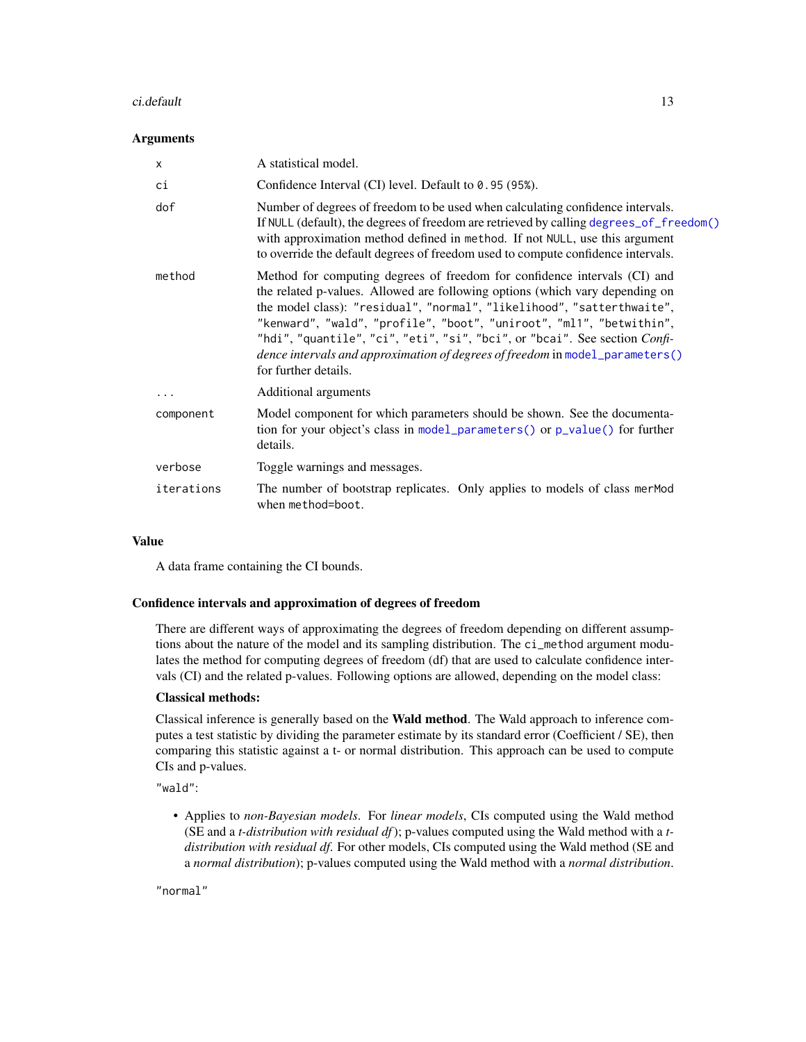### Arguments

| | |
|---|---|
| `x` | A statistical model. |
| `ci` | Confidence Interval (CI) level. Default to `0.95` (`95%`). |
| `dof` | Number of degrees of freedom to be used when calculating confidence intervals. If `NULL` (default), the degrees of freedom are retrieved by calling `degrees_of_freedom()` with approximation method defined in `method`. If not `NULL`, use this argument to override the default degrees of freedom used to compute confidence intervals. |
| `method` | Method for computing degrees of freedom for confidence intervals (CI) and the related p-values. Allowed are following options (which vary depending on the model class): `"residual"`, `"normal"`, `"likelihood"`, `"satterthwaite"`, `"kenward"`, `"wald"`, `"profile"`, `"boot"`, `"uniroot"`, `"ml1"`, `"betwithin"`, `"hdi"`, `"quantile"`, `"ci"`, `"eti"`, `"si"`, `"bci"`, or `"bcai"`. See section *Confidence intervals and approximation of degrees of freedom* in `model_parameters()` for further details. |
| `...` | Additional arguments |
| `component` | Model component for which parameters should be shown. See the documentation for your object's class in `model_parameters()` or `p_value()` for further details. |
| `verbose` | Toggle warnings and messages. |
| `iterations` | The number of bootstrap replicates. Only applies to models of class `merMod` when `method=boot`. |

### Value

A data frame containing the CI bounds.

### Confidence intervals and approximation of degrees of freedom

There are different ways of approximating the degrees of freedom depending on different assumptions about the nature of the model and its sampling distribution. The `ci_method` argument modulates the method for computing degrees of freedom (df) that are used to calculate confidence intervals (CI) and the related p-values. Following options are allowed, depending on the model class:

**Classical methods:**

Classical inference is generally based on the **Wald method**. The Wald approach to inference computes a test statistic by dividing the parameter estimate by its standard error (Coefficient / SE), then comparing this statistic against a t- or normal distribution. This approach can be used to compute CIs and p-values.

`"wald"`:

- Applies to *non-Bayesian models*. For *linear models*, CIs computed using the Wald method (SE and a *t-distribution with residual df*); p-values computed using the Wald method with a *t-distribution with residual df*. For other models, CIs computed using the Wald method (SE and a *normal distribution*); p-values computed using the Wald method with a *normal distribution*.

`"normal"`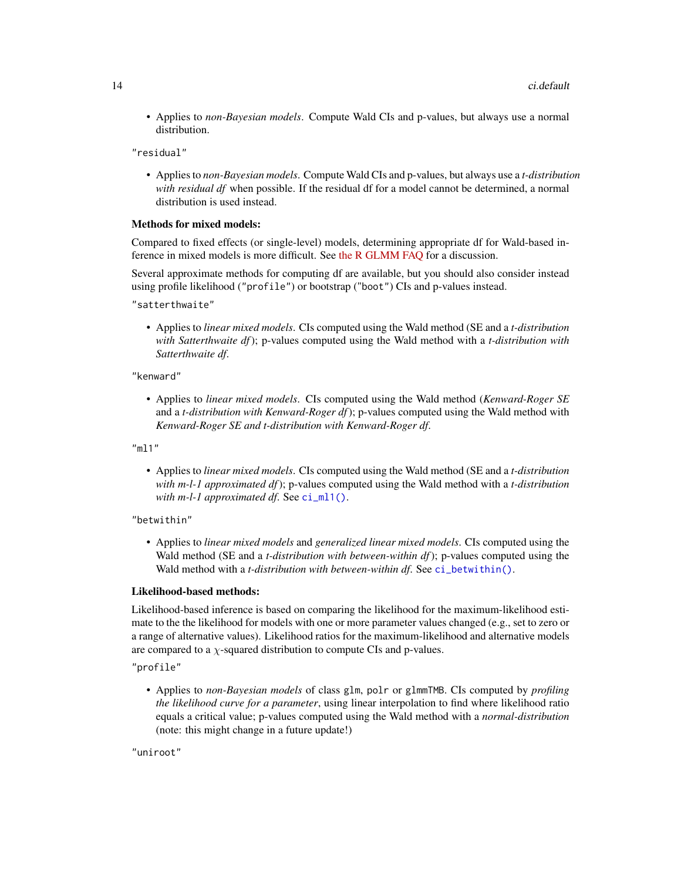- Applies to *non-Bayesian models*. Compute Wald CIs and p-values, but always use a normal distribution.

"residual"

- Applies to *non-Bayesian models*. Compute Wald CIs and p-values, but always use a *t-distribution with residual df* when possible. If the residual df for a model cannot be determined, a normal distribution is used instead.

**Methods for mixed models:**

Compared to fixed effects (or single-level) models, determining appropriate df for Wald-based inference in mixed models is more difficult. See the R GLMM FAQ for a discussion.

Several approximate methods for computing df are available, but you should also consider instead using profile likelihood (`"profile"`) or bootstrap (`"boot"`) CIs and p-values instead.

"satterthwaite"

- Applies to *linear mixed models*. CIs computed using the Wald method (SE and a *t-distribution with Satterthwaite df*); p-values computed using the Wald method with a *t-distribution with Satterthwaite df*.

"kenward"

- Applies to *linear mixed models*. CIs computed using the Wald method (*Kenward-Roger SE* and a *t-distribution with Kenward-Roger df*); p-values computed using the Wald method with *Kenward-Roger SE and t-distribution with Kenward-Roger df*.

"ml1"

- Applies to *linear mixed models*. CIs computed using the Wald method (SE and a *t-distribution with m-l-1 approximated df*); p-values computed using the Wald method with a *t-distribution with m-l-1 approximated df*. See `ci_ml1()`.

"betwithin"

- Applies to *linear mixed models* and *generalized linear mixed models*. CIs computed using the Wald method (SE and a *t-distribution with between-within df*); p-values computed using the Wald method with a *t-distribution with between-within df*. See `ci_betwithin()`.

**Likelihood-based methods:**

Likelihood-based inference is based on comparing the likelihood for the maximum-likelihood estimate to the the likelihood for models with one or more parameter values changed (e.g., set to zero or a range of alternative values). Likelihood ratios for the maximum-likelihood and alternative models are compared to a $\chi$-squared distribution to compute CIs and p-values.

"profile"

- Applies to *non-Bayesian models* of class `glm`, `polr` or `glmmTMB`. CIs computed by *profiling the likelihood curve for a parameter*, using linear interpolation to find where likelihood ratio equals a critical value; p-values computed using the Wald method with a *normal-distribution* (note: this might change in a future update!)

"uniroot"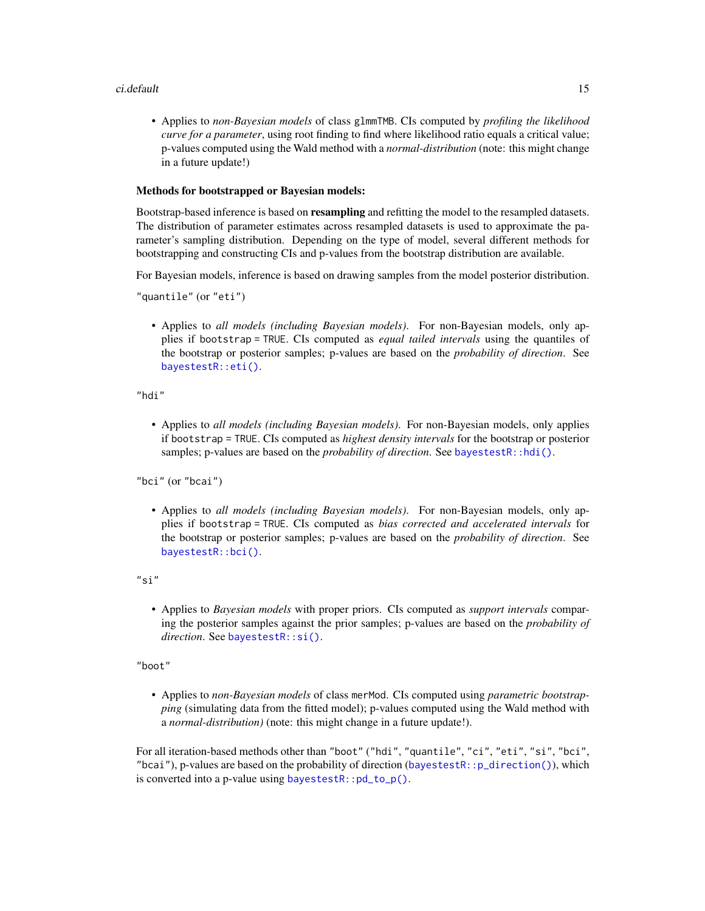- Applies to *non-Bayesian models* of class `glmmTMB`. CIs computed by *profiling the likelihood curve for a parameter*, using root finding to find where likelihood ratio equals a critical value; p-values computed using the Wald method with a *normal-distribution* (note: this might change in a future update!)

**Methods for bootstrapped or Bayesian models:**

Bootstrap-based inference is based on **resampling** and refitting the model to the resampled datasets. The distribution of parameter estimates across resampled datasets is used to approximate the parameter's sampling distribution. Depending on the type of model, several different methods for bootstrapping and constructing CIs and p-values from the bootstrap distribution are available.

For Bayesian models, inference is based on drawing samples from the model posterior distribution.

`"quantile"` (or `"eti"`)

- Applies to *all models (including Bayesian models)*. For non-Bayesian models, only applies if `bootstrap = TRUE`. CIs computed as *equal tailed intervals* using the quantiles of the bootstrap or posterior samples; p-values are based on the *probability of direction*. See `bayestestR::eti()`.

`"hdi"`

- Applies to *all models (including Bayesian models)*. For non-Bayesian models, only applies if `bootstrap = TRUE`. CIs computed as *highest density intervals* for the bootstrap or posterior samples; p-values are based on the *probability of direction*. See `bayestestR::hdi()`.

`"bci"` (or `"bcai"`)

- Applies to *all models (including Bayesian models)*. For non-Bayesian models, only applies if `bootstrap = TRUE`. CIs computed as *bias corrected and accelerated intervals* for the bootstrap or posterior samples; p-values are based on the *probability of direction*. See `bayestestR::bci()`.

`"si"`

- Applies to *Bayesian models* with proper priors. CIs computed as *support intervals* comparing the posterior samples against the prior samples; p-values are based on the *probability of direction*. See `bayestestR::si()`.

`"boot"`

- Applies to *non-Bayesian models* of class `merMod`. CIs computed using *parametric bootstrapping* (simulating data from the fitted model); p-values computed using the Wald method with a *normal-distribution)* (note: this might change in a future update!).

For all iteration-based methods other than `"boot"` (`"hdi"`, `"quantile"`, `"ci"`, `"eti"`, `"si"`, `"bci"`, `"bcai"`), p-values are based on the probability of direction (`bayestestR::p_direction()`), which is converted into a p-value using `bayestestR::pd_to_p()`.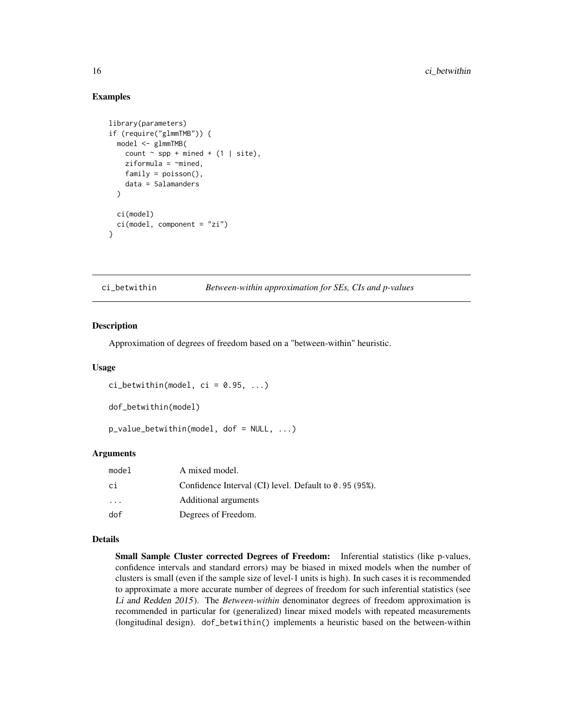## Examples

```
library(parameters)
if (require("glmmTMB")) {
  model <- glmmTMB(
    count ~ spp + mined + (1 | site),
    ziformula = ~mined,
    family = poisson(),
    data = Salamanders
  )

  ci(model)
  ci(model, component = "zi")
}
```

---

# ci_betwithin — *Between-within approximation for SEs, CIs and p-values*

---

## Description

Approximation of degrees of freedom based on a "between-within" heuristic.

## Usage

```
ci_betwithin(model, ci = 0.95, ...)

dof_betwithin(model)

p_value_betwithin(model, dof = NULL, ...)
```

## Arguments

| | |
|---|---|
| model | A mixed model. |
| ci | Confidence Interval (CI) level. Default to `0.95` (`95%`). |
| ... | Additional arguments |
| dof | Degrees of Freedom. |

## Details

**Small Sample Cluster corrected Degrees of Freedom:** Inferential statistics (like p-values, confidence intervals and standard errors) may be biased in mixed models when the number of clusters is small (even if the sample size of level-1 units is high). In such cases it is recommended to approximate a more accurate number of degrees of freedom for such inferential statistics (see *Li and Redden 2015*). The *Between-within* denominator degrees of freedom approximation is recommended in particular for (generalized) linear mixed models with repeated measurements (longitudinal design). `dof_betwithin()` implements a heuristic based on the between-within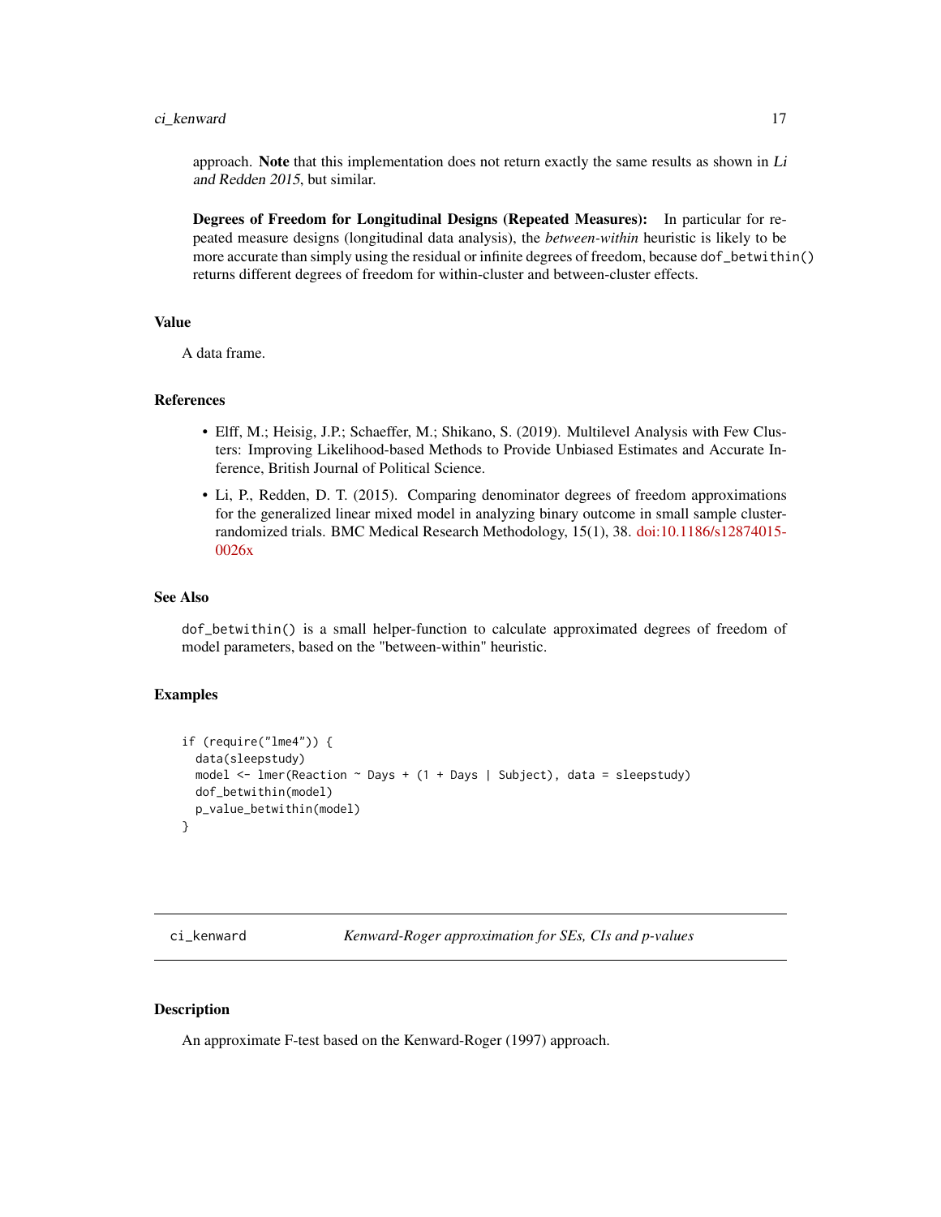approach. **Note** that this implementation does not return exactly the same results as shown in *Li and Redden 2015*, but similar.

**Degrees of Freedom for Longitudinal Designs (Repeated Measures):** In particular for repeated measure designs (longitudinal data analysis), the *between-within* heuristic is likely to be more accurate than simply using the residual or infinite degrees of freedom, because `dof_betwithin()` returns different degrees of freedom for within-cluster and between-cluster effects.

### Value

A data frame.

### References

- Elff, M.; Heisig, J.P.; Schaeffer, M.; Shikano, S. (2019). Multilevel Analysis with Few Clusters: Improving Likelihood-based Methods to Provide Unbiased Estimates and Accurate Inference, British Journal of Political Science.
- Li, P., Redden, D. T. (2015). Comparing denominator degrees of freedom approximations for the generalized linear mixed model in analyzing binary outcome in small sample cluster-randomized trials. BMC Medical Research Methodology, 15(1), 38. doi:10.1186/s12874015-0026x

### See Also

`dof_betwithin()` is a small helper-function to calculate approximated degrees of freedom of model parameters, based on the "between-within" heuristic.

### Examples

```
if (require("lme4")) {
  data(sleepstudy)
  model <- lmer(Reaction ~ Days + (1 + Days | Subject), data = sleepstudy)
  dof_betwithin(model)
  p_value_betwithin(model)
}
```

---

## ci_kenward — *Kenward-Roger approximation for SEs, CIs and p-values*

---

### Description

An approximate F-test based on the Kenward-Roger (1997) approach.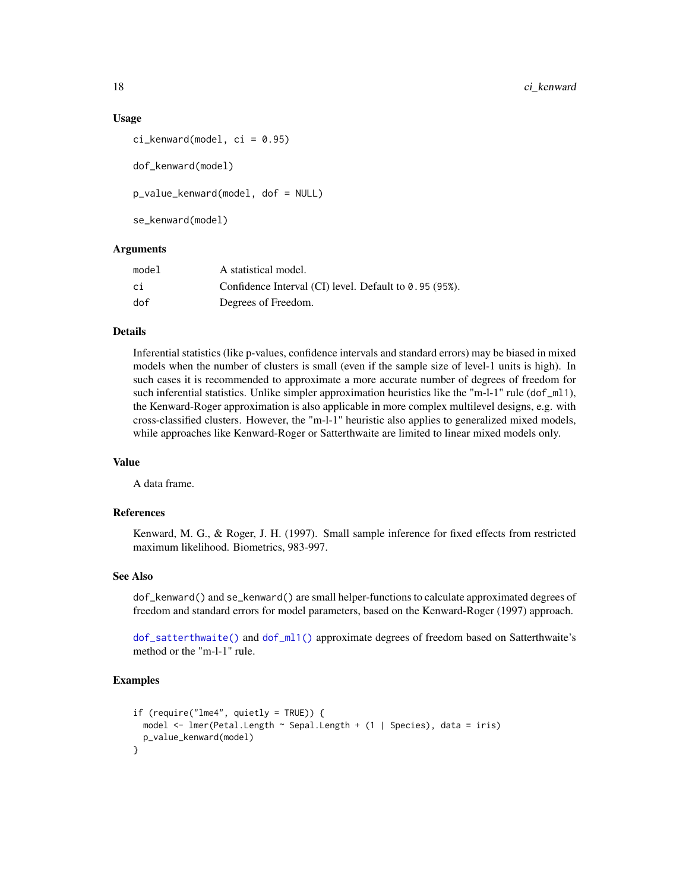### Usage

```
ci_kenward(model, ci = 0.95)

dof_kenward(model)

p_value_kenward(model, dof = NULL)

se_kenward(model)
```

### Arguments

| | |
|---|---|
| model | A statistical model. |
| ci | Confidence Interval (CI) level. Default to `0.95` (`95%`). |
| dof | Degrees of Freedom. |

### Details

Inferential statistics (like p-values, confidence intervals and standard errors) may be biased in mixed models when the number of clusters is small (even if the sample size of level-1 units is high). In such cases it is recommended to approximate a more accurate number of degrees of freedom for such inferential statistics. Unlike simpler approximation heuristics like the "m-l-1" rule (`dof_ml1`), the Kenward-Roger approximation is also applicable in more complex multilevel designs, e.g. with cross-classified clusters. However, the "m-l-1" heuristic also applies to generalized mixed models, while approaches like Kenward-Roger or Satterthwaite are limited to linear mixed models only.

### Value

A data frame.

### References

Kenward, M. G., & Roger, J. H. (1997). Small sample inference for fixed effects from restricted maximum likelihood. Biometrics, 983-997.

### See Also

`dof_kenward()` and `se_kenward()` are small helper-functions to calculate approximated degrees of freedom and standard errors for model parameters, based on the Kenward-Roger (1997) approach.

`dof_satterthwaite()` and `dof_ml1()` approximate degrees of freedom based on Satterthwaite's method or the "m-l-1" rule.

### Examples

```
if (require("lme4", quietly = TRUE)) {
  model <- lmer(Petal.Length ~ Sepal.Length + (1 | Species), data = iris)
  p_value_kenward(model)
}
```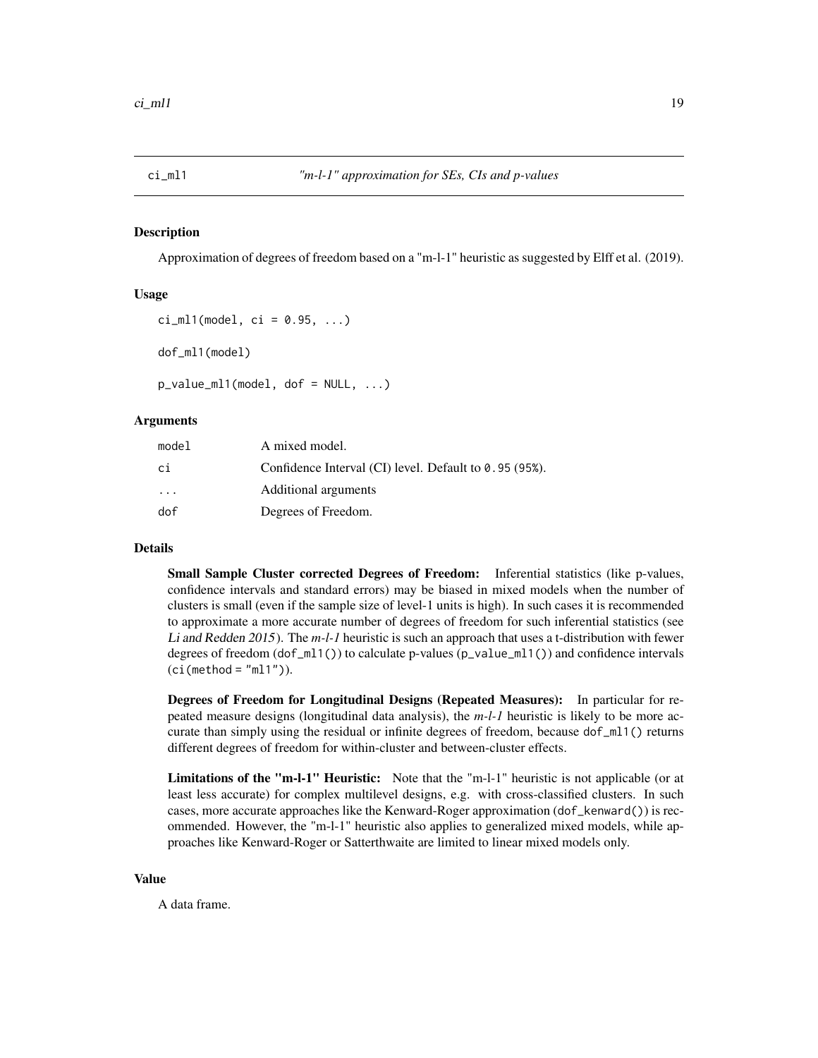## ci_ml1 — *"m-l-1" approximation for SEs, CIs and p-values*

### Description

Approximation of degrees of freedom based on a "m-l-1" heuristic as suggested by Elff et al. (2019).

### Usage

```
ci_ml1(model, ci = 0.95, ...)

dof_ml1(model)

p_value_ml1(model, dof = NULL, ...)
```

### Arguments

| | |
|---|---|
| `model` | A mixed model. |
| `ci` | Confidence Interval (CI) level. Default to `0.95` (`95%`). |
| `...` | Additional arguments |
| `dof` | Degrees of Freedom. |

### Details

**Small Sample Cluster corrected Degrees of Freedom:** Inferential statistics (like p-values, confidence intervals and standard errors) may be biased in mixed models when the number of clusters is small (even if the sample size of level-1 units is high). In such cases it is recommended to approximate a more accurate number of degrees of freedom for such inferential statistics (see *Li and Redden 2015*). The *m-l-1* heuristic is such an approach that uses a t-distribution with fewer degrees of freedom (`dof_ml1()`) to calculate p-values (`p_value_ml1()`) and confidence intervals (`ci(method = "ml1")`).

**Degrees of Freedom for Longitudinal Designs (Repeated Measures):** In particular for repeated measure designs (longitudinal data analysis), the *m-l-1* heuristic is likely to be more accurate than simply using the residual or infinite degrees of freedom, because `dof_ml1()` returns different degrees of freedom for within-cluster and between-cluster effects.

**Limitations of the "m-l-1" Heuristic:** Note that the "m-l-1" heuristic is not applicable (or at least less accurate) for complex multilevel designs, e.g. with cross-classified clusters. In such cases, more accurate approaches like the Kenward-Roger approximation (`dof_kenward()`) is recommended. However, the "m-l-1" heuristic also applies to generalized mixed models, while approaches like Kenward-Roger or Satterthwaite are limited to linear mixed models only.

### Value

A data frame.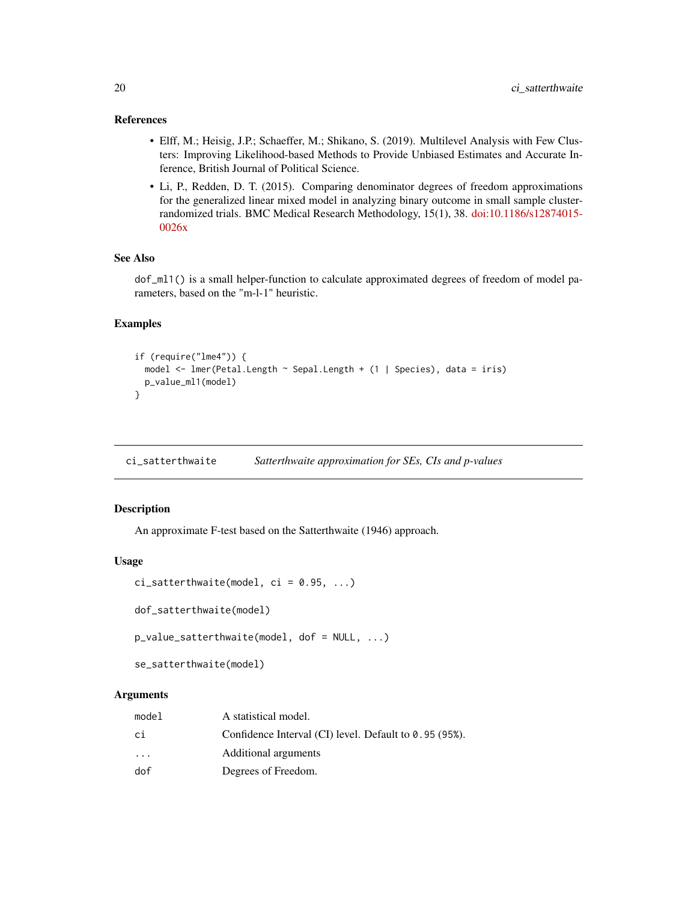### References

- Elff, M.; Heisig, J.P.; Schaeffer, M.; Shikano, S. (2019). Multilevel Analysis with Few Clusters: Improving Likelihood-based Methods to Provide Unbiased Estimates and Accurate Inference, British Journal of Political Science.
- Li, P., Redden, D. T. (2015). Comparing denominator degrees of freedom approximations for the generalized linear mixed model in analyzing binary outcome in small sample cluster-randomized trials. BMC Medical Research Methodology, 15(1), 38. doi:10.1186/s12874015-0026x

### See Also

`dof_ml1()` is a small helper-function to calculate approximated degrees of freedom of model parameters, based on the "m-l-1" heuristic.

### Examples

```
if (require("lme4")) {
  model <- lmer(Petal.Length ~ Sepal.Length + (1 | Species), data = iris)
  p_value_ml1(model)
}
```

---

## ci_satterthwaite — *Satterthwaite approximation for SEs, CIs and p-values*

### Description

An approximate F-test based on the Satterthwaite (1946) approach.

### Usage

```
ci_satterthwaite(model, ci = 0.95, ...)

dof_satterthwaite(model)

p_value_satterthwaite(model, dof = NULL, ...)

se_satterthwaite(model)
```

### Arguments

| | |
|---|---|
| `model` | A statistical model. |
| `ci` | Confidence Interval (CI) level. Default to `0.95` (`95%`). |
| `...` | Additional arguments |
| `dof` | Degrees of Freedom. |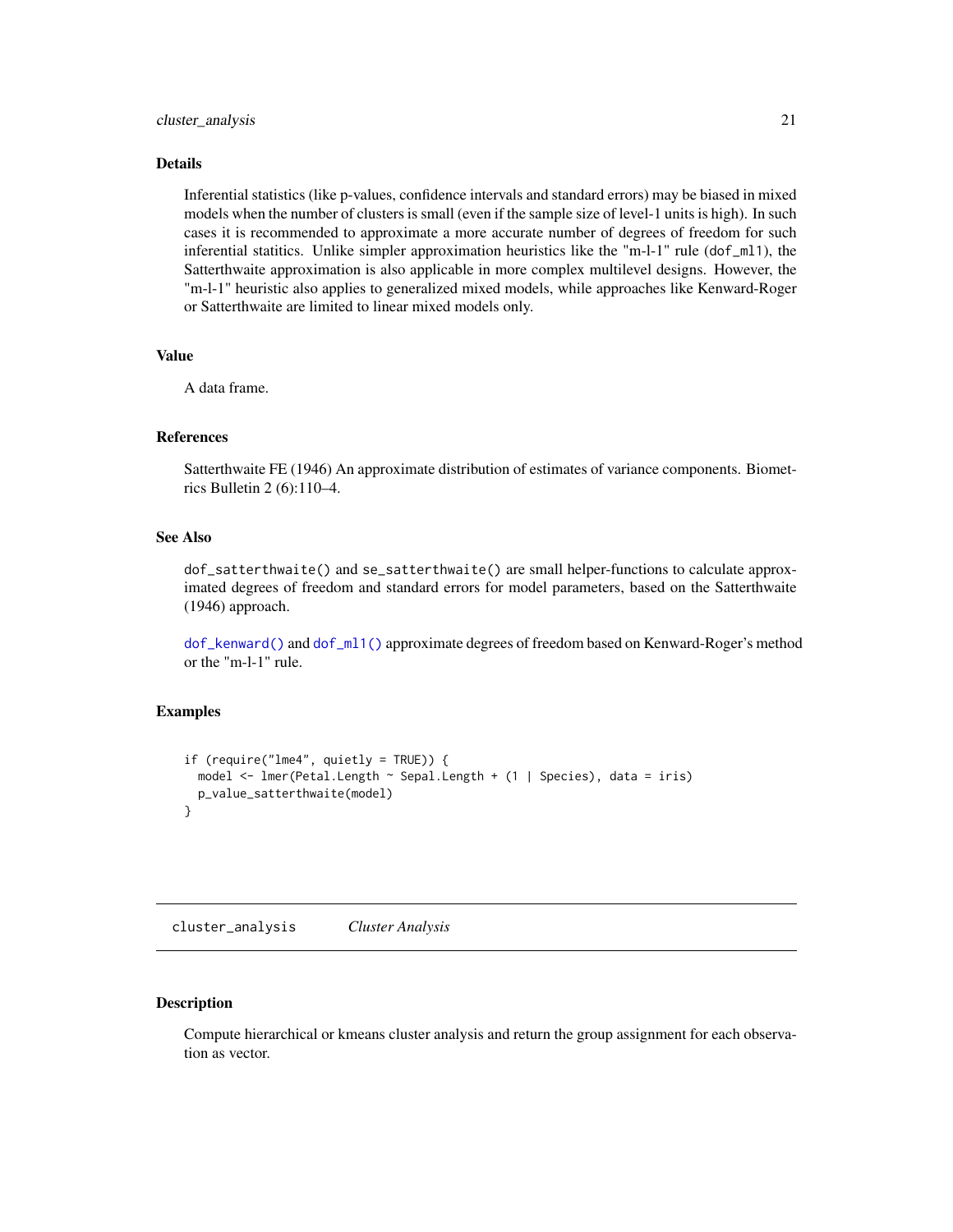## Details

Inferential statistics (like p-values, confidence intervals and standard errors) may be biased in mixed models when the number of clusters is small (even if the sample size of level-1 units is high). In such cases it is recommended to approximate a more accurate number of degrees of freedom for such inferential statitics. Unlike simpler approximation heuristics like the "m-l-1" rule (`dof_ml1`), the Satterthwaite approximation is also applicable in more complex multilevel designs. However, the "m-l-1" heuristic also applies to generalized mixed models, while approaches like Kenward-Roger or Satterthwaite are limited to linear mixed models only.

## Value

A data frame.

## References

Satterthwaite FE (1946) An approximate distribution of estimates of variance components. Biometrics Bulletin 2 (6):110–4.

## See Also

`dof_satterthwaite()` and `se_satterthwaite()` are small helper-functions to calculate approximated degrees of freedom and standard errors for model parameters, based on the Satterthwaite (1946) approach.

`dof_kenward()` and `dof_ml1()` approximate degrees of freedom based on Kenward-Roger's method or the "m-l-1" rule.

## Examples

```
if (require("lme4", quietly = TRUE)) {
  model <- lmer(Petal.Length ~ Sepal.Length + (1 | Species), data = iris)
  p_value_satterthwaite(model)
}
```

---

# cluster_analysis — *Cluster Analysis*

---

## Description

Compute hierarchical or kmeans cluster analysis and return the group assignment for each observation as vector.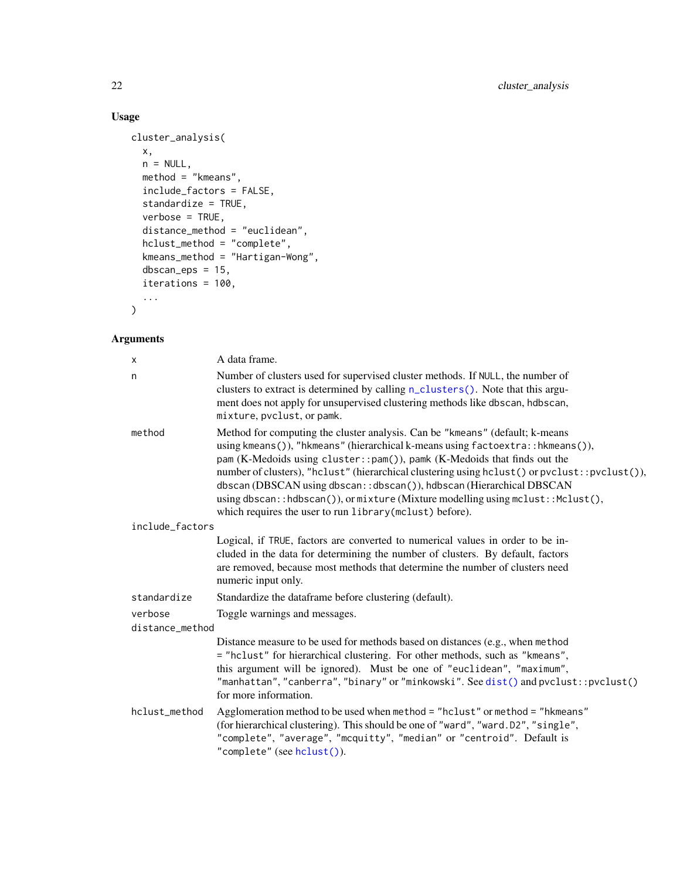## Usage

```
cluster_analysis(
  x,
  n = NULL,
  method = "kmeans",
  include_factors = FALSE,
  standardize = TRUE,
  verbose = TRUE,
  distance_method = "euclidean",
  hclust_method = "complete",
  kmeans_method = "Hartigan-Wong",
  dbscan_eps = 15,
  iterations = 100,
  ...
)
```

## Arguments

| Argument | Description |
|---|---|
| `x` | A data frame. |
| `n` | Number of clusters used for supervised cluster methods. If `NULL`, the number of clusters to extract is determined by calling `n_clusters()`. Note that this argument does not apply for unsupervised clustering methods like `dbscan`, `hdbscan`, `mixture`, `pvclust`, or `pamk`. |
| `method` | Method for computing the cluster analysis. Can be `"kmeans"` (default; k-means using `kmeans()`), `"hkmeans"` (hierarchical k-means using `factoextra::hkmeans()`), `pam` (K-Medoids using `cluster::pam()`), `pamk` (K-Medoids that finds out the number of clusters), `"hclust"` (hierarchical clustering using `hclust()` or `pvclust::pvclust()`), `dbscan` (DBSCAN using `dbscan::dbscan()`), `hdbscan` (Hierarchical DBSCAN using `dbscan::hdbscan()`), or `mixture` (Mixture modelling using `mclust::Mclust()`, which requires the user to run `library(mclust)` before). |
| `include_factors` | Logical, if `TRUE`, factors are converted to numerical values in order to be included in the data for determining the number of clusters. By default, factors are removed, because most methods that determine the number of clusters need numeric input only. |
| `standardize` | Standardize the dataframe before clustering (default). |
| `verbose` | Toggle warnings and messages. |
| `distance_method` | Distance measure to be used for methods based on distances (e.g., when `method = "hclust"` for hierarchical clustering. For other methods, such as `"kmeans"`, this argument will be ignored). Must be one of `"euclidean"`, `"maximum"`, `"manhattan"`, `"canberra"`, `"binary"` or `"minkowski"`. See `dist()` and `pvclust::pvclust()` for more information. |
| `hclust_method` | Agglomeration method to be used when `method = "hclust"` or `method = "hkmeans"` (for hierarchical clustering). This should be one of `"ward"`, `"ward.D2"`, `"single"`, `"complete"`, `"average"`, `"mcquitty"`, `"median"` or `"centroid"`. Default is `"complete"` (see `hclust()`). |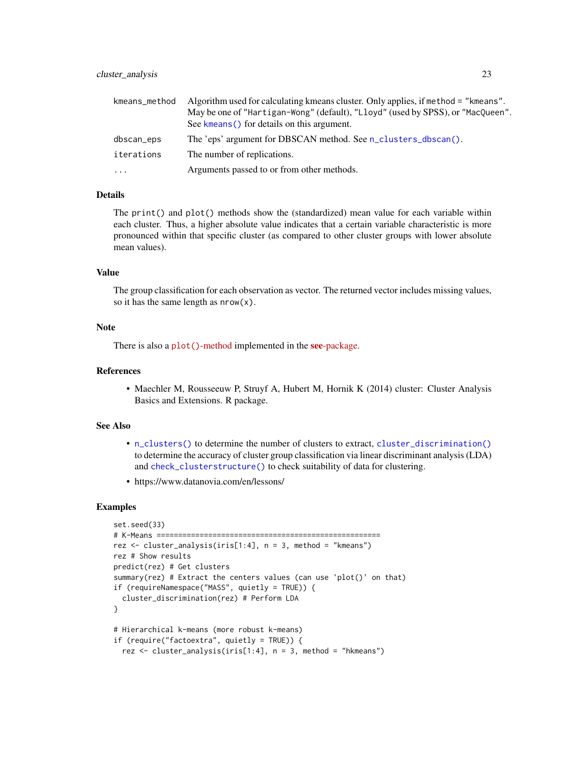| | |
|---|---|
| kmeans_method | Algorithm used for calculating kmeans cluster. Only applies, if method = "kmeans". May be one of "Hartigan-Wong" (default), "Lloyd" (used by SPSS), or "MacQueen". See kmeans() for details on this argument. |
| dbscan_eps | The 'eps' argument for DBSCAN method. See n_clusters_dbscan(). |
| iterations | The number of replications. |
| ... | Arguments passed to or from other methods. |

## Details

The print() and plot() methods show the (standardized) mean value for each variable within each cluster. Thus, a higher absolute value indicates that a certain variable characteristic is more pronounced within that specific cluster (as compared to other cluster groups with lower absolute mean values).

## Value

The group classification for each observation as vector. The returned vector includes missing values, so it has the same length as nrow(x).

## Note

There is also a plot()-method implemented in the **see**-package.

## References

- Maechler M, Rousseeuw P, Struyf A, Hubert M, Hornik K (2014) cluster: Cluster Analysis Basics and Extensions. R package.

## See Also

- n_clusters() to determine the number of clusters to extract, cluster_discrimination() to determine the accuracy of cluster group classification via linear discriminant analysis (LDA) and check_clusterstructure() to check suitability of data for clustering.
- https://www.datanovia.com/en/lessons/

## Examples

```
set.seed(33)
# K-Means ====================================================
rez <- cluster_analysis(iris[1:4], n = 3, method = "kmeans")
rez # Show results
predict(rez) # Get clusters
summary(rez) # Extract the centers values (can use 'plot()' on that)
if (requireNamespace("MASS", quietly = TRUE)) {
  cluster_discrimination(rez) # Perform LDA
}

# Hierarchical k-means (more robust k-means)
if (require("factoextra", quietly = TRUE)) {
  rez <- cluster_analysis(iris[1:4], n = 3, method = "hkmeans")
```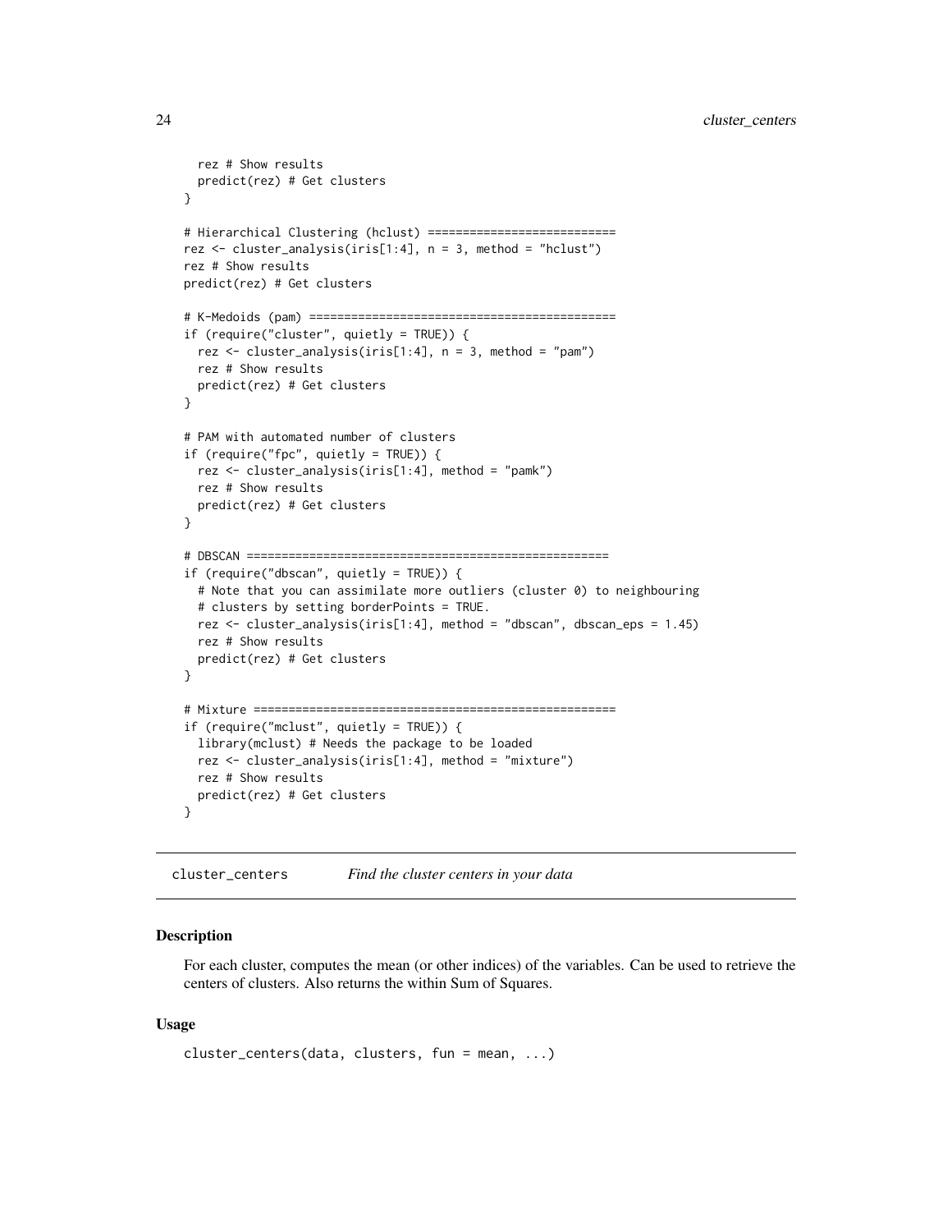```
  rez # Show results
  predict(rez) # Get clusters
}

# Hierarchical Clustering (hclust) ===========================
rez <- cluster_analysis(iris[1:4], n = 3, method = "hclust")
rez # Show results
predict(rez) # Get clusters

# K-Medoids (pam) ============================================
if (require("cluster", quietly = TRUE)) {
  rez <- cluster_analysis(iris[1:4], n = 3, method = "pam")
  rez # Show results
  predict(rez) # Get clusters
}

# PAM with automated number of clusters
if (require("fpc", quietly = TRUE)) {
  rez <- cluster_analysis(iris[1:4], method = "pamk")
  rez # Show results
  predict(rez) # Get clusters
}

# DBSCAN ====================================================
if (require("dbscan", quietly = TRUE)) {
  # Note that you can assimilate more outliers (cluster 0) to neighbouring
  # clusters by setting borderPoints = TRUE.
  rez <- cluster_analysis(iris[1:4], method = "dbscan", dbscan_eps = 1.45)
  rez # Show results
  predict(rez) # Get clusters
}

# Mixture ====================================================
if (require("mclust", quietly = TRUE)) {
  library(mclust) # Needs the package to be loaded
  rez <- cluster_analysis(iris[1:4], method = "mixture")
  rez # Show results
  predict(rez) # Get clusters
}
```

## cluster_centers — *Find the cluster centers in your data*

### Description

For each cluster, computes the mean (or other indices) of the variables. Can be used to retrieve the centers of clusters. Also returns the within Sum of Squares.

### Usage

```
cluster_centers(data, clusters, fun = mean, ...)
```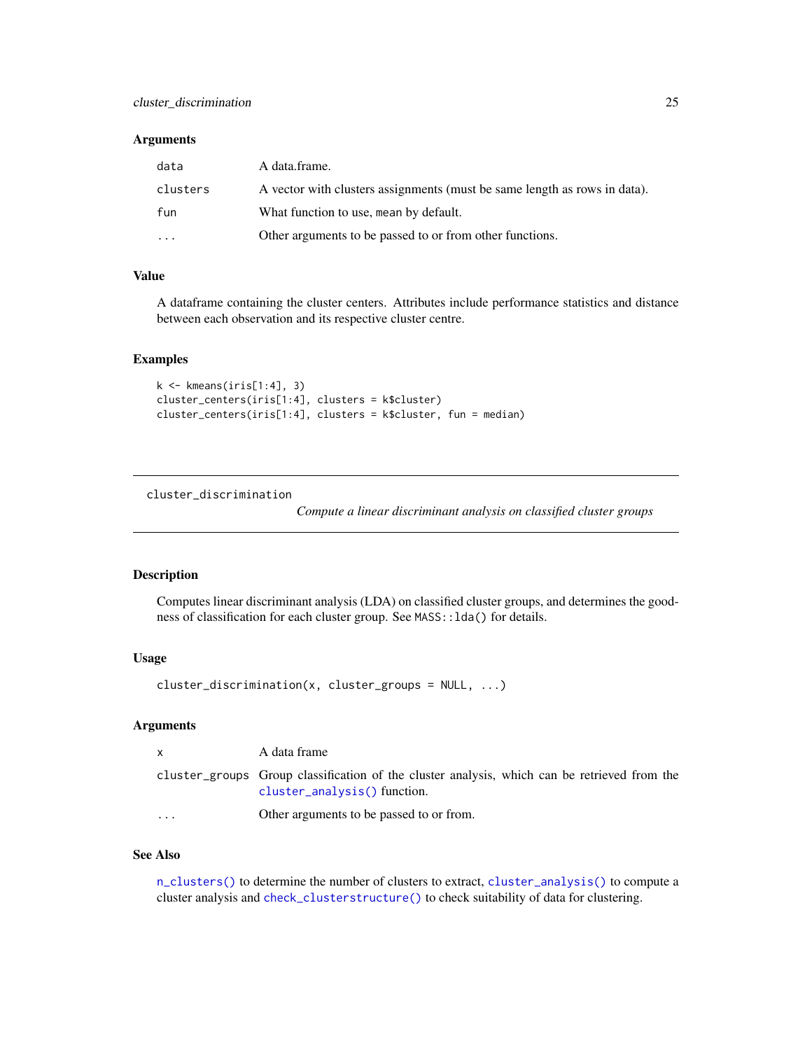### Arguments

| | |
|---|---|
| `data` | A data.frame. |
| `clusters` | A vector with clusters assignments (must be same length as rows in data). |
| `fun` | What function to use, `mean` by default. |
| `...` | Other arguments to be passed to or from other functions. |

### Value

A dataframe containing the cluster centers. Attributes include performance statistics and distance between each observation and its respective cluster centre.

### Examples

```
k <- kmeans(iris[1:4], 3)
cluster_centers(iris[1:4], clusters = k$cluster)
cluster_centers(iris[1:4], clusters = k$cluster, fun = median)
```

---

## cluster_discrimination

*Compute a linear discriminant analysis on classified cluster groups*

### Description

Computes linear discriminant analysis (LDA) on classified cluster groups, and determines the goodness of classification for each cluster group. See `MASS::lda()` for details.

### Usage

```
cluster_discrimination(x, cluster_groups = NULL, ...)
```

### Arguments

| | |
|---|---|
| `x` | A data frame |
| `cluster_groups` | Group classification of the cluster analysis, which can be retrieved from the `cluster_analysis()` function. |
| `...` | Other arguments to be passed to or from. |

### See Also

`n_clusters()` to determine the number of clusters to extract, `cluster_analysis()` to compute a cluster analysis and `check_clusterstructure()` to check suitability of data for clustering.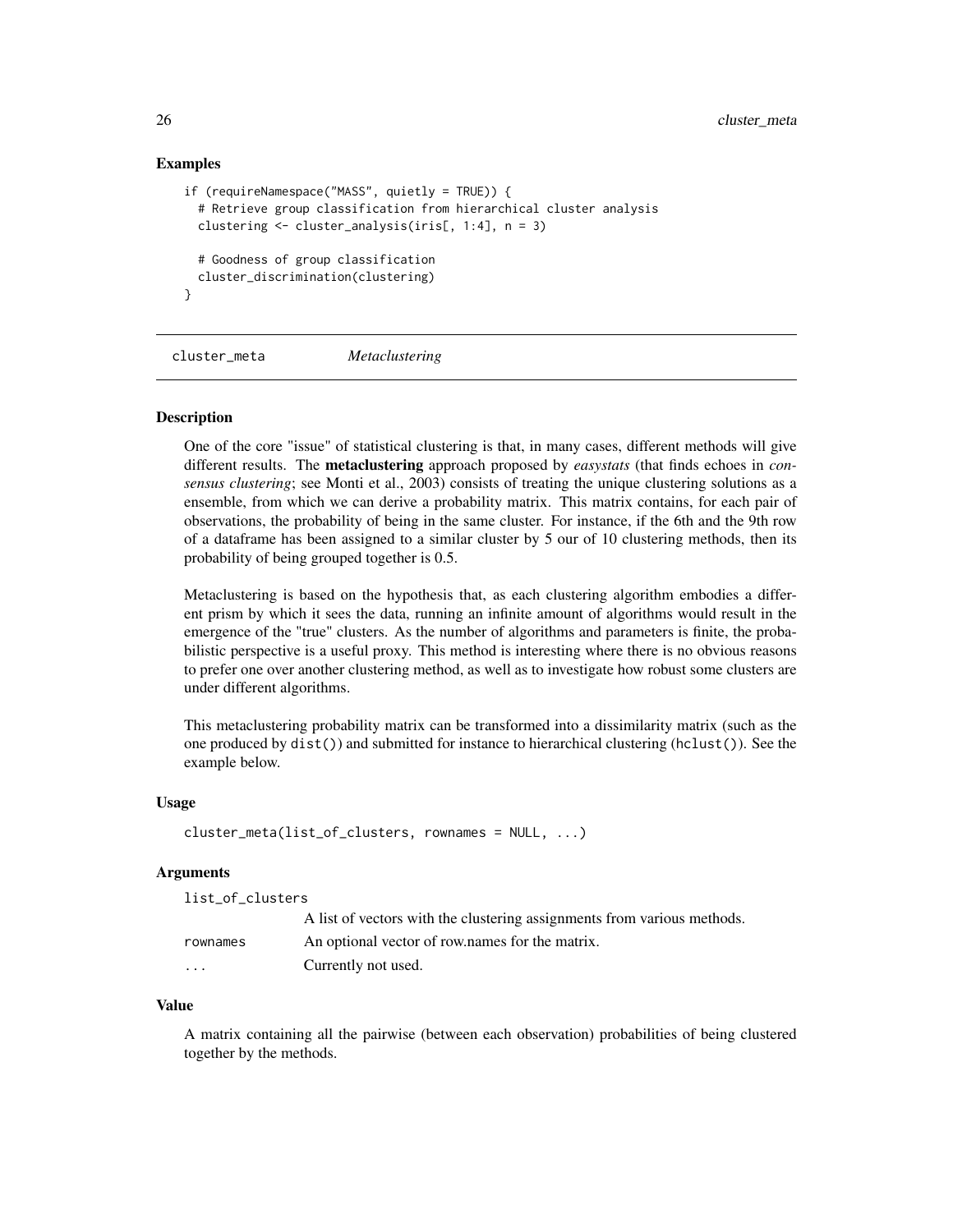## Examples

```
if (requireNamespace("MASS", quietly = TRUE)) {
  # Retrieve group classification from hierarchical cluster analysis
  clustering <- cluster_analysis(iris[, 1:4], n = 3)

  # Goodness of group classification
  cluster_discrimination(clustering)
}
```

---

# cluster_meta    *Metaclustering*

---

## Description

One of the core "issue" of statistical clustering is that, in many cases, different methods will give different results. The **metaclustering** approach proposed by *easystats* (that finds echoes in *consensus clustering*; see Monti et al., 2003) consists of treating the unique clustering solutions as a ensemble, from which we can derive a probability matrix. This matrix contains, for each pair of observations, the probability of being in the same cluster. For instance, if the 6th and the 9th row of a dataframe has been assigned to a similar cluster by 5 our of 10 clustering methods, then its probability of being grouped together is 0.5.

Metaclustering is based on the hypothesis that, as each clustering algorithm embodies a different prism by which it sees the data, running an infinite amount of algorithms would result in the emergence of the "true" clusters. As the number of algorithms and parameters is finite, the probabilistic perspective is a useful proxy. This method is interesting where there is no obvious reasons to prefer one over another clustering method, as well as to investigate how robust some clusters are under different algorithms.

This metaclustering probability matrix can be transformed into a dissimilarity matrix (such as the one produced by `dist()`) and submitted for instance to hierarchical clustering (`hclust()`). See the example below.

## Usage

```
cluster_meta(list_of_clusters, rownames = NULL, ...)
```

## Arguments

| | |
|---|---|
| list_of_clusters | A list of vectors with the clustering assignments from various methods. |
| rownames | An optional vector of row.names for the matrix. |
| ... | Currently not used. |

## Value

A matrix containing all the pairwise (between each observation) probabilities of being clustered together by the methods.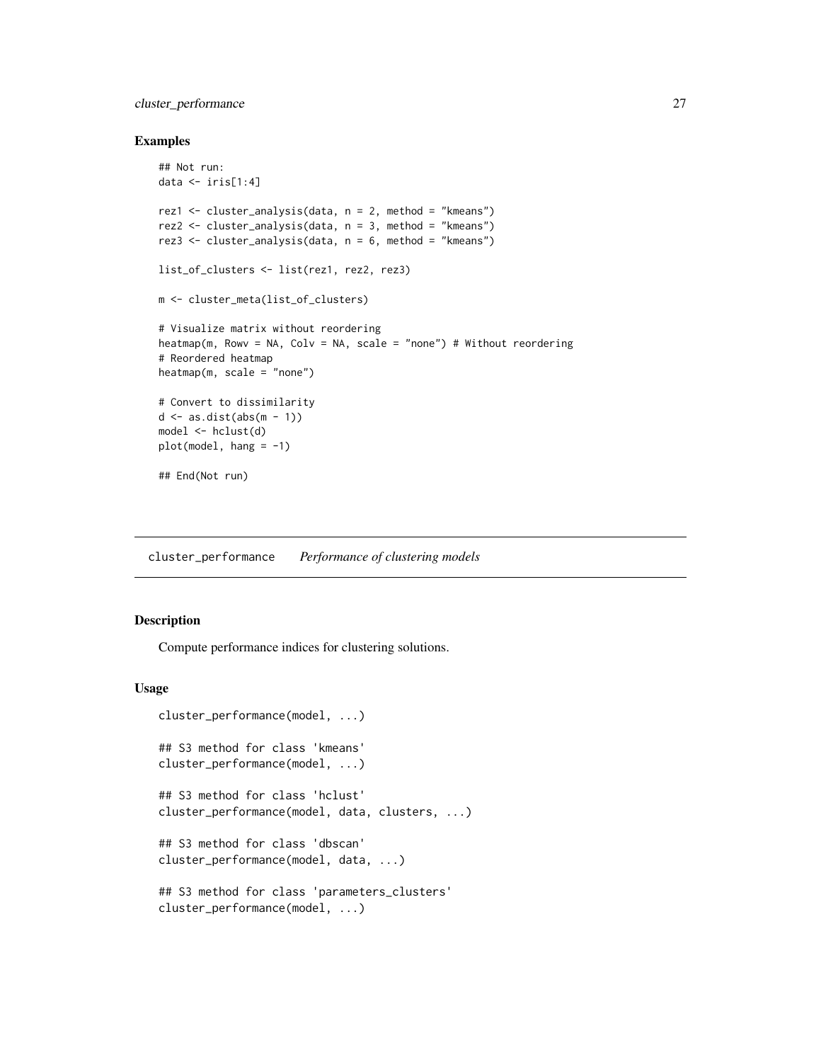## Examples

```
## Not run:
data <- iris[1:4]

rez1 <- cluster_analysis(data, n = 2, method = "kmeans")
rez2 <- cluster_analysis(data, n = 3, method = "kmeans")
rez3 <- cluster_analysis(data, n = 6, method = "kmeans")

list_of_clusters <- list(rez1, rez2, rez3)

m <- cluster_meta(list_of_clusters)

# Visualize matrix without reordering
heatmap(m, Rowv = NA, Colv = NA, scale = "none") # Without reordering
# Reordered heatmap
heatmap(m, scale = "none")

# Convert to dissimilarity
d <- as.dist(abs(m - 1))
model <- hclust(d)
plot(model, hang = -1)

## End(Not run)
```

---

# cluster_performance *Performance of clustering models*

---

## Description

Compute performance indices for clustering solutions.

## Usage

```
cluster_performance(model, ...)

## S3 method for class 'kmeans'
cluster_performance(model, ...)

## S3 method for class 'hclust'
cluster_performance(model, data, clusters, ...)

## S3 method for class 'dbscan'
cluster_performance(model, data, ...)

## S3 method for class 'parameters_clusters'
cluster_performance(model, ...)
```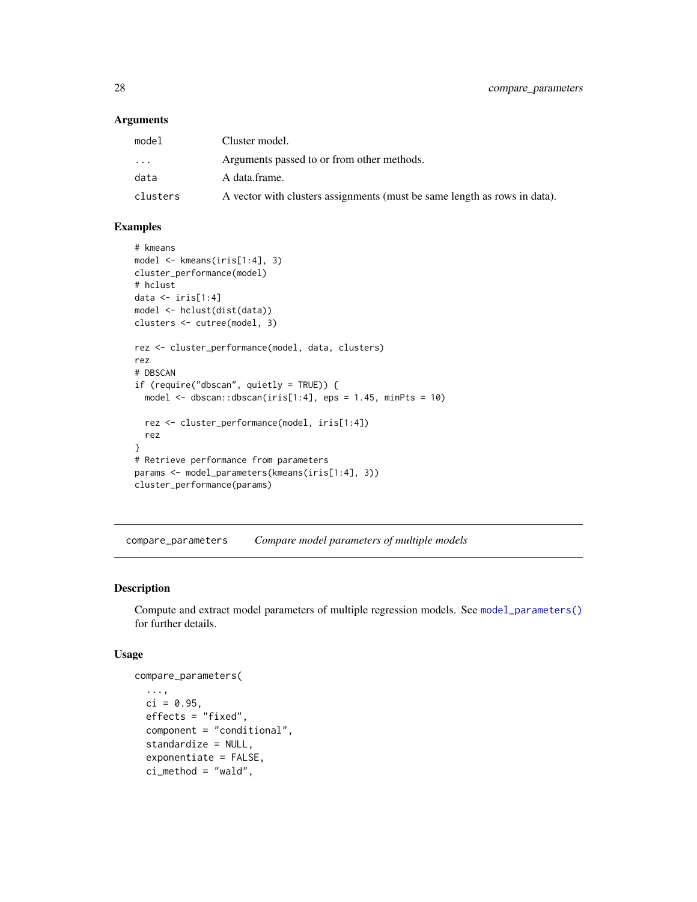## Arguments

| | |
|---|---|
| `model` | Cluster model. |
| `...` | Arguments passed to or from other methods. |
| `data` | A data.frame. |
| `clusters` | A vector with clusters assignments (must be same length as rows in data). |

## Examples

```
# kmeans
model <- kmeans(iris[1:4], 3)
cluster_performance(model)
# hclust
data <- iris[1:4]
model <- hclust(dist(data))
clusters <- cutree(model, 3)

rez <- cluster_performance(model, data, clusters)
rez
# DBSCAN
if (require("dbscan", quietly = TRUE)) {
  model <- dbscan::dbscan(iris[1:4], eps = 1.45, minPts = 10)

  rez <- cluster_performance(model, iris[1:4])
  rez
}
# Retrieve performance from parameters
params <- model_parameters(kmeans(iris[1:4], 3))
cluster_performance(params)
```

---

# compare_parameters — *Compare model parameters of multiple models*

## Description

Compute and extract model parameters of multiple regression models. See `model_parameters()` for further details.

## Usage

```
compare_parameters(
  ...,
  ci = 0.95,
  effects = "fixed",
  component = "conditional",
  standardize = NULL,
  exponentiate = FALSE,
  ci_method = "wald",
```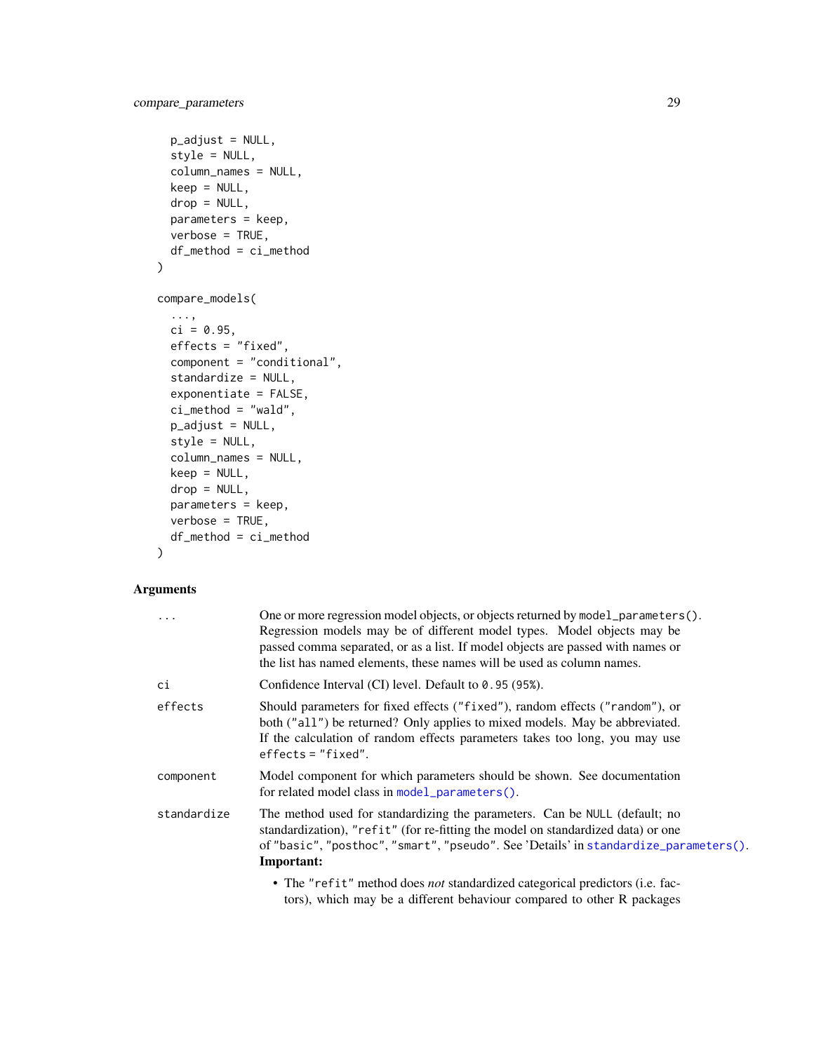```
  p_adjust = NULL,
  style = NULL,
  column_names = NULL,
  keep = NULL,
  drop = NULL,
  parameters = keep,
  verbose = TRUE,
  df_method = ci_method
)

compare_models(
  ...,
  ci = 0.95,
  effects = "fixed",
  component = "conditional",
  standardize = NULL,
  exponentiate = FALSE,
  ci_method = "wald",
  p_adjust = NULL,
  style = NULL,
  column_names = NULL,
  keep = NULL,
  drop = NULL,
  parameters = keep,
  verbose = TRUE,
  df_method = ci_method
)
```

## Arguments

| | |
|---|---|
| `...` | One or more regression model objects, or objects returned by `model_parameters()`. Regression models may be of different model types. Model objects may be passed comma separated, or as a list. If model objects are passed with names or the list has named elements, these names will be used as column names. |
| `ci` | Confidence Interval (CI) level. Default to `0.95` (`95%`). |
| `effects` | Should parameters for fixed effects (`"fixed"`), random effects (`"random"`), or both (`"all"`) be returned? Only applies to mixed models. May be abbreviated. If the calculation of random effects parameters takes too long, you may use `effects = "fixed"`. |
| `component` | Model component for which parameters should be shown. See documentation for related model class in `model_parameters()`. |
| `standardize` | The method used for standardizing the parameters. Can be `NULL` (default; no standardization), `"refit"` (for re-fitting the model on standardized data) or one of `"basic"`, `"posthoc"`, `"smart"`, `"pseudo"`. See 'Details' in `standardize_parameters()`. **Important:** <br>• The `"refit"` method does *not* standardized categorical predictors (i.e. factors), which may be a different behaviour compared to other R packages |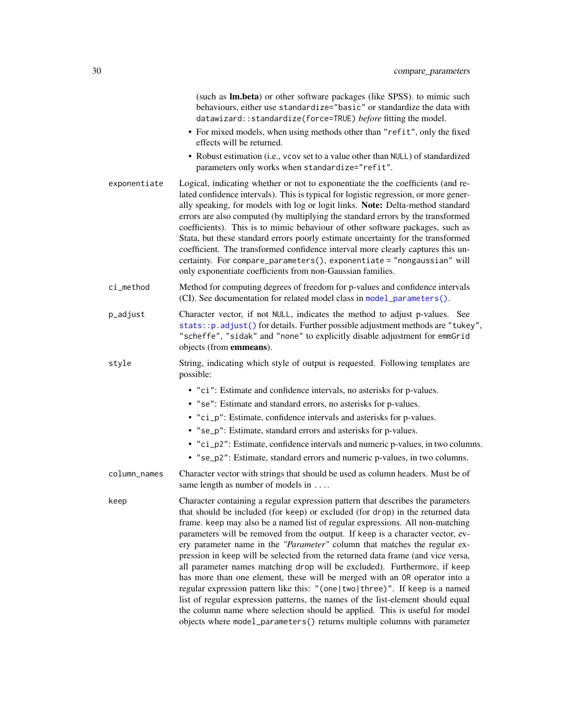(such as **lm.beta**) or other software packages (like SPSS). to mimic such behaviours, either use `standardize="basic"` or standardize the data with `datawizard::standardize(force=TRUE)` *before* fitting the model.

- For mixed models, when using methods other than `"refit"`, only the fixed effects will be returned.
- Robust estimation (i.e., `vcov` set to a value other than `NULL`) of standardized parameters only works when `standardize="refit"`.

`exponentiate`
: Logical, indicating whether or not to exponentiate the the coefficients (and related confidence intervals). This is typical for logistic regression, or more generally speaking, for models with log or logit links. **Note:** Delta-method standard errors are also computed (by multiplying the standard errors by the transformed coefficients). This is to mimic behaviour of other software packages, such as Stata, but these standard errors poorly estimate uncertainty for the transformed coefficient. The transformed confidence interval more clearly captures this uncertainty. For `compare_parameters()`, `exponentiate = "nongaussian"` will only exponentiate coefficients from non-Gaussian families.

`ci_method`
: Method for computing degrees of freedom for p-values and confidence intervals (CI). See documentation for related model class in `model_parameters()`.

`p_adjust`
: Character vector, if not `NULL`, indicates the method to adjust p-values. See `stats::p.adjust()` for details. Further possible adjustment methods are `"tukey"`, `"scheffe"`, `"sidak"` and `"none"` to explicitly disable adjustment for `emmGrid` objects (from **emmeans**).

`style`
: String, indicating which style of output is requested. Following templates are possible:

- `"ci"`: Estimate and confidence intervals, no asterisks for p-values.
- `"se"`: Estimate and standard errors, no asterisks for p-values.
- `"ci_p"`: Estimate, confidence intervals and asterisks for p-values.
- `"se_p"`: Estimate, standard errors and asterisks for p-values.
- `"ci_p2"`: Estimate, confidence intervals and numeric p-values, in two columns.
- `"se_p2"`: Estimate, standard errors and numeric p-values, in two columns.

`column_names`
: Character vector with strings that should be used as column headers. Must be of same length as number of models in `...`.

`keep`
: Character containing a regular expression pattern that describes the parameters that should be included (for `keep`) or excluded (for `drop`) in the returned data frame. `keep` may also be a named list of regular expressions. All non-matching parameters will be removed from the output. If `keep` is a character vector, every parameter name in the *"Parameter"* column that matches the regular expression in `keep` will be selected from the returned data frame (and vice versa, all parameter names matching `drop` will be excluded). Furthermore, if `keep` has more than one element, these will be merged with an `OR` operator into a regular expression pattern like this: `"(one|two|three)"`. If `keep` is a named list of regular expression patterns, the names of the list-element should equal the column name where selection should be applied. This is useful for model objects where `model_parameters()` returns multiple columns with parameter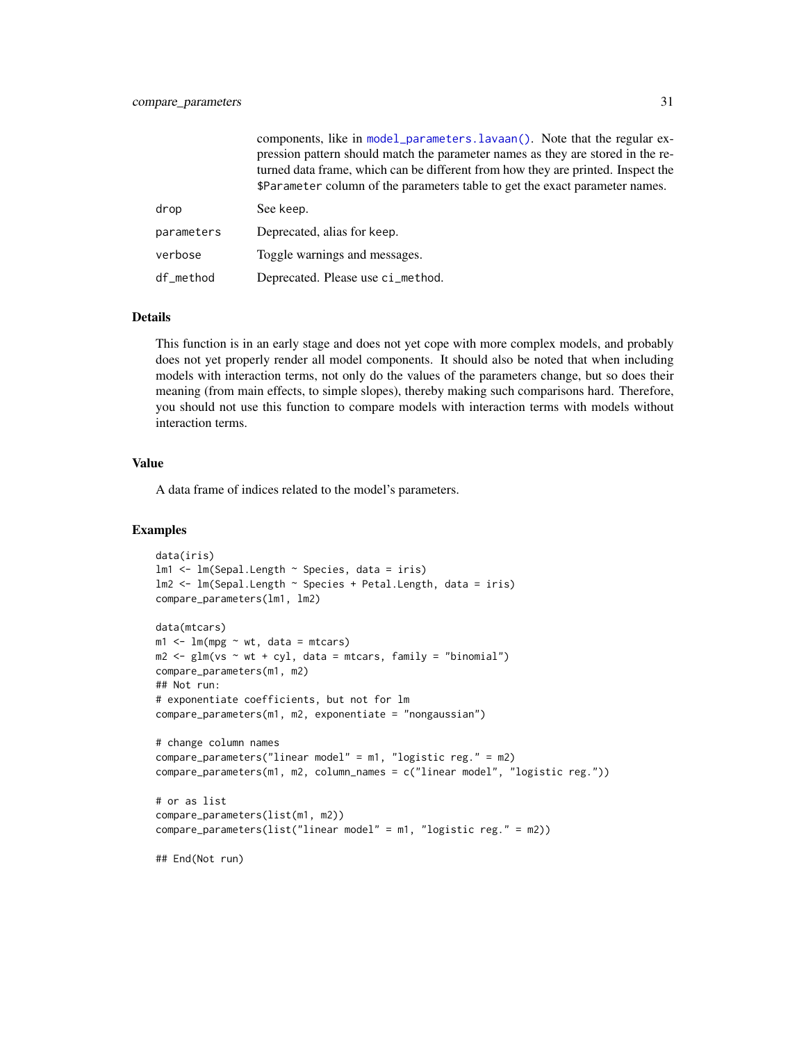components, like in `model_parameters.lavaan()`. Note that the regular expression pattern should match the parameter names as they are stored in the returned data frame, which can be different from how they are printed. Inspect the `$Parameter` column of the parameters table to get the exact parameter names.

| | |
|---|---|
| `drop` | See `keep`. |
| `parameters` | Deprecated, alias for `keep`. |
| `verbose` | Toggle warnings and messages. |
| `df_method` | Deprecated. Please use `ci_method`. |

### Details

This function is in an early stage and does not yet cope with more complex models, and probably does not yet properly render all model components. It should also be noted that when including models with interaction terms, not only do the values of the parameters change, but so does their meaning (from main effects, to simple slopes), thereby making such comparisons hard. Therefore, you should not use this function to compare models with interaction terms with models without interaction terms.

### Value

A data frame of indices related to the model's parameters.

### Examples

```
data(iris)
lm1 <- lm(Sepal.Length ~ Species, data = iris)
lm2 <- lm(Sepal.Length ~ Species + Petal.Length, data = iris)
compare_parameters(lm1, lm2)

data(mtcars)
m1 <- lm(mpg ~ wt, data = mtcars)
m2 <- glm(vs ~ wt + cyl, data = mtcars, family = "binomial")
compare_parameters(m1, m2)
## Not run:
# exponentiate coefficients, but not for lm
compare_parameters(m1, m2, exponentiate = "nongaussian")

# change column names
compare_parameters("linear model" = m1, "logistic reg." = m2)
compare_parameters(m1, m2, column_names = c("linear model", "logistic reg."))

# or as list
compare_parameters(list(m1, m2))
compare_parameters(list("linear model" = m1, "logistic reg." = m2))

## End(Not run)
```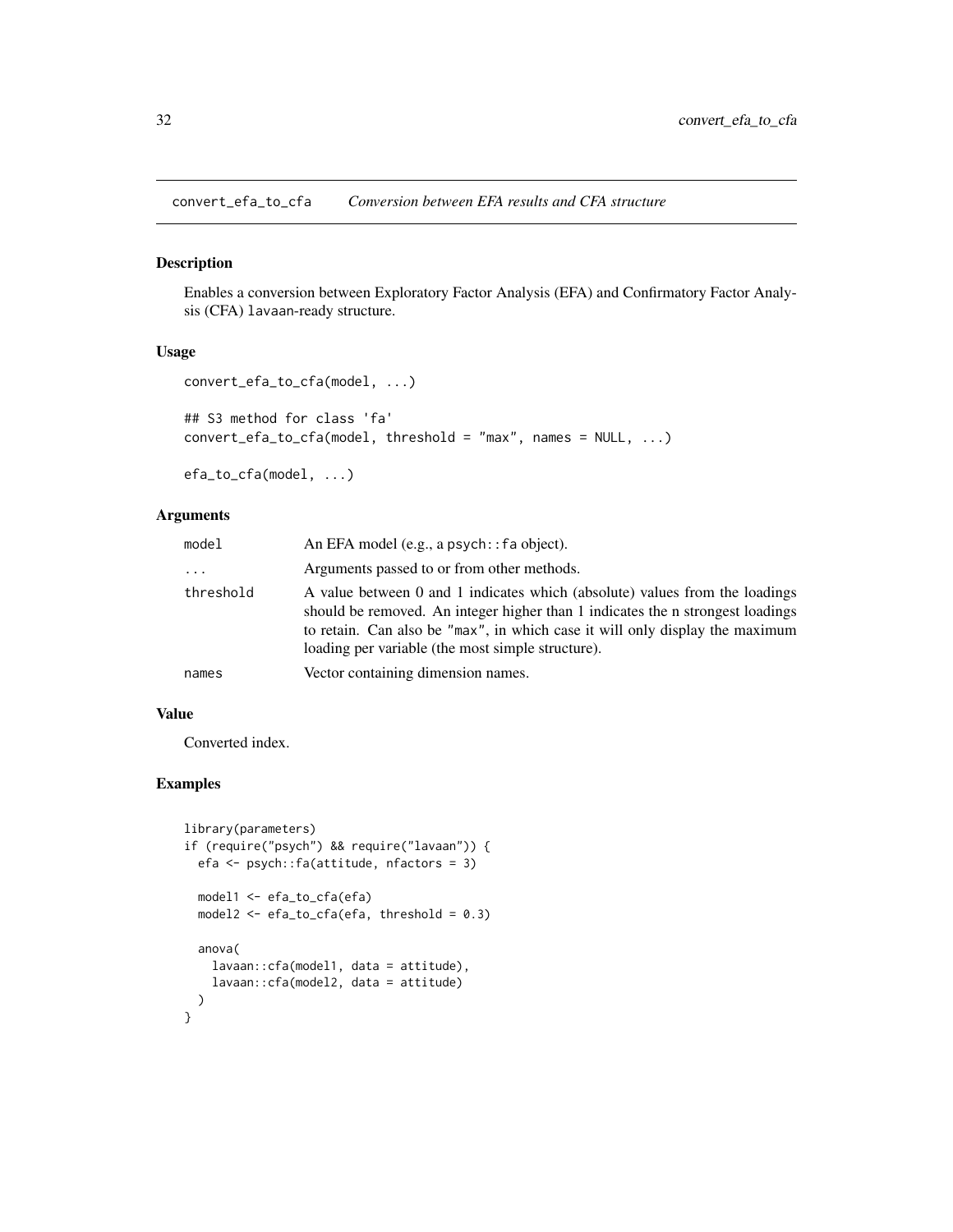## convert_efa_to_cfa *Conversion between EFA results and CFA structure*

### Description

Enables a conversion between Exploratory Factor Analysis (EFA) and Confirmatory Factor Analysis (CFA) `lavaan`-ready structure.

### Usage

```
convert_efa_to_cfa(model, ...)

## S3 method for class 'fa'
convert_efa_to_cfa(model, threshold = "max", names = NULL, ...)

efa_to_cfa(model, ...)
```

### Arguments

| | |
|---|---|
| `model` | An EFA model (e.g., a `psych::fa` object). |
| `...` | Arguments passed to or from other methods. |
| `threshold` | A value between 0 and 1 indicates which (absolute) values from the loadings should be removed. An integer higher than 1 indicates the n strongest loadings to retain. Can also be `"max"`, in which case it will only display the maximum loading per variable (the most simple structure). |
| `names` | Vector containing dimension names. |

### Value

Converted index.

### Examples

```
library(parameters)
if (require("psych") && require("lavaan")) {
  efa <- psych::fa(attitude, nfactors = 3)

  model1 <- efa_to_cfa(efa)
  model2 <- efa_to_cfa(efa, threshold = 0.3)

  anova(
    lavaan::cfa(model1, data = attitude),
    lavaan::cfa(model2, data = attitude)
  )
}
```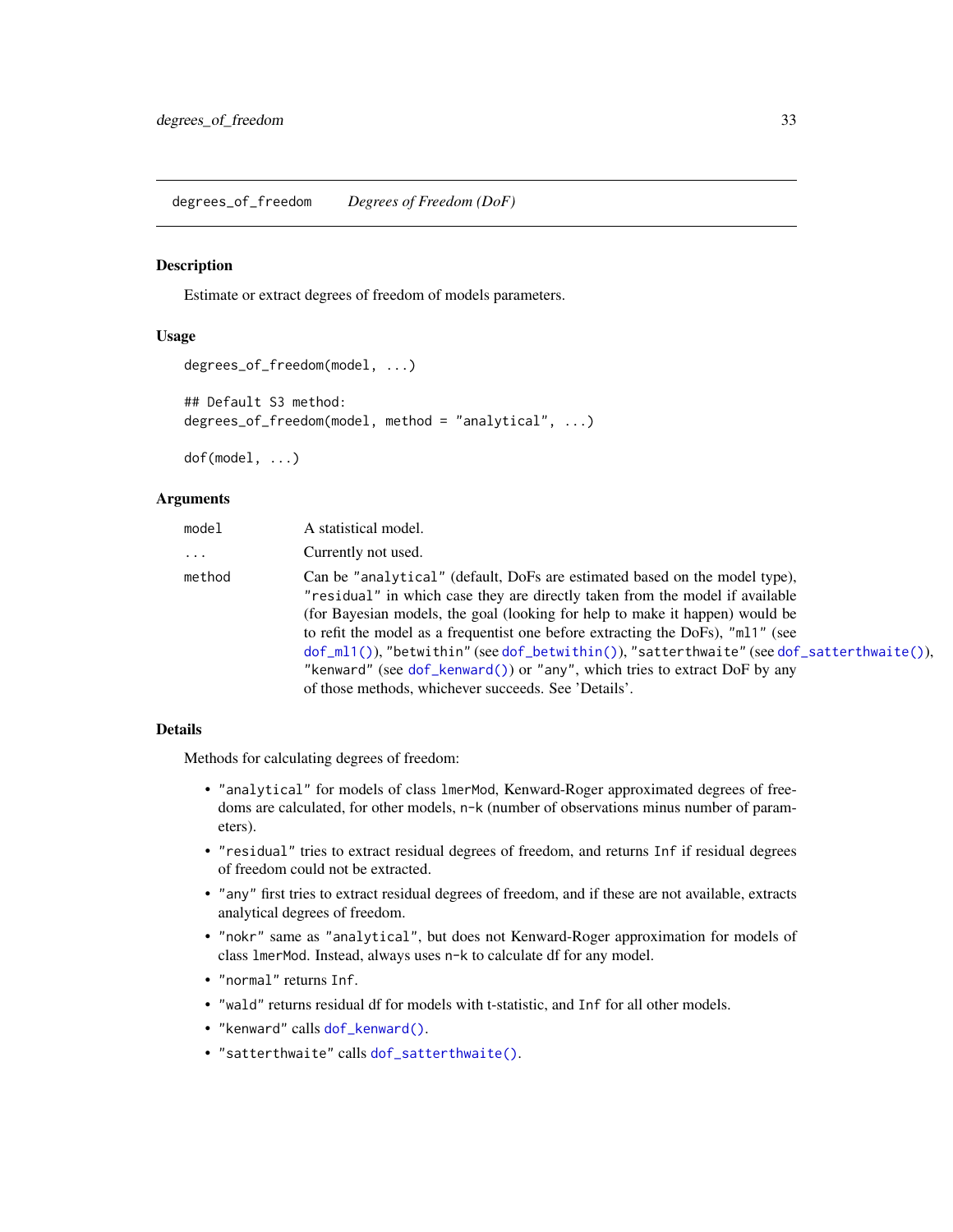# degrees_of_freedom *Degrees of Freedom (DoF)*

## Description

Estimate or extract degrees of freedom of models parameters.

## Usage

```
degrees_of_freedom(model, ...)

## Default S3 method:
degrees_of_freedom(model, method = "analytical", ...)

dof(model, ...)
```

## Arguments

| | |
|---|---|
| model | A statistical model. |
| ... | Currently not used. |
| method | Can be `"analytical"` (default, DoFs are estimated based on the model type), `"residual"` in which case they are directly taken from the model if available (for Bayesian models, the goal (looking for help to make it happen) would be to refit the model as a frequentist one before extracting the DoFs), `"ml1"` (see `dof_ml1()`), `"betwithin"` (see `dof_betwithin()`), `"satterthwaite"` (see `dof_satterthwaite()`), `"kenward"` (see `dof_kenward()`) or `"any"`, which tries to extract DoF by any of those methods, whichever succeeds. See 'Details'. |

## Details

Methods for calculating degrees of freedom:

- `"analytical"` for models of class `lmerMod`, Kenward-Roger approximated degrees of freedoms are calculated, for other models, `n-k` (number of observations minus number of parameters).
- `"residual"` tries to extract residual degrees of freedom, and returns `Inf` if residual degrees of freedom could not be extracted.
- `"any"` first tries to extract residual degrees of freedom, and if these are not available, extracts analytical degrees of freedom.
- `"nokr"` same as `"analytical"`, but does not Kenward-Roger approximation for models of class `lmerMod`. Instead, always uses `n-k` to calculate df for any model.
- `"normal"` returns `Inf`.
- `"wald"` returns residual df for models with t-statistic, and `Inf` for all other models.
- `"kenward"` calls `dof_kenward()`.
- `"satterthwaite"` calls `dof_satterthwaite()`.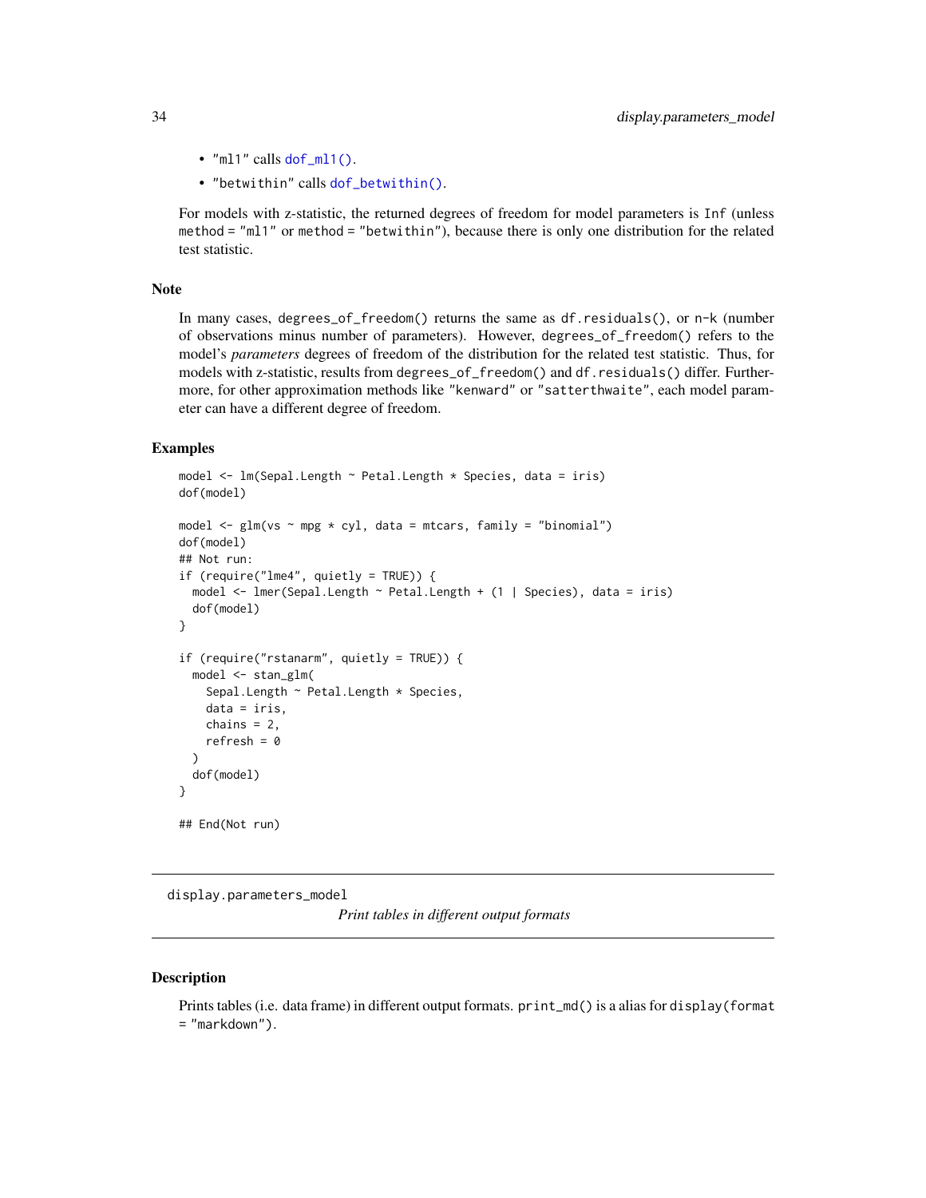- "ml1" calls `dof_ml1()`.
- "betwithin" calls `dof_betwithin()`.

For models with z-statistic, the returned degrees of freedom for model parameters is `Inf` (unless `method = "ml1"` or `method = "betwithin"`), because there is only one distribution for the related test statistic.

### Note

In many cases, `degrees_of_freedom()` returns the same as `df.residuals()`, or `n-k` (number of observations minus number of parameters). However, `degrees_of_freedom()` refers to the model's *parameters* degrees of freedom of the distribution for the related test statistic. Thus, for models with z-statistic, results from `degrees_of_freedom()` and `df.residuals()` differ. Furthermore, for other approximation methods like "kenward" or "satterthwaite", each model parameter can have a different degree of freedom.

### Examples

```
model <- lm(Sepal.Length ~ Petal.Length * Species, data = iris)
dof(model)

model <- glm(vs ~ mpg * cyl, data = mtcars, family = "binomial")
dof(model)
## Not run:
if (require("lme4", quietly = TRUE)) {
  model <- lmer(Sepal.Length ~ Petal.Length + (1 | Species), data = iris)
  dof(model)
}

if (require("rstanarm", quietly = TRUE)) {
  model <- stan_glm(
    Sepal.Length ~ Petal.Length * Species,
    data = iris,
    chains = 2,
    refresh = 0
  )
  dof(model)
}

## End(Not run)
```

---

## display.parameters_model    *Print tables in different output formats*

---

### Description

Prints tables (i.e. data frame) in different output formats. `print_md()` is a alias for `display(format = "markdown")`.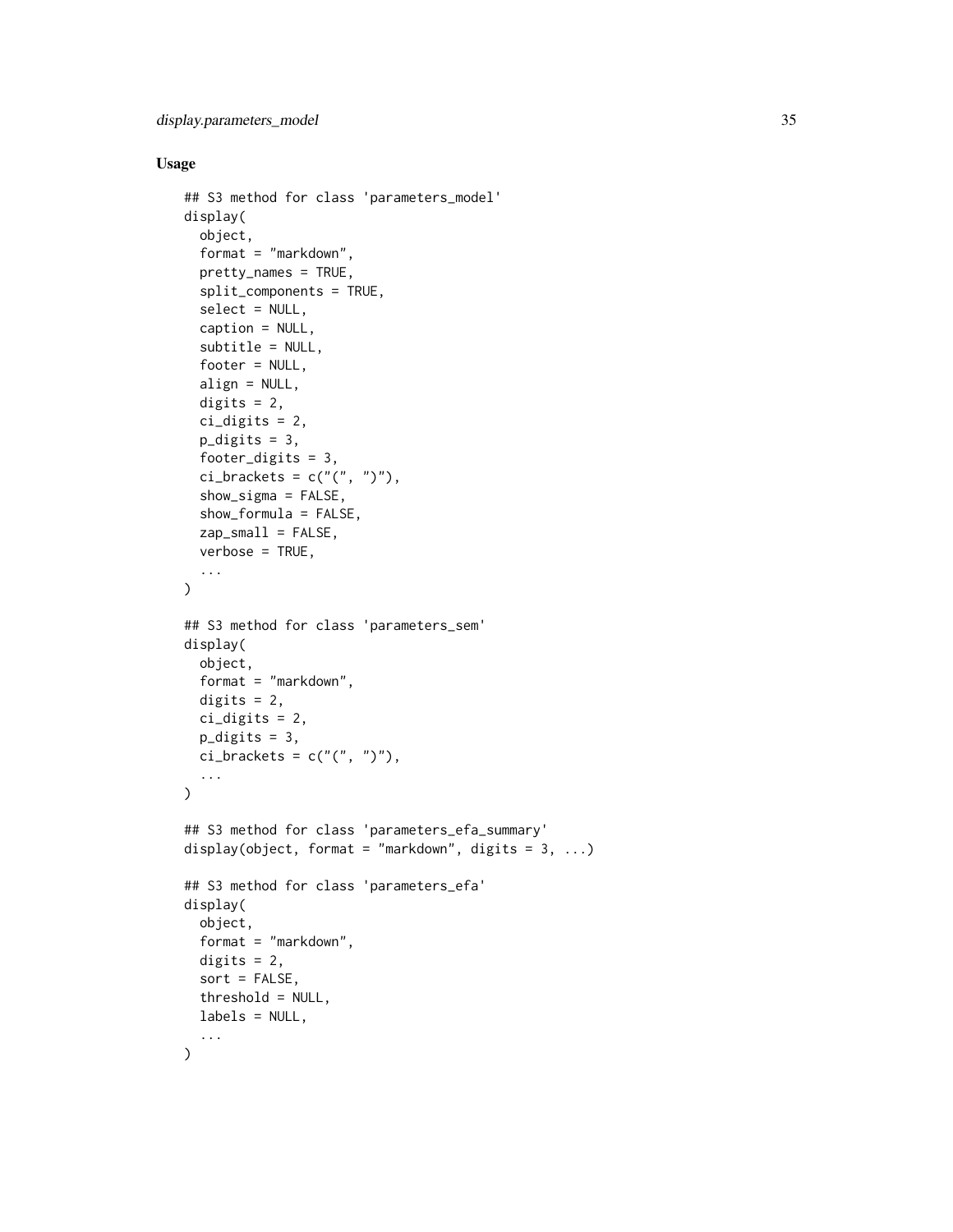## Usage

```
## S3 method for class 'parameters_model'
display(
  object,
  format = "markdown",
  pretty_names = TRUE,
  split_components = TRUE,
  select = NULL,
  caption = NULL,
  subtitle = NULL,
  footer = NULL,
  align = NULL,
  digits = 2,
  ci_digits = 2,
  p_digits = 3,
  footer_digits = 3,
  ci_brackets = c("(", ")"),
  show_sigma = FALSE,
  show_formula = FALSE,
  zap_small = FALSE,
  verbose = TRUE,
  ...
)

## S3 method for class 'parameters_sem'
display(
  object,
  format = "markdown",
  digits = 2,
  ci_digits = 2,
  p_digits = 3,
  ci_brackets = c("(", ")"),
  ...
)

## S3 method for class 'parameters_efa_summary'
display(object, format = "markdown", digits = 3, ...)

## S3 method for class 'parameters_efa'
display(
  object,
  format = "markdown",
  digits = 2,
  sort = FALSE,
  threshold = NULL,
  labels = NULL,
  ...
)
```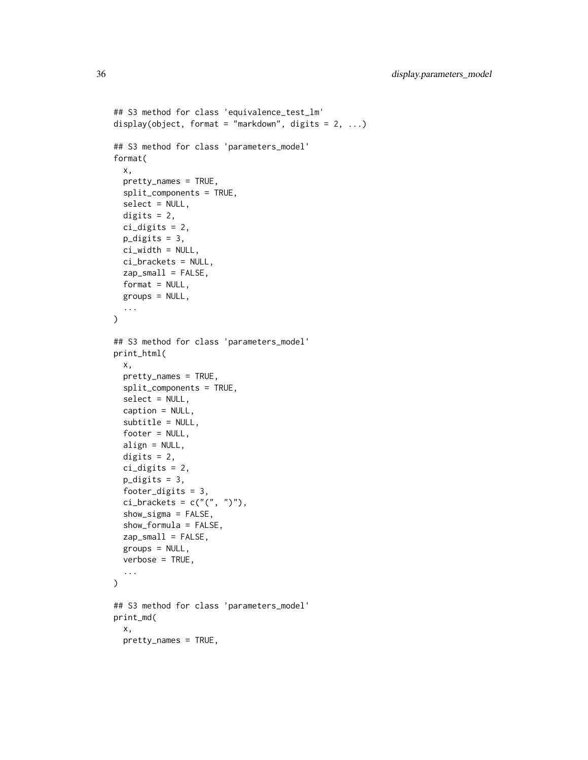```
## S3 method for class 'equivalence_test_lm'
display(object, format = "markdown", digits = 2, ...)

## S3 method for class 'parameters_model'
format(
  x,
  pretty_names = TRUE,
  split_components = TRUE,
  select = NULL,
  digits = 2,
  ci_digits = 2,
  p_digits = 3,
  ci_width = NULL,
  ci_brackets = NULL,
  zap_small = FALSE,
  format = NULL,
  groups = NULL,
  ...
)

## S3 method for class 'parameters_model'
print_html(
  x,
  pretty_names = TRUE,
  split_components = TRUE,
  select = NULL,
  caption = NULL,
  subtitle = NULL,
  footer = NULL,
  align = NULL,
  digits = 2,
  ci_digits = 2,
  p_digits = 3,
  footer_digits = 3,
  ci_brackets = c("(", ")"),
  show_sigma = FALSE,
  show_formula = FALSE,
  zap_small = FALSE,
  groups = NULL,
  verbose = TRUE,
  ...
)

## S3 method for class 'parameters_model'
print_md(
  x,
  pretty_names = TRUE,
```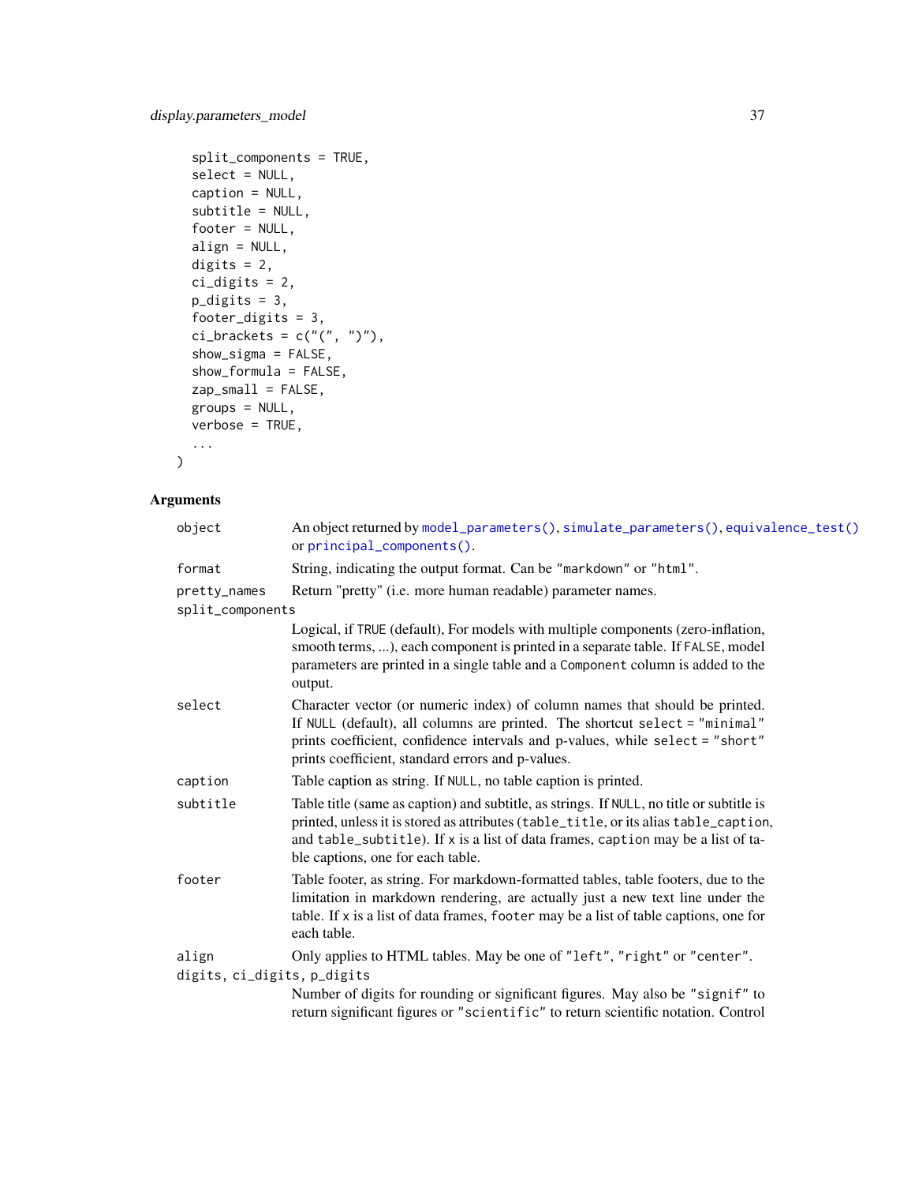```
  split_components = TRUE,
  select = NULL,
  caption = NULL,
  subtitle = NULL,
  footer = NULL,
  align = NULL,
  digits = 2,
  ci_digits = 2,
  p_digits = 3,
  footer_digits = 3,
  ci_brackets = c("(", ")"),
  show_sigma = FALSE,
  show_formula = FALSE,
  zap_small = FALSE,
  groups = NULL,
  verbose = TRUE,
  ...
)
```

## Arguments

`object` An object returned by `model_parameters()`, `simulate_parameters()`, `equivalence_test()` or `principal_components()`.

`format` String, indicating the output format. Can be `"markdown"` or `"html"`.

`pretty_names` Return "pretty" (i.e. more human readable) parameter names.

`split_components` Logical, if `TRUE` (default), For models with multiple components (zero-inflation, smooth terms, ...), each component is printed in a separate table. If `FALSE`, model parameters are printed in a single table and a `Component` column is added to the output.

`select` Character vector (or numeric index) of column names that should be printed. If `NULL` (default), all columns are printed. The shortcut `select = "minimal"` prints coefficient, confidence intervals and p-values, while `select = "short"` prints coefficient, standard errors and p-values.

`caption` Table caption as string. If `NULL`, no table caption is printed.

`subtitle` Table title (same as caption) and subtitle, as strings. If `NULL`, no title or subtitle is printed, unless it is stored as attributes (`table_title`, or its alias `table_caption`, and `table_subtitle`). If `x` is a list of data frames, `caption` may be a list of table captions, one for each table.

`footer` Table footer, as string. For markdown-formatted tables, table footers, due to the limitation in markdown rendering, are actually just a new text line under the table. If `x` is a list of data frames, `footer` may be a list of table captions, one for each table.

`align` Only applies to HTML tables. May be one of `"left"`, `"right"` or `"center"`.

`digits, ci_digits, p_digits` Number of digits for rounding or significant figures. May also be `"signif"` to return significant figures or `"scientific"` to return scientific notation. Control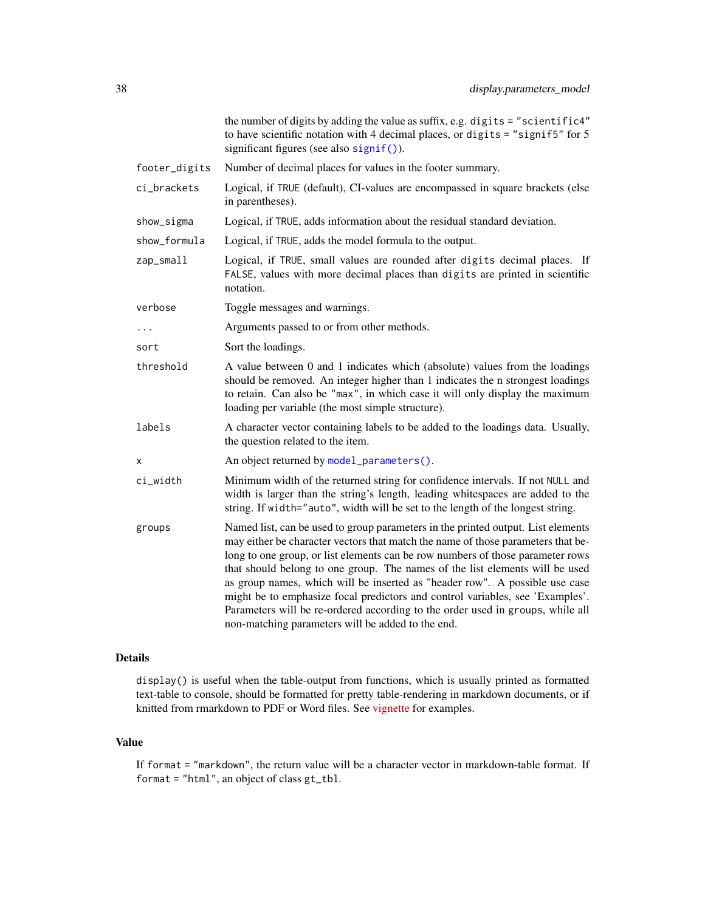| | |
|---|---|
| | the number of digits by adding the value as suffix, e.g. `digits = "scientific4"` to have scientific notation with 4 decimal places, or `digits = "signif5"` for 5 significant figures (see also `signif()`). |
| `footer_digits` | Number of decimal places for values in the footer summary. |
| `ci_brackets` | Logical, if `TRUE` (default), CI-values are encompassed in square brackets (else in parentheses). |
| `show_sigma` | Logical, if `TRUE`, adds information about the residual standard deviation. |
| `show_formula` | Logical, if `TRUE`, adds the model formula to the output. |
| `zap_small` | Logical, if `TRUE`, small values are rounded after `digits` decimal places. If `FALSE`, values with more decimal places than `digits` are printed in scientific notation. |
| `verbose` | Toggle messages and warnings. |
| `...` | Arguments passed to or from other methods. |
| `sort` | Sort the loadings. |
| `threshold` | A value between 0 and 1 indicates which (absolute) values from the loadings should be removed. An integer higher than 1 indicates the n strongest loadings to retain. Can also be `"max"`, in which case it will only display the maximum loading per variable (the most simple structure). |
| `labels` | A character vector containing labels to be added to the loadings data. Usually, the question related to the item. |
| `x` | An object returned by `model_parameters()`. |
| `ci_width` | Minimum width of the returned string for confidence intervals. If not `NULL` and width is larger than the string's length, leading whitespaces are added to the string. If `width="auto"`, width will be set to the length of the longest string. |
| `groups` | Named list, can be used to group parameters in the printed output. List elements may either be character vectors that match the name of those parameters that belong to one group, or list elements can be row numbers of those parameter rows that should belong to one group. The names of the list elements will be used as group names, which will be inserted as "header row". A possible use case might be to emphasize focal predictors and control variables, see 'Examples'. Parameters will be re-ordered according to the order used in `groups`, while all non-matching parameters will be added to the end. |

## Details

`display()` is useful when the table-output from functions, which is usually printed as formatted text-table to console, should be formatted for pretty table-rendering in markdown documents, or if knitted from rmarkdown to PDF or Word files. See vignette for examples.

## Value

If `format = "markdown"`, the return value will be a character vector in markdown-table format. If `format = "html"`, an object of class `gt_tbl`.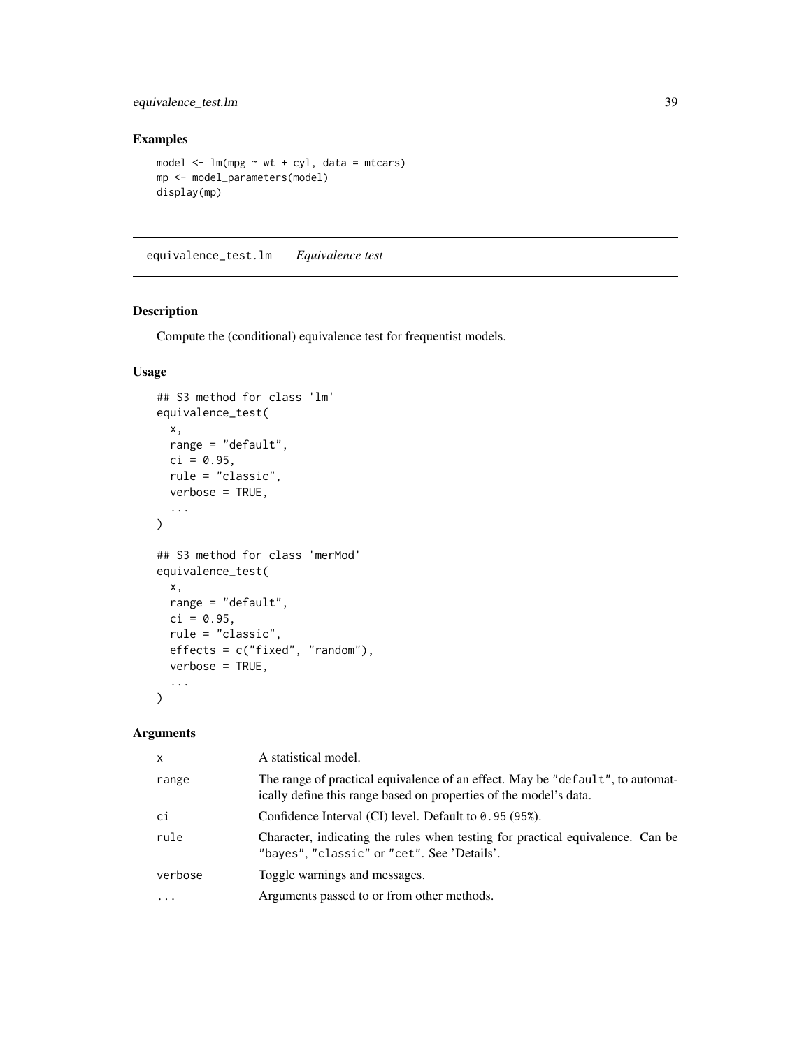## Examples

```
model <- lm(mpg ~ wt + cyl, data = mtcars)
mp <- model_parameters(model)
display(mp)
```

---

# equivalence_test.lm *Equivalence test*

---

## Description

Compute the (conditional) equivalence test for frequentist models.

## Usage

```
## S3 method for class 'lm'
equivalence_test(
  x,
  range = "default",
  ci = 0.95,
  rule = "classic",
  verbose = TRUE,
  ...
)

## S3 method for class 'merMod'
equivalence_test(
  x,
  range = "default",
  ci = 0.95,
  rule = "classic",
  effects = c("fixed", "random"),
  verbose = TRUE,
  ...
)
```

## Arguments

| | |
|---|---|
| x | A statistical model. |
| range | The range of practical equivalence of an effect. May be "default", to automatically define this range based on properties of the model's data. |
| ci | Confidence Interval (CI) level. Default to 0.95 (95%). |
| rule | Character, indicating the rules when testing for practical equivalence. Can be "bayes", "classic" or "cet". See 'Details'. |
| verbose | Toggle warnings and messages. |
| ... | Arguments passed to or from other methods. |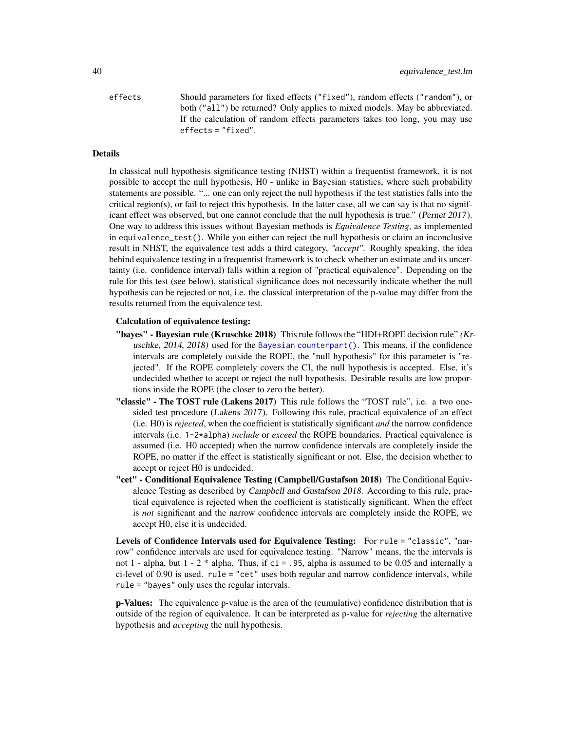effects Should parameters for fixed effects (`"fixed"`), random effects (`"random"`), or both (`"all"`) be returned? Only applies to mixed models. May be abbreviated. If the calculation of random effects parameters takes too long, you may use `effects = "fixed"`.

## Details

In classical null hypothesis significance testing (NHST) within a frequentist framework, it is not possible to accept the null hypothesis, H0 - unlike in Bayesian statistics, where such probability statements are possible. "... one can only reject the null hypothesis if the test statistics falls into the critical region(s), or fail to reject this hypothesis. In the latter case, all we can say is that no significant effect was observed, but one cannot conclude that the null hypothesis is true." (*Pernet 2017*). One way to address this issues without Bayesian methods is *Equivalence Testing*, as implemented in `equivalence_test()`. While you either can reject the null hypothesis or claim an inconclusive result in NHST, the equivalence test adds a third category, *"accept"*. Roughly speaking, the idea behind equivalence testing in a frequentist framework is to check whether an estimate and its uncertainty (i.e. confidence interval) falls within a region of "practical equivalence". Depending on the rule for this test (see below), statistical significance does not necessarily indicate whether the null hypothesis can be rejected or not, i.e. the classical interpretation of the p-value may differ from the results returned from the equivalence test.

**Calculation of equivalence testing:**

- **"bayes" - Bayesian rule (Kruschke 2018)** This rule follows the "HDI+ROPE decision rule" *(Kruschke, 2014, 2018)* used for the Bayesian `counterpart()`. This means, if the confidence intervals are completely outside the ROPE, the "null hypothesis" for this parameter is "rejected". If the ROPE completely covers the CI, the null hypothesis is accepted. Else, it's undecided whether to accept or reject the null hypothesis. Desirable results are low proportions inside the ROPE (the closer to zero the better).
- **"classic" - The TOST rule (Lakens 2017)** This rule follows the "TOST rule", i.e. a two one-sided test procedure (*Lakens 2017*). Following this rule, practical equivalence of an effect (i.e. H0) is *rejected*, when the coefficient is statistically significant *and* the narrow confidence intervals (i.e. `1-2*alpha`) *include* or *exceed* the ROPE boundaries. Practical equivalence is assumed (i.e. H0 accepted) when the narrow confidence intervals are completely inside the ROPE, no matter if the effect is statistically significant or not. Else, the decision whether to accept or reject H0 is undecided.
- **"cet" - Conditional Equivalence Testing (Campbell/Gustafson 2018)** The Conditional Equivalence Testing as described by *Campbell and Gustafson 2018*. According to this rule, practical equivalence is rejected when the coefficient is statistically significant. When the effect is *not* significant and the narrow confidence intervals are completely inside the ROPE, we accept H0, else it is undecided.

**Levels of Confidence Intervals used for Equivalence Testing:** For `rule = "classic"`, "narrow" confidence intervals are used for equivalence testing. "Narrow" means, the the intervals is not 1 - alpha, but 1 - 2 * alpha. Thus, if `ci = .95`, alpha is assumed to be 0.05 and internally a ci-level of 0.90 is used. `rule = "cet"` uses both regular and narrow confidence intervals, while `rule = "bayes"` only uses the regular intervals.

**p-Values:** The equivalence p-value is the area of the (cumulative) confidence distribution that is outside of the region of equivalence. It can be interpreted as p-value for *rejecting* the alternative hypothesis and *accepting* the null hypothesis.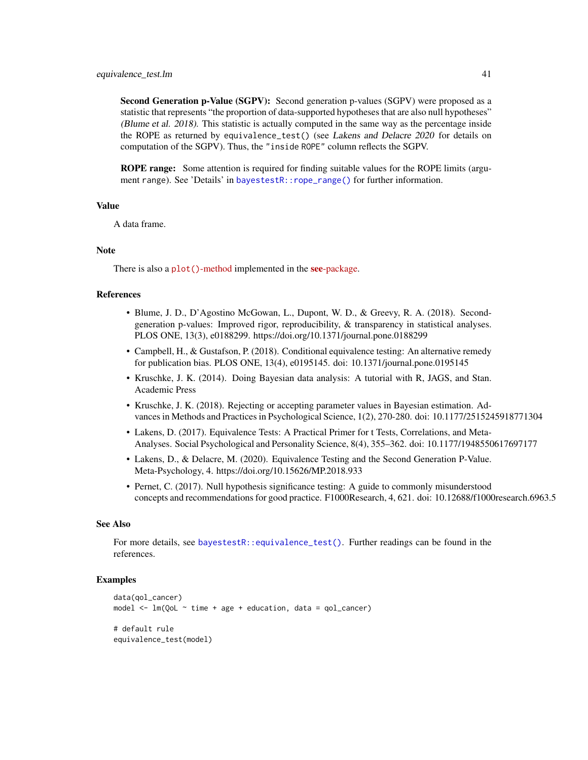**Second Generation p-Value (SGPV):** Second generation p-values (SGPV) were proposed as a statistic that represents "the proportion of data-supported hypotheses that are also null hypotheses" *(Blume et al. 2018)*. This statistic is actually computed in the same way as the percentage inside the ROPE as returned by `equivalence_test()` (see *Lakens and Delacre 2020* for details on computation of the SGPV). Thus, the `"inside ROPE"` column reflects the SGPV.

**ROPE range:** Some attention is required for finding suitable values for the ROPE limits (argument `range`). See 'Details' in `bayestestR::rope_range()` for further information.

## Value

A data frame.

## Note

There is also a `plot()`-method implemented in the **see**-package.

## References

- Blume, J. D., D'Agostino McGowan, L., Dupont, W. D., & Greevy, R. A. (2018). Second-generation p-values: Improved rigor, reproducibility, & transparency in statistical analyses. PLOS ONE, 13(3), e0188299. https://doi.org/10.1371/journal.pone.0188299
- Campbell, H., & Gustafson, P. (2018). Conditional equivalence testing: An alternative remedy for publication bias. PLOS ONE, 13(4), e0195145. doi: 10.1371/journal.pone.0195145
- Kruschke, J. K. (2014). Doing Bayesian data analysis: A tutorial with R, JAGS, and Stan. Academic Press
- Kruschke, J. K. (2018). Rejecting or accepting parameter values in Bayesian estimation. Advances in Methods and Practices in Psychological Science, 1(2), 270-280. doi: 10.1177/2515245918771304
- Lakens, D. (2017). Equivalence Tests: A Practical Primer for t Tests, Correlations, and Meta-Analyses. Social Psychological and Personality Science, 8(4), 355–362. doi: 10.1177/1948550617697177
- Lakens, D., & Delacre, M. (2020). Equivalence Testing and the Second Generation P-Value. Meta-Psychology, 4. https://doi.org/10.15626/MP.2018.933
- Pernet, C. (2017). Null hypothesis significance testing: A guide to commonly misunderstood concepts and recommendations for good practice. F1000Research, 4, 621. doi: 10.12688/f1000research.6963.5

## See Also

For more details, see `bayestestR::equivalence_test()`. Further readings can be found in the references.

## Examples

```
data(qol_cancer)
model <- lm(QoL ~ time + age + education, data = qol_cancer)

# default rule
equivalence_test(model)
```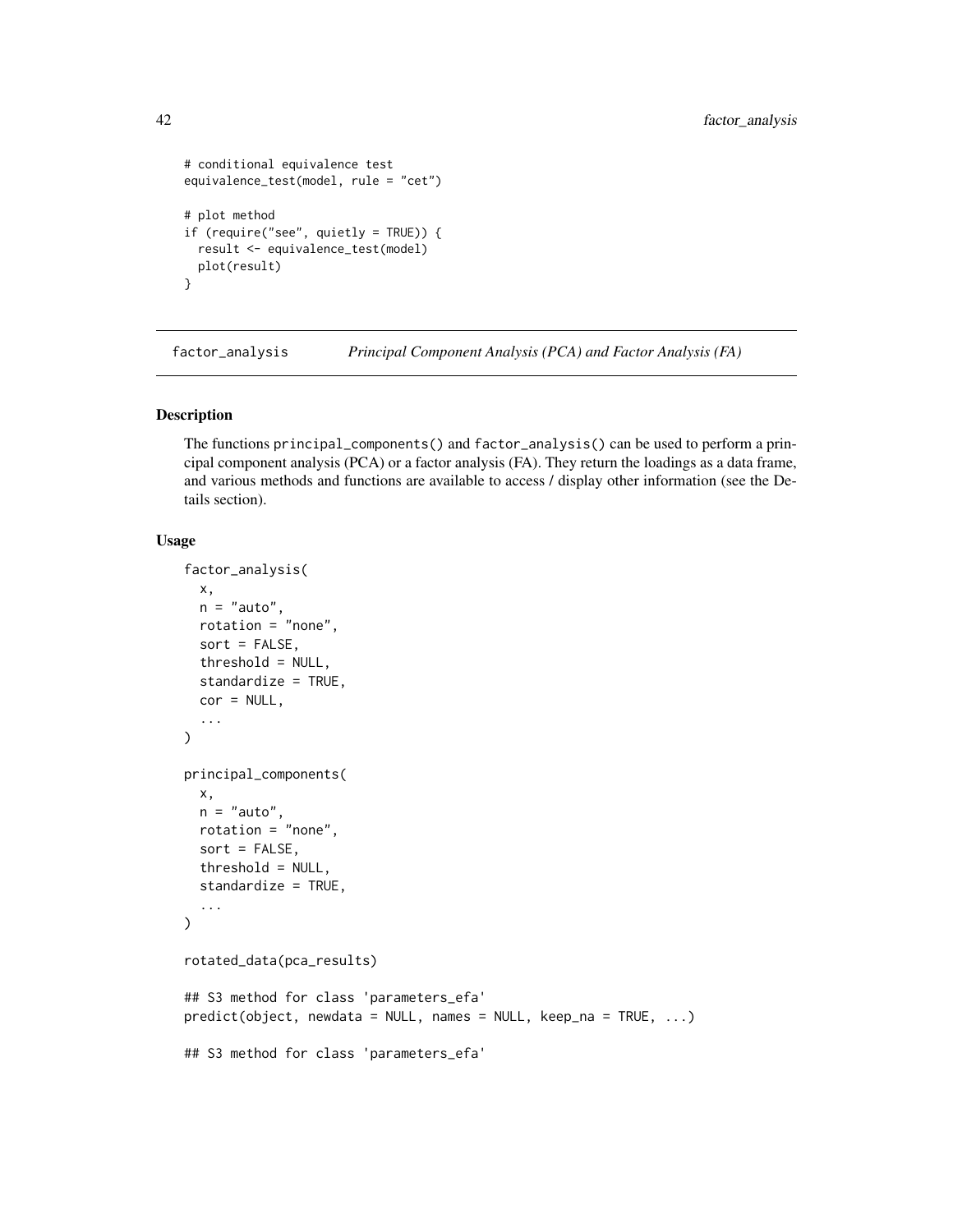```
# conditional equivalence test
equivalence_test(model, rule = "cet")

# plot method
if (require("see", quietly = TRUE)) {
  result <- equivalence_test(model)
  plot(result)
}
```

## factor_analysis — *Principal Component Analysis (PCA) and Factor Analysis (FA)*

### Description

The functions `principal_components()` and `factor_analysis()` can be used to perform a principal component analysis (PCA) or a factor analysis (FA). They return the loadings as a data frame, and various methods and functions are available to access / display other information (see the Details section).

### Usage

```
factor_analysis(
  x,
  n = "auto",
  rotation = "none",
  sort = FALSE,
  threshold = NULL,
  standardize = TRUE,
  cor = NULL,
  ...
)

principal_components(
  x,
  n = "auto",
  rotation = "none",
  sort = FALSE,
  threshold = NULL,
  standardize = TRUE,
  ...
)

rotated_data(pca_results)

## S3 method for class 'parameters_efa'
predict(object, newdata = NULL, names = NULL, keep_na = TRUE, ...)

## S3 method for class 'parameters_efa'
```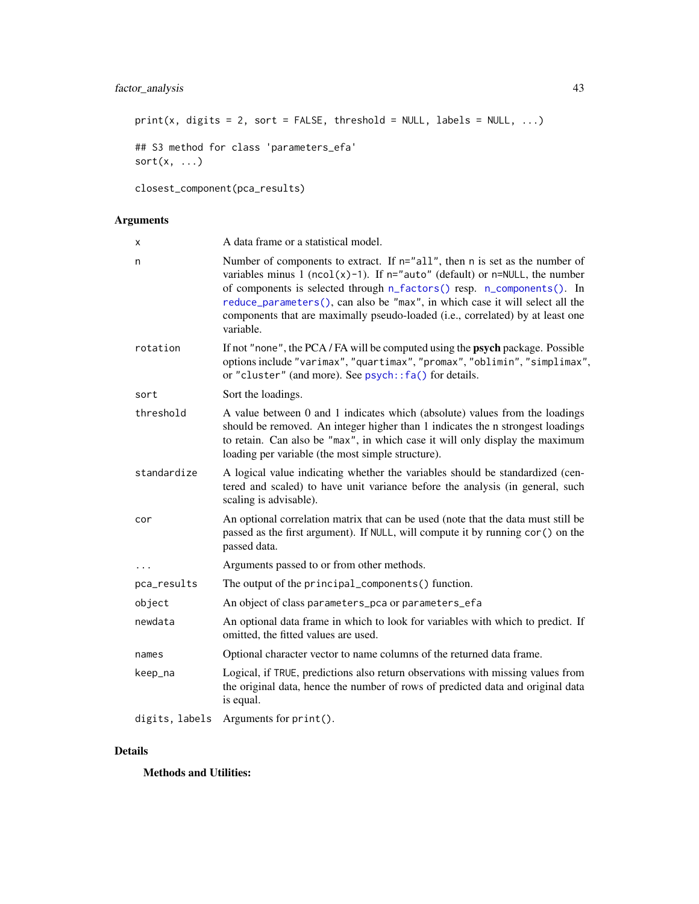```
print(x, digits = 2, sort = FALSE, threshold = NULL, labels = NULL, ...)

## S3 method for class 'parameters_efa'
sort(x, ...)

closest_component(pca_results)
```

## Arguments

| | |
|---|---|
| x | A data frame or a statistical model. |
| n | Number of components to extract. If n="all", then n is set as the number of variables minus 1 (ncol(x)-1). If n="auto" (default) or n=NULL, the number of components is selected through n_factors() resp. n_components(). In reduce_parameters(), can also be "max", in which case it will select all the components that are maximally pseudo-loaded (i.e., correlated) by at least one variable. |
| rotation | If not "none", the PCA / FA will be computed using the **psych** package. Possible options include "varimax", "quartimax", "promax", "oblimin", "simplimax", or "cluster" (and more). See psych::fa() for details. |
| sort | Sort the loadings. |
| threshold | A value between 0 and 1 indicates which (absolute) values from the loadings should be removed. An integer higher than 1 indicates the n strongest loadings to retain. Can also be "max", in which case it will only display the maximum loading per variable (the most simple structure). |
| standardize | A logical value indicating whether the variables should be standardized (centered and scaled) to have unit variance before the analysis (in general, such scaling is advisable). |
| cor | An optional correlation matrix that can be used (note that the data must still be passed as the first argument). If NULL, will compute it by running cor() on the passed data. |
| ... | Arguments passed to or from other methods. |
| pca_results | The output of the principal_components() function. |
| object | An object of class parameters_pca or parameters_efa |
| newdata | An optional data frame in which to look for variables with which to predict. If omitted, the fitted values are used. |
| names | Optional character vector to name columns of the returned data frame. |
| keep_na | Logical, if TRUE, predictions also return observations with missing values from the original data, hence the number of rows of predicted data and original data is equal. |
| digits, labels | Arguments for print(). |

## Details

**Methods and Utilities:**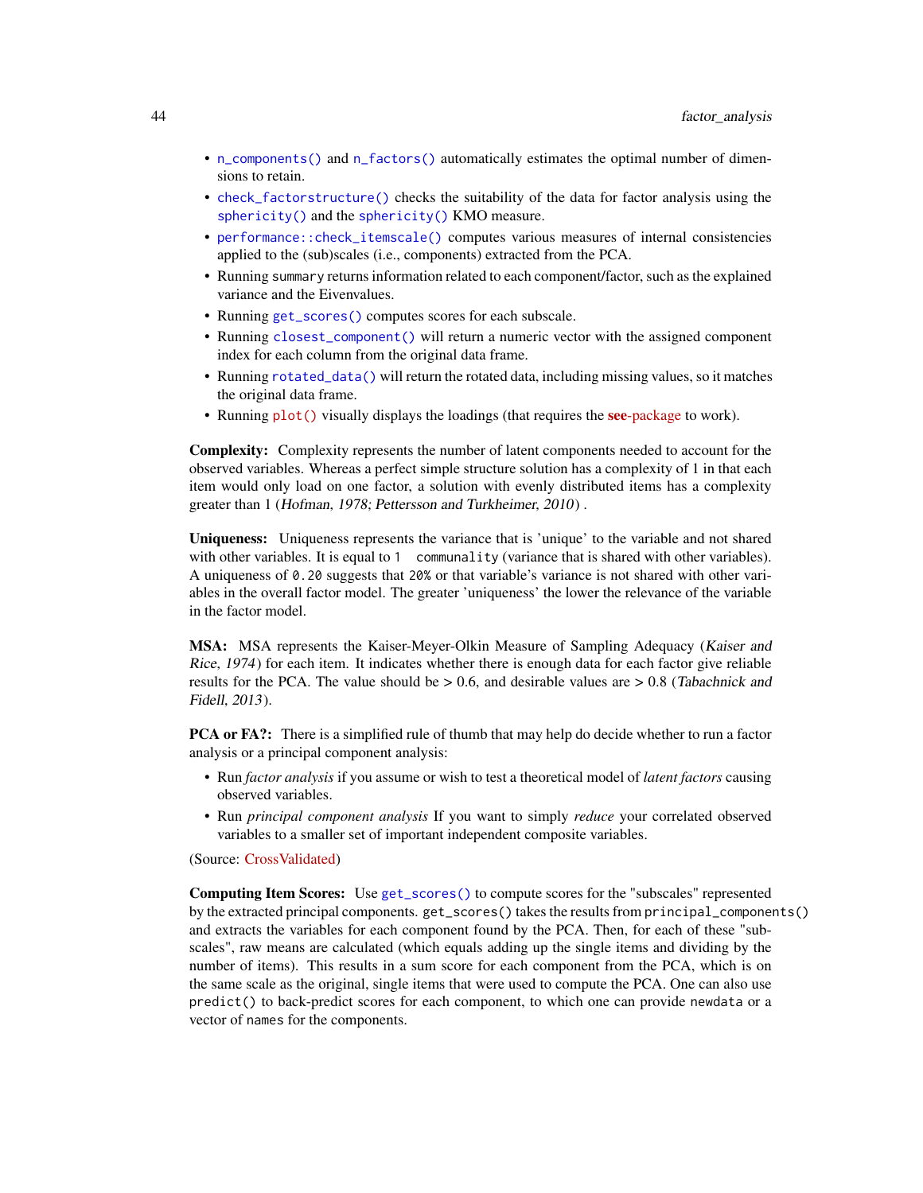- `n_components()` and `n_factors()` automatically estimates the optimal number of dimensions to retain.
- `check_factorstructure()` checks the suitability of the data for factor analysis using the `sphericity()` and the `sphericity()` KMO measure.
- `performance::check_itemscale()` computes various measures of internal consistencies applied to the (sub)scales (i.e., components) extracted from the PCA.
- Running `summary` returns information related to each component/factor, such as the explained variance and the Eivenvalues.
- Running `get_scores()` computes scores for each subscale.
- Running `closest_component()` will return a numeric vector with the assigned component index for each column from the original data frame.
- Running `rotated_data()` will return the rotated data, including missing values, so it matches the original data frame.
- Running `plot()` visually displays the loadings (that requires the **see**-package to work).

**Complexity:** Complexity represents the number of latent components needed to account for the observed variables. Whereas a perfect simple structure solution has a complexity of 1 in that each item would only load on one factor, a solution with evenly distributed items has a complexity greater than 1 (*Hofman, 1978; Pettersson and Turkheimer, 2010*) .

**Uniqueness:** Uniqueness represents the variance that is 'unique' to the variable and not shared with other variables. It is equal to `1 communality` (variance that is shared with other variables). A uniqueness of `0.20` suggests that `20%` or that variable's variance is not shared with other variables in the overall factor model. The greater 'uniqueness' the lower the relevance of the variable in the factor model.

**MSA:** MSA represents the Kaiser-Meyer-Olkin Measure of Sampling Adequacy (*Kaiser and Rice, 1974*) for each item. It indicates whether there is enough data for each factor give reliable results for the PCA. The value should be > 0.6, and desirable values are > 0.8 (*Tabachnick and Fidell, 2013*).

**PCA or FA?:** There is a simplified rule of thumb that may help do decide whether to run a factor analysis or a principal component analysis:

- Run *factor analysis* if you assume or wish to test a theoretical model of *latent factors* causing observed variables.
- Run *principal component analysis* If you want to simply *reduce* your correlated observed variables to a smaller set of important independent composite variables.

(Source: CrossValidated)

**Computing Item Scores:** Use `get_scores()` to compute scores for the "subscales" represented by the extracted principal components. `get_scores()` takes the results from `principal_components()` and extracts the variables for each component found by the PCA. Then, for each of these "subscales", raw means are calculated (which equals adding up the single items and dividing by the number of items). This results in a sum score for each component from the PCA, which is on the same scale as the original, single items that were used to compute the PCA. One can also use `predict()` to back-predict scores for each component, to which one can provide `newdata` or a vector of `names` for the components.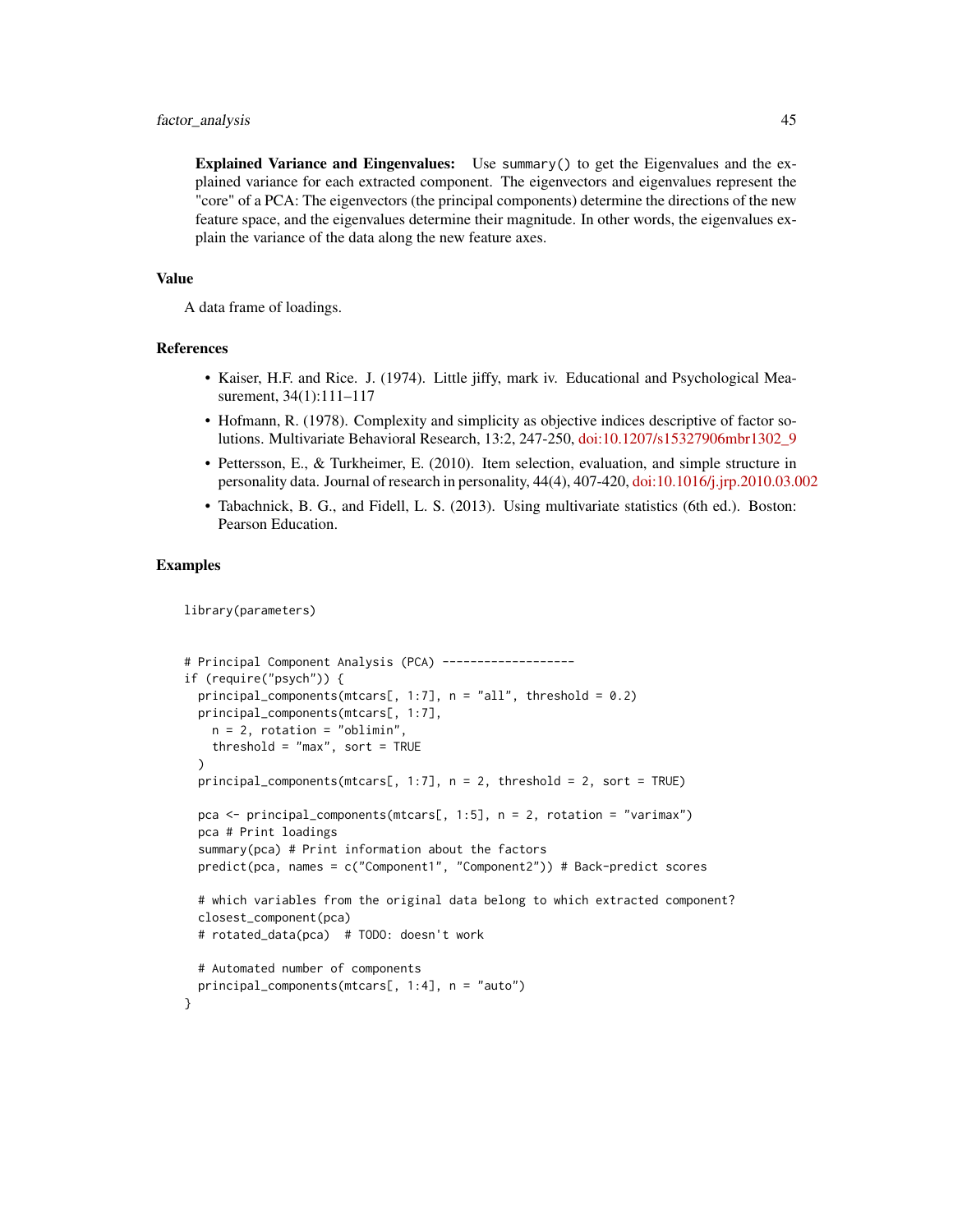**Explained Variance and Eingenvalues:** Use `summary()` to get the Eigenvalues and the explained variance for each extracted component. The eigenvectors and eigenvalues represent the "core" of a PCA: The eigenvectors (the principal components) determine the directions of the new feature space, and the eigenvalues determine their magnitude. In other words, the eigenvalues explain the variance of the data along the new feature axes.

## Value

A data frame of loadings.

## References

- Kaiser, H.F. and Rice. J. (1974). Little jiffy, mark iv. Educational and Psychological Measurement, 34(1):111–117
- Hofmann, R. (1978). Complexity and simplicity as objective indices descriptive of factor solutions. Multivariate Behavioral Research, 13:2, 247-250, doi:10.1207/s15327906mbr1302_9
- Pettersson, E., & Turkheimer, E. (2010). Item selection, evaluation, and simple structure in personality data. Journal of research in personality, 44(4), 407-420, doi:10.1016/j.jrp.2010.03.002
- Tabachnick, B. G., and Fidell, L. S. (2013). Using multivariate statistics (6th ed.). Boston: Pearson Education.

## Examples

```
library(parameters)


# Principal Component Analysis (PCA) -------------------
if (require("psych")) {
  principal_components(mtcars[, 1:7], n = "all", threshold = 0.2)
  principal_components(mtcars[, 1:7],
    n = 2, rotation = "oblimin",
    threshold = "max", sort = TRUE
  )
  principal_components(mtcars[, 1:7], n = 2, threshold = 2, sort = TRUE)

  pca <- principal_components(mtcars[, 1:5], n = 2, rotation = "varimax")
  pca # Print loadings
  summary(pca) # Print information about the factors
  predict(pca, names = c("Component1", "Component2")) # Back-predict scores

  # which variables from the original data belong to which extracted component?
  closest_component(pca)
  # rotated_data(pca)  # TODO: doesn't work

  # Automated number of components
  principal_components(mtcars[, 1:4], n = "auto")
}
```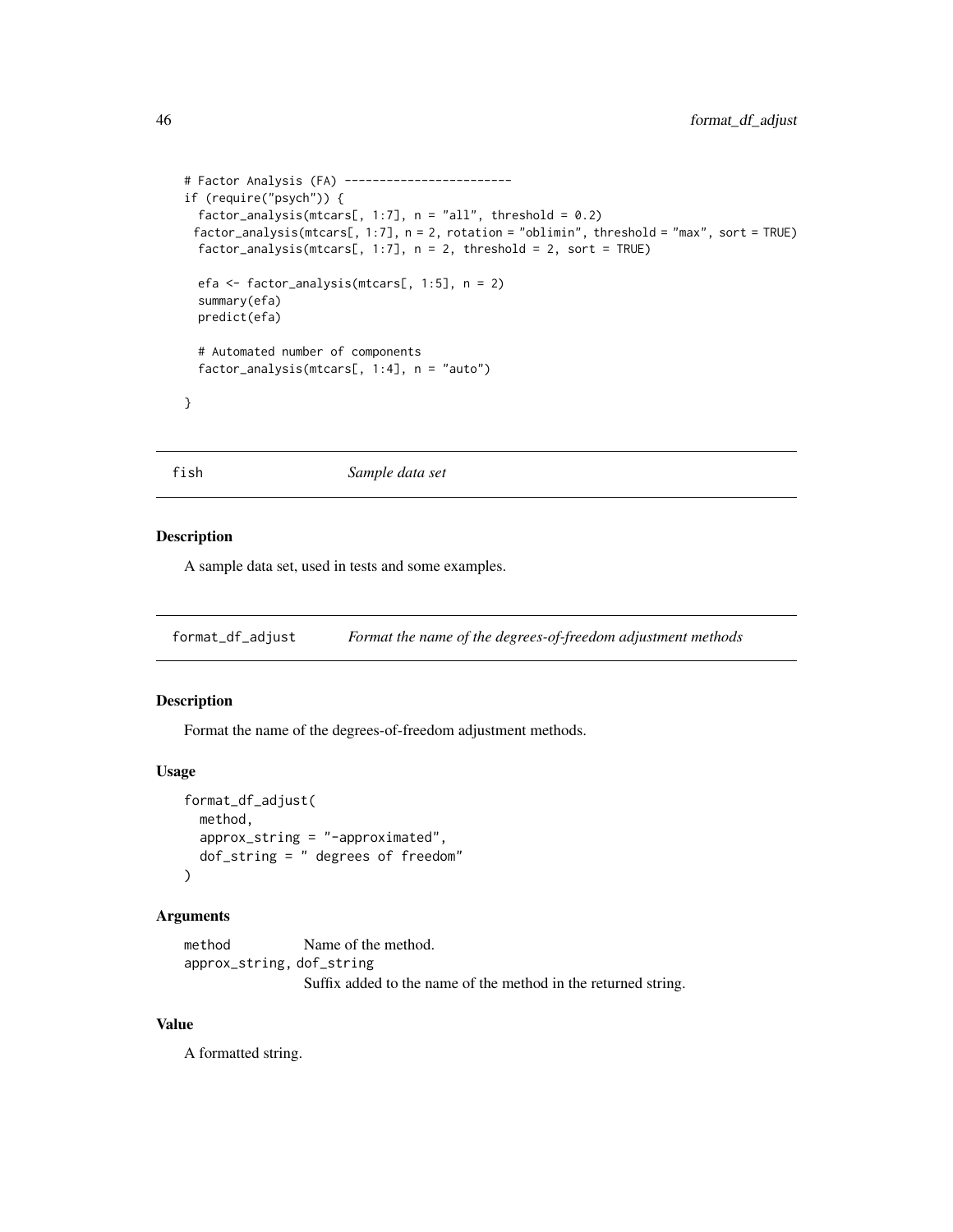```
# Factor Analysis (FA) ------------------------
if (require("psych")) {
  factor_analysis(mtcars[, 1:7], n = "all", threshold = 0.2)
  factor_analysis(mtcars[, 1:7], n = 2, rotation = "oblimin", threshold = "max", sort = TRUE)
  factor_analysis(mtcars[, 1:7], n = 2, threshold = 2, sort = TRUE)

  efa <- factor_analysis(mtcars[, 1:5], n = 2)
  summary(efa)
  predict(efa)

  # Automated number of components
  factor_analysis(mtcars[, 1:4], n = "auto")

}
```

## fish — *Sample data set*

### Description

A sample data set, used in tests and some examples.

## format_df_adjust — *Format the name of the degrees-of-freedom adjustment methods*

### Description

Format the name of the degrees-of-freedom adjustment methods.

### Usage

```
format_df_adjust(
  method,
  approx_string = "-approximated",
  dof_string = " degrees of freedom"
)
```

### Arguments

| | |
|---|---|
| method | Name of the method. |
| approx_string, dof_string | Suffix added to the name of the method in the returned string. |

### Value

A formatted string.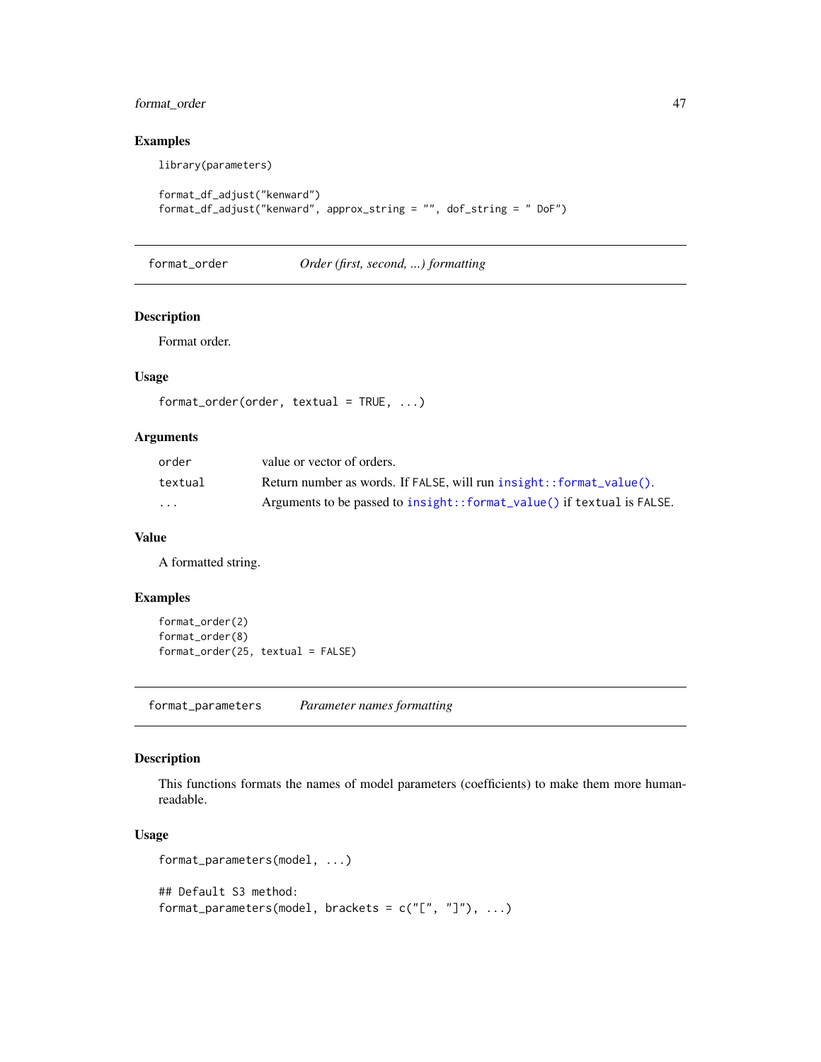### Examples

```
library(parameters)

format_df_adjust("kenward")
format_df_adjust("kenward", approx_string = "", dof_string = " DoF")
```

---

## format_order — *Order (first, second, ...) formatting*

### Description

Format order.

### Usage

```
format_order(order, textual = TRUE, ...)
```

### Arguments

| | |
|---|---|
| `order` | value or vector of orders. |
| `textual` | Return number as words. If `FALSE`, will run `insight::format_value()`. |
| `...` | Arguments to be passed to `insight::format_value()` if `textual` is `FALSE`. |

### Value

A formatted string.

### Examples

```
format_order(2)
format_order(8)
format_order(25, textual = FALSE)
```

---

## format_parameters — *Parameter names formatting*

### Description

This functions formats the names of model parameters (coefficients) to make them more human-readable.

### Usage

```
format_parameters(model, ...)

## Default S3 method:
format_parameters(model, brackets = c("[", "]"), ...)
```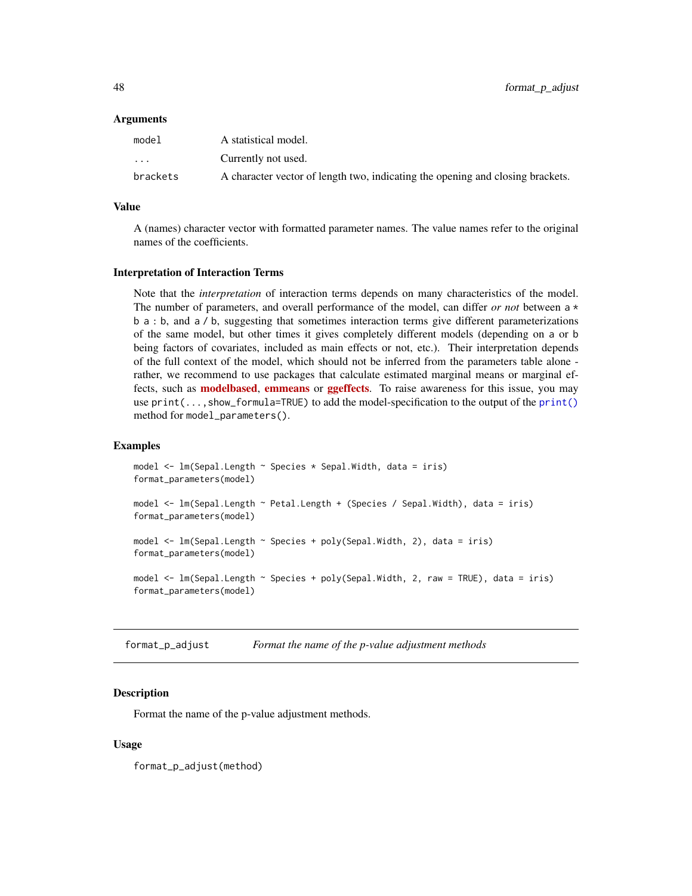### Arguments

| | |
|---|---|
| model | A statistical model. |
| ... | Currently not used. |
| brackets | A character vector of length two, indicating the opening and closing brackets. |

### Value

A (names) character vector with formatted parameter names. The value names refer to the original names of the coefficients.

### Interpretation of Interaction Terms

Note that the *interpretation* of interaction terms depends on many characteristics of the model. The number of parameters, and overall performance of the model, can differ *or not* between `a * b` `a : b`, and `a / b`, suggesting that sometimes interaction terms give different parameterizations of the same model, but other times it gives completely different models (depending on `a` or `b` being factors of covariates, included as main effects or not, etc.). Their interpretation depends of the full context of the model, which should not be inferred from the parameters table alone - rather, we recommend to use packages that calculate estimated marginal means or marginal effects, such as **modelbased**, **emmeans** or **ggeffects**. To raise awareness for this issue, you may use `print(...,show_formula=TRUE)` to add the model-specification to the output of the `print()` method for `model_parameters()`.

### Examples

```
model <- lm(Sepal.Length ~ Species * Sepal.Width, data = iris)
format_parameters(model)

model <- lm(Sepal.Length ~ Petal.Length + (Species / Sepal.Width), data = iris)
format_parameters(model)

model <- lm(Sepal.Length ~ Species + poly(Sepal.Width, 2), data = iris)
format_parameters(model)

model <- lm(Sepal.Length ~ Species + poly(Sepal.Width, 2, raw = TRUE), data = iris)
format_parameters(model)
```

---

## format_p_adjust — *Format the name of the p-value adjustment methods*

### Description

Format the name of the p-value adjustment methods.

### Usage

```
format_p_adjust(method)
```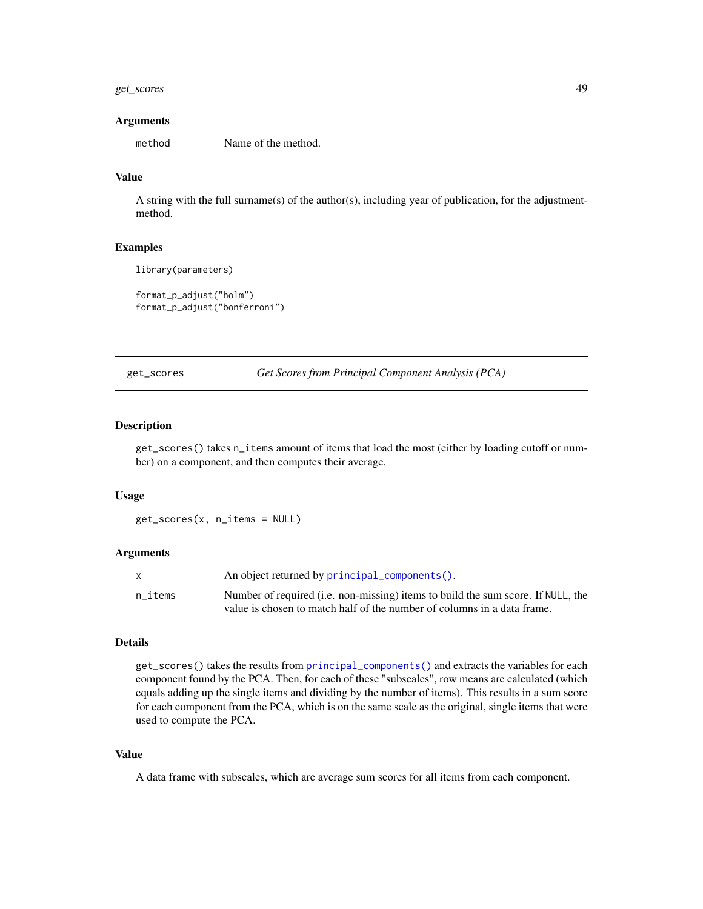### Arguments

| | |
|---|---|
| `method` | Name of the method. |

### Value

A string with the full surname(s) of the author(s), including year of publication, for the adjustment-method.

### Examples

```
library(parameters)

format_p_adjust("holm")
format_p_adjust("bonferroni")
```

---

## get_scores — *Get Scores from Principal Component Analysis (PCA)*

---

### Description

`get_scores()` takes `n_items` amount of items that load the most (either by loading cutoff or number) on a component, and then computes their average.

### Usage

```
get_scores(x, n_items = NULL)
```

### Arguments

| | |
|---|---|
| `x` | An object returned by `principal_components()`. |
| `n_items` | Number of required (i.e. non-missing) items to build the sum score. If `NULL`, the value is chosen to match half of the number of columns in a data frame. |

### Details

`get_scores()` takes the results from `principal_components()` and extracts the variables for each component found by the PCA. Then, for each of these "subscales", row means are calculated (which equals adding up the single items and dividing by the number of items). This results in a sum score for each component from the PCA, which is on the same scale as the original, single items that were used to compute the PCA.

### Value

A data frame with subscales, which are average sum scores for all items from each component.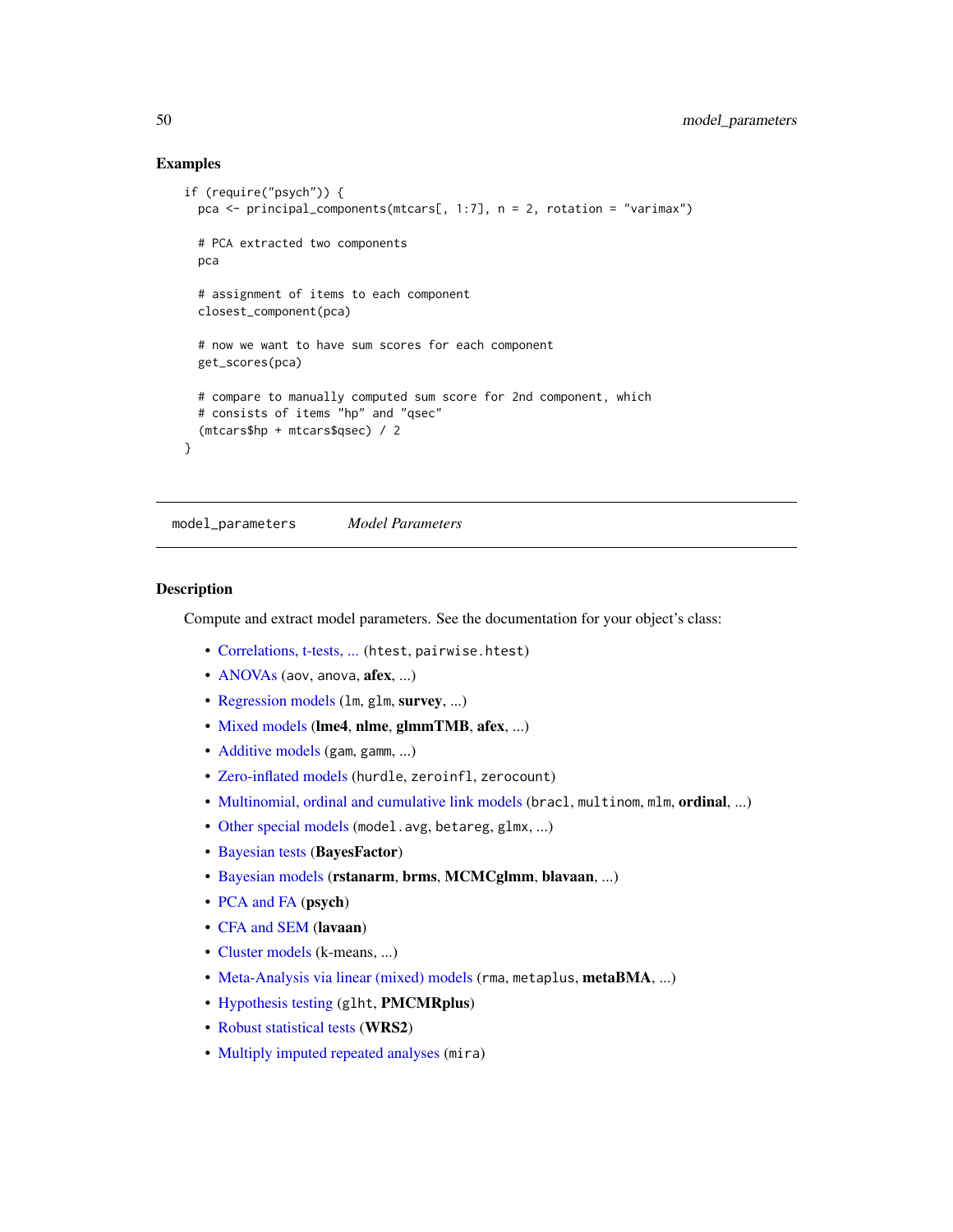### Examples

```
if (require("psych")) {
  pca <- principal_components(mtcars[, 1:7], n = 2, rotation = "varimax")

  # PCA extracted two components
  pca

  # assignment of items to each component
  closest_component(pca)

  # now we want to have sum scores for each component
  get_scores(pca)

  # compare to manually computed sum score for 2nd component, which
  # consists of items "hp" and "qsec"
  (mtcars$hp + mtcars$qsec) / 2
}
```

---

## model_parameters *Model Parameters*

---

### Description

Compute and extract model parameters. See the documentation for your object's class:

- Correlations, t-tests, ... (`htest`, `pairwise.htest`)
- ANOVAs (`aov`, `anova`, **afex**, ...)
- Regression models (`lm`, `glm`, **survey**, ...)
- Mixed models (**lme4**, **nlme**, **glmmTMB**, **afex**, ...)
- Additive models (`gam`, `gamm`, ...)
- Zero-inflated models (`hurdle`, `zeroinfl`, `zerocount`)
- Multinomial, ordinal and cumulative link models (`bracl`, `multinom`, `mlm`, **ordinal**, ...)
- Other special models (`model.avg`, `betareg`, `glmx`, ...)
- Bayesian tests (**BayesFactor**)
- Bayesian models (**rstanarm**, **brms**, **MCMCglmm**, **blavaan**, ...)
- PCA and FA (**psych**)
- CFA and SEM (**lavaan**)
- Cluster models (k-means, ...)
- Meta-Analysis via linear (mixed) models (`rma`, `metaplus`, **metaBMA**, ...)
- Hypothesis testing (`glht`, **PMCMRplus**)
- Robust statistical tests (**WRS2**)
- Multiply imputed repeated analyses (`mira`)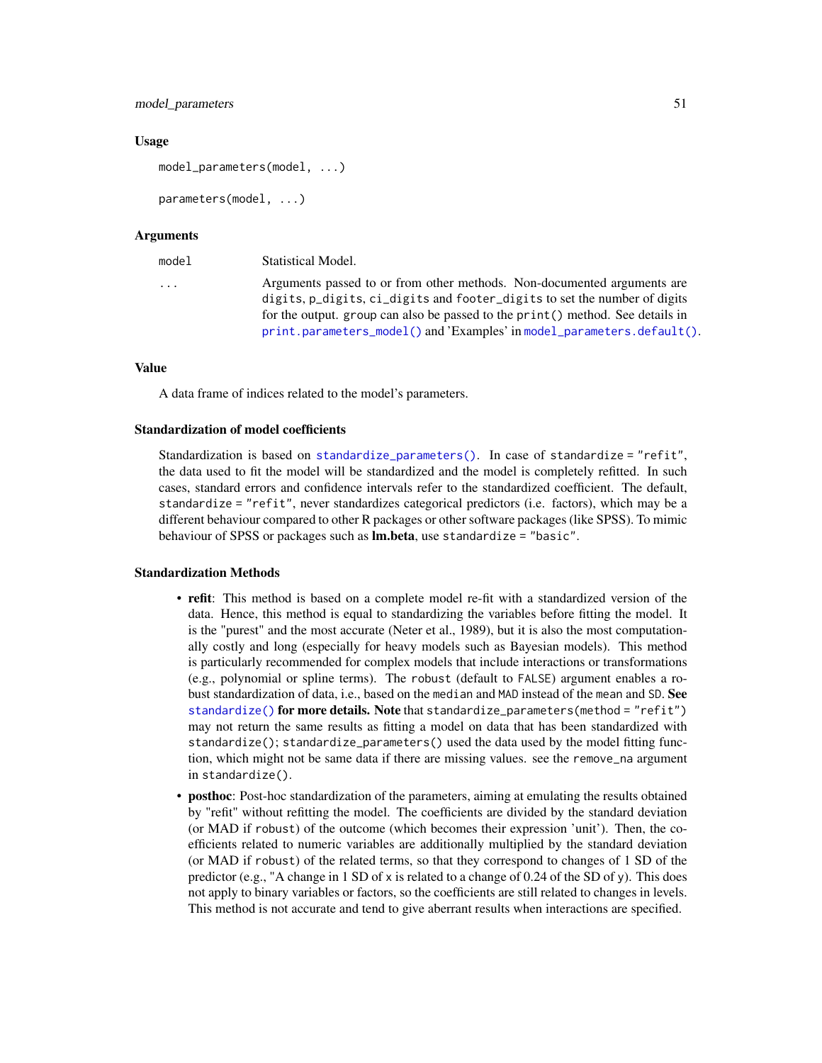### Usage

```
model_parameters(model, ...)

parameters(model, ...)
```

### Arguments

| | |
|---|---|
| `model` | Statistical Model. |
| `...` | Arguments passed to or from other methods. Non-documented arguments are `digits`, `p_digits`, `ci_digits` and `footer_digits` to set the number of digits for the output. `group` can also be passed to the `print()` method. See details in `print.parameters_model()` and 'Examples' in `model_parameters.default()`. |

### Value

A data frame of indices related to the model's parameters.

### Standardization of model coefficients

Standardization is based on `standardize_parameters()`. In case of `standardize = "refit"`, the data used to fit the model will be standardized and the model is completely refitted. In such cases, standard errors and confidence intervals refer to the standardized coefficient. The default, `standardize = "refit"`, never standardizes categorical predictors (i.e. factors), which may be a different behaviour compared to other R packages or other software packages (like SPSS). To mimic behaviour of SPSS or packages such as **lm.beta**, use `standardize = "basic"`.

### Standardization Methods

- **refit**: This method is based on a complete model re-fit with a standardized version of the data. Hence, this method is equal to standardizing the variables before fitting the model. It is the "purest" and the most accurate (Neter et al., 1989), but it is also the most computationally costly and long (especially for heavy models such as Bayesian models). This method is particularly recommended for complex models that include interactions or transformations (e.g., polynomial or spline terms). The `robust` (default to `FALSE`) argument enables a robust standardization of data, i.e., based on the `median` and `MAD` instead of the `mean` and `SD`. **See `standardize()` for more details. Note** that `standardize_parameters(method = "refit")` may not return the same results as fitting a model on data that has been standardized with `standardize()`; `standardize_parameters()` used the data used by the model fitting function, which might not be same data if there are missing values. see the `remove_na` argument in `standardize()`.
- **posthoc**: Post-hoc standardization of the parameters, aiming at emulating the results obtained by "refit" without refitting the model. The coefficients are divided by the standard deviation (or MAD if `robust`) of the outcome (which becomes their expression 'unit'). Then, the coefficients related to numeric variables are additionally multiplied by the standard deviation (or MAD if `robust`) of the related terms, so that they correspond to changes of 1 SD of the predictor (e.g., "A change in 1 SD of `x` is related to a change of 0.24 of the SD of `y`). This does not apply to binary variables or factors, so the coefficients are still related to changes in levels. This method is not accurate and tend to give aberrant results when interactions are specified.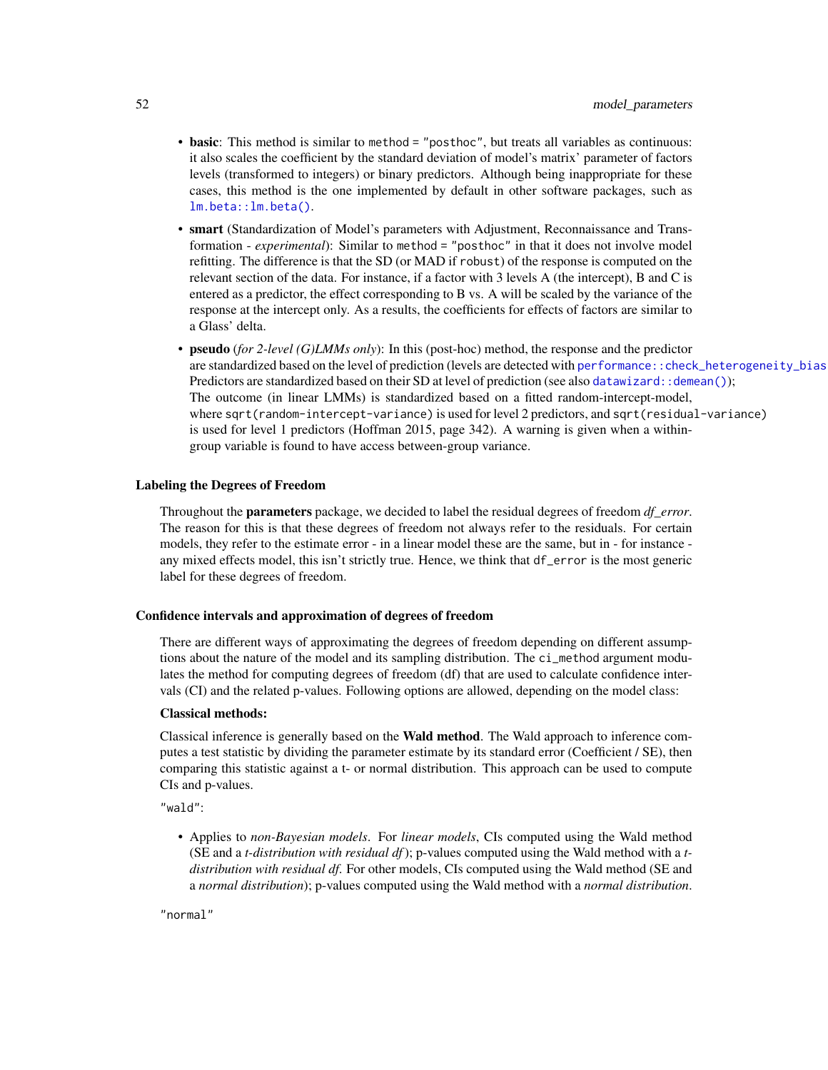- **basic**: This method is similar to `method = "posthoc"`, but treats all variables as continuous: it also scales the coefficient by the standard deviation of model's matrix' parameter of factors levels (transformed to integers) or binary predictors. Although being inappropriate for these cases, this method is the one implemented by default in other software packages, such as `lm.beta::lm.beta()`.
- **smart** (Standardization of Model's parameters with Adjustment, Reconnaissance and Transformation - *experimental*): Similar to `method = "posthoc"` in that it does not involve model refitting. The difference is that the SD (or MAD if `robust`) of the response is computed on the relevant section of the data. For instance, if a factor with 3 levels A (the intercept), B and C is entered as a predictor, the effect corresponding to B vs. A will be scaled by the variance of the response at the intercept only. As a results, the coefficients for effects of factors are similar to a Glass' delta.
- **pseudo** (*for 2-level (G)LMMs only*): In this (post-hoc) method, the response and the predictor are standardized based on the level of prediction (levels are detected with `performance::check_heterogeneity_bias`). Predictors are standardized based on their SD at level of prediction (see also `datawizard::demean()`); The outcome (in linear LMMs) is standardized based on a fitted random-intercept-model, where `sqrt(random-intercept-variance)` is used for level 2 predictors, and `sqrt(residual-variance)` is used for level 1 predictors (Hoffman 2015, page 342). A warning is given when a within-group variable is found to have access between-group variance.

### Labeling the Degrees of Freedom

Throughout the **parameters** package, we decided to label the residual degrees of freedom *df_error*. The reason for this is that these degrees of freedom not always refer to the residuals. For certain models, they refer to the estimate error - in a linear model these are the same, but in - for instance - any mixed effects model, this isn't strictly true. Hence, we think that `df_error` is the most generic label for these degrees of freedom.

### Confidence intervals and approximation of degrees of freedom

There are different ways of approximating the degrees of freedom depending on different assumptions about the nature of the model and its sampling distribution. The `ci_method` argument modulates the method for computing degrees of freedom (df) that are used to calculate confidence intervals (CI) and the related p-values. Following options are allowed, depending on the model class:

**Classical methods:**

Classical inference is generally based on the **Wald method**. The Wald approach to inference computes a test statistic by dividing the parameter estimate by its standard error (Coefficient / SE), then comparing this statistic against a t- or normal distribution. This approach can be used to compute CIs and p-values.

`"wald"`:

- Applies to *non-Bayesian models*. For *linear models*, CIs computed using the Wald method (SE and a *t-distribution with residual df*); p-values computed using the Wald method with a *t-distribution with residual df*. For other models, CIs computed using the Wald method (SE and a *normal distribution*); p-values computed using the Wald method with a *normal distribution*.

`"normal"`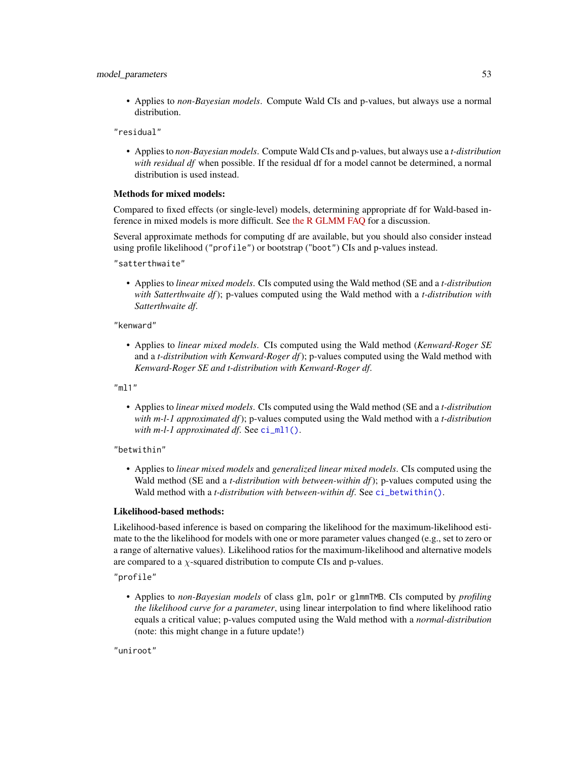- Applies to *non-Bayesian models*. Compute Wald CIs and p-values, but always use a normal distribution.

`"residual"`

- Applies to *non-Bayesian models*. Compute Wald CIs and p-values, but always use a *t-distribution with residual df* when possible. If the residual df for a model cannot be determined, a normal distribution is used instead.

**Methods for mixed models:**

Compared to fixed effects (or single-level) models, determining appropriate df for Wald-based inference in mixed models is more difficult. See the R GLMM FAQ for a discussion.

Several approximate methods for computing df are available, but you should also consider instead using profile likelihood (`"profile"`) or bootstrap (`"boot"`) CIs and p-values instead.

`"satterthwaite"`

- Applies to *linear mixed models*. CIs computed using the Wald method (SE and a *t-distribution with Satterthwaite df*); p-values computed using the Wald method with a *t-distribution with Satterthwaite df*.

`"kenward"`

- Applies to *linear mixed models*. CIs computed using the Wald method (*Kenward-Roger SE* and a *t-distribution with Kenward-Roger df*); p-values computed using the Wald method with *Kenward-Roger SE and t-distribution with Kenward-Roger df*.

`"ml1"`

- Applies to *linear mixed models*. CIs computed using the Wald method (SE and a *t-distribution with m-l-1 approximated df*); p-values computed using the Wald method with a *t-distribution with m-l-1 approximated df*. See `ci_ml1()`.

`"betwithin"`

- Applies to *linear mixed models* and *generalized linear mixed models*. CIs computed using the Wald method (SE and a *t-distribution with between-within df*); p-values computed using the Wald method with a *t-distribution with between-within df*. See `ci_betwithin()`.

**Likelihood-based methods:**

Likelihood-based inference is based on comparing the likelihood for the maximum-likelihood estimate to the the likelihood for models with one or more parameter values changed (e.g., set to zero or a range of alternative values). Likelihood ratios for the maximum-likelihood and alternative models are compared to a $\chi$-squared distribution to compute CIs and p-values.

`"profile"`

- Applies to *non-Bayesian models* of class `glm`, `polr` or `glmmTMB`. CIs computed by *profiling the likelihood curve for a parameter*, using linear interpolation to find where likelihood ratio equals a critical value; p-values computed using the Wald method with a *normal-distribution* (note: this might change in a future update!)

`"uniroot"`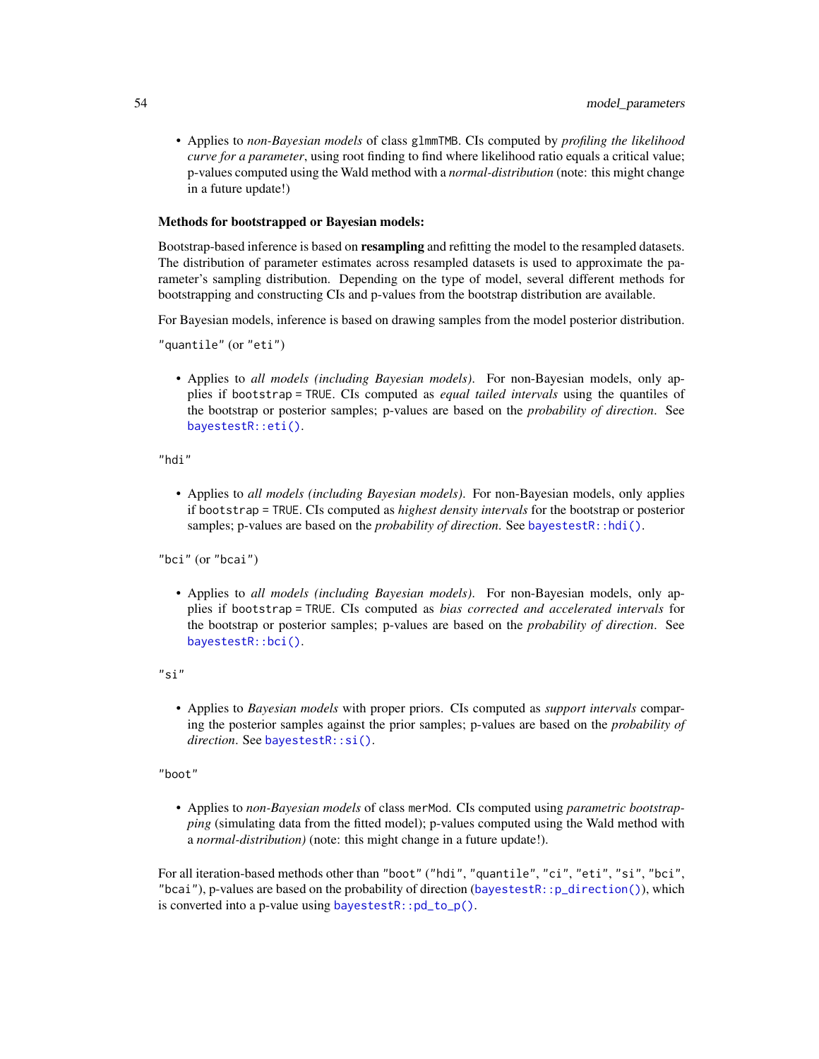- Applies to *non-Bayesian models* of class `glmmTMB`. CIs computed by *profiling the likelihood curve for a parameter*, using root finding to find where likelihood ratio equals a critical value; p-values computed using the Wald method with a *normal-distribution* (note: this might change in a future update!)

**Methods for bootstrapped or Bayesian models:**

Bootstrap-based inference is based on **resampling** and refitting the model to the resampled datasets. The distribution of parameter estimates across resampled datasets is used to approximate the parameter's sampling distribution. Depending on the type of model, several different methods for bootstrapping and constructing CIs and p-values from the bootstrap distribution are available.

For Bayesian models, inference is based on drawing samples from the model posterior distribution.

`"quantile"` (or `"eti"`)

- Applies to *all models (including Bayesian models)*. For non-Bayesian models, only applies if `bootstrap = TRUE`. CIs computed as *equal tailed intervals* using the quantiles of the bootstrap or posterior samples; p-values are based on the *probability of direction*. See `bayestestR::eti()`.

`"hdi"`

- Applies to *all models (including Bayesian models)*. For non-Bayesian models, only applies if `bootstrap = TRUE`. CIs computed as *highest density intervals* for the bootstrap or posterior samples; p-values are based on the *probability of direction*. See `bayestestR::hdi()`.

`"bci"` (or `"bcai"`)

- Applies to *all models (including Bayesian models)*. For non-Bayesian models, only applies if `bootstrap = TRUE`. CIs computed as *bias corrected and accelerated intervals* for the bootstrap or posterior samples; p-values are based on the *probability of direction*. See `bayestestR::bci()`.

`"si"`

- Applies to *Bayesian models* with proper priors. CIs computed as *support intervals* comparing the posterior samples against the prior samples; p-values are based on the *probability of direction*. See `bayestestR::si()`.

`"boot"`

- Applies to *non-Bayesian models* of class `merMod`. CIs computed using *parametric bootstrapping* (simulating data from the fitted model); p-values computed using the Wald method with a *normal-distribution)* (note: this might change in a future update!).

For all iteration-based methods other than `"boot"` (`"hdi"`, `"quantile"`, `"ci"`, `"eti"`, `"si"`, `"bci"`, `"bcai"`), p-values are based on the probability of direction (`bayestestR::p_direction()`), which is converted into a p-value using `bayestestR::pd_to_p()`.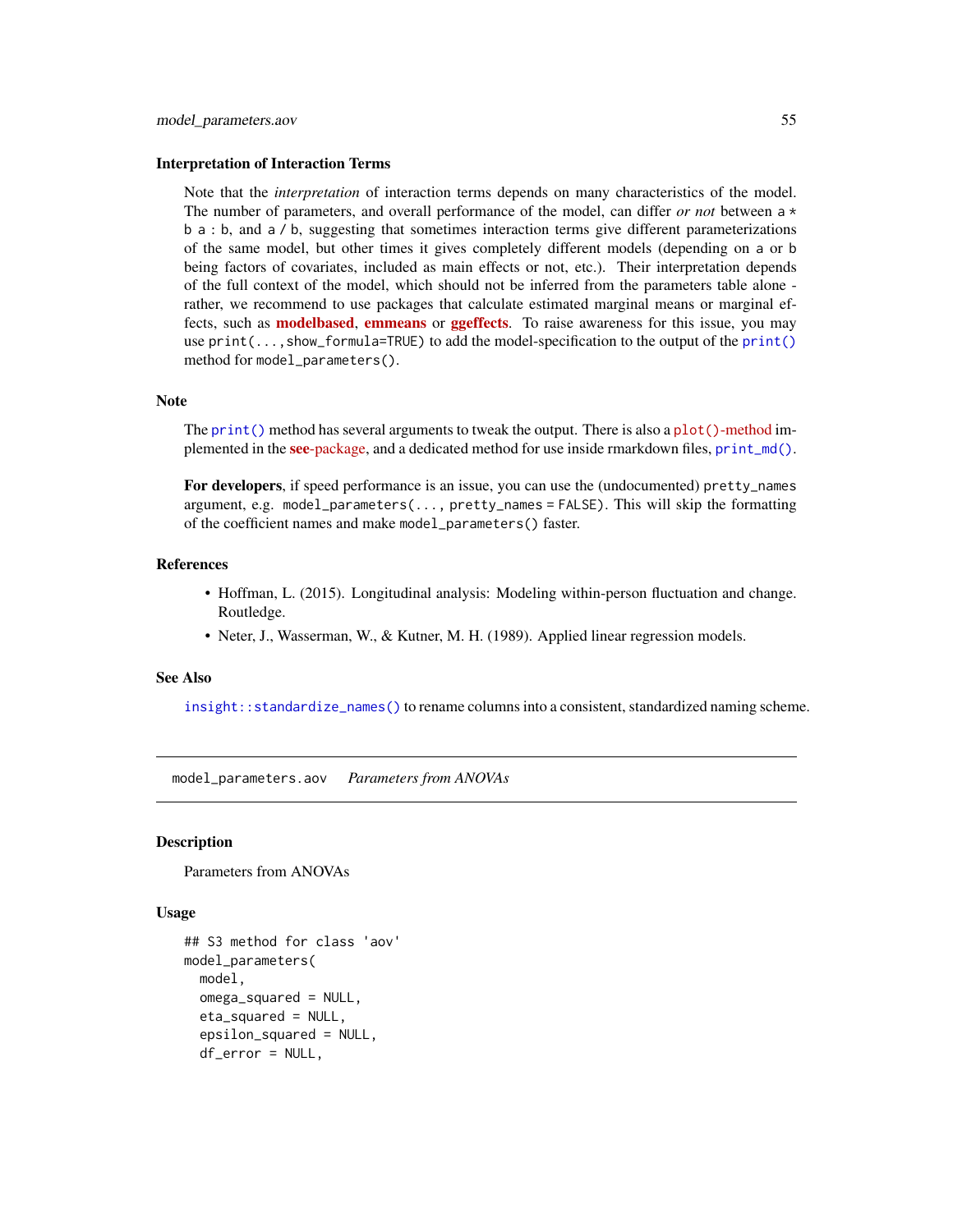### Interpretation of Interaction Terms

Note that the *interpretation* of interaction terms depends on many characteristics of the model. The number of parameters, and overall performance of the model, can differ *or not* between `a * b a : b`, and `a / b`, suggesting that sometimes interaction terms give different parameterizations of the same model, but other times it gives completely different models (depending on `a` or `b` being factors of covariates, included as main effects or not, etc.). Their interpretation depends of the full context of the model, which should not be inferred from the parameters table alone - rather, we recommend to use packages that calculate estimated marginal means or marginal effects, such as **modelbased**, **emmeans** or **ggeffects**. To raise awareness for this issue, you may use `print(...,show_formula=TRUE)` to add the model-specification to the output of the `print()` method for `model_parameters()`.

### Note

The `print()` method has several arguments to tweak the output. There is also a `plot()`-method implemented in the **see**-package, and a dedicated method for use inside rmarkdown files, `print_md()`.

**For developers**, if speed performance is an issue, you can use the (undocumented) `pretty_names` argument, e.g. `model_parameters(..., pretty_names = FALSE)`. This will skip the formatting of the coefficient names and make `model_parameters()` faster.

### References

- Hoffman, L. (2015). Longitudinal analysis: Modeling within-person fluctuation and change. Routledge.
- Neter, J., Wasserman, W., & Kutner, M. H. (1989). Applied linear regression models.

### See Also

`insight::standardize_names()` to rename columns into a consistent, standardized naming scheme.

---

## model_parameters.aov *Parameters from ANOVAs*

### Description

Parameters from ANOVAs

### Usage

```
## S3 method for class 'aov'
model_parameters(
  model,
  omega_squared = NULL,
  eta_squared = NULL,
  epsilon_squared = NULL,
  df_error = NULL,
```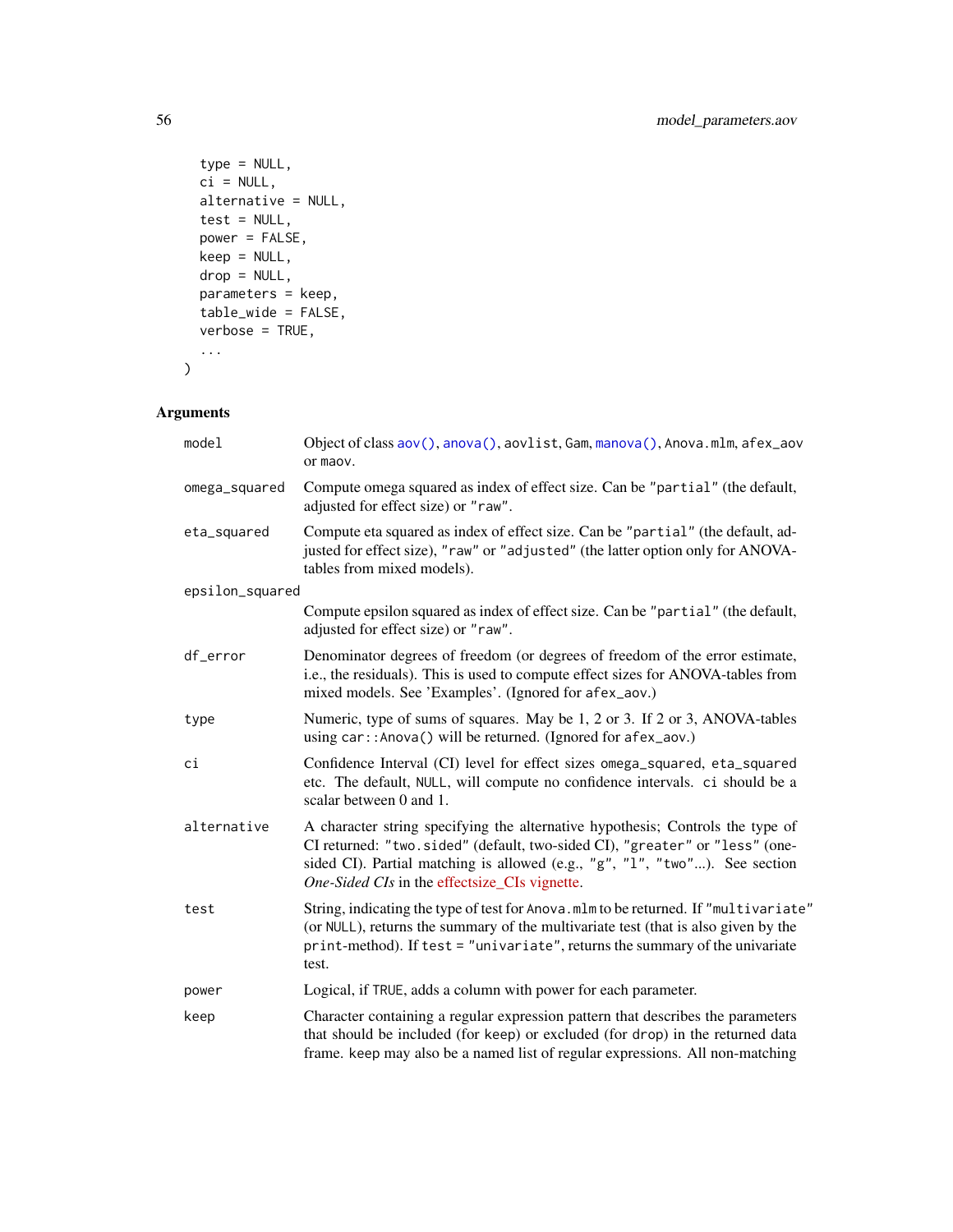```
  type = NULL,
  ci = NULL,
  alternative = NULL,
  test = NULL,
  power = FALSE,
  keep = NULL,
  drop = NULL,
  parameters = keep,
  table_wide = FALSE,
  verbose = TRUE,
  ...
)
```

## Arguments

| | |
|---|---|
| `model` | Object of class `aov()`, `anova()`, `aovlist`, `Gam`, `manova()`, `Anova.mlm`, `afex_aov` or `maov`. |
| `omega_squared` | Compute omega squared as index of effect size. Can be `"partial"` (the default, adjusted for effect size) or `"raw"`. |
| `eta_squared` | Compute eta squared as index of effect size. Can be `"partial"` (the default, adjusted for effect size), `"raw"` or `"adjusted"` (the latter option only for ANOVA-tables from mixed models). |
| `epsilon_squared` | Compute epsilon squared as index of effect size. Can be `"partial"` (the default, adjusted for effect size) or `"raw"`. |
| `df_error` | Denominator degrees of freedom (or degrees of freedom of the error estimate, i.e., the residuals). This is used to compute effect sizes for ANOVA-tables from mixed models. See 'Examples'. (Ignored for `afex_aov`.) |
| `type` | Numeric, type of sums of squares. May be 1, 2 or 3. If 2 or 3, ANOVA-tables using `car::Anova()` will be returned. (Ignored for `afex_aov`.) |
| `ci` | Confidence Interval (CI) level for effect sizes `omega_squared`, `eta_squared` etc. The default, `NULL`, will compute no confidence intervals. `ci` should be a scalar between 0 and 1. |
| `alternative` | A character string specifying the alternative hypothesis; Controls the type of CI returned: `"two.sided"` (default, two-sided CI), `"greater"` or `"less"` (one-sided CI). Partial matching is allowed (e.g., `"g"`, `"l"`, `"two"`...). See section *One-Sided CIs* in the effectsize_CIs vignette. |
| `test` | String, indicating the type of test for `Anova.mlm` to be returned. If `"multivariate"` (or `NULL`), returns the summary of the multivariate test (that is also given by the `print`-method). If `test = "univariate"`, returns the summary of the univariate test. |
| `power` | Logical, if `TRUE`, adds a column with power for each parameter. |
| `keep` | Character containing a regular expression pattern that describes the parameters that should be included (for `keep`) or excluded (for `drop`) in the returned data frame. `keep` may also be a named list of regular expressions. All non-matching |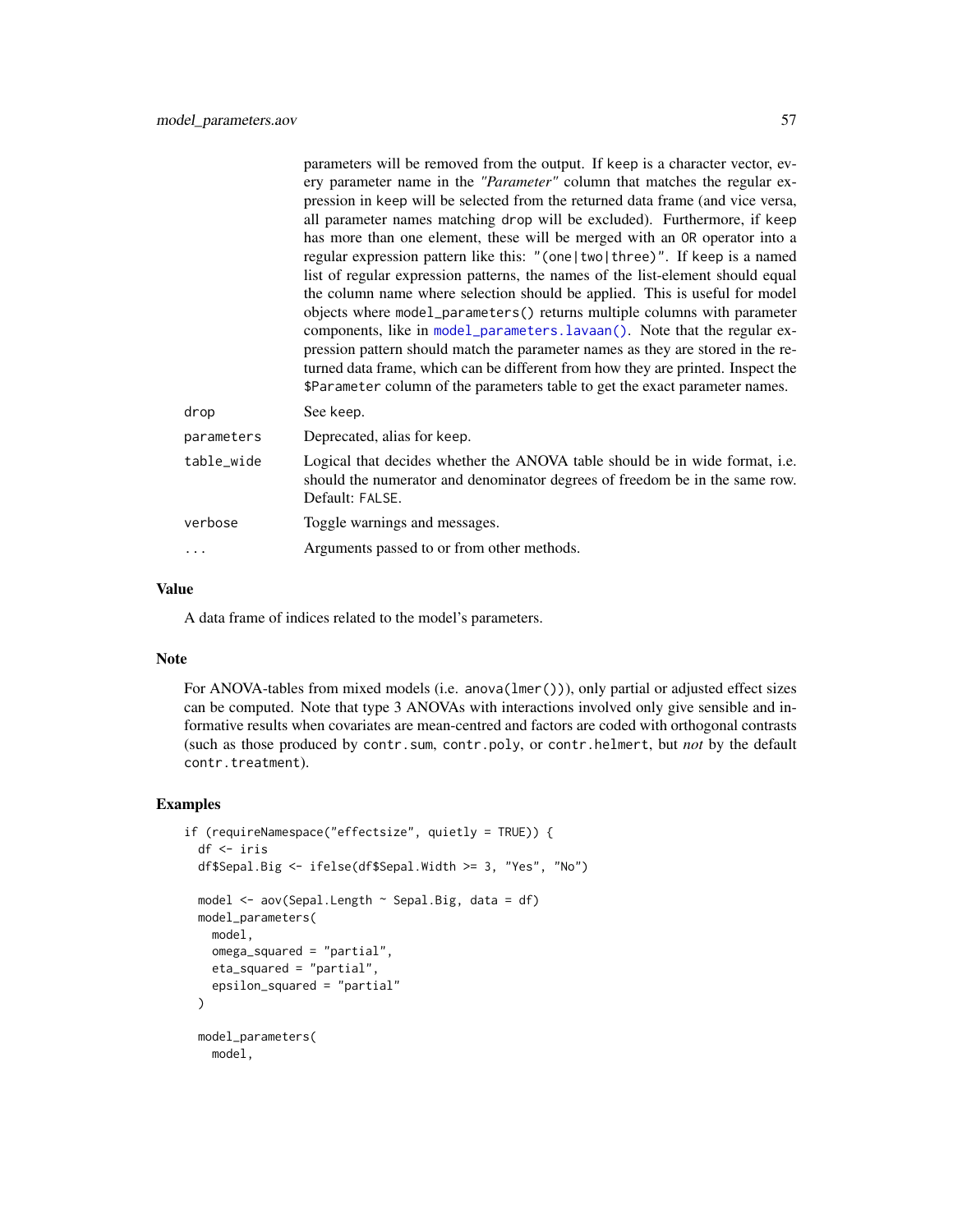parameters will be removed from the output. If keep is a character vector, every parameter name in the *"Parameter"* column that matches the regular expression in keep will be selected from the returned data frame (and vice versa, all parameter names matching drop will be excluded). Furthermore, if keep has more than one element, these will be merged with an OR operator into a regular expression pattern like this: "(one|two|three)". If keep is a named list of regular expression patterns, the names of the list-element should equal the column name where selection should be applied. This is useful for model objects where model_parameters() returns multiple columns with parameter components, like in model_parameters.lavaan(). Note that the regular expression pattern should match the parameter names as they are stored in the returned data frame, which can be different from how they are printed. Inspect the $Parameter column of the parameters table to get the exact parameter names.

drop
: See keep.

parameters
: Deprecated, alias for keep.

table_wide
: Logical that decides whether the ANOVA table should be in wide format, i.e. should the numerator and denominator degrees of freedom be in the same row. Default: FALSE.

verbose
: Toggle warnings and messages.

...
: Arguments passed to or from other methods.

## Value

A data frame of indices related to the model's parameters.

## Note

For ANOVA-tables from mixed models (i.e. anova(lmer())), only partial or adjusted effect sizes can be computed. Note that type 3 ANOVAs with interactions involved only give sensible and informative results when covariates are mean-centred and factors are coded with orthogonal contrasts (such as those produced by contr.sum, contr.poly, or contr.helmert, but *not* by the default contr.treatment).

## Examples

```
if (requireNamespace("effectsize", quietly = TRUE)) {
  df <- iris
  df$Sepal.Big <- ifelse(df$Sepal.Width >= 3, "Yes", "No")

  model <- aov(Sepal.Length ~ Sepal.Big, data = df)
  model_parameters(
    model,
    omega_squared = "partial",
    eta_squared = "partial",
    epsilon_squared = "partial"
  )

  model_parameters(
    model,
```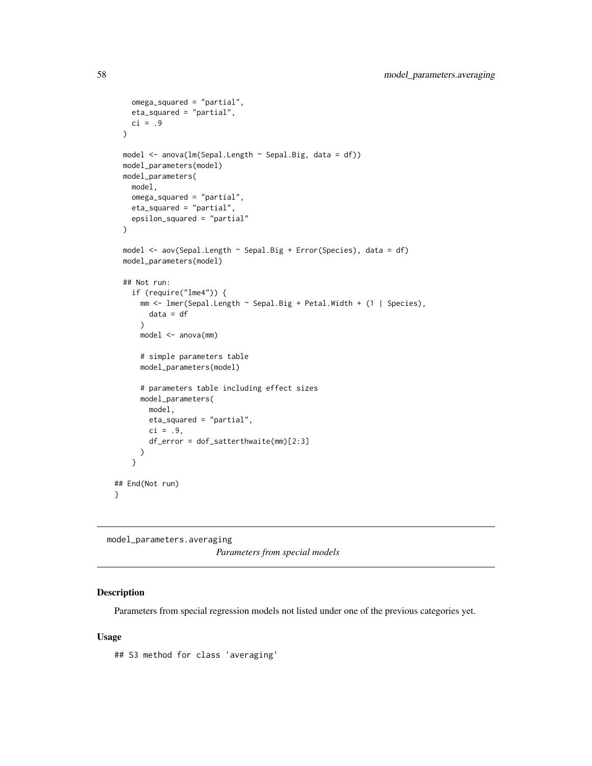```
    omega_squared = "partial",
    eta_squared = "partial",
    ci = .9
  )

  model <- anova(lm(Sepal.Length ~ Sepal.Big, data = df))
  model_parameters(model)
  model_parameters(
    model,
    omega_squared = "partial",
    eta_squared = "partial",
    epsilon_squared = "partial"
  )

  model <- aov(Sepal.Length ~ Sepal.Big + Error(Species), data = df)
  model_parameters(model)

  ## Not run:
    if (require("lme4")) {
      mm <- lmer(Sepal.Length ~ Sepal.Big + Petal.Width + (1 | Species),
        data = df
      )
      model <- anova(mm)

      # simple parameters table
      model_parameters(model)

      # parameters table including effect sizes
      model_parameters(
        model,
        eta_squared = "partial",
        ci = .9,
        df_error = dof_satterthwaite(mm)[2:3]
      )
    }

## End(Not run)
}
```

---

model_parameters.averaging    *Parameters from special models*

---

### Description

Parameters from special regression models not listed under one of the previous categories yet.

### Usage

```
## S3 method for class 'averaging'
```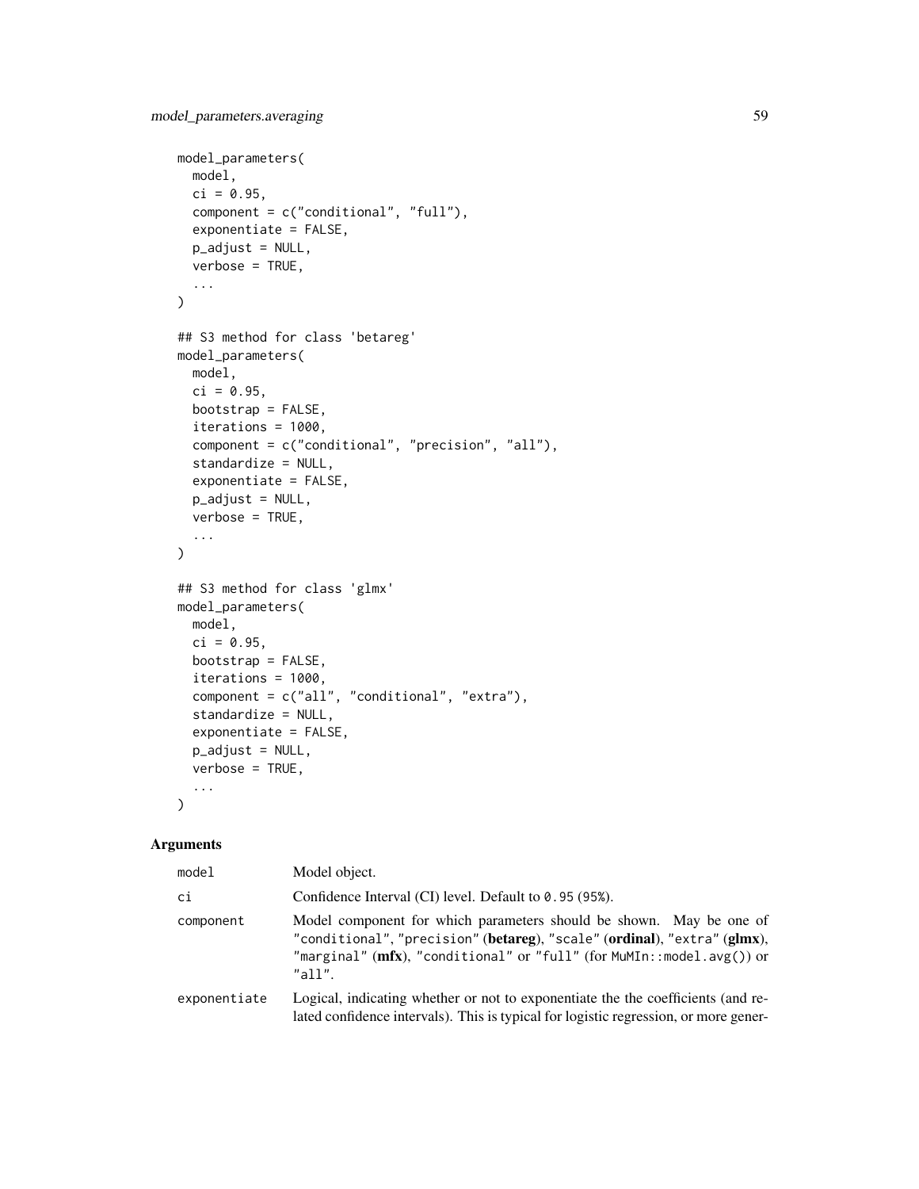```
model_parameters(
  model,
  ci = 0.95,
  component = c("conditional", "full"),
  exponentiate = FALSE,
  p_adjust = NULL,
  verbose = TRUE,
  ...
)

## S3 method for class 'betareg'
model_parameters(
  model,
  ci = 0.95,
  bootstrap = FALSE,
  iterations = 1000,
  component = c("conditional", "precision", "all"),
  standardize = NULL,
  exponentiate = FALSE,
  p_adjust = NULL,
  verbose = TRUE,
  ...
)

## S3 method for class 'glmx'
model_parameters(
  model,
  ci = 0.95,
  bootstrap = FALSE,
  iterations = 1000,
  component = c("all", "conditional", "extra"),
  standardize = NULL,
  exponentiate = FALSE,
  p_adjust = NULL,
  verbose = TRUE,
  ...
)
```

## Arguments

| | |
|---|---|
| `model` | Model object. |
| `ci` | Confidence Interval (CI) level. Default to `0.95` (`95%`). |
| `component` | Model component for which parameters should be shown. May be one of `"conditional"`, `"precision"` (**betareg**), `"scale"` (**ordinal**), `"extra"` (**glmx**), `"marginal"` (**mfx**), `"conditional"` or `"full"` (for `MuMIn::model.avg()`) or `"all"`. |
| `exponentiate` | Logical, indicating whether or not to exponentiate the the coefficients (and related confidence intervals). This is typical for logistic regression, or more gener- |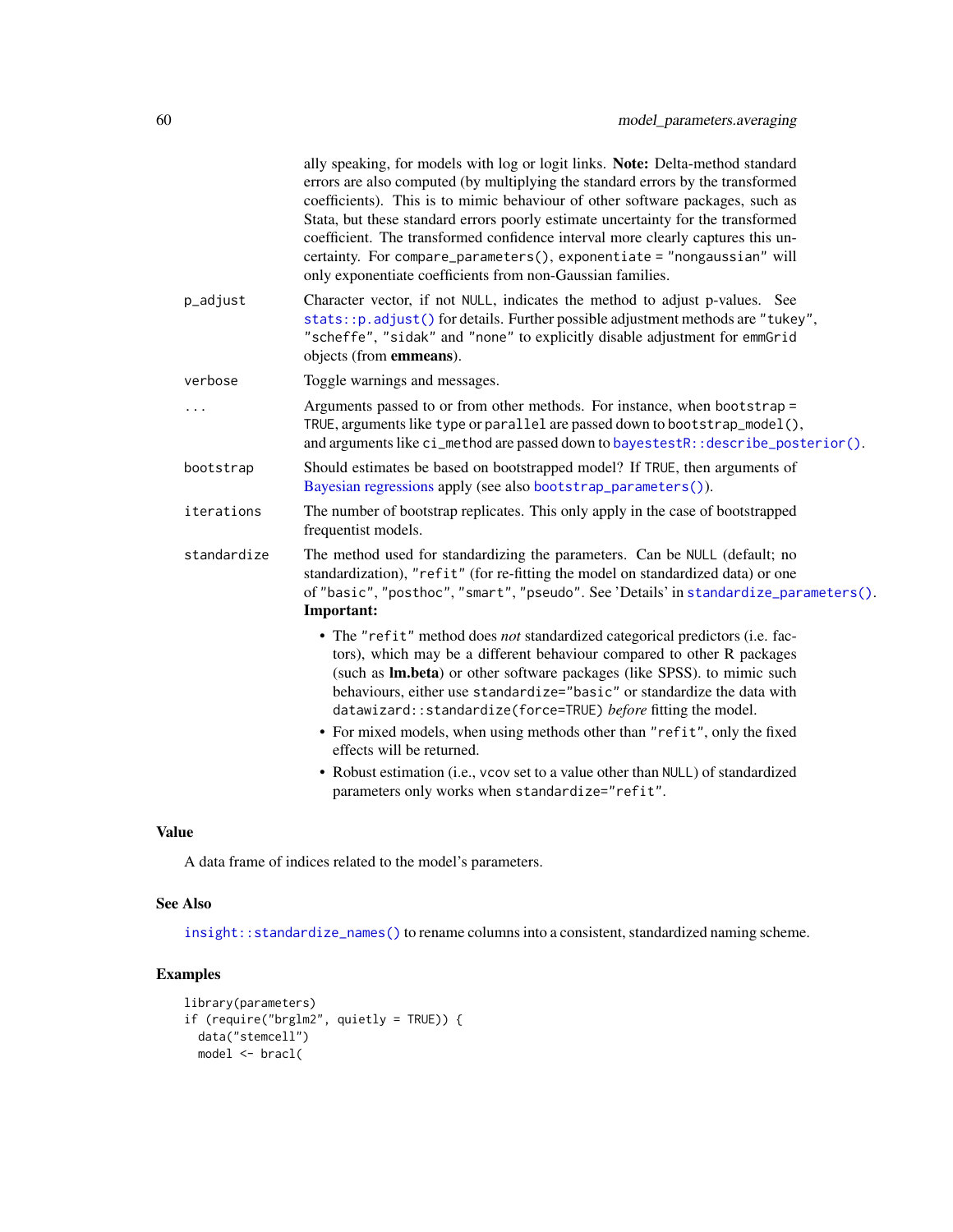ally speaking, for models with log or logit links. **Note:** Delta-method standard errors are also computed (by multiplying the standard errors by the transformed coefficients). This is to mimic behaviour of other software packages, such as Stata, but these standard errors poorly estimate uncertainty for the transformed coefficient. The transformed confidence interval more clearly captures this uncertainty. For `compare_parameters()`, `exponentiate = "nongaussian"` will only exponentiate coefficients from non-Gaussian families.

`p_adjust`
: Character vector, if not `NULL`, indicates the method to adjust p-values. See `stats::p.adjust()` for details. Further possible adjustment methods are `"tukey"`, `"scheffe"`, `"sidak"` and `"none"` to explicitly disable adjustment for `emmGrid` objects (from **emmeans**).

`verbose`
: Toggle warnings and messages.

`...`
: Arguments passed to or from other methods. For instance, when `bootstrap = TRUE`, arguments like `type` or `parallel` are passed down to `bootstrap_model()`, and arguments like `ci_method` are passed down to `bayestestR::describe_posterior()`.

`bootstrap`
: Should estimates be based on bootstrapped model? If `TRUE`, then arguments of Bayesian regressions apply (see also `bootstrap_parameters()`).

`iterations`
: The number of bootstrap replicates. This only apply in the case of bootstrapped frequentist models.

`standardize`
: The method used for standardizing the parameters. Can be `NULL` (default; no standardization), `"refit"` (for re-fitting the model on standardized data) or one of `"basic"`, `"posthoc"`, `"smart"`, `"pseudo"`. See 'Details' in `standardize_parameters()`. **Important:**

  - The `"refit"` method does *not* standardized categorical predictors (i.e. factors), which may be a different behaviour compared to other R packages (such as **lm.beta**) or other software packages (like SPSS). to mimic such behaviours, either use `standardize="basic"` or standardize the data with `datawizard::standardize(force=TRUE)` *before* fitting the model.
  - For mixed models, when using methods other than `"refit"`, only the fixed effects will be returned.
  - Robust estimation (i.e., `vcov` set to a value other than `NULL`) of standardized parameters only works when `standardize="refit"`.

## Value

A data frame of indices related to the model's parameters.

## See Also

`insight::standardize_names()` to rename columns into a consistent, standardized naming scheme.

## Examples

```
library(parameters)
if (require("brglm2", quietly = TRUE)) {
  data("stemcell")
  model <- bracl(
```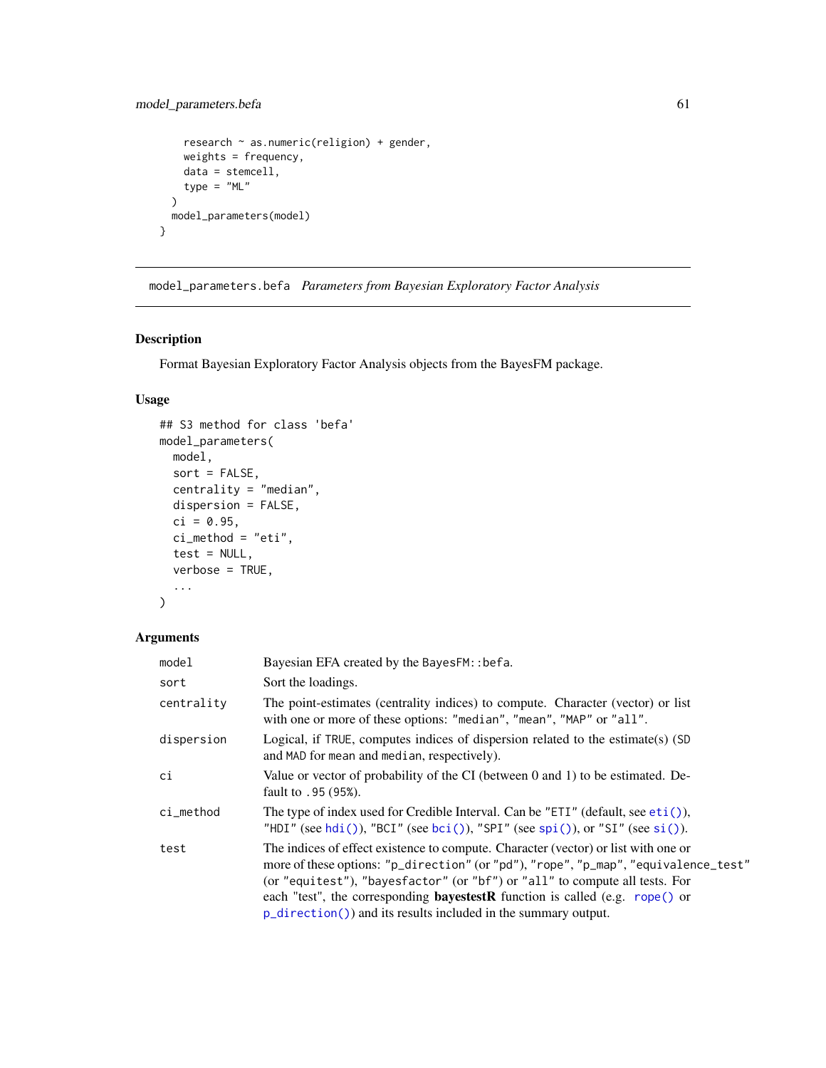```
    research ~ as.numeric(religion) + gender,
    weights = frequency,
    data = stemcell,
    type = "ML"
  )
  model_parameters(model)
}
```

## model_parameters.befa *Parameters from Bayesian Exploratory Factor Analysis*

### Description

Format Bayesian Exploratory Factor Analysis objects from the BayesFM package.

### Usage

```
## S3 method for class 'befa'
model_parameters(
  model,
  sort = FALSE,
  centrality = "median",
  dispersion = FALSE,
  ci = 0.95,
  ci_method = "eti",
  test = NULL,
  verbose = TRUE,
  ...
)
```

### Arguments

| | |
|---|---|
| model | Bayesian EFA created by the `BayesFM::befa`. |
| sort | Sort the loadings. |
| centrality | The point-estimates (centrality indices) to compute. Character (vector) or list with one or more of these options: `"median"`, `"mean"`, `"MAP"` or `"all"`. |
| dispersion | Logical, if `TRUE`, computes indices of dispersion related to the estimate(s) (`SD` and `MAD` for `mean` and `median`, respectively). |
| ci | Value or vector of probability of the CI (between 0 and 1) to be estimated. Default to `.95` (95%). |
| ci_method | The type of index used for Credible Interval. Can be `"ETI"` (default, see `eti()`), `"HDI"` (see `hdi()`), `"BCI"` (see `bci()`), `"SPI"` (see `spi()`), or `"SI"` (see `si()`). |
| test | The indices of effect existence to compute. Character (vector) or list with one or more of these options: `"p_direction"` (or `"pd"`), `"rope"`, `"p_map"`, `"equivalence_test"` (or `"equitest"`), `"bayesfactor"` (or `"bf"`) or `"all"` to compute all tests. For each "test", the corresponding **bayestestR** function is called (e.g. `rope()` or `p_direction()`) and its results included in the summary output. |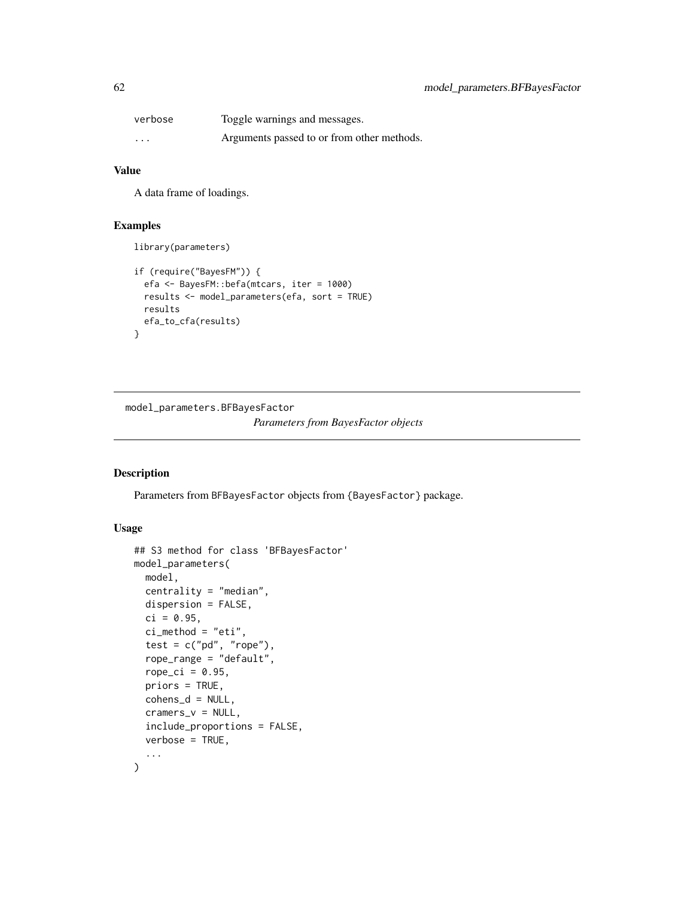| | |
|---|---|
| verbose | Toggle warnings and messages. |
| ... | Arguments passed to or from other methods. |

### Value

A data frame of loadings.

### Examples

```
library(parameters)

if (require("BayesFM")) {
  efa <- BayesFM::befa(mtcars, iter = 1000)
  results <- model_parameters(efa, sort = TRUE)
  results
  efa_to_cfa(results)
}
```

---

## model_parameters.BFBayesFactor

*Parameters from BayesFactor objects*

---

### Description

Parameters from BFBayesFactor objects from {BayesFactor} package.

### Usage

```
## S3 method for class 'BFBayesFactor'
model_parameters(
  model,
  centrality = "median",
  dispersion = FALSE,
  ci = 0.95,
  ci_method = "eti",
  test = c("pd", "rope"),
  rope_range = "default",
  rope_ci = 0.95,
  priors = TRUE,
  cohens_d = NULL,
  cramers_v = NULL,
  include_proportions = FALSE,
  verbose = TRUE,
  ...
)
```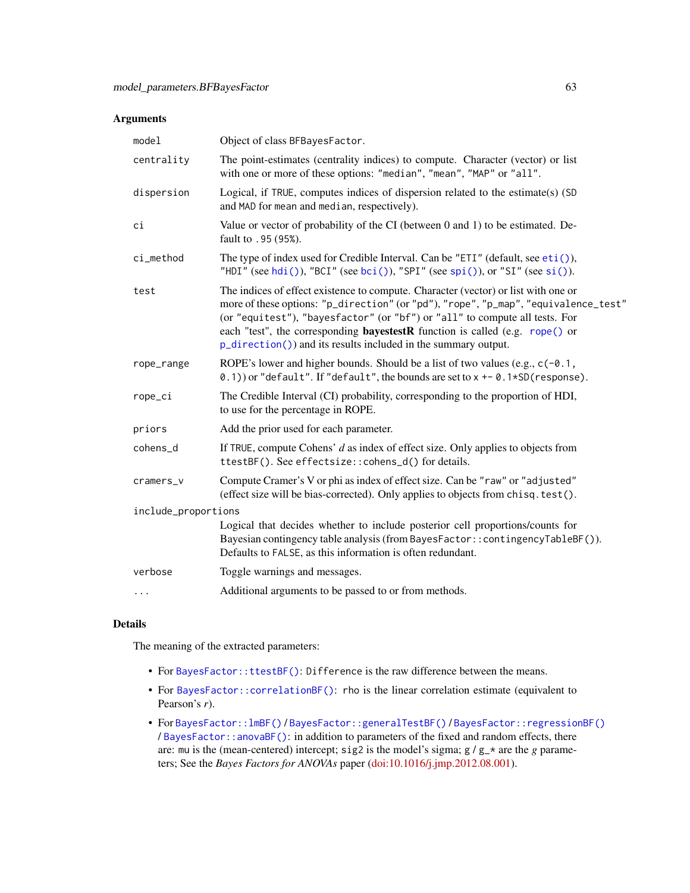## Arguments

| | |
|---|---|
| `model` | Object of class `BFBayesFactor`. |
| `centrality` | The point-estimates (centrality indices) to compute. Character (vector) or list with one or more of these options: `"median"`, `"mean"`, `"MAP"` or `"all"`. |
| `dispersion` | Logical, if `TRUE`, computes indices of dispersion related to the estimate(s) (`SD` and `MAD` for `mean` and `median`, respectively). |
| `ci` | Value or vector of probability of the CI (between 0 and 1) to be estimated. Default to `.95` (`95%`). |
| `ci_method` | The type of index used for Credible Interval. Can be `"ETI"` (default, see `eti()`), `"HDI"` (see `hdi()`), `"BCI"` (see `bci()`), `"SPI"` (see `spi()`), or `"SI"` (see `si()`). |
| `test` | The indices of effect existence to compute. Character (vector) or list with one or more of these options: `"p_direction"` (or `"pd"`), `"rope"`, `"p_map"`, `"equivalence_test"` (or `"equitest"`), `"bayesfactor"` (or `"bf"`) or `"all"` to compute all tests. For each "test", the corresponding **bayestestR** function is called (e.g. `rope()` or `p_direction()`) and its results included in the summary output. |
| `rope_range` | ROPE's lower and higher bounds. Should be a list of two values (e.g., `c(-0.1, 0.1)`) or `"default"`. If `"default"`, the bounds are set to `x +- 0.1*SD(response)`. |
| `rope_ci` | The Credible Interval (CI) probability, corresponding to the proportion of HDI, to use for the percentage in ROPE. |
| `priors` | Add the prior used for each parameter. |
| `cohens_d` | If `TRUE`, compute Cohens' *d* as index of effect size. Only applies to objects from `ttestBF()`. See `effectsize::cohens_d()` for details. |
| `cramers_v` | Compute Cramer's V or phi as index of effect size. Can be `"raw"` or `"adjusted"` (effect size will be bias-corrected). Only applies to objects from `chisq.test()`. |
| `include_proportions` | Logical that decides whether to include posterior cell proportions/counts for Bayesian contingency table analysis (from `BayesFactor::contingencyTableBF()`). Defaults to `FALSE`, as this information is often redundant. |
| `verbose` | Toggle warnings and messages. |
| `...` | Additional arguments to be passed to or from methods. |

## Details

The meaning of the extracted parameters:

- For `BayesFactor::ttestBF()`: `Difference` is the raw difference between the means.
- For `BayesFactor::correlationBF()`: `rho` is the linear correlation estimate (equivalent to Pearson's *r*).
- For `BayesFactor::lmBF()` / `BayesFactor::generalTestBF()` / `BayesFactor::regressionBF()` / `BayesFactor::anovaBF()`: in addition to parameters of the fixed and random effects, there are: `mu` is the (mean-centered) intercept; `sig2` is the model's sigma; `g` / `g_*` are the *g* parameters; See the *Bayes Factors for ANOVAs* paper (doi:10.1016/j.jmp.2012.08.001).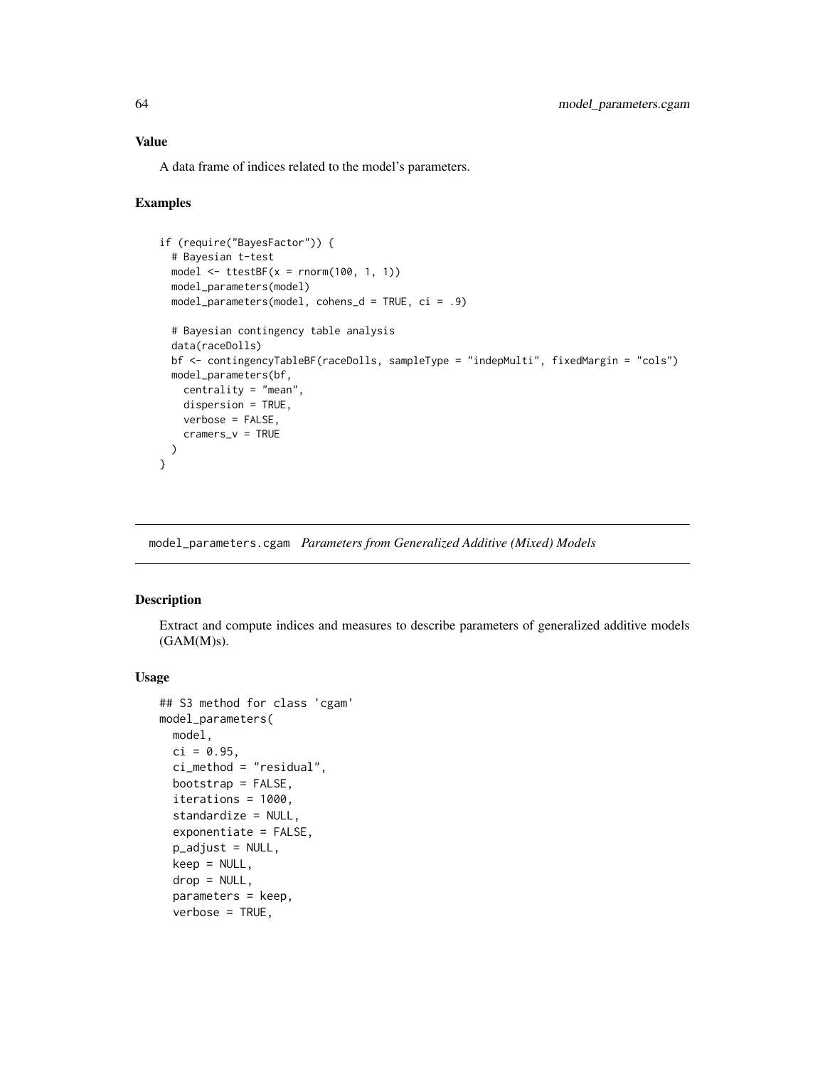### Value

A data frame of indices related to the model's parameters.

### Examples

```
if (require("BayesFactor")) {
  # Bayesian t-test
  model <- ttestBF(x = rnorm(100, 1, 1))
  model_parameters(model)
  model_parameters(model, cohens_d = TRUE, ci = .9)

  # Bayesian contingency table analysis
  data(raceDolls)
  bf <- contingencyTableBF(raceDolls, sampleType = "indepMulti", fixedMargin = "cols")
  model_parameters(bf,
    centrality = "mean",
    dispersion = TRUE,
    verbose = FALSE,
    cramers_v = TRUE
  )
}
```

---

## model_parameters.cgam *Parameters from Generalized Additive (Mixed) Models*

---

### Description

Extract and compute indices and measures to describe parameters of generalized additive models (GAM(M)s).

### Usage

```
## S3 method for class 'cgam'
model_parameters(
  model,
  ci = 0.95,
  ci_method = "residual",
  bootstrap = FALSE,
  iterations = 1000,
  standardize = NULL,
  exponentiate = FALSE,
  p_adjust = NULL,
  keep = NULL,
  drop = NULL,
  parameters = keep,
  verbose = TRUE,
```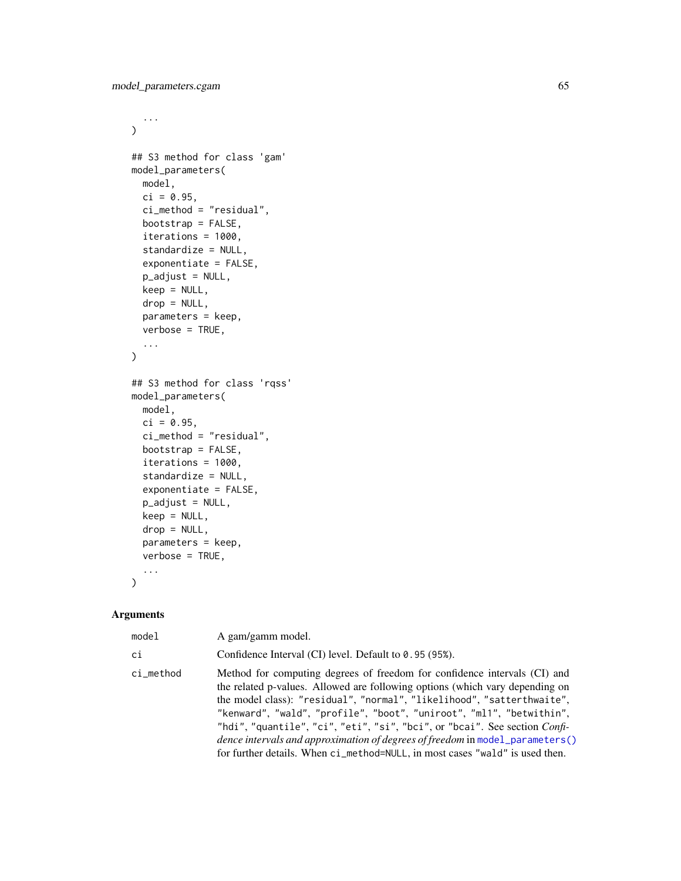```
  ...
)

## S3 method for class 'gam'
model_parameters(
  model,
  ci = 0.95,
  ci_method = "residual",
  bootstrap = FALSE,
  iterations = 1000,
  standardize = NULL,
  exponentiate = FALSE,
  p_adjust = NULL,
  keep = NULL,
  drop = NULL,
  parameters = keep,
  verbose = TRUE,
  ...
)

## S3 method for class 'rqss'
model_parameters(
  model,
  ci = 0.95,
  ci_method = "residual",
  bootstrap = FALSE,
  iterations = 1000,
  standardize = NULL,
  exponentiate = FALSE,
  p_adjust = NULL,
  keep = NULL,
  drop = NULL,
  parameters = keep,
  verbose = TRUE,
  ...
)
```

## Arguments

| | |
|---|---|
| `model` | A gam/gamm model. |
| `ci` | Confidence Interval (CI) level. Default to `0.95` (`95%`). |
| `ci_method` | Method for computing degrees of freedom for confidence intervals (CI) and the related p-values. Allowed are following options (which vary depending on the model class): `"residual"`, `"normal"`, `"likelihood"`, `"satterthwaite"`, `"kenward"`, `"wald"`, `"profile"`, `"boot"`, `"uniroot"`, `"ml1"`, `"betwithin"`, `"hdi"`, `"quantile"`, `"ci"`, `"eti"`, `"si"`, `"bci"`, or `"bcai"`. See section *Confidence intervals and approximation of degrees of freedom* in `model_parameters()` for further details. When `ci_method=NULL`, in most cases `"wald"` is used then. |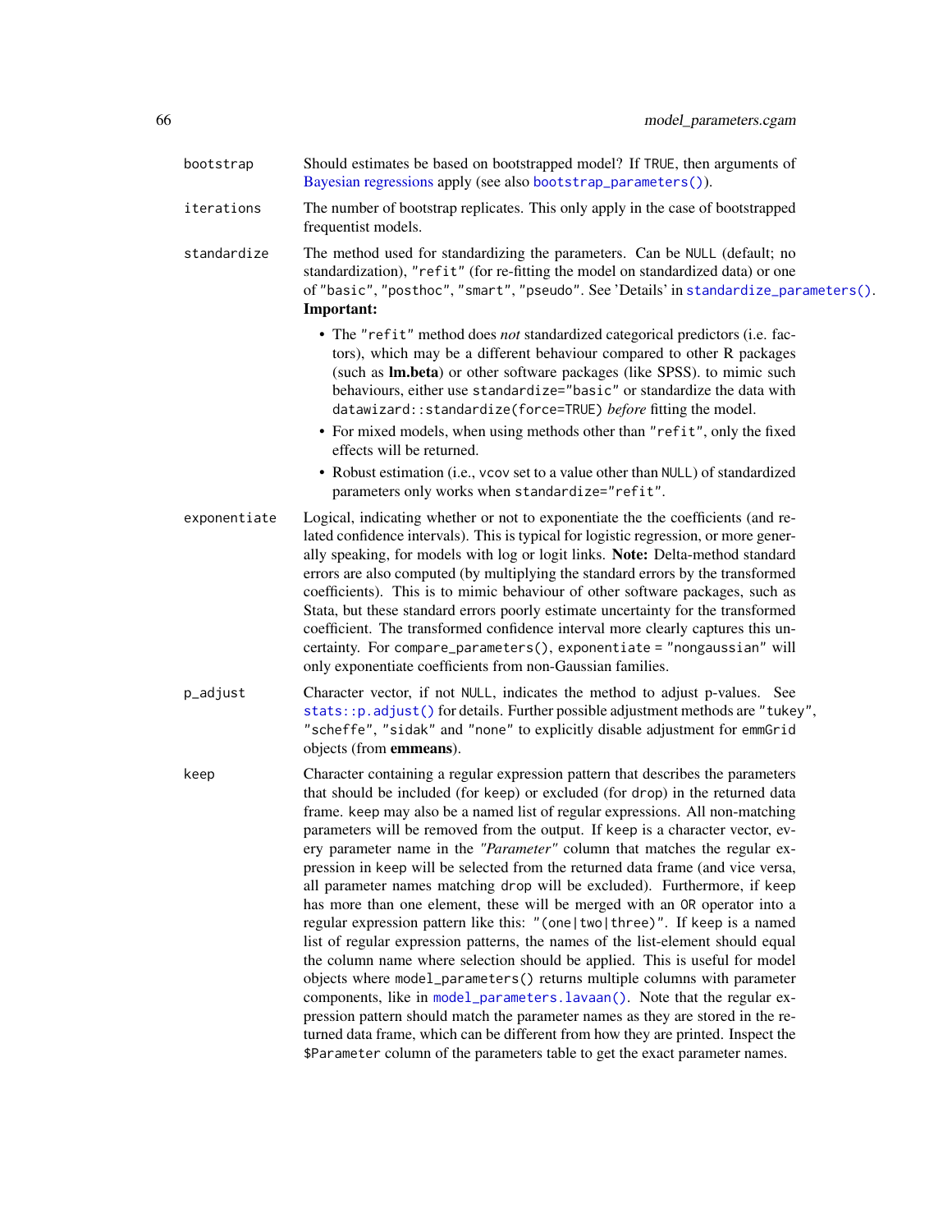bootstrap
: Should estimates be based on bootstrapped model? If TRUE, then arguments of Bayesian regressions apply (see also `bootstrap_parameters()`).

iterations
: The number of bootstrap replicates. This only apply in the case of bootstrapped frequentist models.

standardize
: The method used for standardizing the parameters. Can be NULL (default; no standardization), "refit" (for re-fitting the model on standardized data) or one of "basic", "posthoc", "smart", "pseudo". See 'Details' in `standardize_parameters()`.

  **Important:**

  - The "refit" method does *not* standardized categorical predictors (i.e. factors), which may be a different behaviour compared to other R packages (such as **lm.beta**) or other software packages (like SPSS). to mimic such behaviours, either use standardize="basic" or standardize the data with datawizard::standardize(force=TRUE) *before* fitting the model.
  - For mixed models, when using methods other than "refit", only the fixed effects will be returned.
  - Robust estimation (i.e., vcov set to a value other than NULL) of standardized parameters only works when standardize="refit".

exponentiate
: Logical, indicating whether or not to exponentiate the the coefficients (and related confidence intervals). This is typical for logistic regression, or more generally speaking, for models with log or logit links. **Note:** Delta-method standard errors are also computed (by multiplying the standard errors by the transformed coefficients). This is to mimic behaviour of other software packages, such as Stata, but these standard errors poorly estimate uncertainty for the transformed coefficient. The transformed confidence interval more clearly captures this uncertainty. For compare_parameters(), exponentiate = "nongaussian" will only exponentiate coefficients from non-Gaussian families.

p_adjust
: Character vector, if not NULL, indicates the method to adjust p-values. See `stats::p.adjust()` for details. Further possible adjustment methods are "tukey", "scheffe", "sidak" and "none" to explicitly disable adjustment for emmGrid objects (from **emmeans**).

keep
: Character containing a regular expression pattern that describes the parameters that should be included (for keep) or excluded (for drop) in the returned data frame. keep may also be a named list of regular expressions. All non-matching parameters will be removed from the output. If keep is a character vector, every parameter name in the *"Parameter"* column that matches the regular expression in keep will be selected from the returned data frame (and vice versa, all parameter names matching drop will be excluded). Furthermore, if keep has more than one element, these will be merged with an OR operator into a regular expression pattern like this: "(one|two|three)". If keep is a named list of regular expression patterns, the names of the list-element should equal the column name where selection should be applied. This is useful for model objects where model_parameters() returns multiple columns with parameter components, like in `model_parameters.lavaan()`. Note that the regular expression pattern should match the parameter names as they are stored in the returned data frame, which can be different from how they are printed. Inspect the $Parameter column of the parameters table to get the exact parameter names.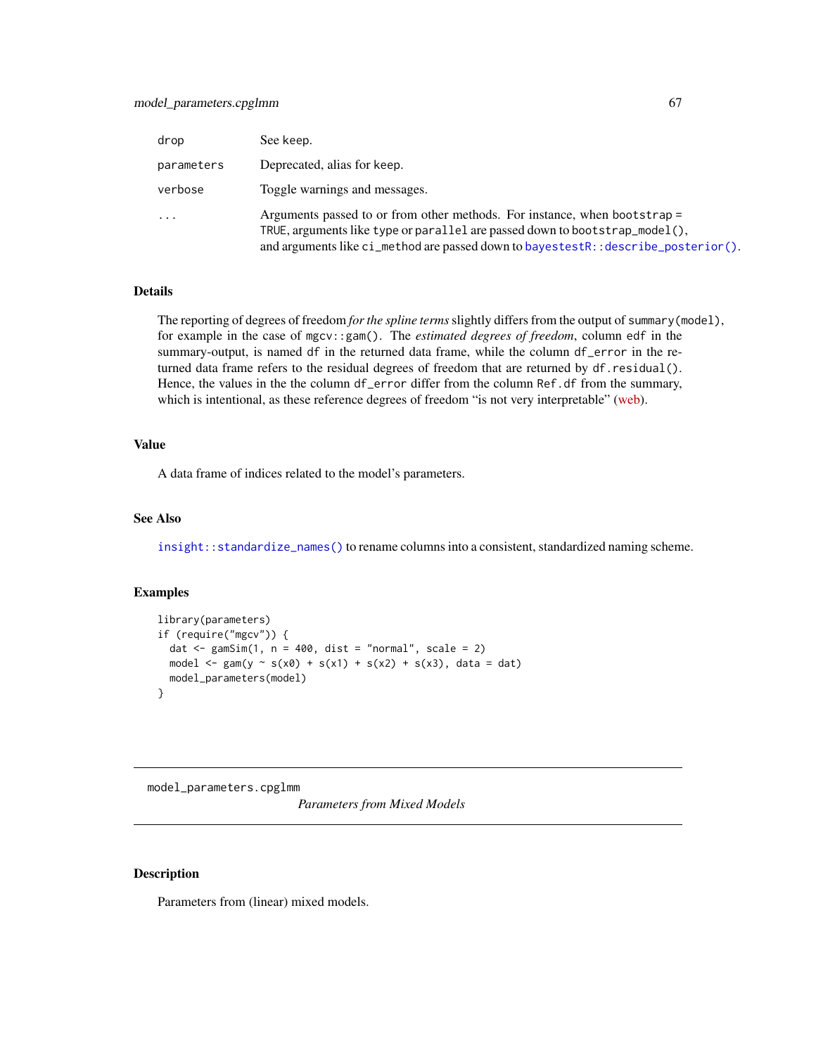| | |
|---|---|
| drop | See keep. |
| parameters | Deprecated, alias for keep. |
| verbose | Toggle warnings and messages. |
| ... | Arguments passed to or from other methods. For instance, when bootstrap = TRUE, arguments like type or parallel are passed down to bootstrap_model(), and arguments like ci_method are passed down to bayestestR::describe_posterior(). |

### Details

The reporting of degrees of freedom *for the spline terms* slightly differs from the output of summary(model), for example in the case of mgcv::gam(). The *estimated degrees of freedom*, column edf in the summary-output, is named df in the returned data frame, while the column df_error in the returned data frame refers to the residual degrees of freedom that are returned by df.residual(). Hence, the values in the the column df_error differ from the column Ref.df from the summary, which is intentional, as these reference degrees of freedom "is not very interpretable" (web).

### Value

A data frame of indices related to the model's parameters.

### See Also

insight::standardize_names() to rename columns into a consistent, standardized naming scheme.

### Examples

```
library(parameters)
if (require("mgcv")) {
  dat <- gamSim(1, n = 400, dist = "normal", scale = 2)
  model <- gam(y ~ s(x0) + s(x1) + s(x2) + s(x3), data = dat)
  model_parameters(model)
}
```

---

## model_parameters.cpglmm — *Parameters from Mixed Models*

### Description

Parameters from (linear) mixed models.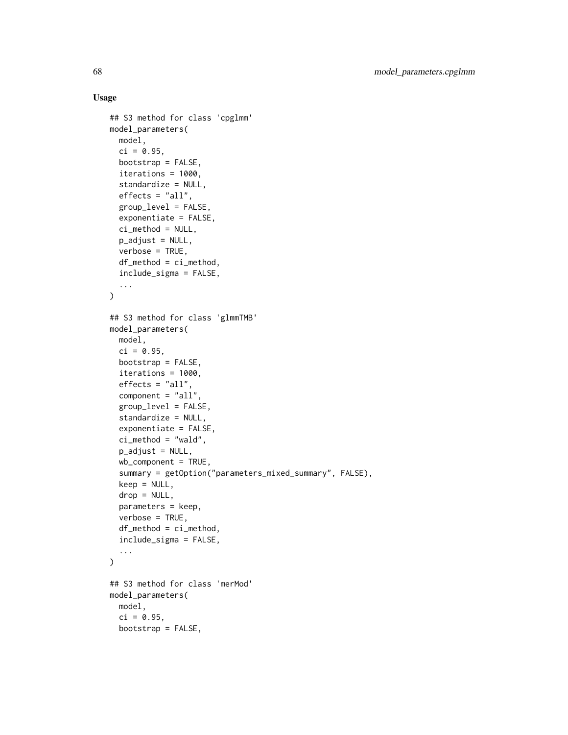### Usage

```
## S3 method for class 'cpglmm'
model_parameters(
  model,
  ci = 0.95,
  bootstrap = FALSE,
  iterations = 1000,
  standardize = NULL,
  effects = "all",
  group_level = FALSE,
  exponentiate = FALSE,
  ci_method = NULL,
  p_adjust = NULL,
  verbose = TRUE,
  df_method = ci_method,
  include_sigma = FALSE,
  ...
)

## S3 method for class 'glmmTMB'
model_parameters(
  model,
  ci = 0.95,
  bootstrap = FALSE,
  iterations = 1000,
  effects = "all",
  component = "all",
  group_level = FALSE,
  standardize = NULL,
  exponentiate = FALSE,
  ci_method = "wald",
  p_adjust = NULL,
  wb_component = TRUE,
  summary = getOption("parameters_mixed_summary", FALSE),
  keep = NULL,
  drop = NULL,
  parameters = keep,
  verbose = TRUE,
  df_method = ci_method,
  include_sigma = FALSE,
  ...
)

## S3 method for class 'merMod'
model_parameters(
  model,
  ci = 0.95,
  bootstrap = FALSE,
```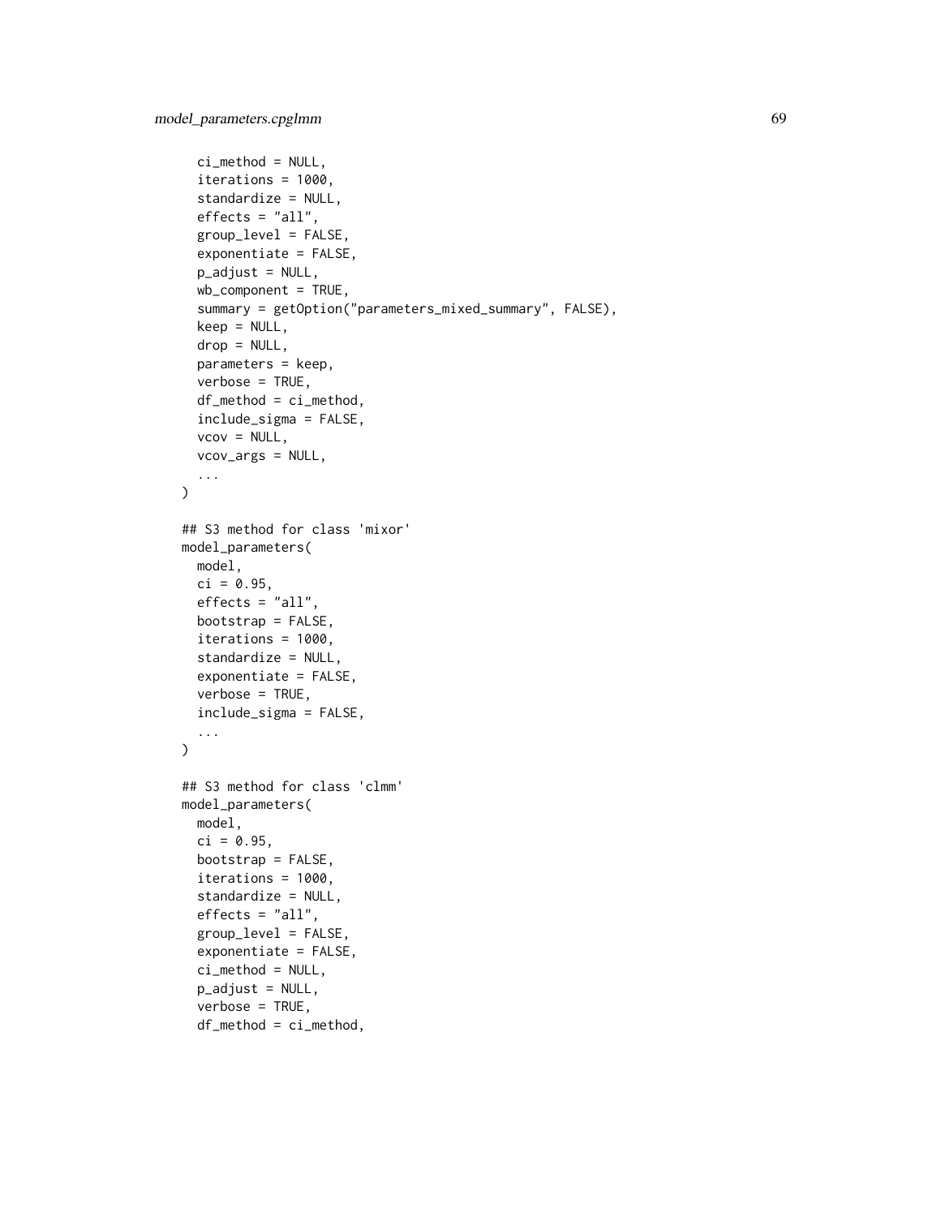```
  ci_method = NULL,
  iterations = 1000,
  standardize = NULL,
  effects = "all",
  group_level = FALSE,
  exponentiate = FALSE,
  p_adjust = NULL,
  wb_component = TRUE,
  summary = getOption("parameters_mixed_summary", FALSE),
  keep = NULL,
  drop = NULL,
  parameters = keep,
  verbose = TRUE,
  df_method = ci_method,
  include_sigma = FALSE,
  vcov = NULL,
  vcov_args = NULL,
  ...
)

## S3 method for class 'mixor'
model_parameters(
  model,
  ci = 0.95,
  effects = "all",
  bootstrap = FALSE,
  iterations = 1000,
  standardize = NULL,
  exponentiate = FALSE,
  verbose = TRUE,
  include_sigma = FALSE,
  ...
)

## S3 method for class 'clmm'
model_parameters(
  model,
  ci = 0.95,
  bootstrap = FALSE,
  iterations = 1000,
  standardize = NULL,
  effects = "all",
  group_level = FALSE,
  exponentiate = FALSE,
  ci_method = NULL,
  p_adjust = NULL,
  verbose = TRUE,
  df_method = ci_method,
```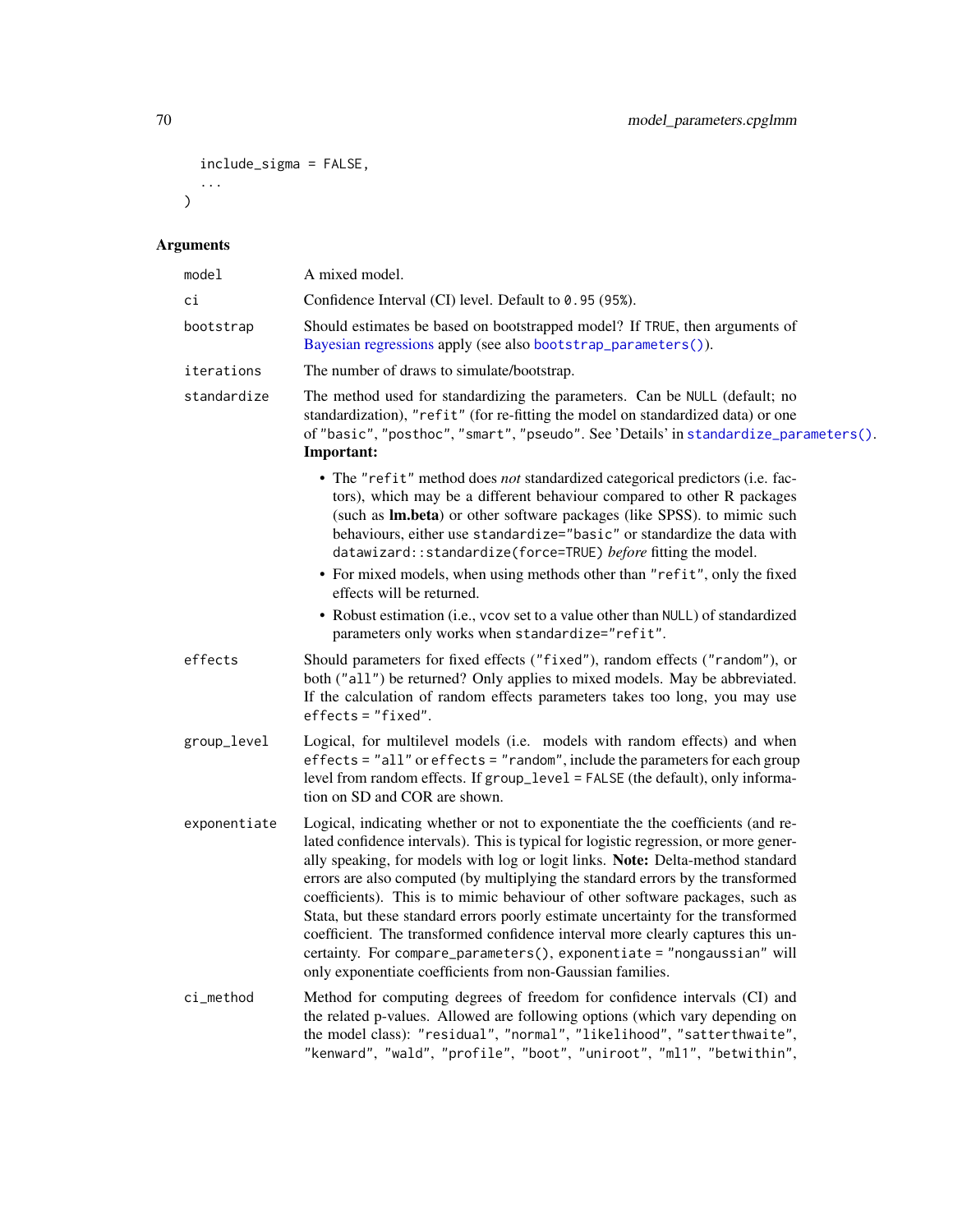```
  include_sigma = FALSE,
  ...
)
```

## Arguments

**model** A mixed model.

**ci** Confidence Interval (CI) level. Default to `0.95` (`95%`).

**bootstrap** Should estimates be based on bootstrapped model? If `TRUE`, then arguments of Bayesian regressions apply (see also `bootstrap_parameters()`).

**iterations** The number of draws to simulate/bootstrap.

**standardize** The method used for standardizing the parameters. Can be `NULL` (default; no standardization), `"refit"` (for re-fitting the model on standardized data) or one of `"basic"`, `"posthoc"`, `"smart"`, `"pseudo"`. See 'Details' in `standardize_parameters()`. **Important:**

- The `"refit"` method does *not* standardized categorical predictors (i.e. factors), which may be a different behaviour compared to other R packages (such as **lm.beta**) or other software packages (like SPSS). to mimic such behaviours, either use `standardize="basic"` or standardize the data with `datawizard::standardize(force=TRUE)` *before* fitting the model.
- For mixed models, when using methods other than `"refit"`, only the fixed effects will be returned.
- Robust estimation (i.e., `vcov` set to a value other than `NULL`) of standardized parameters only works when `standardize="refit"`.

**effects** Should parameters for fixed effects (`"fixed"`), random effects (`"random"`), or both (`"all"`) be returned? Only applies to mixed models. May be abbreviated. If the calculation of random effects parameters takes too long, you may use `effects = "fixed"`.

**group_level** Logical, for multilevel models (i.e. models with random effects) and when `effects = "all"` or `effects = "random"`, include the parameters for each group level from random effects. If `group_level = FALSE` (the default), only information on SD and COR are shown.

**exponentiate** Logical, indicating whether or not to exponentiate the the coefficients (and related confidence intervals). This is typical for logistic regression, or more generally speaking, for models with log or logit links. **Note:** Delta-method standard errors are also computed (by multiplying the standard errors by the transformed coefficients). This is to mimic behaviour of other software packages, such as Stata, but these standard errors poorly estimate uncertainty for the transformed coefficient. The transformed confidence interval more clearly captures this uncertainty. For `compare_parameters()`, `exponentiate = "nongaussian"` will only exponentiate coefficients from non-Gaussian families.

**ci_method** Method for computing degrees of freedom for confidence intervals (CI) and the related p-values. Allowed are following options (which vary depending on the model class): `"residual"`, `"normal"`, `"likelihood"`, `"satterthwaite"`, `"kenward"`, `"wald"`, `"profile"`, `"boot"`, `"uniroot"`, `"ml1"`, `"betwithin"`,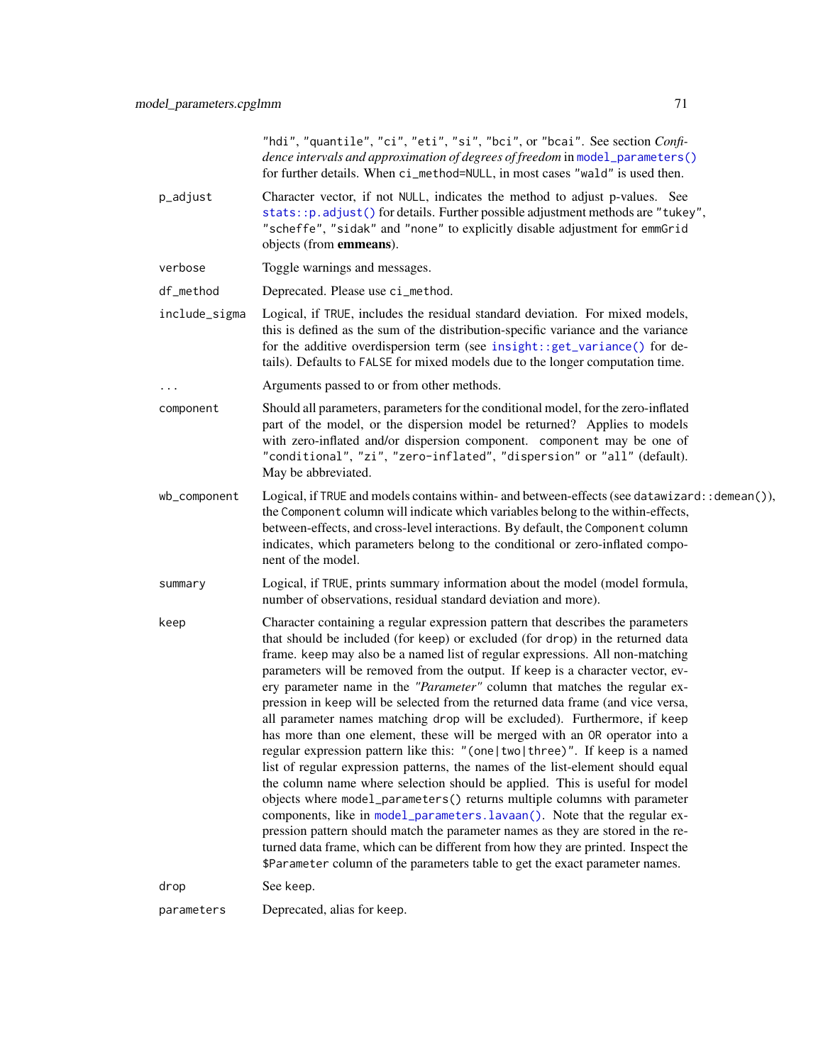"hdi", "quantile", "ci", "eti", "si", "bci", or "bcai". See section *Confidence intervals and approximation of degrees of freedom* in `model_parameters()` for further details. When `ci_method=NULL`, in most cases "wald" is used then.

`p_adjust`
: Character vector, if not `NULL`, indicates the method to adjust p-values. See `stats::p.adjust()` for details. Further possible adjustment methods are "tukey", "scheffe", "sidak" and "none" to explicitly disable adjustment for `emmGrid` objects (from **emmeans**).

`verbose`
: Toggle warnings and messages.

`df_method`
: Deprecated. Please use `ci_method`.

`include_sigma`
: Logical, if `TRUE`, includes the residual standard deviation. For mixed models, this is defined as the sum of the distribution-specific variance and the variance for the additive overdispersion term (see `insight::get_variance()` for details). Defaults to `FALSE` for mixed models due to the longer computation time.

`...`
: Arguments passed to or from other methods.

`component`
: Should all parameters, parameters for the conditional model, for the zero-inflated part of the model, or the dispersion model be returned? Applies to models with zero-inflated and/or dispersion component. `component` may be one of "conditional", "zi", "zero-inflated", "dispersion" or "all" (default). May be abbreviated.

`wb_component`
: Logical, if `TRUE` and models contains within- and between-effects (see `datawizard::demean()`), the `Component` column will indicate which variables belong to the within-effects, between-effects, and cross-level interactions. By default, the `Component` column indicates, which parameters belong to the conditional or zero-inflated component of the model.

`summary`
: Logical, if `TRUE`, prints summary information about the model (model formula, number of observations, residual standard deviation and more).

`keep`
: Character containing a regular expression pattern that describes the parameters that should be included (for `keep`) or excluded (for `drop`) in the returned data frame. `keep` may also be a named list of regular expressions. All non-matching parameters will be removed from the output. If `keep` is a character vector, every parameter name in the *"Parameter"* column that matches the regular expression in `keep` will be selected from the returned data frame (and vice versa, all parameter names matching `drop` will be excluded). Furthermore, if `keep` has more than one element, these will be merged with an `OR` operator into a regular expression pattern like this: "(one|two|three)". If `keep` is a named list of regular expression patterns, the names of the list-element should equal the column name where selection should be applied. This is useful for model objects where `model_parameters()` returns multiple columns with parameter components, like in `model_parameters.lavaan()`. Note that the regular expression pattern should match the parameter names as they are stored in the returned data frame, which can be different from how they are printed. Inspect the `$Parameter` column of the parameters table to get the exact parameter names.

`drop`
: See `keep`.

`parameters`
: Deprecated, alias for `keep`.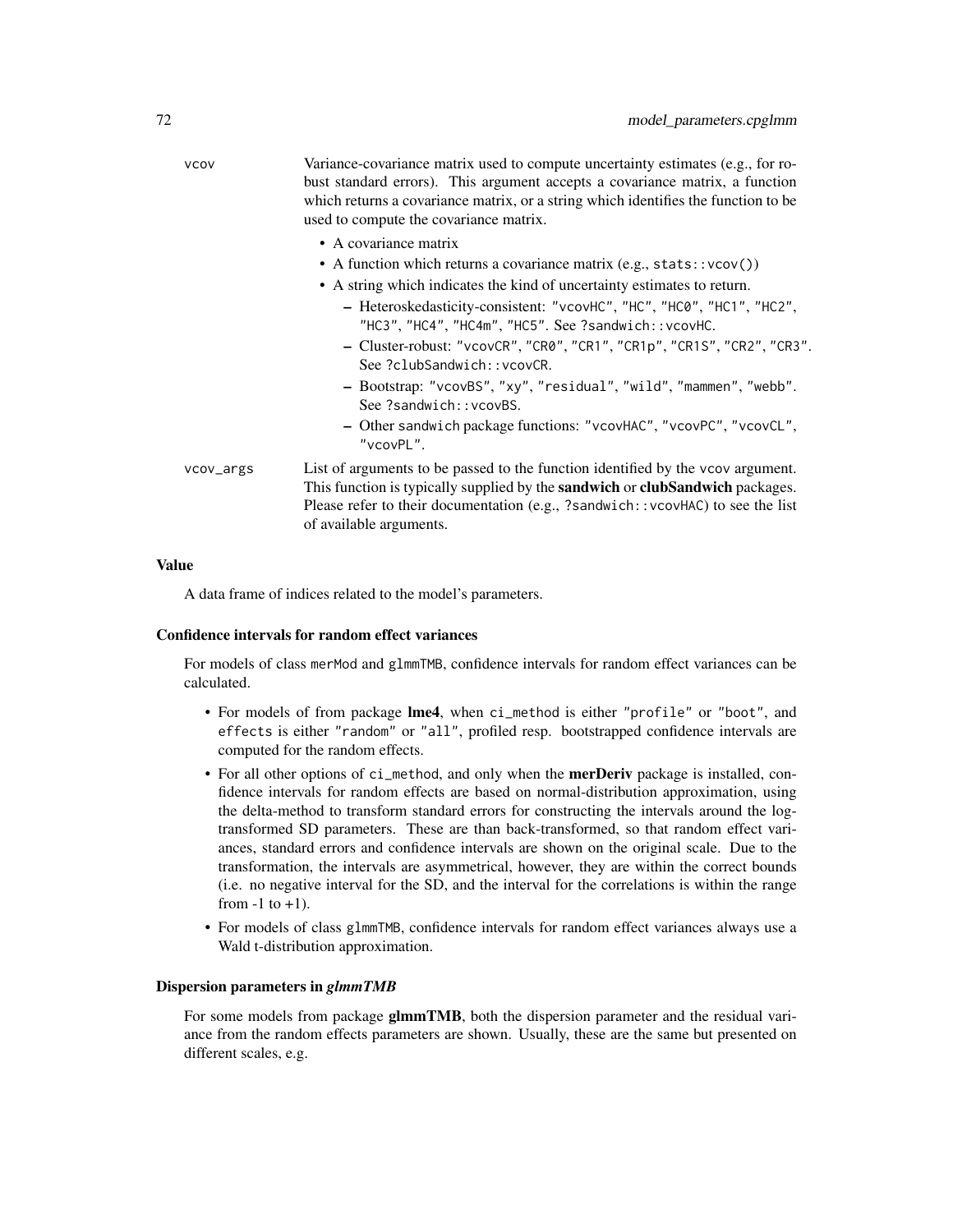vcov
: Variance-covariance matrix used to compute uncertainty estimates (e.g., for robust standard errors). This argument accepts a covariance matrix, a function which returns a covariance matrix, or a string which identifies the function to be used to compute the covariance matrix.

- A covariance matrix
- A function which returns a covariance matrix (e.g., `stats::vcov()`)
- A string which indicates the kind of uncertainty estimates to return.
  - Heteroskedasticity-consistent: `"vcovHC"`, `"HC"`, `"HC0"`, `"HC1"`, `"HC2"`, `"HC3"`, `"HC4"`, `"HC4m"`, `"HC5"`. See `?sandwich::vcovHC`.
  - Cluster-robust: `"vcovCR"`, `"CR0"`, `"CR1"`, `"CR1p"`, `"CR1S"`, `"CR2"`, `"CR3"`. See `?clubSandwich::vcovCR`.
  - Bootstrap: `"vcovBS"`, `"xy"`, `"residual"`, `"wild"`, `"mammen"`, `"webb"`. See `?sandwich::vcovBS`.
  - Other `sandwich` package functions: `"vcovHAC"`, `"vcovPC"`, `"vcovCL"`, `"vcovPL"`.

vcov_args
: List of arguments to be passed to the function identified by the `vcov` argument. This function is typically supplied by the **sandwich** or **clubSandwich** packages. Please refer to their documentation (e.g., `?sandwich::vcovHAC`) to see the list of available arguments.

## Value

A data frame of indices related to the model's parameters.

### Confidence intervals for random effect variances

For models of class `merMod` and `glmmTMB`, confidence intervals for random effect variances can be calculated.

- For models of from package **lme4**, when `ci_method` is either `"profile"` or `"boot"`, and `effects` is either `"random"` or `"all"`, profiled resp. bootstrapped confidence intervals are computed for the random effects.
- For all other options of `ci_method`, and only when the **merDeriv** package is installed, confidence intervals for random effects are based on normal-distribution approximation, using the delta-method to transform standard errors for constructing the intervals around the log-transformed SD parameters. These are than back-transformed, so that random effect variances, standard errors and confidence intervals are shown on the original scale. Due to the transformation, the intervals are asymmetrical, however, they are within the correct bounds (i.e. no negative interval for the SD, and the interval for the correlations is within the range from -1 to +1).
- For models of class `glmmTMB`, confidence intervals for random effect variances always use a Wald t-distribution approximation.

### Dispersion parameters in *glmmTMB*

For some models from package **glmmTMB**, both the dispersion parameter and the residual variance from the random effects parameters are shown. Usually, these are the same but presented on different scales, e.g.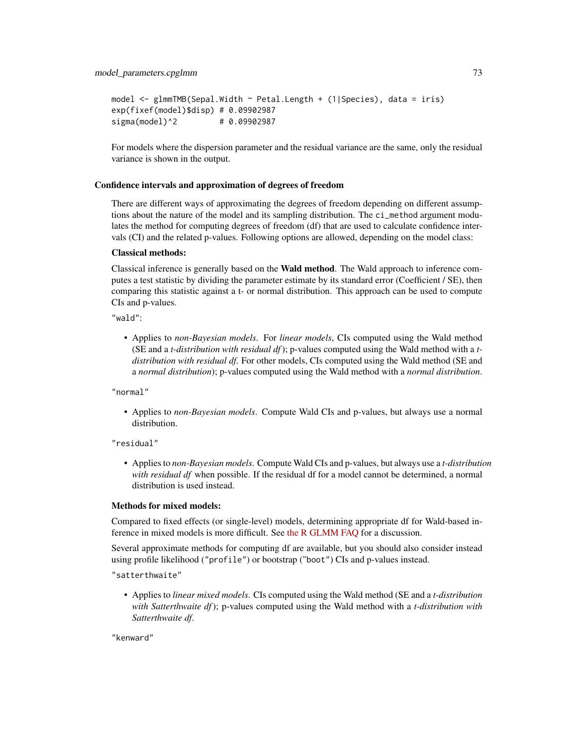```
model <- glmmTMB(Sepal.Width ~ Petal.Length + (1|Species), data = iris)
exp(fixef(model)$disp) # 0.09902987
sigma(model)^2         # 0.09902987
```

For models where the dispersion parameter and the residual variance are the same, only the residual variance is shown in the output.

### Confidence intervals and approximation of degrees of freedom

There are different ways of approximating the degrees of freedom depending on different assumptions about the nature of the model and its sampling distribution. The `ci_method` argument modulates the method for computing degrees of freedom (df) that are used to calculate confidence intervals (CI) and the related p-values. Following options are allowed, depending on the model class:

**Classical methods:**

Classical inference is generally based on the **Wald method**. The Wald approach to inference computes a test statistic by dividing the parameter estimate by its standard error (Coefficient / SE), then comparing this statistic against a t- or normal distribution. This approach can be used to compute CIs and p-values.

`"wald"`:

- Applies to *non-Bayesian models*. For *linear models*, CIs computed using the Wald method (SE and a *t-distribution with residual df*); p-values computed using the Wald method with a *t-distribution with residual df*. For other models, CIs computed using the Wald method (SE and a *normal distribution*); p-values computed using the Wald method with a *normal distribution*.

`"normal"`

- Applies to *non-Bayesian models*. Compute Wald CIs and p-values, but always use a normal distribution.

`"residual"`

- Applies to *non-Bayesian models*. Compute Wald CIs and p-values, but always use a *t-distribution with residual df* when possible. If the residual df for a model cannot be determined, a normal distribution is used instead.

**Methods for mixed models:**

Compared to fixed effects (or single-level) models, determining appropriate df for Wald-based inference in mixed models is more difficult. See the R GLMM FAQ for a discussion.

Several approximate methods for computing df are available, but you should also consider instead using profile likelihood (`"profile"`) or bootstrap (`"boot"`) CIs and p-values instead.

`"satterthwaite"`

- Applies to *linear mixed models*. CIs computed using the Wald method (SE and a *t-distribution with Satterthwaite df*); p-values computed using the Wald method with a *t-distribution with Satterthwaite df*.

`"kenward"`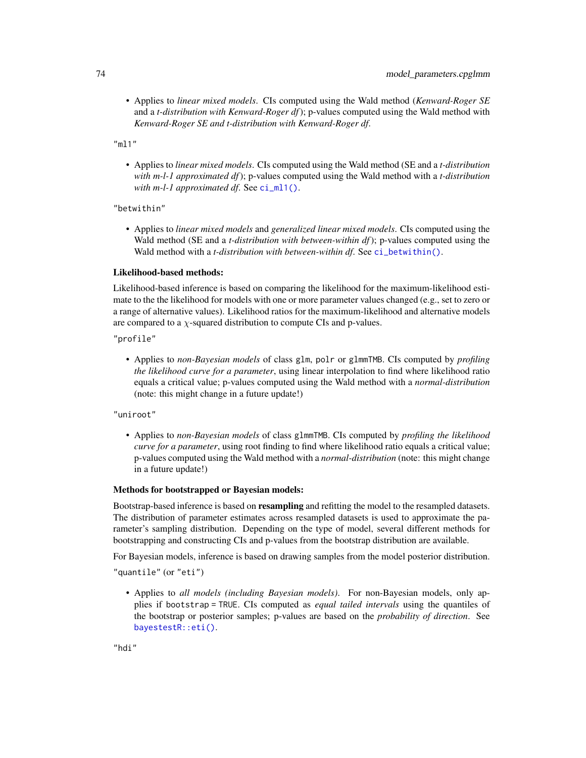- Applies to *linear mixed models*. CIs computed using the Wald method (*Kenward-Roger SE* and a *t-distribution with Kenward-Roger df*); p-values computed using the Wald method with *Kenward-Roger SE and t-distribution with Kenward-Roger df*.

"ml1"

- Applies to *linear mixed models*. CIs computed using the Wald method (SE and a *t-distribution with m-l-1 approximated df*); p-values computed using the Wald method with a *t-distribution with m-l-1 approximated df*. See `ci_ml1()`.

"betwithin"

- Applies to *linear mixed models* and *generalized linear mixed models*. CIs computed using the Wald method (SE and a *t-distribution with between-within df*); p-values computed using the Wald method with a *t-distribution with between-within df*. See `ci_betwithin()`.

**Likelihood-based methods:**

Likelihood-based inference is based on comparing the likelihood for the maximum-likelihood estimate to the the likelihood for models with one or more parameter values changed (e.g., set to zero or a range of alternative values). Likelihood ratios for the maximum-likelihood and alternative models are compared to a $\chi$-squared distribution to compute CIs and p-values.

"profile"

- Applies to *non-Bayesian models* of class `glm`, `polr` or `glmmTMB`. CIs computed by *profiling the likelihood curve for a parameter*, using linear interpolation to find where likelihood ratio equals a critical value; p-values computed using the Wald method with a *normal-distribution* (note: this might change in a future update!)

"uniroot"

- Applies to *non-Bayesian models* of class `glmmTMB`. CIs computed by *profiling the likelihood curve for a parameter*, using root finding to find where likelihood ratio equals a critical value; p-values computed using the Wald method with a *normal-distribution* (note: this might change in a future update!)

**Methods for bootstrapped or Bayesian models:**

Bootstrap-based inference is based on **resampling** and refitting the model to the resampled datasets. The distribution of parameter estimates across resampled datasets is used to approximate the parameter's sampling distribution. Depending on the type of model, several different methods for bootstrapping and constructing CIs and p-values from the bootstrap distribution are available.

For Bayesian models, inference is based on drawing samples from the model posterior distribution.

"quantile" (or "eti")

- Applies to *all models (including Bayesian models)*. For non-Bayesian models, only applies if `bootstrap = TRUE`. CIs computed as *equal tailed intervals* using the quantiles of the bootstrap or posterior samples; p-values are based on the *probability of direction*. See `bayestestR::eti()`.

"hdi"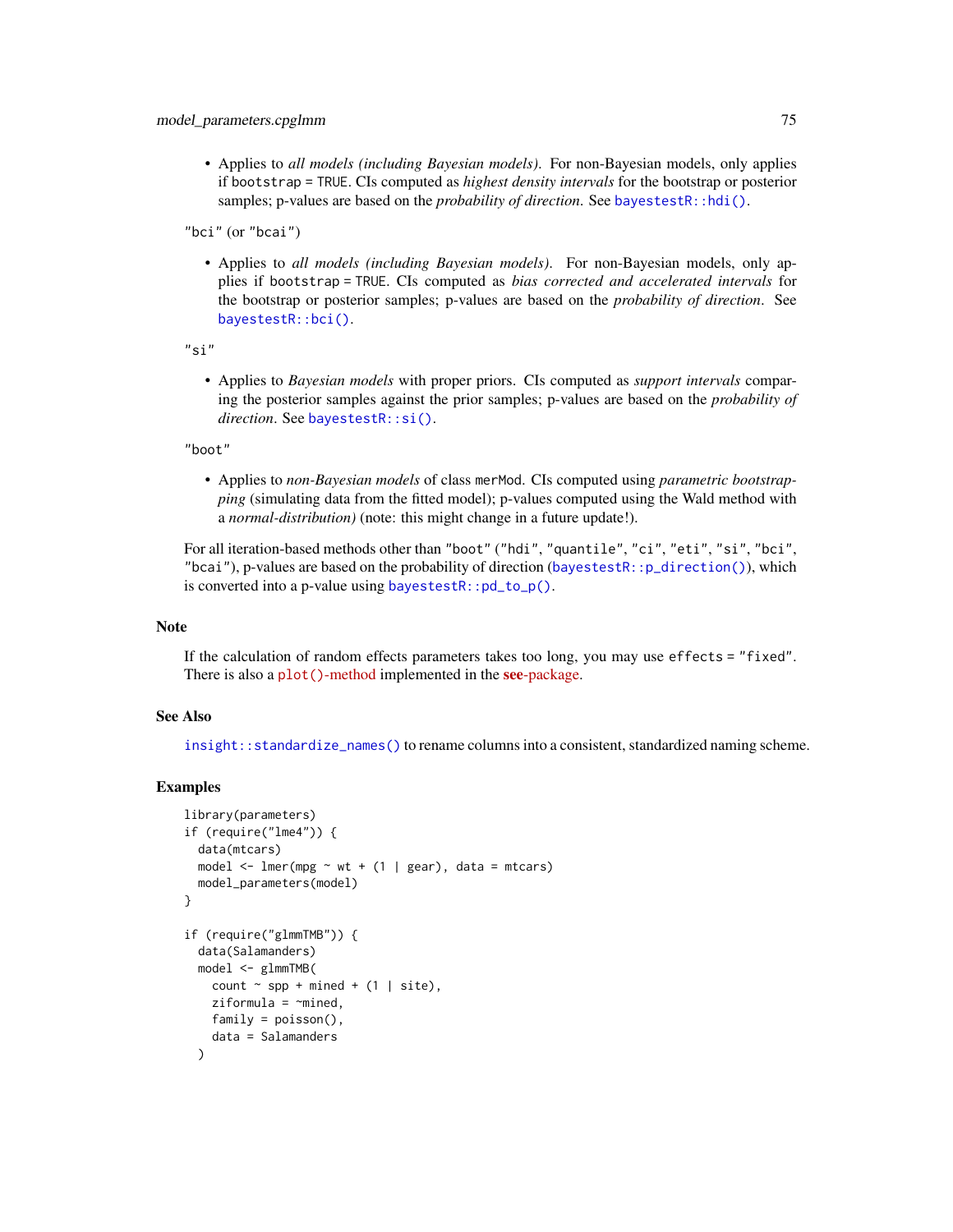- Applies to *all models (including Bayesian models)*. For non-Bayesian models, only applies if `bootstrap = TRUE`. CIs computed as *highest density intervals* for the bootstrap or posterior samples; p-values are based on the *probability of direction*. See `bayestestR::hdi()`.

"bci" (or "bcai")

- Applies to *all models (including Bayesian models)*. For non-Bayesian models, only applies if `bootstrap = TRUE`. CIs computed as *bias corrected and accelerated intervals* for the bootstrap or posterior samples; p-values are based on the *probability of direction*. See `bayestestR::bci()`.

"si"

- Applies to *Bayesian models* with proper priors. CIs computed as *support intervals* comparing the posterior samples against the prior samples; p-values are based on the *probability of direction*. See `bayestestR::si()`.

"boot"

- Applies to *non-Bayesian models* of class `merMod`. CIs computed using *parametric bootstrapping* (simulating data from the fitted model); p-values computed using the Wald method with a *normal-distribution)* (note: this might change in a future update!).

For all iteration-based methods other than "boot" ("hdi", "quantile", "ci", "eti", "si", "bci", "bcai"), p-values are based on the probability of direction (`bayestestR::p_direction()`), which is converted into a p-value using `bayestestR::pd_to_p()`.

## Note

If the calculation of random effects parameters takes too long, you may use `effects = "fixed"`. There is also a `plot()`-method implemented in the **see**-package.

## See Also

`insight::standardize_names()` to rename columns into a consistent, standardized naming scheme.

## Examples

```
library(parameters)
if (require("lme4")) {
  data(mtcars)
  model <- lmer(mpg ~ wt + (1 | gear), data = mtcars)
  model_parameters(model)
}

if (require("glmmTMB")) {
  data(Salamanders)
  model <- glmmTMB(
    count ~ spp + mined + (1 | site),
    ziformula = ~mined,
    family = poisson(),
    data = Salamanders
  )
```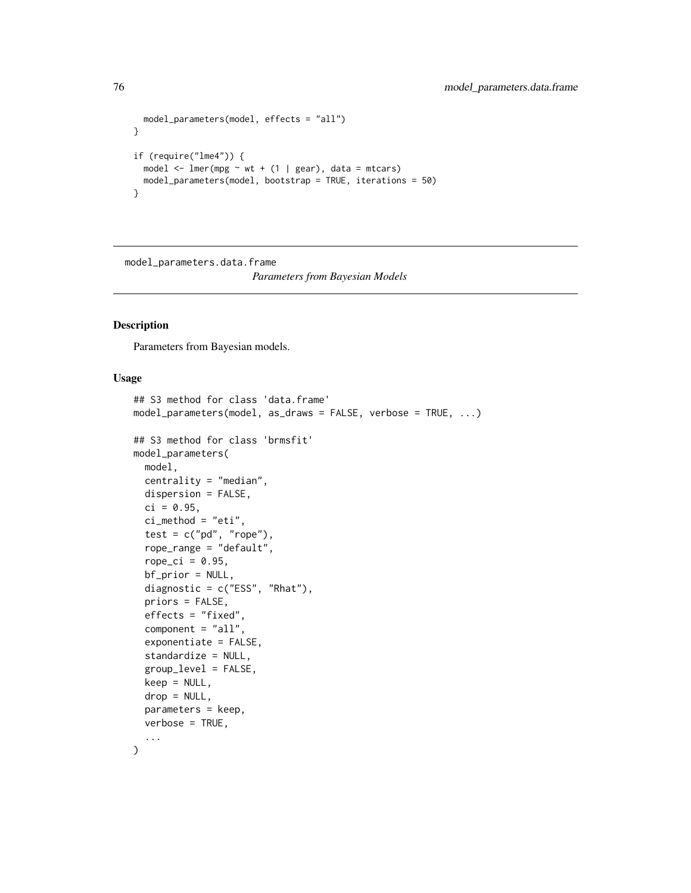```
  model_parameters(model, effects = "all")
}

if (require("lme4")) {
  model <- lmer(mpg ~ wt + (1 | gear), data = mtcars)
  model_parameters(model, bootstrap = TRUE, iterations = 50)
}
```

---

model_parameters.data.frame
*Parameters from Bayesian Models*

---

## Description

Parameters from Bayesian models.

## Usage

```
## S3 method for class 'data.frame'
model_parameters(model, as_draws = FALSE, verbose = TRUE, ...)

## S3 method for class 'brmsfit'
model_parameters(
  model,
  centrality = "median",
  dispersion = FALSE,
  ci = 0.95,
  ci_method = "eti",
  test = c("pd", "rope"),
  rope_range = "default",
  rope_ci = 0.95,
  bf_prior = NULL,
  diagnostic = c("ESS", "Rhat"),
  priors = FALSE,
  effects = "fixed",
  component = "all",
  exponentiate = FALSE,
  standardize = NULL,
  group_level = FALSE,
  keep = NULL,
  drop = NULL,
  parameters = keep,
  verbose = TRUE,
  ...
)
```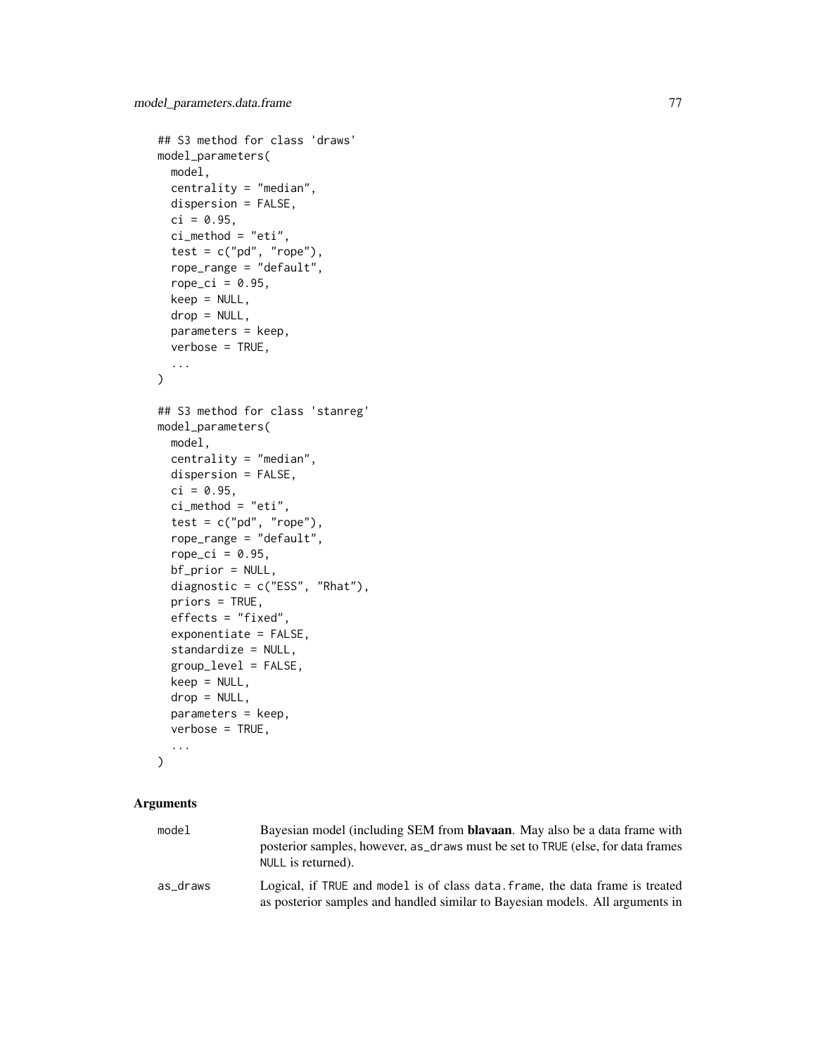```
## S3 method for class 'draws'
model_parameters(
  model,
  centrality = "median",
  dispersion = FALSE,
  ci = 0.95,
  ci_method = "eti",
  test = c("pd", "rope"),
  rope_range = "default",
  rope_ci = 0.95,
  keep = NULL,
  drop = NULL,
  parameters = keep,
  verbose = TRUE,
  ...
)

## S3 method for class 'stanreg'
model_parameters(
  model,
  centrality = "median",
  dispersion = FALSE,
  ci = 0.95,
  ci_method = "eti",
  test = c("pd", "rope"),
  rope_range = "default",
  rope_ci = 0.95,
  bf_prior = NULL,
  diagnostic = c("ESS", "Rhat"),
  priors = TRUE,
  effects = "fixed",
  exponentiate = FALSE,
  standardize = NULL,
  group_level = FALSE,
  keep = NULL,
  drop = NULL,
  parameters = keep,
  verbose = TRUE,
  ...
)
```

### Arguments

| | |
|---|---|
| `model` | Bayesian model (including SEM from **blavaan**. May also be a data frame with posterior samples, however, `as_draws` must be set to `TRUE` (else, for data frames `NULL` is returned). |
| `as_draws` | Logical, if `TRUE` and `model` is of class `data.frame`, the data frame is treated as posterior samples and handled similar to Bayesian models. All arguments in |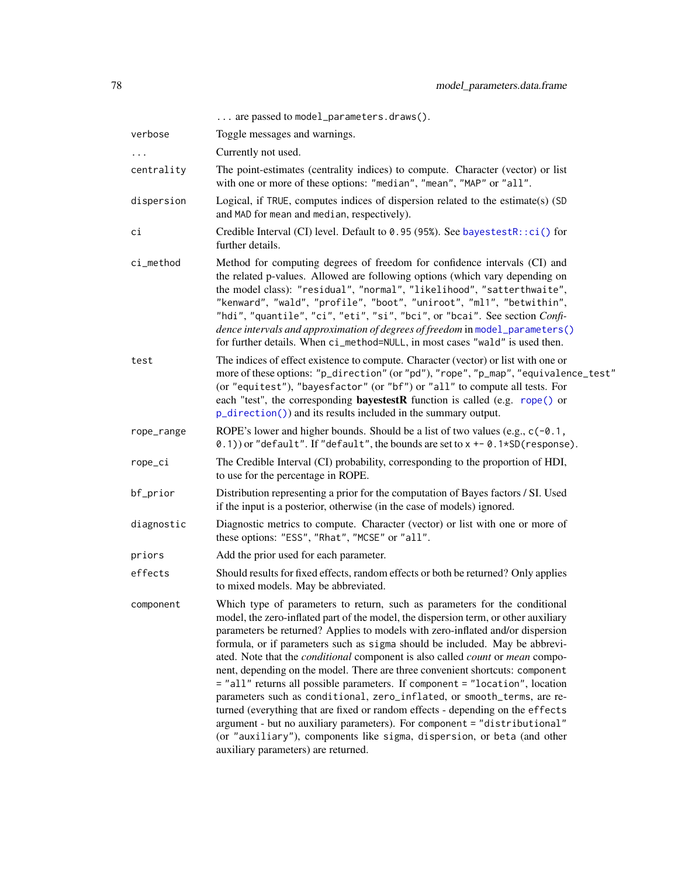... are passed to `model_parameters.draws()`.

| | |
|---|---|
| `verbose` | Toggle messages and warnings. |
| `...` | Currently not used. |
| `centrality` | The point-estimates (centrality indices) to compute. Character (vector) or list with one or more of these options: `"median"`, `"mean"`, `"MAP"` or `"all"`. |
| `dispersion` | Logical, if `TRUE`, computes indices of dispersion related to the estimate(s) (`SD` and `MAD` for `mean` and `median`, respectively). |
| `ci` | Credible Interval (CI) level. Default to `0.95` (95%). See `bayestestR::ci()` for further details. |
| `ci_method` | Method for computing degrees of freedom for confidence intervals (CI) and the related p-values. Allowed are following options (which vary depending on the model class): `"residual"`, `"normal"`, `"likelihood"`, `"satterthwaite"`, `"kenward"`, `"wald"`, `"profile"`, `"boot"`, `"uniroot"`, `"ml1"`, `"betwithin"`, `"hdi"`, `"quantile"`, `"ci"`, `"eti"`, `"si"`, `"bci"`, or `"bcai"`. See section *Confidence intervals and approximation of degrees of freedom* in `model_parameters()` for further details. When `ci_method=NULL`, in most cases `"wald"` is used then. |
| `test` | The indices of effect existence to compute. Character (vector) or list with one or more of these options: `"p_direction"` (or `"pd"`), `"rope"`, `"p_map"`, `"equivalence_test"` (or `"equitest"`), `"bayesfactor"` (or `"bf"`) or `"all"` to compute all tests. For each "test", the corresponding **bayestestR** function is called (e.g. `rope()` or `p_direction()`) and its results included in the summary output. |
| `rope_range` | ROPE's lower and higher bounds. Should be a list of two values (e.g., `c(-0.1, 0.1)`) or `"default"`. If `"default"`, the bounds are set to `x +- 0.1*SD(response)`. |
| `rope_ci` | The Credible Interval (CI) probability, corresponding to the proportion of HDI, to use for the percentage in ROPE. |
| `bf_prior` | Distribution representing a prior for the computation of Bayes factors / SI. Used if the input is a posterior, otherwise (in the case of models) ignored. |
| `diagnostic` | Diagnostic metrics to compute. Character (vector) or list with one or more of these options: `"ESS"`, `"Rhat"`, `"MCSE"` or `"all"`. |
| `priors` | Add the prior used for each parameter. |
| `effects` | Should results for fixed effects, random effects or both be returned? Only applies to mixed models. May be abbreviated. |
| `component` | Which type of parameters to return, such as parameters for the conditional model, the zero-inflated part of the model, the dispersion term, or other auxiliary parameters be returned? Applies to models with zero-inflated and/or dispersion formula, or if parameters such as `sigma` should be included. May be abbreviated. Note that the *conditional* component is also called *count* or *mean* component, depending on the model. There are three convenient shortcuts: `component = "all"` returns all possible parameters. If `component = "location"`, location parameters such as `conditional`, `zero_inflated`, or `smooth_terms`, are returned (everything that are fixed or random effects - depending on the `effects` argument - but no auxiliary parameters). For `component = "distributional"` (or `"auxiliary"`), components like `sigma`, `dispersion`, or `beta` (and other auxiliary parameters) are returned. |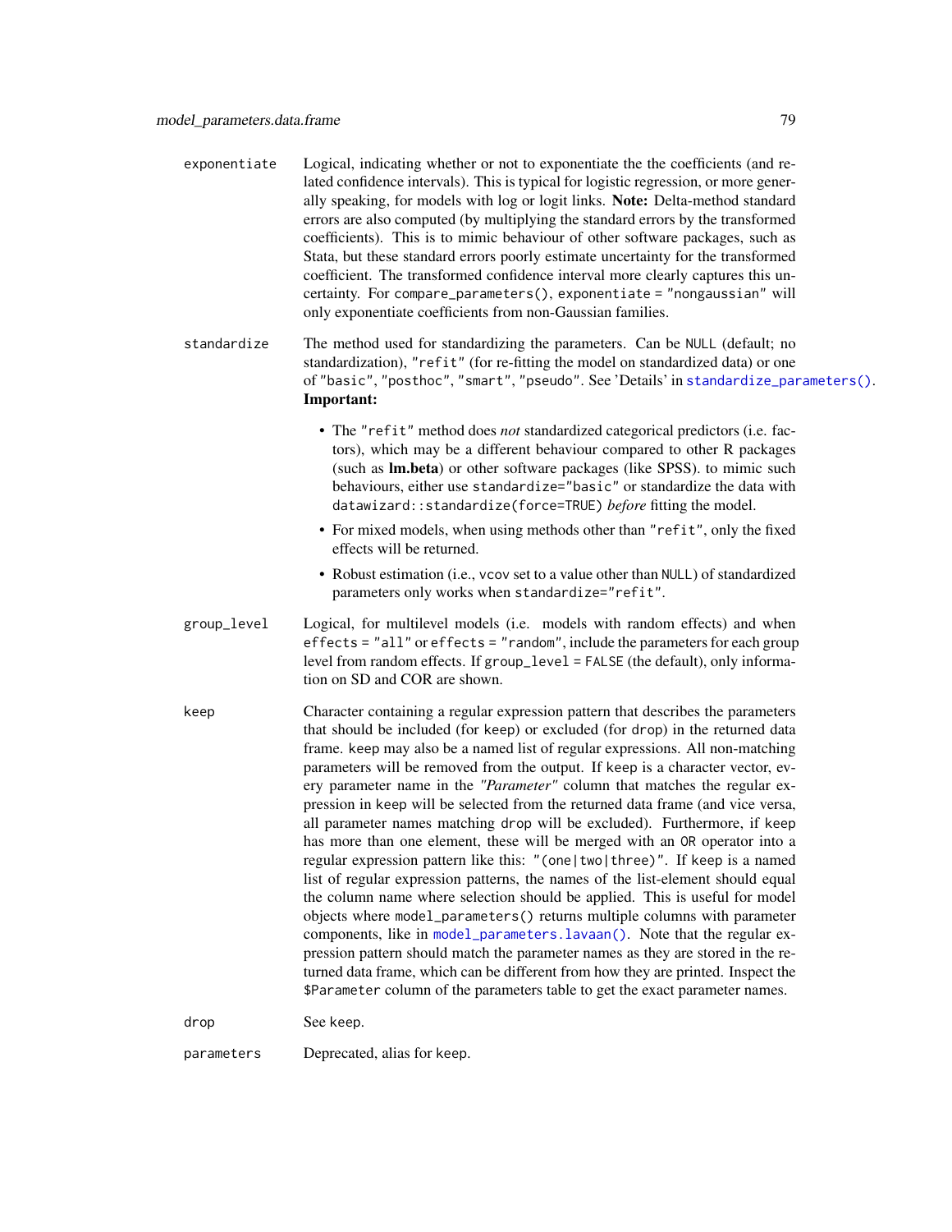- `exponentiate` — Logical, indicating whether or not to exponentiate the the coefficients (and related confidence intervals). This is typical for logistic regression, or more generally speaking, for models with log or logit links. **Note:** Delta-method standard errors are also computed (by multiplying the standard errors by the transformed coefficients). This is to mimic behaviour of other software packages, such as Stata, but these standard errors poorly estimate uncertainty for the transformed coefficient. The transformed confidence interval more clearly captures this uncertainty. For `compare_parameters()`, `exponentiate = "nongaussian"` will only exponentiate coefficients from non-Gaussian families.

- `standardize` — The method used for standardizing the parameters. Can be `NULL` (default; no standardization), `"refit"` (for re-fitting the model on standardized data) or one of `"basic"`, `"posthoc"`, `"smart"`, `"pseudo"`. See 'Details' in `standardize_parameters()`. **Important:**
  - The `"refit"` method does *not* standardized categorical predictors (i.e. factors), which may be a different behaviour compared to other R packages (such as **lm.beta**) or other software packages (like SPSS). to mimic such behaviours, either use `standardize="basic"` or standardize the data with `datawizard::standardize(force=TRUE)` *before* fitting the model.
  - For mixed models, when using methods other than `"refit"`, only the fixed effects will be returned.
  - Robust estimation (i.e., `vcov` set to a value other than `NULL`) of standardized parameters only works when `standardize="refit"`.

- `group_level` — Logical, for multilevel models (i.e. models with random effects) and when `effects = "all"` or `effects = "random"`, include the parameters for each group level from random effects. If `group_level = FALSE` (the default), only information on SD and COR are shown.

- `keep` — Character containing a regular expression pattern that describes the parameters that should be included (for `keep`) or excluded (for `drop`) in the returned data frame. `keep` may also be a named list of regular expressions. All non-matching parameters will be removed from the output. If `keep` is a character vector, every parameter name in the *"Parameter"* column that matches the regular expression in `keep` will be selected from the returned data frame (and vice versa, all parameter names matching `drop` will be excluded). Furthermore, if `keep` has more than one element, these will be merged with an `OR` operator into a regular expression pattern like this: `"(one|two|three)"`. If `keep` is a named list of regular expression patterns, the names of the list-element should equal the column name where selection should be applied. This is useful for model objects where `model_parameters()` returns multiple columns with parameter components, like in `model_parameters.lavaan()`. Note that the regular expression pattern should match the parameter names as they are stored in the returned data frame, which can be different from how they are printed. Inspect the `$Parameter` column of the parameters table to get the exact parameter names.

- `drop` — See `keep`.

- `parameters` — Deprecated, alias for `keep`.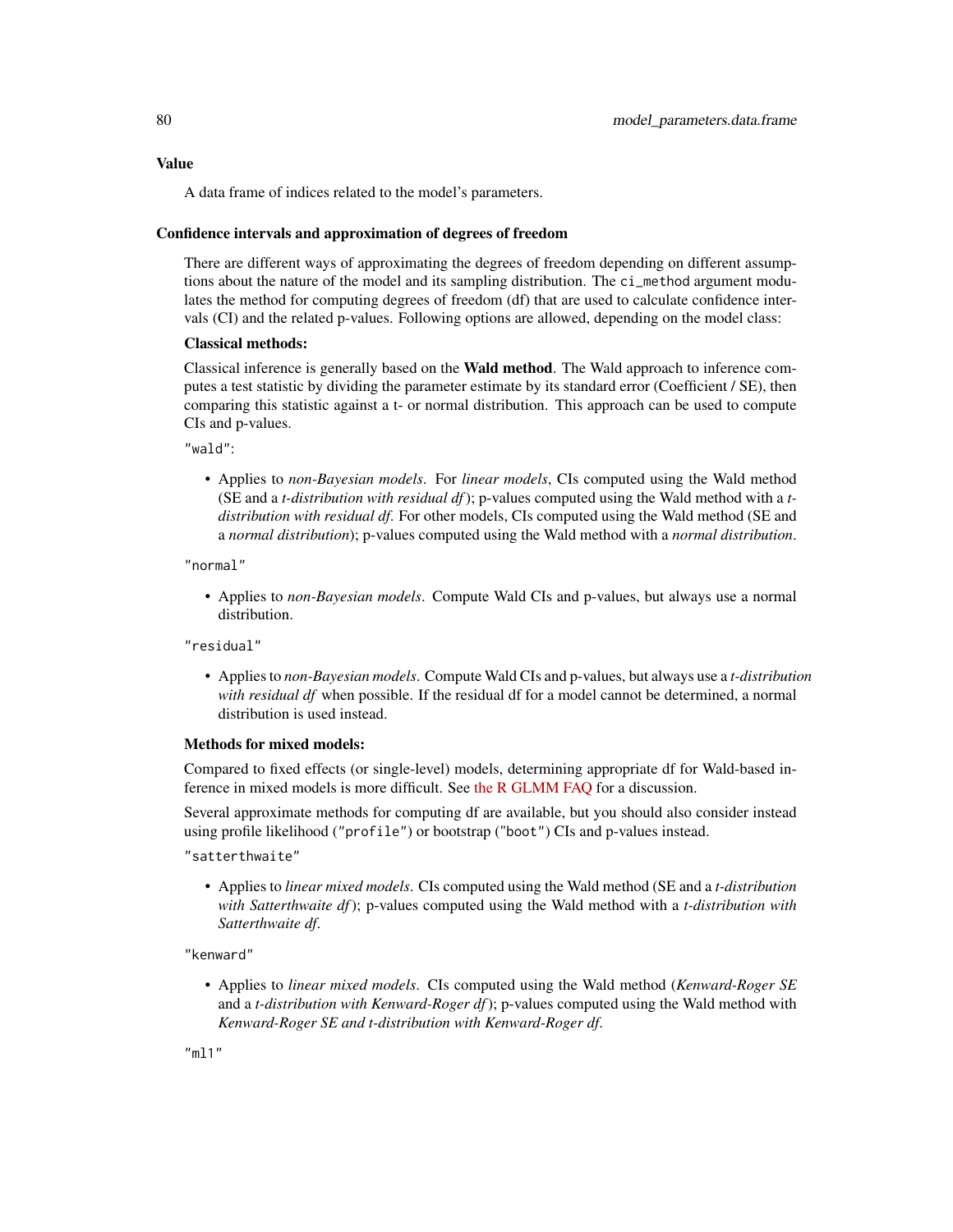## Value

A data frame of indices related to the model's parameters.

## Confidence intervals and approximation of degrees of freedom

There are different ways of approximating the degrees of freedom depending on different assumptions about the nature of the model and its sampling distribution. The `ci_method` argument modulates the method for computing degrees of freedom (df) that are used to calculate confidence intervals (CI) and the related p-values. Following options are allowed, depending on the model class:

**Classical methods:**

Classical inference is generally based on the **Wald method**. The Wald approach to inference computes a test statistic by dividing the parameter estimate by its standard error (Coefficient / SE), then comparing this statistic against a t- or normal distribution. This approach can be used to compute CIs and p-values.

`"wald"`:

- Applies to *non-Bayesian models*. For *linear models*, CIs computed using the Wald method (SE and a *t-distribution with residual df*); p-values computed using the Wald method with a *t-distribution with residual df*. For other models, CIs computed using the Wald method (SE and a *normal distribution*); p-values computed using the Wald method with a *normal distribution*.

`"normal"`

- Applies to *non-Bayesian models*. Compute Wald CIs and p-values, but always use a normal distribution.

`"residual"`

- Applies to *non-Bayesian models*. Compute Wald CIs and p-values, but always use a *t-distribution with residual df* when possible. If the residual df for a model cannot be determined, a normal distribution is used instead.

**Methods for mixed models:**

Compared to fixed effects (or single-level) models, determining appropriate df for Wald-based inference in mixed models is more difficult. See the R GLMM FAQ for a discussion.

Several approximate methods for computing df are available, but you should also consider instead using profile likelihood (`"profile"`) or bootstrap (`"boot"`) CIs and p-values instead.

`"satterthwaite"`

- Applies to *linear mixed models*. CIs computed using the Wald method (SE and a *t-distribution with Satterthwaite df*); p-values computed using the Wald method with a *t-distribution with Satterthwaite df*.

`"kenward"`

- Applies to *linear mixed models*. CIs computed using the Wald method (*Kenward-Roger SE* and a *t-distribution with Kenward-Roger df*); p-values computed using the Wald method with *Kenward-Roger SE and t-distribution with Kenward-Roger df*.

`"ml1"`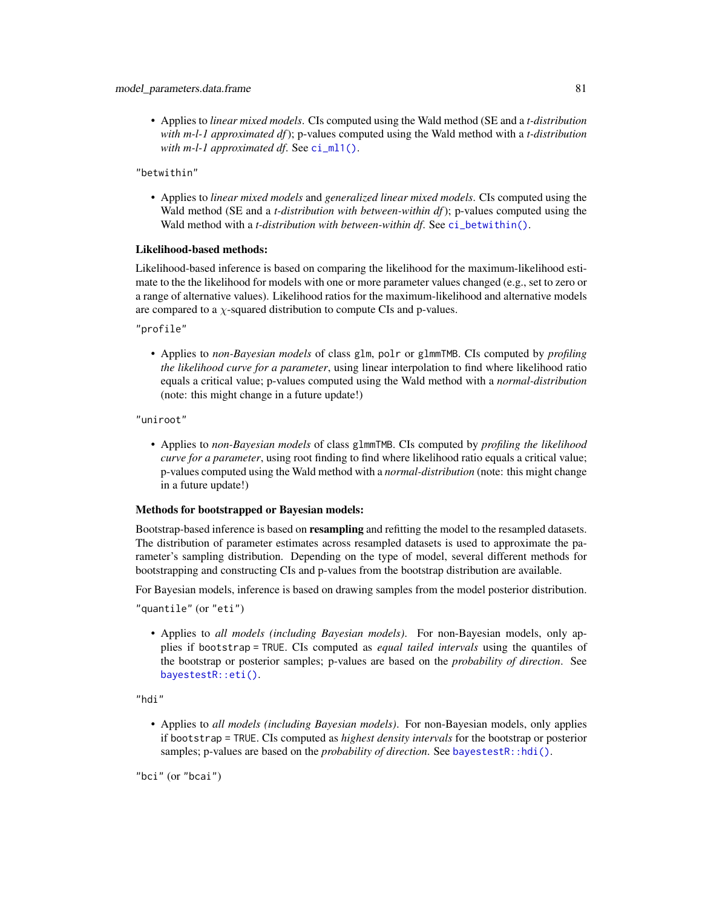- Applies to *linear mixed models*. CIs computed using the Wald method (SE and a *t-distribution with m-l-1 approximated df*); p-values computed using the Wald method with a *t-distribution with m-l-1 approximated df*. See `ci_ml1()`.

"betwithin"

- Applies to *linear mixed models* and *generalized linear mixed models*. CIs computed using the Wald method (SE and a *t-distribution with between-within df*); p-values computed using the Wald method with a *t-distribution with between-within df*. See `ci_betwithin()`.

**Likelihood-based methods:**

Likelihood-based inference is based on comparing the likelihood for the maximum-likelihood estimate to the the likelihood for models with one or more parameter values changed (e.g., set to zero or a range of alternative values). Likelihood ratios for the maximum-likelihood and alternative models are compared to a $\chi$-squared distribution to compute CIs and p-values.

"profile"

- Applies to *non-Bayesian models* of class `glm`, `polr` or `glmmTMB`. CIs computed by *profiling the likelihood curve for a parameter*, using linear interpolation to find where likelihood ratio equals a critical value; p-values computed using the Wald method with a *normal-distribution* (note: this might change in a future update!)

"uniroot"

- Applies to *non-Bayesian models* of class `glmmTMB`. CIs computed by *profiling the likelihood curve for a parameter*, using root finding to find where likelihood ratio equals a critical value; p-values computed using the Wald method with a *normal-distribution* (note: this might change in a future update!)

**Methods for bootstrapped or Bayesian models:**

Bootstrap-based inference is based on **resampling** and refitting the model to the resampled datasets. The distribution of parameter estimates across resampled datasets is used to approximate the parameter's sampling distribution. Depending on the type of model, several different methods for bootstrapping and constructing CIs and p-values from the bootstrap distribution are available.

For Bayesian models, inference is based on drawing samples from the model posterior distribution.

"quantile" (or "eti")

- Applies to *all models (including Bayesian models)*. For non-Bayesian models, only applies if `bootstrap = TRUE`. CIs computed as *equal tailed intervals* using the quantiles of the bootstrap or posterior samples; p-values are based on the *probability of direction*. See `bayestestR::eti()`.

"hdi"

- Applies to *all models (including Bayesian models)*. For non-Bayesian models, only applies if `bootstrap = TRUE`. CIs computed as *highest density intervals* for the bootstrap or posterior samples; p-values are based on the *probability of direction*. See `bayestestR::hdi()`.

"bci" (or "bcai")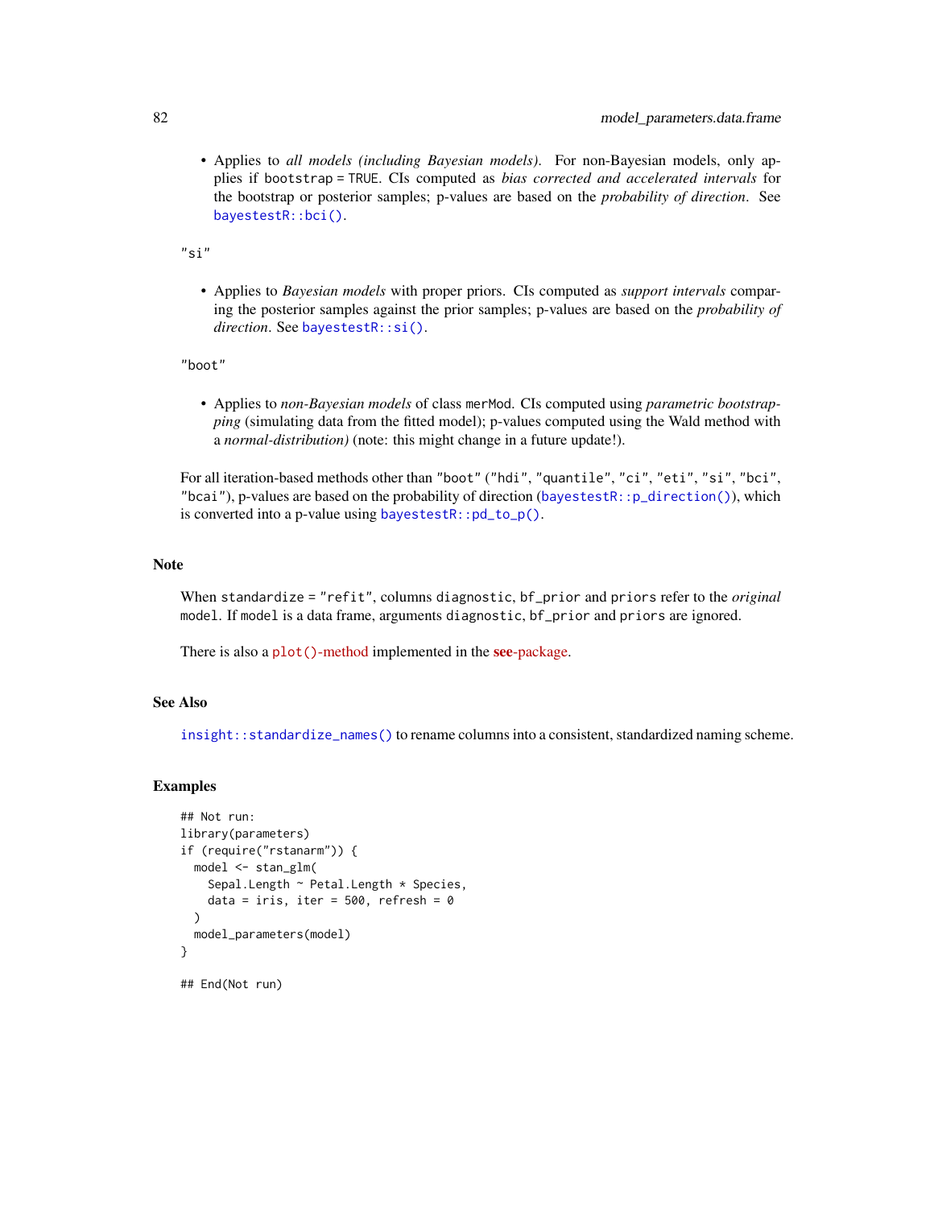- Applies to *all models (including Bayesian models)*. For non-Bayesian models, only applies if `bootstrap = TRUE`. CIs computed as *bias corrected and accelerated intervals* for the bootstrap or posterior samples; p-values are based on the *probability of direction*. See `bayestestR::bci()`.

`"si"`

- Applies to *Bayesian models* with proper priors. CIs computed as *support intervals* comparing the posterior samples against the prior samples; p-values are based on the *probability of direction*. See `bayestestR::si()`.

`"boot"`

- Applies to *non-Bayesian models* of class `merMod`. CIs computed using *parametric bootstrapping* (simulating data from the fitted model); p-values computed using the Wald method with a *normal-distribution)* (note: this might change in a future update!).

For all iteration-based methods other than `"boot"` (`"hdi"`, `"quantile"`, `"ci"`, `"eti"`, `"si"`, `"bci"`, `"bcai"`), p-values are based on the probability of direction (`bayestestR::p_direction()`), which is converted into a p-value using `bayestestR::pd_to_p()`.

## Note

When `standardize = "refit"`, columns `diagnostic`, `bf_prior` and `priors` refer to the *original* `model`. If `model` is a data frame, arguments `diagnostic`, `bf_prior` and `priors` are ignored.

There is also a `plot()`-method implemented in the **see**-package.

## See Also

`insight::standardize_names()` to rename columns into a consistent, standardized naming scheme.

## Examples

```
## Not run:
library(parameters)
if (require("rstanarm")) {
  model <- stan_glm(
    Sepal.Length ~ Petal.Length * Species,
    data = iris, iter = 500, refresh = 0
  )
  model_parameters(model)
}

## End(Not run)
```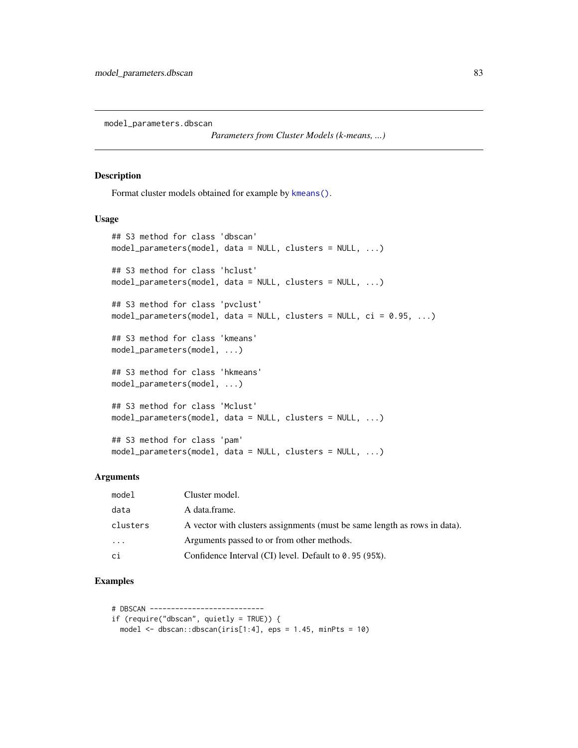model_parameters.dbscan

*Parameters from Cluster Models (k-means, ...)*

## Description

Format cluster models obtained for example by `kmeans()`.

## Usage

```
## S3 method for class 'dbscan'
model_parameters(model, data = NULL, clusters = NULL, ...)

## S3 method for class 'hclust'
model_parameters(model, data = NULL, clusters = NULL, ...)

## S3 method for class 'pvclust'
model_parameters(model, data = NULL, clusters = NULL, ci = 0.95, ...)

## S3 method for class 'kmeans'
model_parameters(model, ...)

## S3 method for class 'hkmeans'
model_parameters(model, ...)

## S3 method for class 'Mclust'
model_parameters(model, data = NULL, clusters = NULL, ...)

## S3 method for class 'pam'
model_parameters(model, data = NULL, clusters = NULL, ...)
```

## Arguments

| | |
|---|---|
| `model` | Cluster model. |
| `data` | A data.frame. |
| `clusters` | A vector with clusters assignments (must be same length as rows in data). |
| `...` | Arguments passed to or from other methods. |
| `ci` | Confidence Interval (CI) level. Default to `0.95` (`95%`). |

## Examples

```
# DBSCAN ---------------------------
if (require("dbscan", quietly = TRUE)) {
  model <- dbscan::dbscan(iris[1:4], eps = 1.45, minPts = 10)
```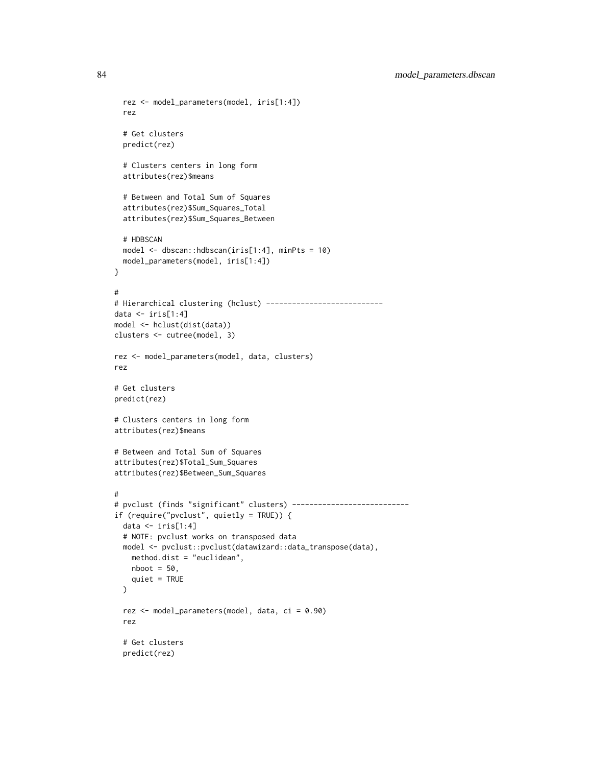```
  rez <- model_parameters(model, iris[1:4])
  rez

  # Get clusters
  predict(rez)

  # Clusters centers in long form
  attributes(rez)$means

  # Between and Total Sum of Squares
  attributes(rez)$Sum_Squares_Total
  attributes(rez)$Sum_Squares_Between

  # HDBSCAN
  model <- dbscan::hdbscan(iris[1:4], minPts = 10)
  model_parameters(model, iris[1:4])
}

#
# Hierarchical clustering (hclust) ---------------------------
data <- iris[1:4]
model <- hclust(dist(data))
clusters <- cutree(model, 3)

rez <- model_parameters(model, data, clusters)
rez

# Get clusters
predict(rez)

# Clusters centers in long form
attributes(rez)$means

# Between and Total Sum of Squares
attributes(rez)$Total_Sum_Squares
attributes(rez)$Between_Sum_Squares

#
# pvclust (finds "significant" clusters) ---------------------------
if (require("pvclust", quietly = TRUE)) {
  data <- iris[1:4]
  # NOTE: pvclust works on transposed data
  model <- pvclust::pvclust(datawizard::data_transpose(data),
    method.dist = "euclidean",
    nboot = 50,
    quiet = TRUE
  )

  rez <- model_parameters(model, data, ci = 0.90)
  rez

  # Get clusters
  predict(rez)
```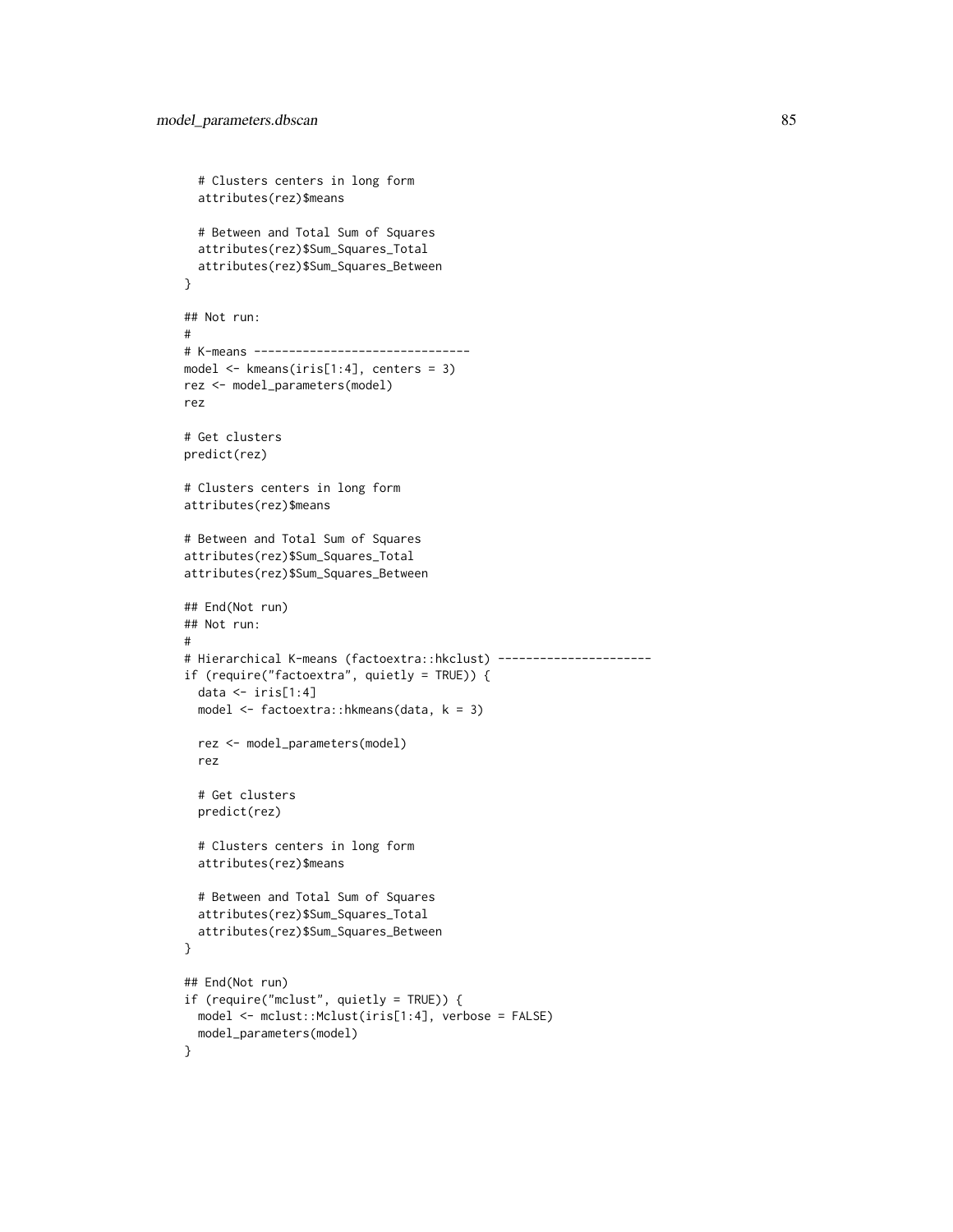```
  # Clusters centers in long form
  attributes(rez)$means

  # Between and Total Sum of Squares
  attributes(rez)$Sum_Squares_Total
  attributes(rez)$Sum_Squares_Between
}

## Not run:
#
# K-means -------------------------------
model <- kmeans(iris[1:4], centers = 3)
rez <- model_parameters(model)
rez

# Get clusters
predict(rez)

# Clusters centers in long form
attributes(rez)$means

# Between and Total Sum of Squares
attributes(rez)$Sum_Squares_Total
attributes(rez)$Sum_Squares_Between

## End(Not run)
## Not run:
#
# Hierarchical K-means (factoextra::hkclust) ----------------------
if (require("factoextra", quietly = TRUE)) {
  data <- iris[1:4]
  model <- factoextra::hkmeans(data, k = 3)

  rez <- model_parameters(model)
  rez

  # Get clusters
  predict(rez)

  # Clusters centers in long form
  attributes(rez)$means

  # Between and Total Sum of Squares
  attributes(rez)$Sum_Squares_Total
  attributes(rez)$Sum_Squares_Between
}

## End(Not run)
if (require("mclust", quietly = TRUE)) {
  model <- mclust::Mclust(iris[1:4], verbose = FALSE)
  model_parameters(model)
}
```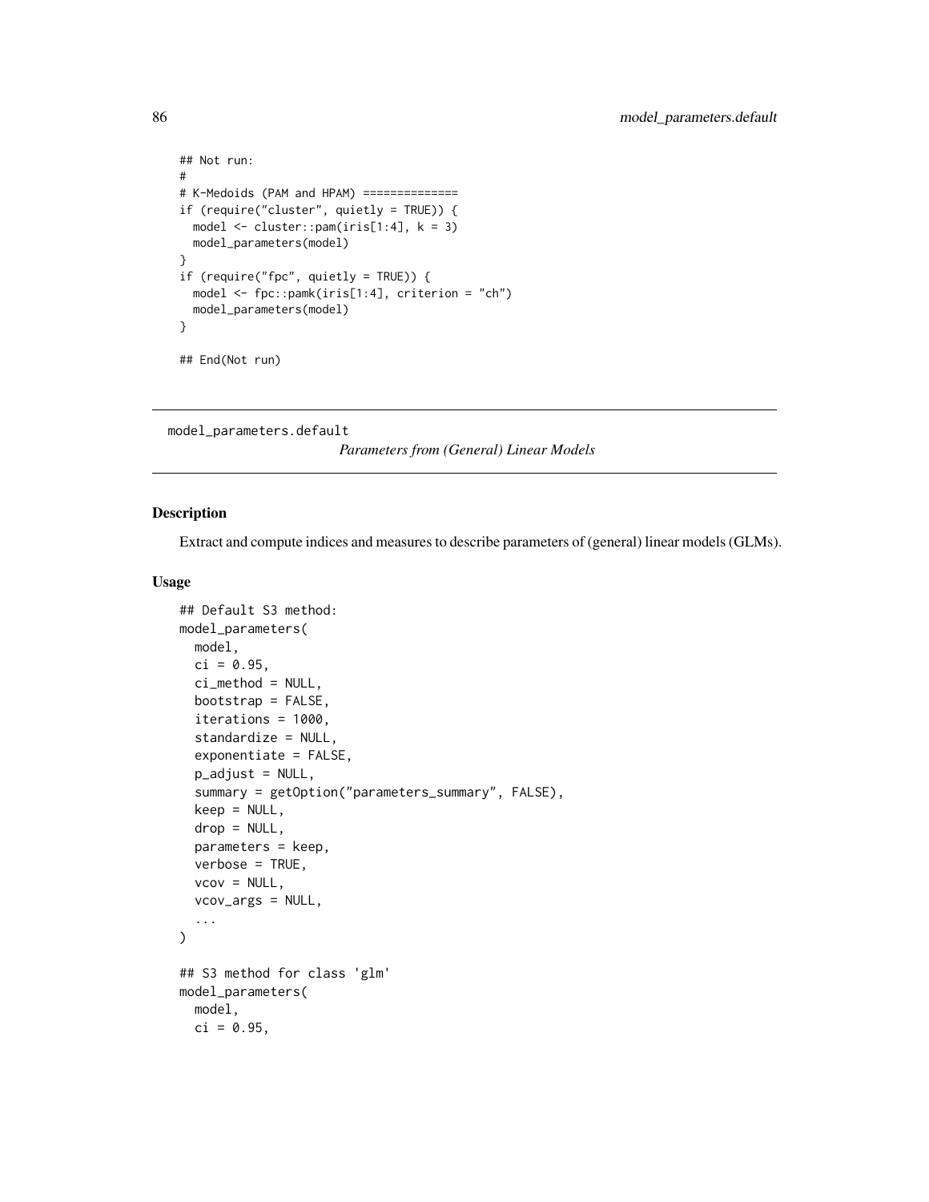```
## Not run:
#
# K-Medoids (PAM and HPAM) ==============
if (require("cluster", quietly = TRUE)) {
  model <- cluster::pam(iris[1:4], k = 3)
  model_parameters(model)
}
if (require("fpc", quietly = TRUE)) {
  model <- fpc::pamk(iris[1:4], criterion = "ch")
  model_parameters(model)
}

## End(Not run)
```

---

## model_parameters.default

*Parameters from (General) Linear Models*

---

### Description

Extract and compute indices and measures to describe parameters of (general) linear models (GLMs).

### Usage

```
## Default S3 method:
model_parameters(
  model,
  ci = 0.95,
  ci_method = NULL,
  bootstrap = FALSE,
  iterations = 1000,
  standardize = NULL,
  exponentiate = FALSE,
  p_adjust = NULL,
  summary = getOption("parameters_summary", FALSE),
  keep = NULL,
  drop = NULL,
  parameters = keep,
  verbose = TRUE,
  vcov = NULL,
  vcov_args = NULL,
  ...
)

## S3 method for class 'glm'
model_parameters(
  model,
  ci = 0.95,
```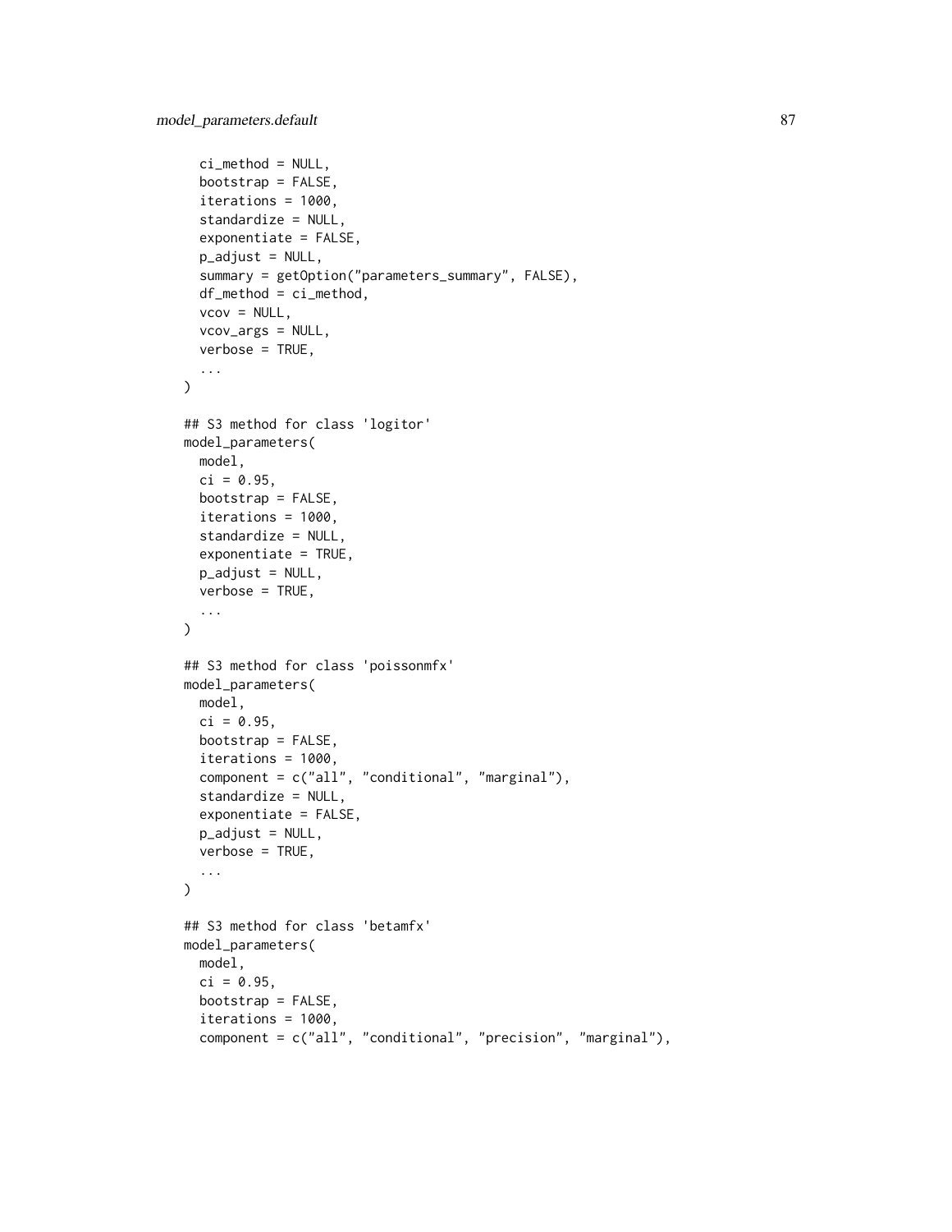```
  ci_method = NULL,
  bootstrap = FALSE,
  iterations = 1000,
  standardize = NULL,
  exponentiate = FALSE,
  p_adjust = NULL,
  summary = getOption("parameters_summary", FALSE),
  df_method = ci_method,
  vcov = NULL,
  vcov_args = NULL,
  verbose = TRUE,
  ...
)

## S3 method for class 'logitor'
model_parameters(
  model,
  ci = 0.95,
  bootstrap = FALSE,
  iterations = 1000,
  standardize = NULL,
  exponentiate = TRUE,
  p_adjust = NULL,
  verbose = TRUE,
  ...
)

## S3 method for class 'poissonmfx'
model_parameters(
  model,
  ci = 0.95,
  bootstrap = FALSE,
  iterations = 1000,
  component = c("all", "conditional", "marginal"),
  standardize = NULL,
  exponentiate = FALSE,
  p_adjust = NULL,
  verbose = TRUE,
  ...
)

## S3 method for class 'betamfx'
model_parameters(
  model,
  ci = 0.95,
  bootstrap = FALSE,
  iterations = 1000,
  component = c("all", "conditional", "precision", "marginal"),
```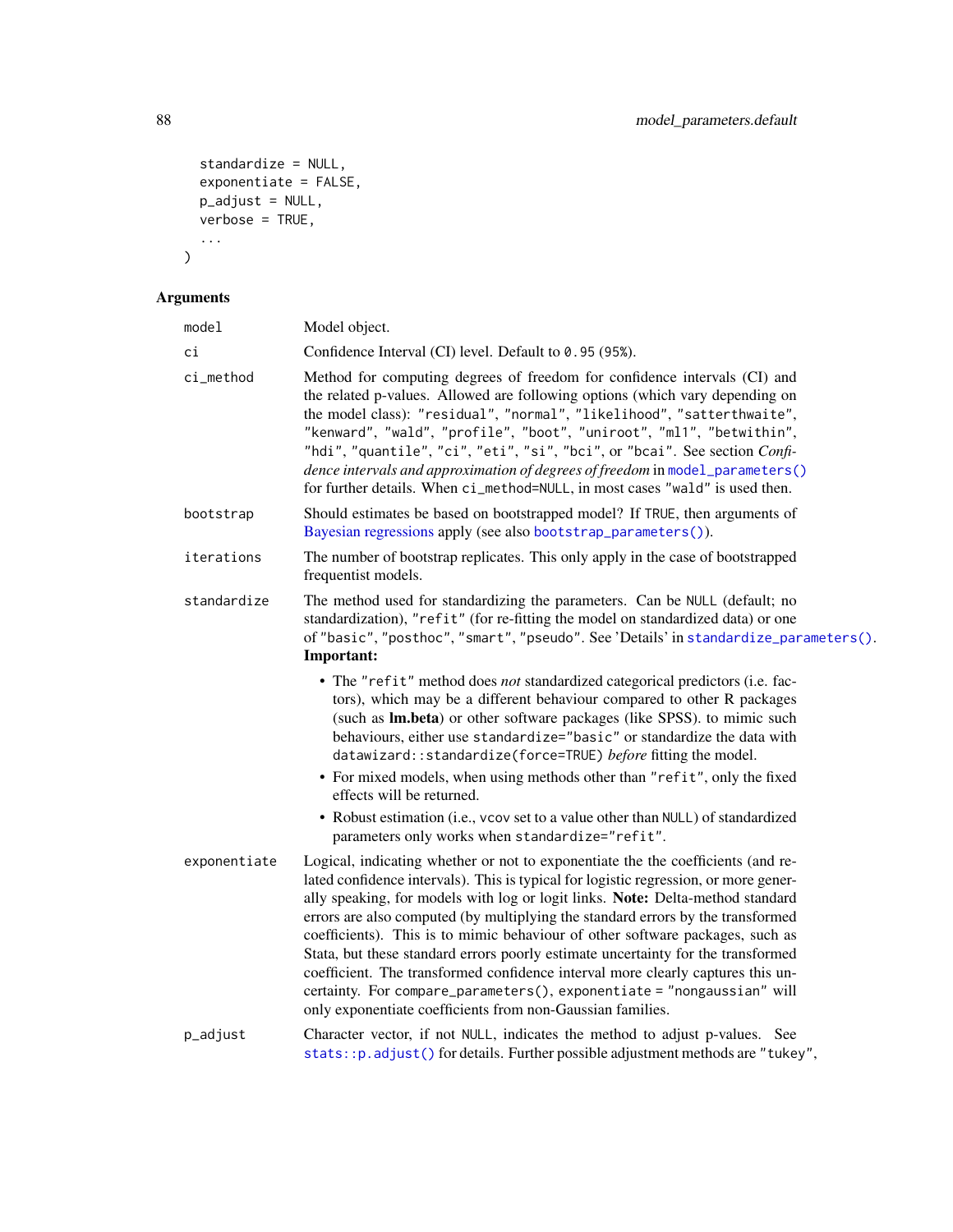```
  standardize = NULL,
  exponentiate = FALSE,
  p_adjust = NULL,
  verbose = TRUE,
  ...
)
```

## Arguments

| | |
|---|---|
| model | Model object. |
| ci | Confidence Interval (CI) level. Default to `0.95` (`95%`). |
| ci_method | Method for computing degrees of freedom for confidence intervals (CI) and the related p-values. Allowed are following options (which vary depending on the model class): `"residual"`, `"normal"`, `"likelihood"`, `"satterthwaite"`, `"kenward"`, `"wald"`, `"profile"`, `"boot"`, `"uniroot"`, `"ml1"`, `"betwithin"`, `"hdi"`, `"quantile"`, `"ci"`, `"eti"`, `"si"`, `"bci"`, or `"bcai"`. See section *Confidence intervals and approximation of degrees of freedom* in `model_parameters()` for further details. When `ci_method=NULL`, in most cases `"wald"` is used then. |
| bootstrap | Should estimates be based on bootstrapped model? If `TRUE`, then arguments of Bayesian regressions apply (see also `bootstrap_parameters()`). |
| iterations | The number of bootstrap replicates. This only apply in the case of bootstrapped frequentist models. |
| standardize | The method used for standardizing the parameters. Can be `NULL` (default; no standardization), `"refit"` (for re-fitting the model on standardized data) or one of `"basic"`, `"posthoc"`, `"smart"`, `"pseudo"`. See 'Details' in `standardize_parameters()`. **Important:** <br>• The `"refit"` method does *not* standardized categorical predictors (i.e. factors), which may be a different behaviour compared to other R packages (such as **lm.beta**) or other software packages (like SPSS). to mimic such behaviours, either use `standardize="basic"` or standardize the data with `datawizard::standardize(force=TRUE)` *before* fitting the model. <br>• For mixed models, when using methods other than `"refit"`, only the fixed effects will be returned. <br>• Robust estimation (i.e., `vcov` set to a value other than `NULL`) of standardized parameters only works when `standardize="refit"`. |
| exponentiate | Logical, indicating whether or not to exponentiate the the coefficients (and related confidence intervals). This is typical for logistic regression, or more generally speaking, for models with log or logit links. **Note:** Delta-method standard errors are also computed (by multiplying the standard errors by the transformed coefficients). This is to mimic behaviour of other software packages, such as Stata, but these standard errors poorly estimate uncertainty for the transformed coefficient. The transformed confidence interval more clearly captures this uncertainty. For `compare_parameters()`, `exponentiate = "nongaussian"` will only exponentiate coefficients from non-Gaussian families. |
| p_adjust | Character vector, if not `NULL`, indicates the method to adjust p-values. See `stats::p.adjust()` for details. Further possible adjustment methods are `"tukey"`, |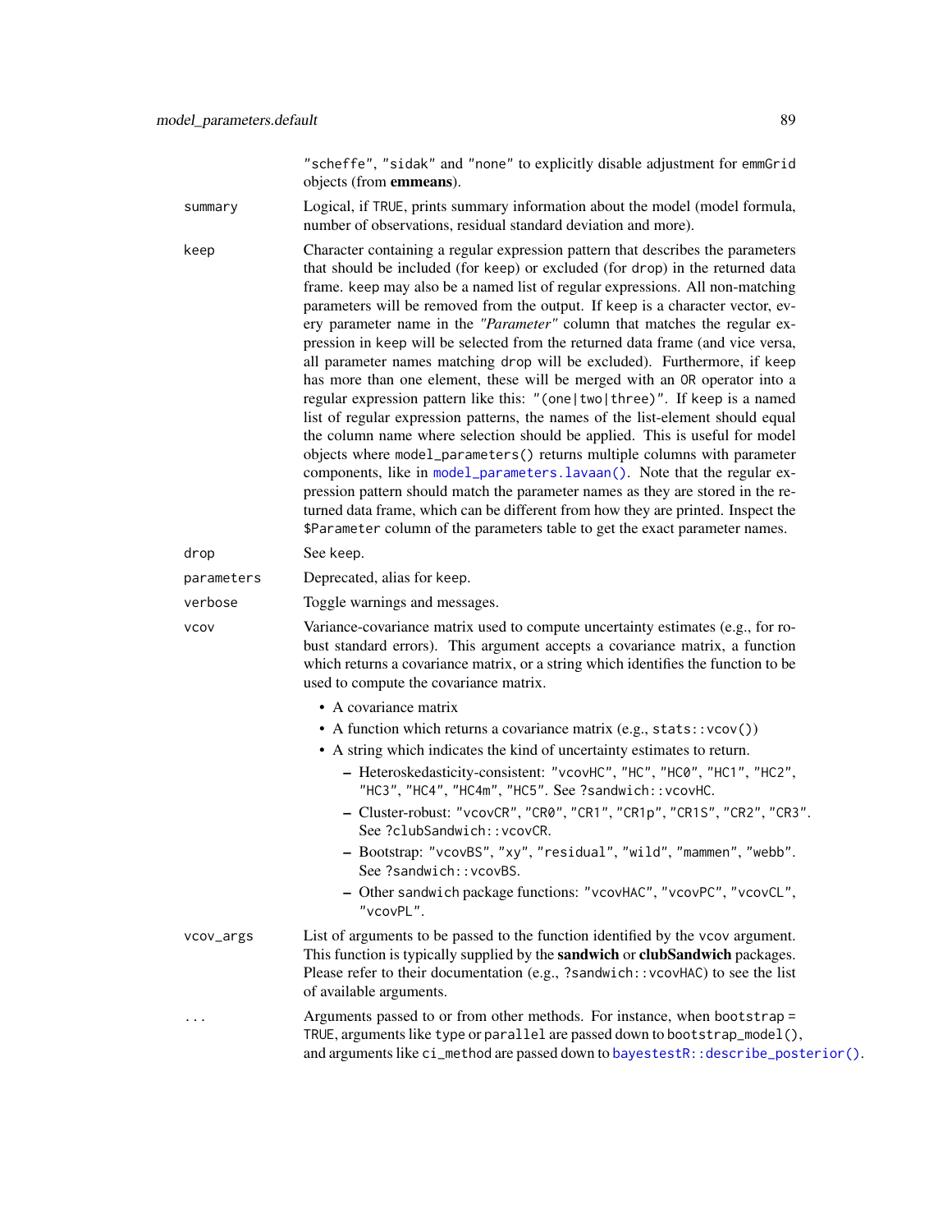"scheffe", "sidak" and "none" to explicitly disable adjustment for emmGrid objects (from **emmeans**).

summary
: Logical, if TRUE, prints summary information about the model (model formula, number of observations, residual standard deviation and more).

keep
: Character containing a regular expression pattern that describes the parameters that should be included (for keep) or excluded (for drop) in the returned data frame. keep may also be a named list of regular expressions. All non-matching parameters will be removed from the output. If keep is a character vector, every parameter name in the *"Parameter"* column that matches the regular expression in keep will be selected from the returned data frame (and vice versa, all parameter names matching drop will be excluded). Furthermore, if keep has more than one element, these will be merged with an OR operator into a regular expression pattern like this: "(one|two|three)". If keep is a named list of regular expression patterns, the names of the list-element should equal the column name where selection should be applied. This is useful for model objects where model_parameters() returns multiple columns with parameter components, like in model_parameters.lavaan(). Note that the regular expression pattern should match the parameter names as they are stored in the returned data frame, which can be different from how they are printed. Inspect the $Parameter column of the parameters table to get the exact parameter names.

drop
: See keep.

parameters
: Deprecated, alias for keep.

verbose
: Toggle warnings and messages.

vcov
: Variance-covariance matrix used to compute uncertainty estimates (e.g., for robust standard errors). This argument accepts a covariance matrix, a function which returns a covariance matrix, or a string which identifies the function to be used to compute the covariance matrix.

  - A covariance matrix
  - A function which returns a covariance matrix (e.g., stats::vcov())
  - A string which indicates the kind of uncertainty estimates to return.
    - Heteroskedasticity-consistent: "vcovHC", "HC", "HC0", "HC1", "HC2", "HC3", "HC4", "HC4m", "HC5". See ?sandwich::vcovHC.
    - Cluster-robust: "vcovCR", "CR0", "CR1", "CR1p", "CR1S", "CR2", "CR3". See ?clubSandwich::vcovCR.
    - Bootstrap: "vcovBS", "xy", "residual", "wild", "mammen", "webb". See ?sandwich::vcovBS.
    - Other sandwich package functions: "vcovHAC", "vcovPC", "vcovCL", "vcovPL".

vcov_args
: List of arguments to be passed to the function identified by the vcov argument. This function is typically supplied by the **sandwich** or **clubSandwich** packages. Please refer to their documentation (e.g., ?sandwich::vcovHAC) to see the list of available arguments.

...
: Arguments passed to or from other methods. For instance, when bootstrap = TRUE, arguments like type or parallel are passed down to bootstrap_model(), and arguments like ci_method are passed down to bayestestR::describe_posterior().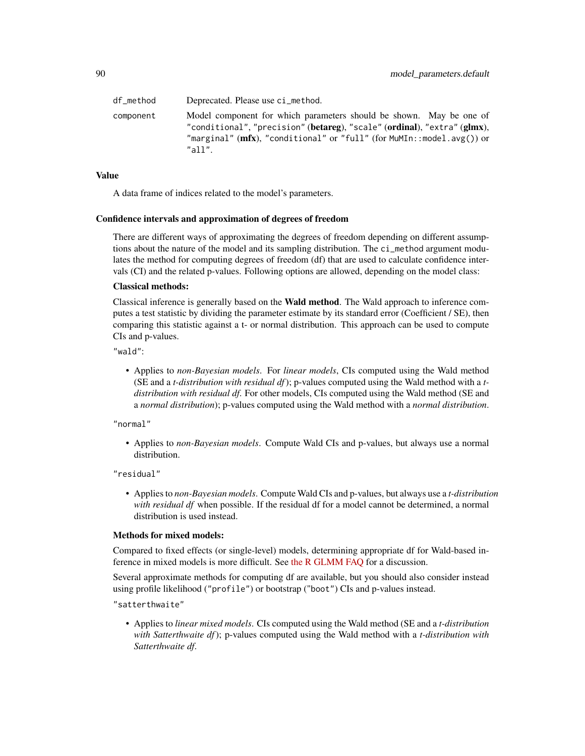| | |
|---|---|
| `df_method` | Deprecated. Please use `ci_method`. |
| `component` | Model component for which parameters should be shown. May be one of `"conditional"`, `"precision"` (**betareg**), `"scale"` (**ordinal**), `"extra"` (**glmx**), `"marginal"` (**mfx**), `"conditional"` or `"full"` (for `MuMIn::model.avg()`) or `"all"`. |

## Value

A data frame of indices related to the model's parameters.

## Confidence intervals and approximation of degrees of freedom

There are different ways of approximating the degrees of freedom depending on different assumptions about the nature of the model and its sampling distribution. The `ci_method` argument modulates the method for computing degrees of freedom (df) that are used to calculate confidence intervals (CI) and the related p-values. Following options are allowed, depending on the model class:

**Classical methods:**

Classical inference is generally based on the **Wald method**. The Wald approach to inference computes a test statistic by dividing the parameter estimate by its standard error (Coefficient / SE), then comparing this statistic against a t- or normal distribution. This approach can be used to compute CIs and p-values.

`"wald"`:

- Applies to *non-Bayesian models*. For *linear models*, CIs computed using the Wald method (SE and a *t-distribution with residual df*); p-values computed using the Wald method with a *t-distribution with residual df*. For other models, CIs computed using the Wald method (SE and a *normal distribution*); p-values computed using the Wald method with a *normal distribution*.

`"normal"`

- Applies to *non-Bayesian models*. Compute Wald CIs and p-values, but always use a normal distribution.

`"residual"`

- Applies to *non-Bayesian models*. Compute Wald CIs and p-values, but always use a *t-distribution with residual df* when possible. If the residual df for a model cannot be determined, a normal distribution is used instead.

**Methods for mixed models:**

Compared to fixed effects (or single-level) models, determining appropriate df for Wald-based inference in mixed models is more difficult. See the R GLMM FAQ for a discussion.

Several approximate methods for computing df are available, but you should also consider instead using profile likelihood (`"profile"`) or bootstrap (`"boot"`) CIs and p-values instead.

`"satterthwaite"`

- Applies to *linear mixed models*. CIs computed using the Wald method (SE and a *t-distribution with Satterthwaite df*); p-values computed using the Wald method with a *t-distribution with Satterthwaite df*.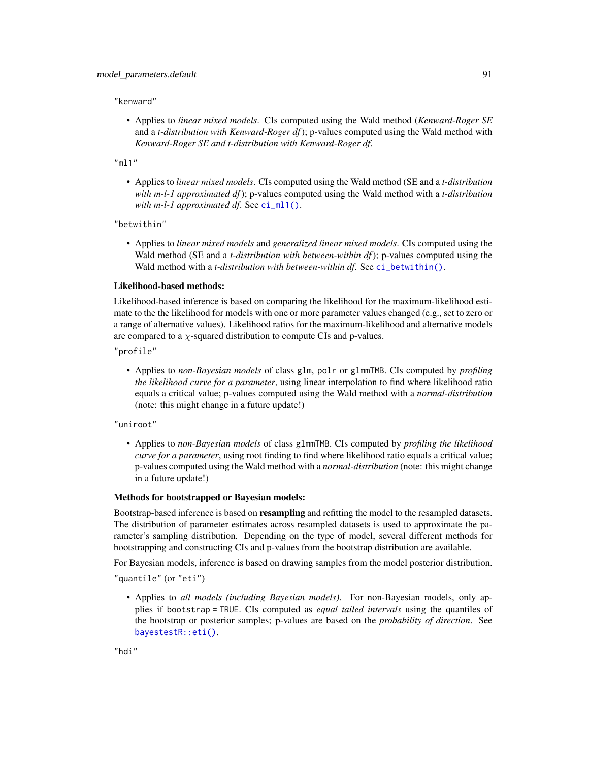"kenward"

- Applies to *linear mixed models*. CIs computed using the Wald method (*Kenward-Roger SE* and a *t-distribution with Kenward-Roger df*); p-values computed using the Wald method with *Kenward-Roger SE and t-distribution with Kenward-Roger df*.

"ml1"

- Applies to *linear mixed models*. CIs computed using the Wald method (SE and a *t-distribution with m-l-1 approximated df*); p-values computed using the Wald method with a *t-distribution with m-l-1 approximated df*. See `ci_ml1()`.

"betwithin"

- Applies to *linear mixed models* and *generalized linear mixed models*. CIs computed using the Wald method (SE and a *t-distribution with between-within df*); p-values computed using the Wald method with a *t-distribution with between-within df*. See `ci_betwithin()`.

**Likelihood-based methods:**

Likelihood-based inference is based on comparing the likelihood for the maximum-likelihood estimate to the the likelihood for models with one or more parameter values changed (e.g., set to zero or a range of alternative values). Likelihood ratios for the maximum-likelihood and alternative models are compared to a $\chi$-squared distribution to compute CIs and p-values.

"profile"

- Applies to *non-Bayesian models* of class `glm`, `polr` or `glmmTMB`. CIs computed by *profiling the likelihood curve for a parameter*, using linear interpolation to find where likelihood ratio equals a critical value; p-values computed using the Wald method with a *normal-distribution* (note: this might change in a future update!)

"uniroot"

- Applies to *non-Bayesian models* of class `glmmTMB`. CIs computed by *profiling the likelihood curve for a parameter*, using root finding to find where likelihood ratio equals a critical value; p-values computed using the Wald method with a *normal-distribution* (note: this might change in a future update!)

**Methods for bootstrapped or Bayesian models:**

Bootstrap-based inference is based on **resampling** and refitting the model to the resampled datasets. The distribution of parameter estimates across resampled datasets is used to approximate the parameter's sampling distribution. Depending on the type of model, several different methods for bootstrapping and constructing CIs and p-values from the bootstrap distribution are available.

For Bayesian models, inference is based on drawing samples from the model posterior distribution.

"quantile" (or "eti")

- Applies to *all models (including Bayesian models)*. For non-Bayesian models, only applies if `bootstrap = TRUE`. CIs computed as *equal tailed intervals* using the quantiles of the bootstrap or posterior samples; p-values are based on the *probability of direction*. See `bayestestR::eti()`.

"hdi"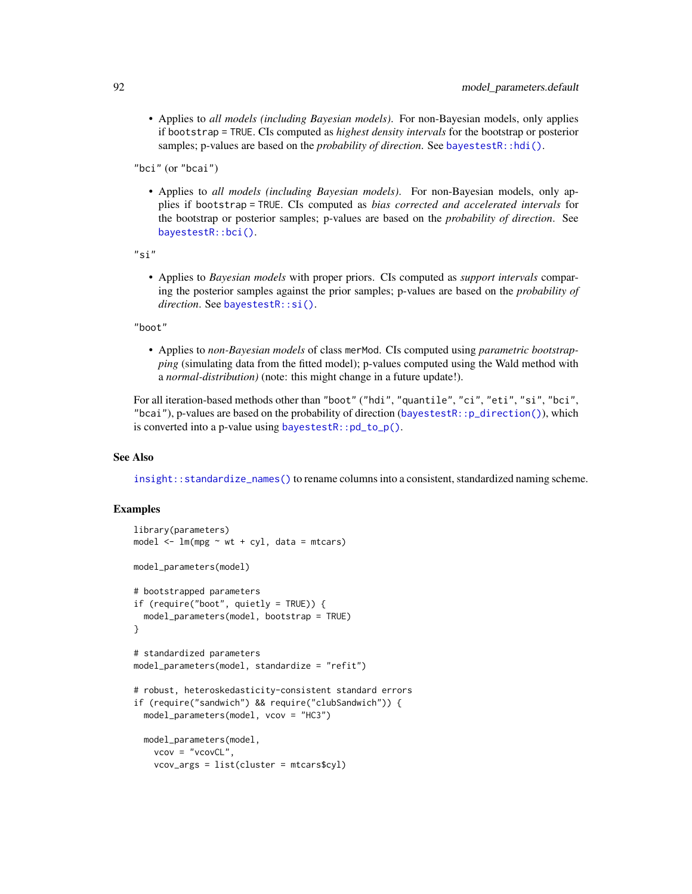- Applies to *all models (including Bayesian models)*. For non-Bayesian models, only applies if `bootstrap = TRUE`. CIs computed as *highest density intervals* for the bootstrap or posterior samples; p-values are based on the *probability of direction*. See `bayestestR::hdi()`.

"bci" (or "bcai")

- Applies to *all models (including Bayesian models)*. For non-Bayesian models, only applies if `bootstrap = TRUE`. CIs computed as *bias corrected and accelerated intervals* for the bootstrap or posterior samples; p-values are based on the *probability of direction*. See `bayestestR::bci()`.

"si"

- Applies to *Bayesian models* with proper priors. CIs computed as *support intervals* comparing the posterior samples against the prior samples; p-values are based on the *probability of direction*. See `bayestestR::si()`.

"boot"

- Applies to *non-Bayesian models* of class `merMod`. CIs computed using *parametric bootstrapping* (simulating data from the fitted model); p-values computed using the Wald method with a *normal-distribution)* (note: this might change in a future update!).

For all iteration-based methods other than "boot" ("hdi", "quantile", "ci", "eti", "si", "bci", "bcai"), p-values are based on the probability of direction (`bayestestR::p_direction()`), which is converted into a p-value using `bayestestR::pd_to_p()`.

### See Also

`insight::standardize_names()` to rename columns into a consistent, standardized naming scheme.

### Examples

```
library(parameters)
model <- lm(mpg ~ wt + cyl, data = mtcars)

model_parameters(model)

# bootstrapped parameters
if (require("boot", quietly = TRUE)) {
  model_parameters(model, bootstrap = TRUE)
}

# standardized parameters
model_parameters(model, standardize = "refit")

# robust, heteroskedasticity-consistent standard errors
if (require("sandwich") && require("clubSandwich")) {
  model_parameters(model, vcov = "HC3")

  model_parameters(model,
    vcov = "vcovCL",
    vcov_args = list(cluster = mtcars$cyl)
```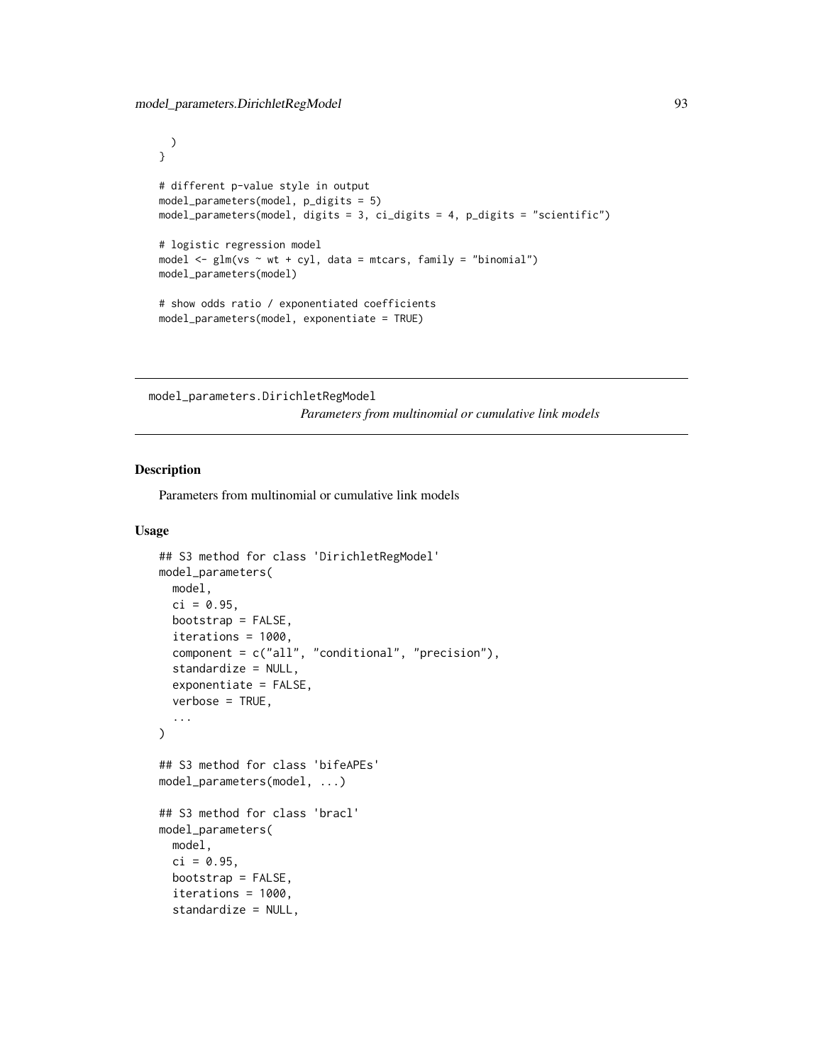```
  )
}

# different p-value style in output
model_parameters(model, p_digits = 5)
model_parameters(model, digits = 3, ci_digits = 4, p_digits = "scientific")

# logistic regression model
model <- glm(vs ~ wt + cyl, data = mtcars, family = "binomial")
model_parameters(model)

# show odds ratio / exponentiated coefficients
model_parameters(model, exponentiate = TRUE)
```

---

## model_parameters.DirichletRegModel

*Parameters from multinomial or cumulative link models*

---

### Description

Parameters from multinomial or cumulative link models

### Usage

```
## S3 method for class 'DirichletRegModel'
model_parameters(
  model,
  ci = 0.95,
  bootstrap = FALSE,
  iterations = 1000,
  component = c("all", "conditional", "precision"),
  standardize = NULL,
  exponentiate = FALSE,
  verbose = TRUE,
  ...
)

## S3 method for class 'bifeAPEs'
model_parameters(model, ...)

## S3 method for class 'bracl'
model_parameters(
  model,
  ci = 0.95,
  bootstrap = FALSE,
  iterations = 1000,
  standardize = NULL,
```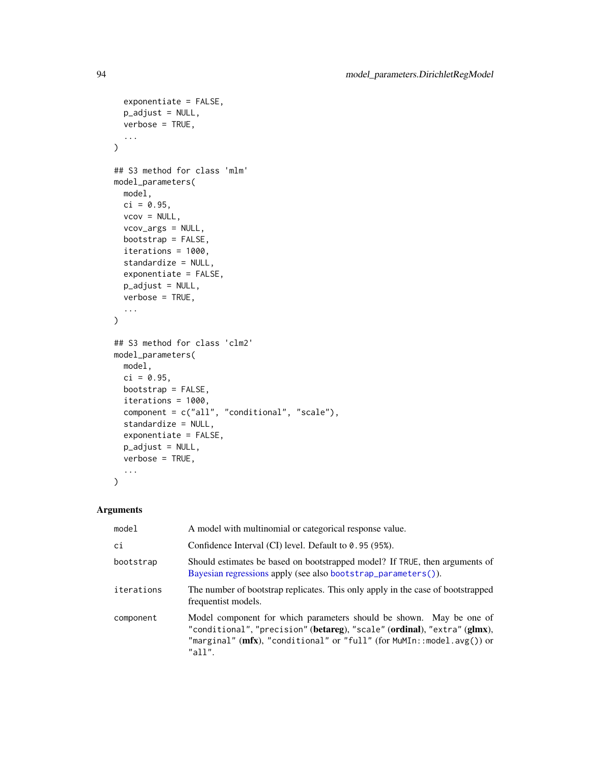```
  exponentiate = FALSE,
  p_adjust = NULL,
  verbose = TRUE,
  ...
)

## S3 method for class 'mlm'
model_parameters(
  model,
  ci = 0.95,
  vcov = NULL,
  vcov_args = NULL,
  bootstrap = FALSE,
  iterations = 1000,
  standardize = NULL,
  exponentiate = FALSE,
  p_adjust = NULL,
  verbose = TRUE,
  ...
)

## S3 method for class 'clm2'
model_parameters(
  model,
  ci = 0.95,
  bootstrap = FALSE,
  iterations = 1000,
  component = c("all", "conditional", "scale"),
  standardize = NULL,
  exponentiate = FALSE,
  p_adjust = NULL,
  verbose = TRUE,
  ...
)
```

### Arguments

| | |
|---|---|
| model | A model with multinomial or categorical response value. |
| ci | Confidence Interval (CI) level. Default to 0.95 (95%). |
| bootstrap | Should estimates be based on bootstrapped model? If TRUE, then arguments of Bayesian regressions apply (see also bootstrap_parameters()). |
| iterations | The number of bootstrap replicates. This only apply in the case of bootstrapped frequentist models. |
| component | Model component for which parameters should be shown. May be one of "conditional", "precision" (**betareg**), "scale" (**ordinal**), "extra" (**glmx**), "marginal" (**mfx**), "conditional" or "full" (for MuMIn::model.avg()) or "all". |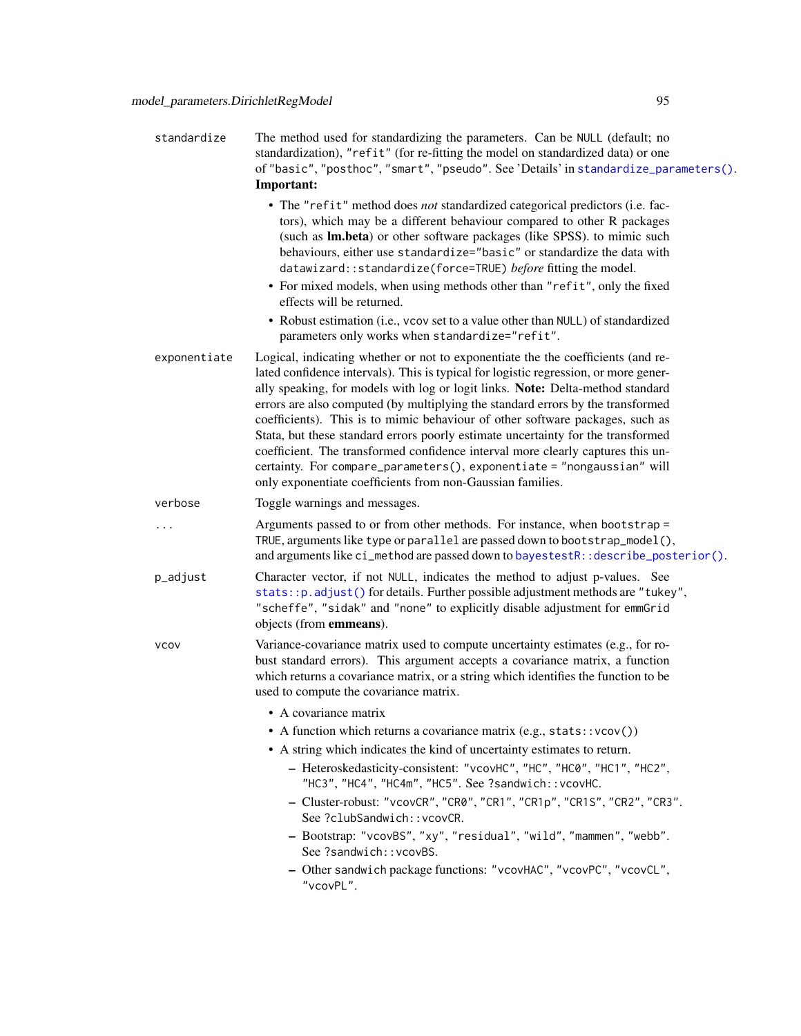standardize
: The method used for standardizing the parameters. Can be `NULL` (default; no standardization), `"refit"` (for re-fitting the model on standardized data) or one of `"basic"`, `"posthoc"`, `"smart"`, `"pseudo"`. See 'Details' in `standardize_parameters()`. **Important:**

  - The `"refit"` method does *not* standardized categorical predictors (i.e. factors), which may be a different behaviour compared to other R packages (such as **lm.beta**) or other software packages (like SPSS). to mimic such behaviours, either use `standardize="basic"` or standardize the data with `datawizard::standardize(force=TRUE)` *before* fitting the model.
  - For mixed models, when using methods other than `"refit"`, only the fixed effects will be returned.
  - Robust estimation (i.e., `vcov` set to a value other than `NULL`) of standardized parameters only works when `standardize="refit"`.

exponentiate
: Logical, indicating whether or not to exponentiate the the coefficients (and related confidence intervals). This is typical for logistic regression, or more generally speaking, for models with log or logit links. **Note:** Delta-method standard errors are also computed (by multiplying the standard errors by the transformed coefficients). This is to mimic behaviour of other software packages, such as Stata, but these standard errors poorly estimate uncertainty for the transformed coefficient. The transformed confidence interval more clearly captures this uncertainty. For `compare_parameters()`, `exponentiate = "nongaussian"` will only exponentiate coefficients from non-Gaussian families.

verbose
: Toggle warnings and messages.

...
: Arguments passed to or from other methods. For instance, when `bootstrap = TRUE`, arguments like `type` or `parallel` are passed down to `bootstrap_model()`, and arguments like `ci_method` are passed down to `bayestestR::describe_posterior()`.

p_adjust
: Character vector, if not `NULL`, indicates the method to adjust p-values. See `stats::p.adjust()` for details. Further possible adjustment methods are `"tukey"`, `"scheffe"`, `"sidak"` and `"none"` to explicitly disable adjustment for `emmGrid` objects (from **emmeans**).

vcov
: Variance-covariance matrix used to compute uncertainty estimates (e.g., for robust standard errors). This argument accepts a covariance matrix, a function which returns a covariance matrix, or a string which identifies the function to be used to compute the covariance matrix.

  - A covariance matrix
  - A function which returns a covariance matrix (e.g., `stats::vcov()`)
  - A string which indicates the kind of uncertainty estimates to return.
    - Heteroskedasticity-consistent: `"vcovHC"`, `"HC"`, `"HC0"`, `"HC1"`, `"HC2"`, `"HC3"`, `"HC4"`, `"HC4m"`, `"HC5"`. See `?sandwich::vcovHC`.
    - Cluster-robust: `"vcovCR"`, `"CR0"`, `"CR1"`, `"CR1p"`, `"CR1S"`, `"CR2"`, `"CR3"`. See `?clubSandwich::vcovCR`.
    - Bootstrap: `"vcovBS"`, `"xy"`, `"residual"`, `"wild"`, `"mammen"`, `"webb"`. See `?sandwich::vcovBS`.
    - Other `sandwich` package functions: `"vcovHAC"`, `"vcovPC"`, `"vcovCL"`, `"vcovPL"`.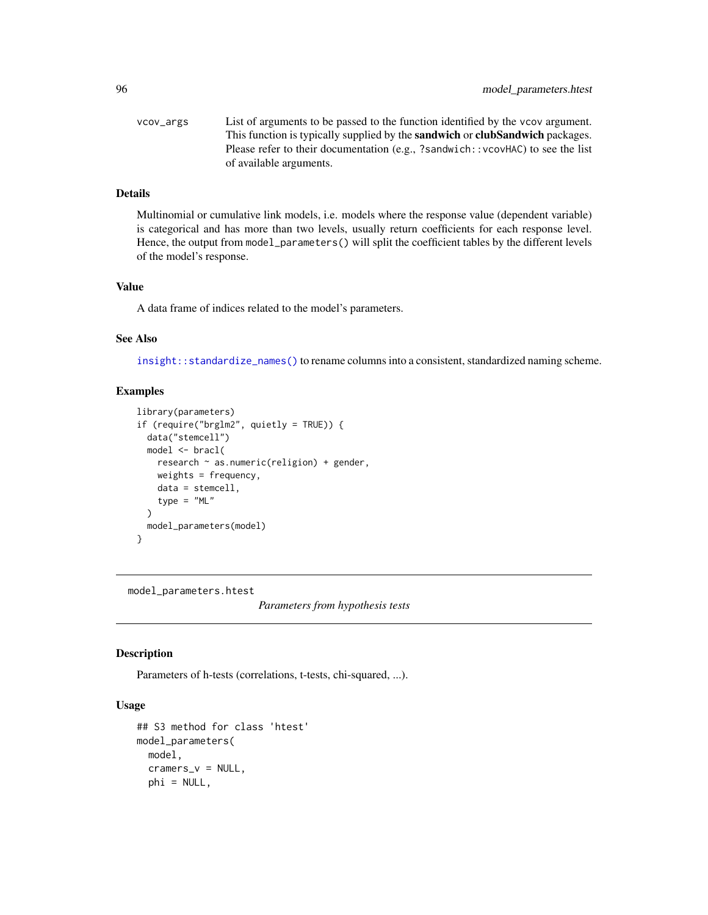vcov_args  List of arguments to be passed to the function identified by the vcov argument. This function is typically supplied by the **sandwich** or **clubSandwich** packages. Please refer to their documentation (e.g., ?sandwich::vcovHAC) to see the list of available arguments.

### Details

Multinomial or cumulative link models, i.e. models where the response value (dependent variable) is categorical and has more than two levels, usually return coefficients for each response level. Hence, the output from model_parameters() will split the coefficient tables by the different levels of the model's response.

### Value

A data frame of indices related to the model's parameters.

### See Also

insight::standardize_names() to rename columns into a consistent, standardized naming scheme.

### Examples

```
library(parameters)
if (require("brglm2", quietly = TRUE)) {
  data("stemcell")
  model <- bracl(
    research ~ as.numeric(religion) + gender,
    weights = frequency,
    data = stemcell,
    type = "ML"
  )
  model_parameters(model)
}
```

---

## model_parameters.htest

*Parameters from hypothesis tests*

---

### Description

Parameters of h-tests (correlations, t-tests, chi-squared, ...).

### Usage

```
## S3 method for class 'htest'
model_parameters(
  model,
  cramers_v = NULL,
  phi = NULL,
```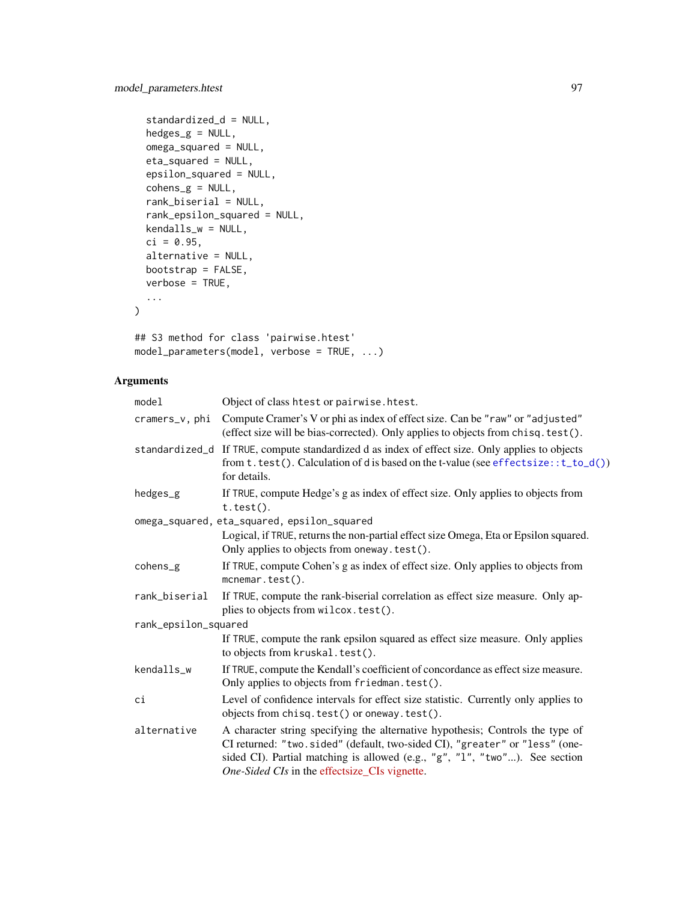```
  standardized_d = NULL,
  hedges_g = NULL,
  omega_squared = NULL,
  eta_squared = NULL,
  epsilon_squared = NULL,
  cohens_g = NULL,
  rank_biserial = NULL,
  rank_epsilon_squared = NULL,
  kendalls_w = NULL,
  ci = 0.95,
  alternative = NULL,
  bootstrap = FALSE,
  verbose = TRUE,
  ...
)

## S3 method for class 'pairwise.htest'
model_parameters(model, verbose = TRUE, ...)
```

## Arguments

- `model` — Object of class `htest` or `pairwise.htest`.
- `cramers_v, phi` — Compute Cramer's V or phi as index of effect size. Can be `"raw"` or `"adjusted"` (effect size will be bias-corrected). Only applies to objects from `chisq.test()`.
- `standardized_d` — If `TRUE`, compute standardized d as index of effect size. Only applies to objects from `t.test()`. Calculation of `d` is based on the t-value (see `effectsize::t_to_d()`) for details.
- `hedges_g` — If `TRUE`, compute Hedge's g as index of effect size. Only applies to objects from `t.test()`.
- `omega_squared, eta_squared, epsilon_squared` — Logical, if `TRUE`, returns the non-partial effect size Omega, Eta or Epsilon squared. Only applies to objects from `oneway.test()`.
- `cohens_g` — If `TRUE`, compute Cohen's g as index of effect size. Only applies to objects from `mcnemar.test()`.
- `rank_biserial` — If `TRUE`, compute the rank-biserial correlation as effect size measure. Only applies to objects from `wilcox.test()`.
- `rank_epsilon_squared` — If `TRUE`, compute the rank epsilon squared as effect size measure. Only applies to objects from `kruskal.test()`.
- `kendalls_w` — If `TRUE`, compute the Kendall's coefficient of concordance as effect size measure. Only applies to objects from `friedman.test()`.
- `ci` — Level of confidence intervals for effect size statistic. Currently only applies to objects from `chisq.test()` or `oneway.test()`.
- `alternative` — A character string specifying the alternative hypothesis; Controls the type of CI returned: `"two.sided"` (default, two-sided CI), `"greater"` or `"less"` (one-sided CI). Partial matching is allowed (e.g., `"g"`, `"l"`, `"two"`...). See section *One-Sided CIs* in the effectsize_CIs vignette.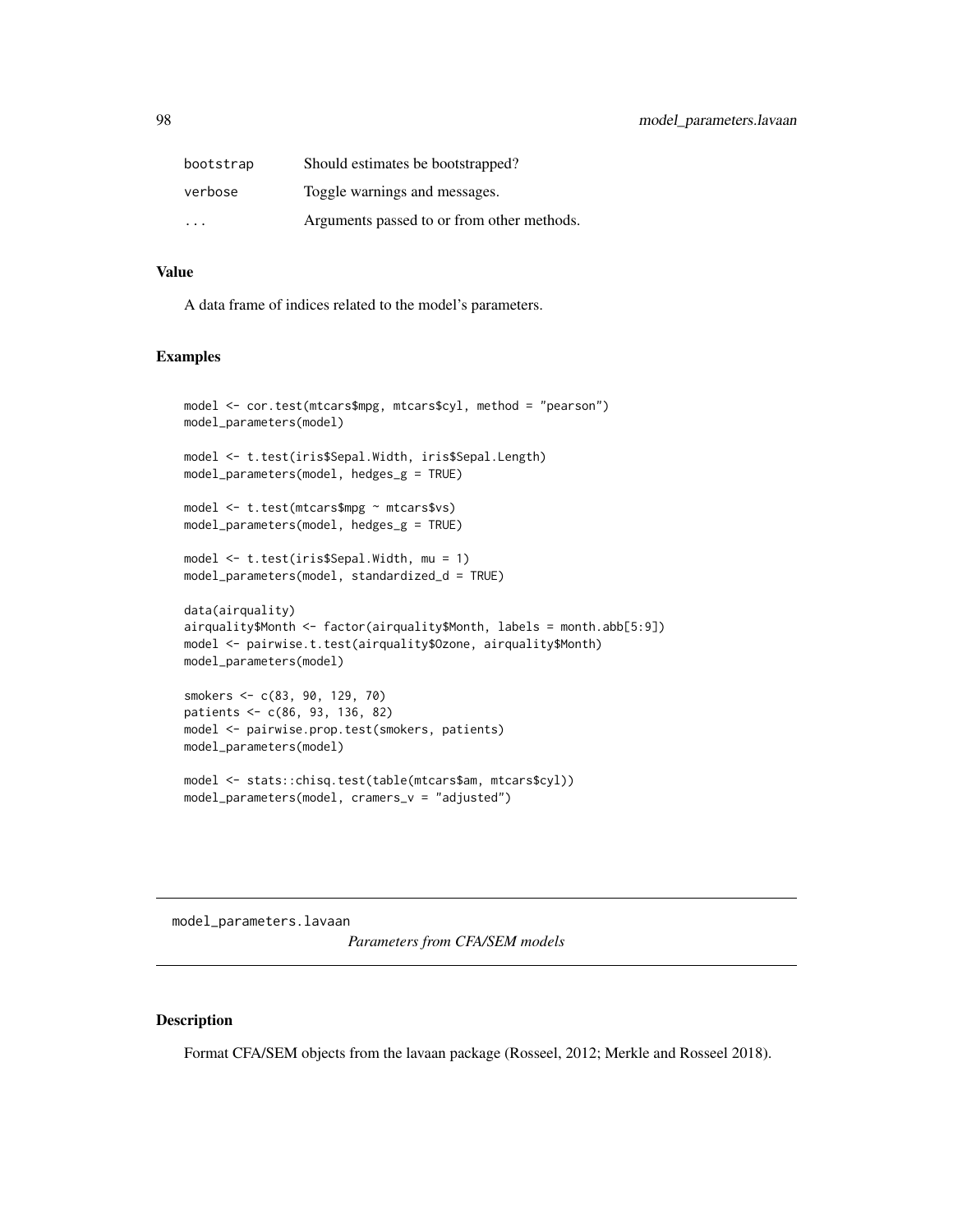| | |
|---|---|
| bootstrap | Should estimates be bootstrapped? |
| verbose | Toggle warnings and messages. |
| ... | Arguments passed to or from other methods. |

### Value

A data frame of indices related to the model's parameters.

### Examples

```
model <- cor.test(mtcars$mpg, mtcars$cyl, method = "pearson")
model_parameters(model)

model <- t.test(iris$Sepal.Width, iris$Sepal.Length)
model_parameters(model, hedges_g = TRUE)

model <- t.test(mtcars$mpg ~ mtcars$vs)
model_parameters(model, hedges_g = TRUE)

model <- t.test(iris$Sepal.Width, mu = 1)
model_parameters(model, standardized_d = TRUE)

data(airquality)
airquality$Month <- factor(airquality$Month, labels = month.abb[5:9])
model <- pairwise.t.test(airquality$Ozone, airquality$Month)
model_parameters(model)

smokers <- c(83, 90, 129, 70)
patients <- c(86, 93, 136, 82)
model <- pairwise.prop.test(smokers, patients)
model_parameters(model)

model <- stats::chisq.test(table(mtcars$am, mtcars$cyl))
model_parameters(model, cramers_v = "adjusted")
```

---

## model_parameters.lavaan *Parameters from CFA/SEM models*

---

### Description

Format CFA/SEM objects from the lavaan package (Rosseel, 2012; Merkle and Rosseel 2018).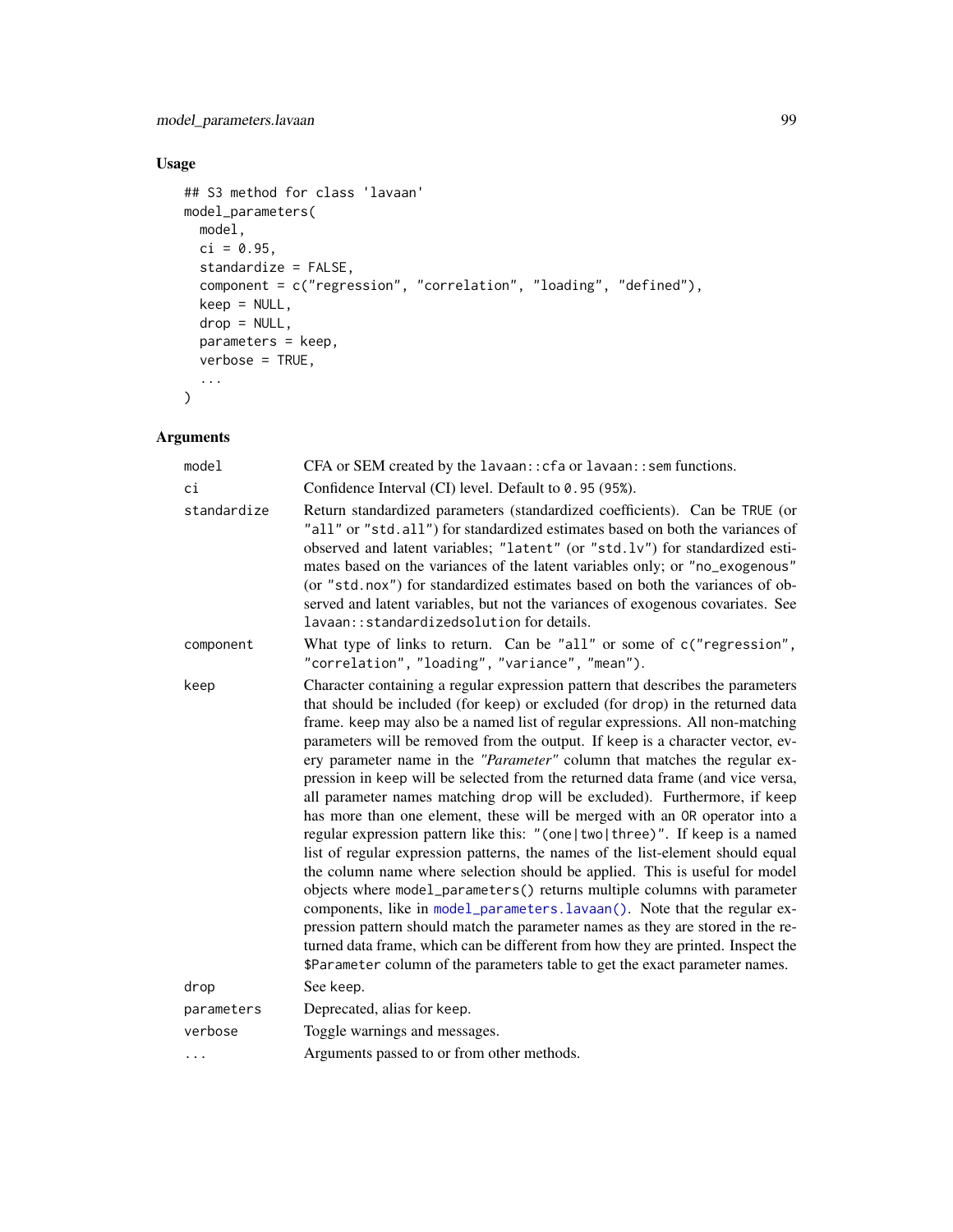## Usage

```
## S3 method for class 'lavaan'
model_parameters(
  model,
  ci = 0.95,
  standardize = FALSE,
  component = c("regression", "correlation", "loading", "defined"),
  keep = NULL,
  drop = NULL,
  parameters = keep,
  verbose = TRUE,
  ...
)
```

## Arguments

| | |
|---|---|
| model | CFA or SEM created by the `lavaan::cfa` or `lavaan::sem` functions. |
| ci | Confidence Interval (CI) level. Default to `0.95` (95%). |
| standardize | Return standardized parameters (standardized coefficients). Can be `TRUE` (or `"all"` or `"std.all"`) for standardized estimates based on both the variances of observed and latent variables; `"latent"` (or `"std.lv"`) for standardized estimates based on the variances of the latent variables only; or `"no_exogenous"` (or `"std.nox"`) for standardized estimates based on both the variances of observed and latent variables, but not the variances of exogenous covariates. See `lavaan::standardizedsolution` for details. |
| component | What type of links to return. Can be `"all"` or some of `c("regression", "correlation", "loading", "variance", "mean")`. |
| keep | Character containing a regular expression pattern that describes the parameters that should be included (for `keep`) or excluded (for `drop`) in the returned data frame. `keep` may also be a named list of regular expressions. All non-matching parameters will be removed from the output. If `keep` is a character vector, every parameter name in the *"Parameter"* column that matches the regular expression in `keep` will be selected from the returned data frame (and vice versa, all parameter names matching `drop` will be excluded). Furthermore, if `keep` has more than one element, these will be merged with an `OR` operator into a regular expression pattern like this: `"(one|two|three)"`. If `keep` is a named list of regular expression patterns, the names of the list-element should equal the column name where selection should be applied. This is useful for model objects where `model_parameters()` returns multiple columns with parameter components, like in `model_parameters.lavaan()`. Note that the regular expression pattern should match the parameter names as they are stored in the returned data frame, which can be different from how they are printed. Inspect the `$Parameter` column of the parameters table to get the exact parameter names. |
| drop | See `keep`. |
| parameters | Deprecated, alias for `keep`. |
| verbose | Toggle warnings and messages. |
| ... | Arguments passed to or from other methods. |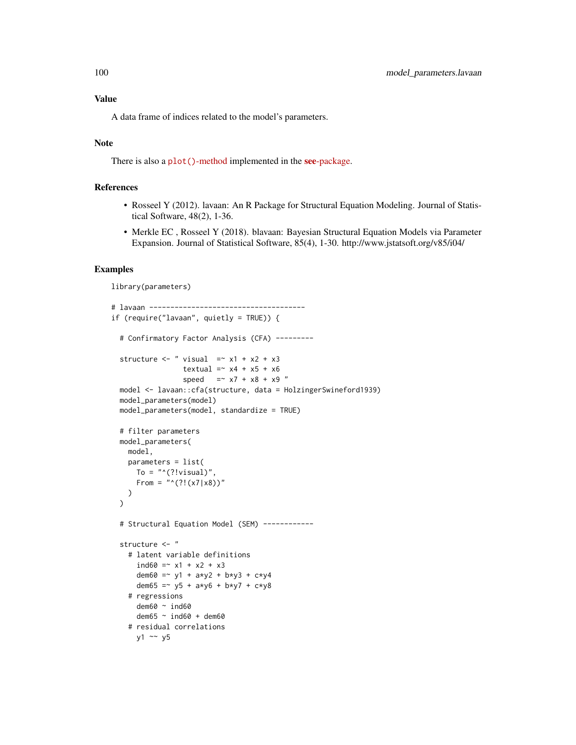## Value

A data frame of indices related to the model's parameters.

## Note

There is also a plot()-method implemented in the **see**-package.

## References

- Rosseel Y (2012). lavaan: An R Package for Structural Equation Modeling. Journal of Statistical Software, 48(2), 1-36.
- Merkle EC , Rosseel Y (2018). blavaan: Bayesian Structural Equation Models via Parameter Expansion. Journal of Statistical Software, 85(4), 1-30. http://www.jstatsoft.org/v85/i04/

## Examples

```
library(parameters)

# lavaan -------------------------------------
if (require("lavaan", quietly = TRUE)) {

  # Confirmatory Factor Analysis (CFA) ---------

  structure <- " visual  =~ x1 + x2 + x3
                 textual =~ x4 + x5 + x6
                 speed   =~ x7 + x8 + x9 "
  model <- lavaan::cfa(structure, data = HolzingerSwineford1939)
  model_parameters(model)
  model_parameters(model, standardize = TRUE)

  # filter parameters
  model_parameters(
    model,
    parameters = list(
      To = "^(?!visual)",
      From = "^(?!(x7|x8))"
    )
  )

  # Structural Equation Model (SEM) ------------

  structure <- "
    # latent variable definitions
      ind60 =~ x1 + x2 + x3
      dem60 =~ y1 + a*y2 + b*y3 + c*y4
      dem65 =~ y5 + a*y6 + b*y7 + c*y8
    # regressions
      dem60 ~ ind60
      dem65 ~ ind60 + dem60
    # residual correlations
      y1 ~~ y5
```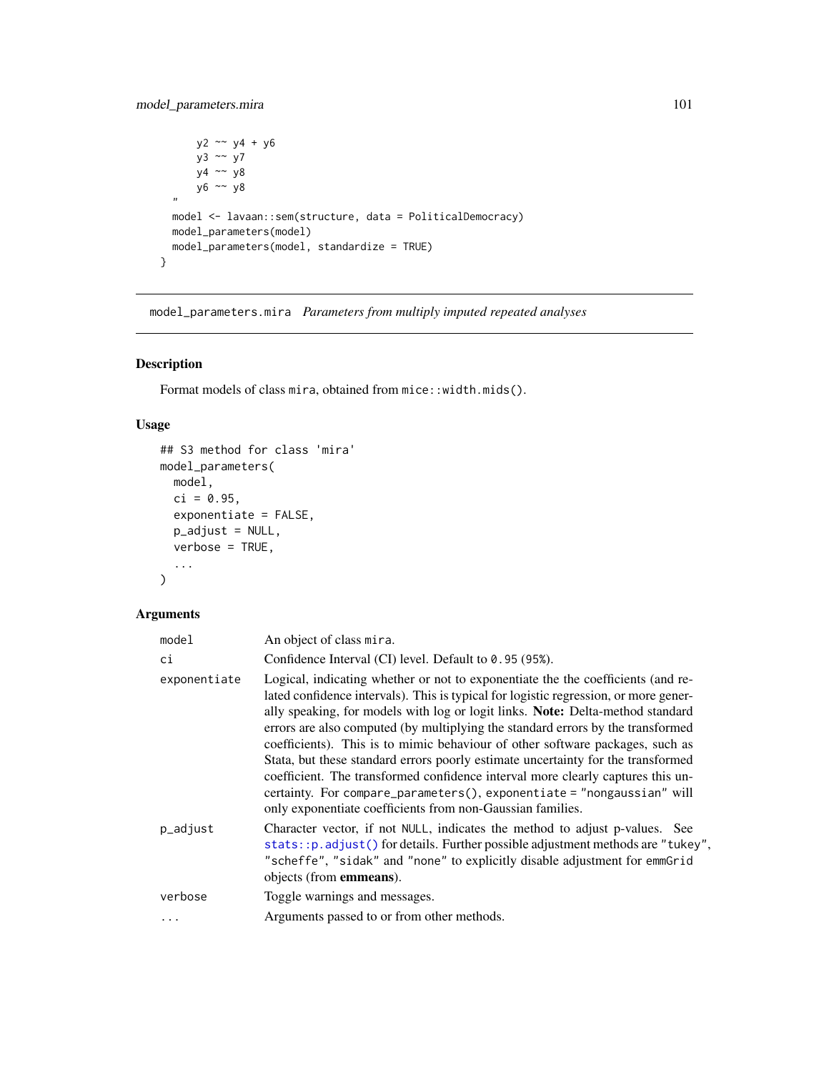```
    y2 ~~ y4 + y6
    y3 ~~ y7
    y4 ~~ y8
    y6 ~~ y8
  "
  model <- lavaan::sem(structure, data = PoliticalDemocracy)
  model_parameters(model)
  model_parameters(model, standardize = TRUE)
}
```

## model_parameters.mira *Parameters from multiply imputed repeated analyses*

### Description

Format models of class mira, obtained from `mice::width.mids()`.

### Usage

```
## S3 method for class 'mira'
model_parameters(
  model,
  ci = 0.95,
  exponentiate = FALSE,
  p_adjust = NULL,
  verbose = TRUE,
  ...
)
```

### Arguments

| | |
|---|---|
| `model` | An object of class mira. |
| `ci` | Confidence Interval (CI) level. Default to `0.95` (95%). |
| `exponentiate` | Logical, indicating whether or not to exponentiate the the coefficients (and related confidence intervals). This is typical for logistic regression, or more generally speaking, for models with log or logit links. **Note:** Delta-method standard errors are also computed (by multiplying the standard errors by the transformed coefficients). This is to mimic behaviour of other software packages, such as Stata, but these standard errors poorly estimate uncertainty for the transformed coefficient. The transformed confidence interval more clearly captures this uncertainty. For `compare_parameters()`, `exponentiate = "nongaussian"` will only exponentiate coefficients from non-Gaussian families. |
| `p_adjust` | Character vector, if not `NULL`, indicates the method to adjust p-values. See `stats::p.adjust()` for details. Further possible adjustment methods are `"tukey"`, `"scheffe"`, `"sidak"` and `"none"` to explicitly disable adjustment for `emmGrid` objects (from **emmeans**). |
| `verbose` | Toggle warnings and messages. |
| `...` | Arguments passed to or from other methods. |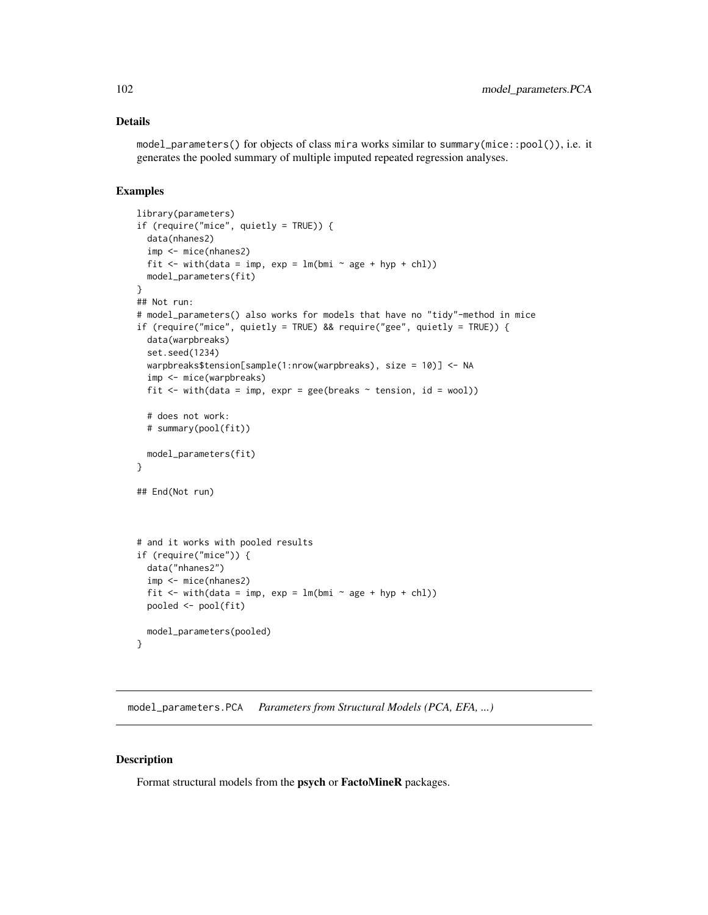## Details

`model_parameters()` for objects of class `mira` works similar to `summary(mice::pool())`, i.e. it generates the pooled summary of multiple imputed repeated regression analyses.

## Examples

```
library(parameters)
if (require("mice", quietly = TRUE)) {
  data(nhanes2)
  imp <- mice(nhanes2)
  fit <- with(data = imp, exp = lm(bmi ~ age + hyp + chl))
  model_parameters(fit)
}
## Not run:
# model_parameters() also works for models that have no "tidy"-method in mice
if (require("mice", quietly = TRUE) && require("gee", quietly = TRUE)) {
  data(warpbreaks)
  set.seed(1234)
  warpbreaks$tension[sample(1:nrow(warpbreaks), size = 10)] <- NA
  imp <- mice(warpbreaks)
  fit <- with(data = imp, expr = gee(breaks ~ tension, id = wool))

  # does not work:
  # summary(pool(fit))

  model_parameters(fit)
}

## End(Not run)



# and it works with pooled results
if (require("mice")) {
  data("nhanes2")
  imp <- mice(nhanes2)
  fit <- with(data = imp, exp = lm(bmi ~ age + hyp + chl))
  pooled <- pool(fit)

  model_parameters(pooled)
}
```

---

# model_parameters.PCA *Parameters from Structural Models (PCA, EFA, ...)*

## Description

Format structural models from the **psych** or **FactoMineR** packages.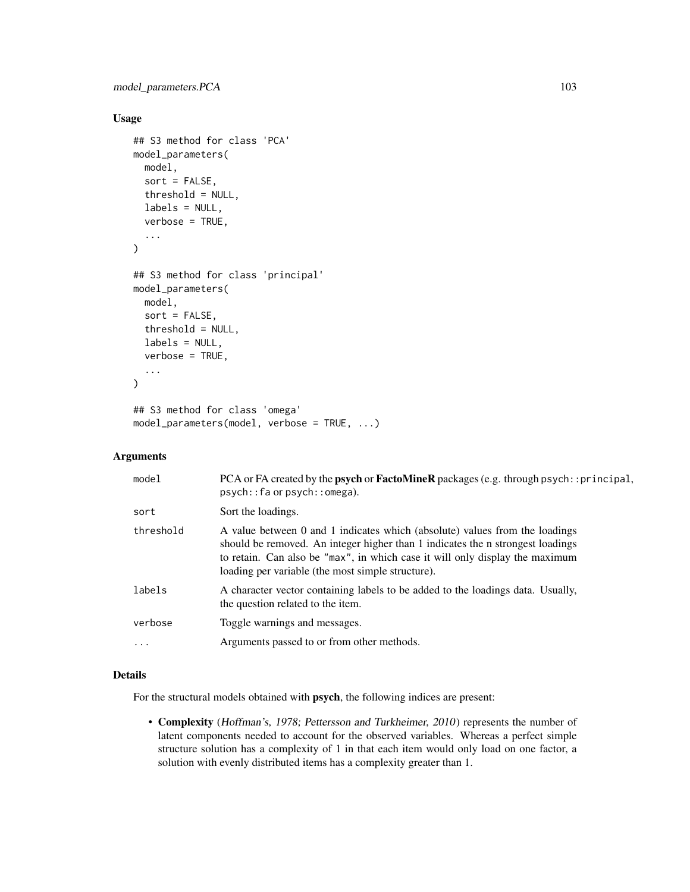## Usage

```
## S3 method for class 'PCA'
model_parameters(
  model,
  sort = FALSE,
  threshold = NULL,
  labels = NULL,
  verbose = TRUE,
  ...
)

## S3 method for class 'principal'
model_parameters(
  model,
  sort = FALSE,
  threshold = NULL,
  labels = NULL,
  verbose = TRUE,
  ...
)

## S3 method for class 'omega'
model_parameters(model, verbose = TRUE, ...)
```

## Arguments

| | |
|---|---|
| `model` | PCA or FA created by the **psych** or **FactoMineR** packages (e.g. through `psych::principal`, `psych::fa` or `psych::omega`). |
| `sort` | Sort the loadings. |
| `threshold` | A value between 0 and 1 indicates which (absolute) values from the loadings should be removed. An integer higher than 1 indicates the n strongest loadings to retain. Can also be `"max"`, in which case it will only display the maximum loading per variable (the most simple structure). |
| `labels` | A character vector containing labels to be added to the loadings data. Usually, the question related to the item. |
| `verbose` | Toggle warnings and messages. |
| `...` | Arguments passed to or from other methods. |

## Details

For the structural models obtained with **psych**, the following indices are present:

- **Complexity** (*Hoffman's, 1978; Pettersson and Turkheimer, 2010*) represents the number of latent components needed to account for the observed variables. Whereas a perfect simple structure solution has a complexity of 1 in that each item would only load on one factor, a solution with evenly distributed items has a complexity greater than 1.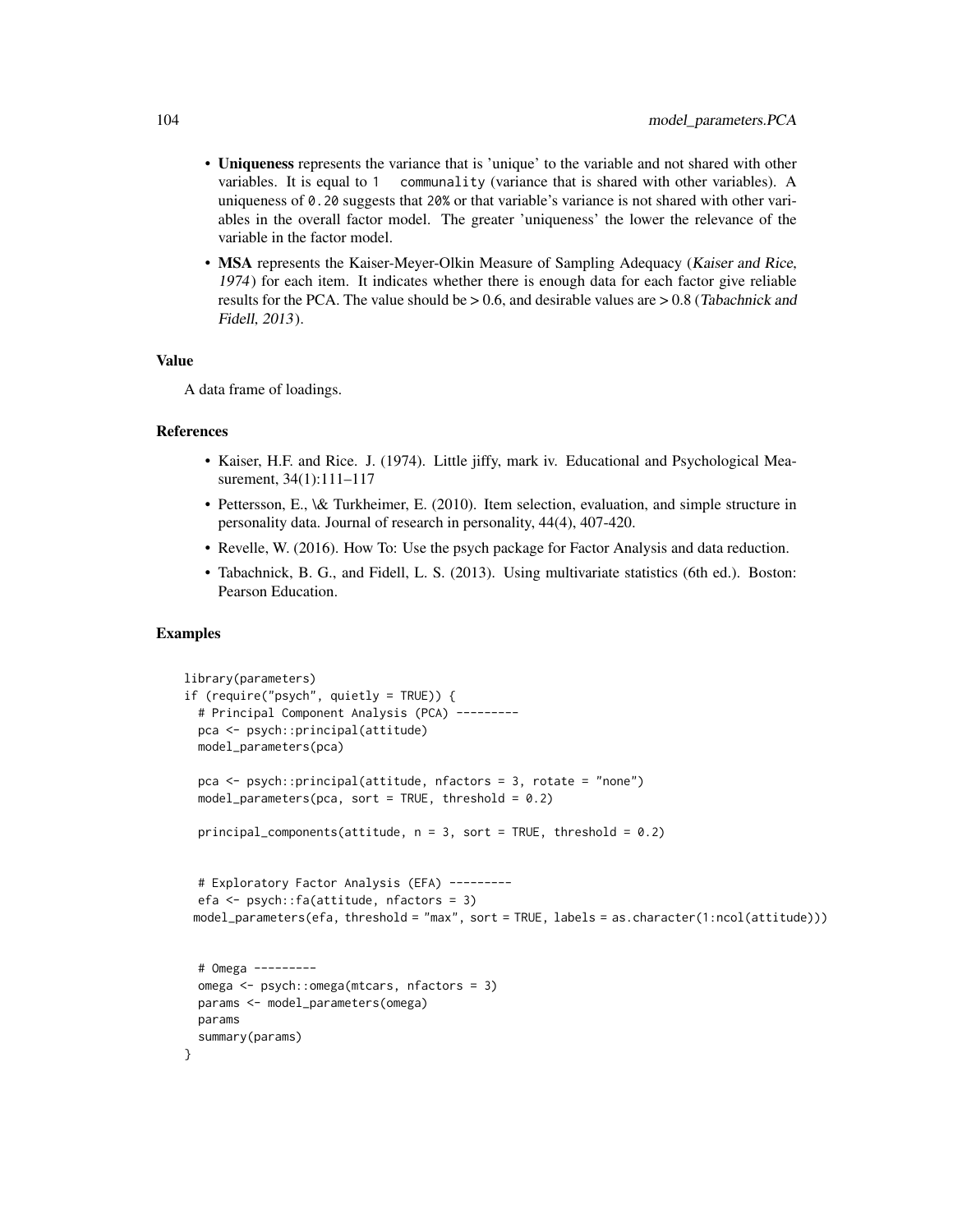- **Uniqueness** represents the variance that is 'unique' to the variable and not shared with other variables. It is equal to `1 communality` (variance that is shared with other variables). A uniqueness of `0.20` suggests that `20%` or that variable's variance is not shared with other variables in the overall factor model. The greater 'uniqueness' the lower the relevance of the variable in the factor model.
- **MSA** represents the Kaiser-Meyer-Olkin Measure of Sampling Adequacy (*Kaiser and Rice, 1974*) for each item. It indicates whether there is enough data for each factor give reliable results for the PCA. The value should be > 0.6, and desirable values are > 0.8 (*Tabachnick and Fidell, 2013*).

### Value

A data frame of loadings.

### References

- Kaiser, H.F. and Rice. J. (1974). Little jiffy, mark iv. Educational and Psychological Measurement, 34(1):111–117
- Pettersson, E., \& Turkheimer, E. (2010). Item selection, evaluation, and simple structure in personality data. Journal of research in personality, 44(4), 407-420.
- Revelle, W. (2016). How To: Use the psych package for Factor Analysis and data reduction.
- Tabachnick, B. G., and Fidell, L. S. (2013). Using multivariate statistics (6th ed.). Boston: Pearson Education.

### Examples

```
library(parameters)
if (require("psych", quietly = TRUE)) {
  # Principal Component Analysis (PCA) ---------
  pca <- psych::principal(attitude)
  model_parameters(pca)

  pca <- psych::principal(attitude, nfactors = 3, rotate = "none")
  model_parameters(pca, sort = TRUE, threshold = 0.2)

  principal_components(attitude, n = 3, sort = TRUE, threshold = 0.2)


  # Exploratory Factor Analysis (EFA) ---------
  efa <- psych::fa(attitude, nfactors = 3)
 model_parameters(efa, threshold = "max", sort = TRUE, labels = as.character(1:ncol(attitude)))


  # Omega ---------
  omega <- psych::omega(mtcars, nfactors = 3)
  params <- model_parameters(omega)
  params
  summary(params)
}
```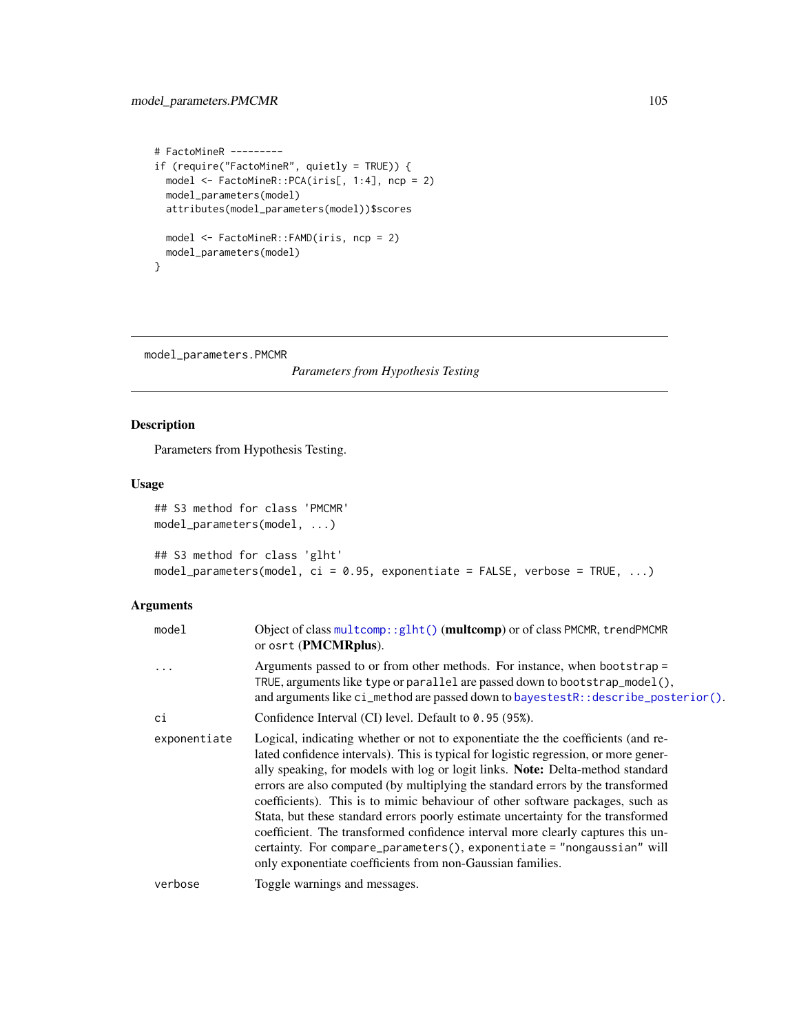```
# FactoMineR ---------
if (require("FactoMineR", quietly = TRUE)) {
  model <- FactoMineR::PCA(iris[, 1:4], ncp = 2)
  model_parameters(model)
  attributes(model_parameters(model))$scores

  model <- FactoMineR::FAMD(iris, ncp = 2)
  model_parameters(model)
}
```

---

## model_parameters.PMCMR

*Parameters from Hypothesis Testing*

---

### Description

Parameters from Hypothesis Testing.

### Usage

```
## S3 method for class 'PMCMR'
model_parameters(model, ...)

## S3 method for class 'glht'
model_parameters(model, ci = 0.95, exponentiate = FALSE, verbose = TRUE, ...)
```

### Arguments

| | |
|---|---|
| `model` | Object of class `multcomp::glht()` (**multcomp**) or of class `PMCMR`, `trendPMCMR` or `osrt` (**PMCMRplus**). |
| `...` | Arguments passed to or from other methods. For instance, when `bootstrap = TRUE`, arguments like `type` or `parallel` are passed down to `bootstrap_model()`, and arguments like `ci_method` are passed down to `bayestestR::describe_posterior()`. |
| `ci` | Confidence Interval (CI) level. Default to `0.95` (`95%`). |
| `exponentiate` | Logical, indicating whether or not to exponentiate the the coefficients (and related confidence intervals). This is typical for logistic regression, or more generally speaking, for models with log or logit links. **Note:** Delta-method standard errors are also computed (by multiplying the standard errors by the transformed coefficients). This is to mimic behaviour of other software packages, such as Stata, but these standard errors poorly estimate uncertainty for the transformed coefficient. The transformed confidence interval more clearly captures this uncertainty. For `compare_parameters()`, `exponentiate = "nongaussian"` will only exponentiate coefficients from non-Gaussian families. |
| `verbose` | Toggle warnings and messages. |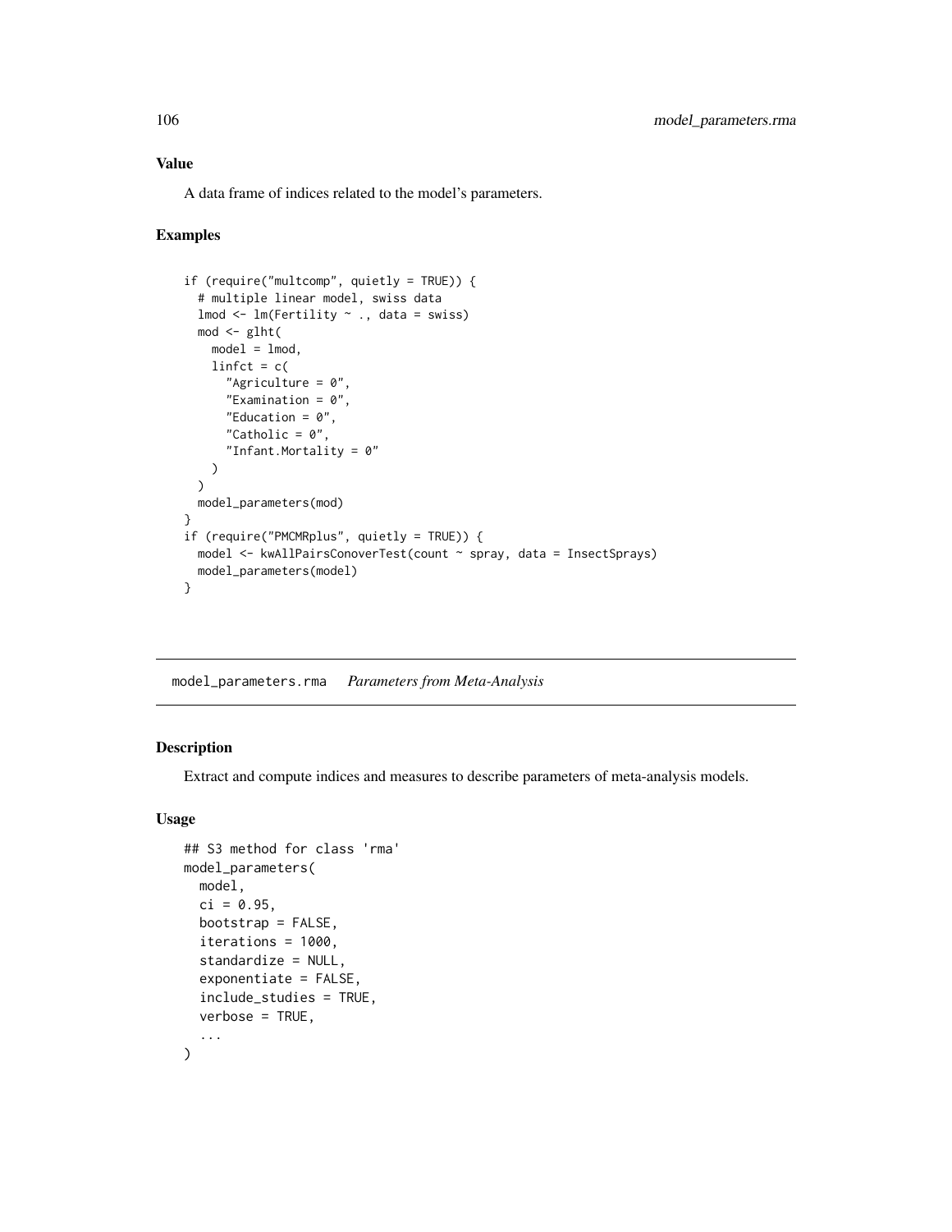## Value

A data frame of indices related to the model's parameters.

## Examples

```
if (require("multcomp", quietly = TRUE)) {
  # multiple linear model, swiss data
  lmod <- lm(Fertility ~ ., data = swiss)
  mod <- glht(
    model = lmod,
    linfct = c(
      "Agriculture = 0",
      "Examination = 0",
      "Education = 0",
      "Catholic = 0",
      "Infant.Mortality = 0"
    )
  )
  model_parameters(mod)
}
if (require("PMCMRplus", quietly = TRUE)) {
  model <- kwAllPairsConoverTest(count ~ spray, data = InsectSprays)
  model_parameters(model)
}
```

---

# model_parameters.rma *Parameters from Meta-Analysis*

## Description

Extract and compute indices and measures to describe parameters of meta-analysis models.

## Usage

```
## S3 method for class 'rma'
model_parameters(
  model,
  ci = 0.95,
  bootstrap = FALSE,
  iterations = 1000,
  standardize = NULL,
  exponentiate = FALSE,
  include_studies = TRUE,
  verbose = TRUE,
  ...
)
```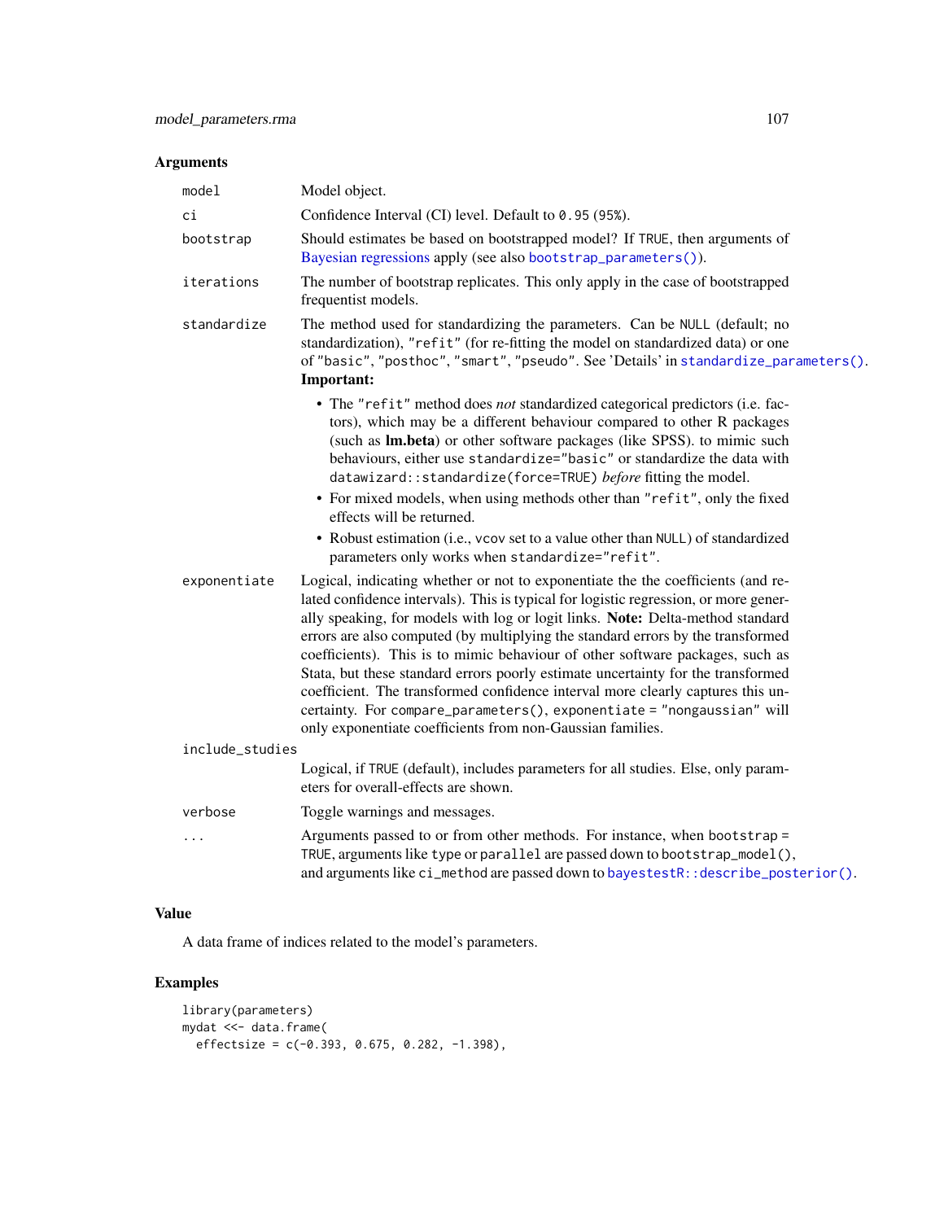## Arguments

| | |
|---|---|
| `model` | Model object. |
| `ci` | Confidence Interval (CI) level. Default to `0.95` (`95%`). |
| `bootstrap` | Should estimates be based on bootstrapped model? If `TRUE`, then arguments of Bayesian regressions apply (see also `bootstrap_parameters()`). |
| `iterations` | The number of bootstrap replicates. This only apply in the case of bootstrapped frequentist models. |
| `standardize` | The method used for standardizing the parameters. Can be `NULL` (default; no standardization), `"refit"` (for re-fitting the model on standardized data) or one of `"basic"`, `"posthoc"`, `"smart"`, `"pseudo"`. See 'Details' in `standardize_parameters()`. **Important:** <br>• The `"refit"` method does *not* standardized categorical predictors (i.e. factors), which may be a different behaviour compared to other R packages (such as **lm.beta**) or other software packages (like SPSS). to mimic such behaviours, either use `standardize="basic"` or standardize the data with `datawizard::standardize(force=TRUE)` *before* fitting the model. <br>• For mixed models, when using methods other than `"refit"`, only the fixed effects will be returned. <br>• Robust estimation (i.e., `vcov` set to a value other than `NULL`) of standardized parameters only works when `standardize="refit"`. |
| `exponentiate` | Logical, indicating whether or not to exponentiate the the coefficients (and related confidence intervals). This is typical for logistic regression, or more generally speaking, for models with log or logit links. **Note:** Delta-method standard errors are also computed (by multiplying the standard errors by the transformed coefficients). This is to mimic behaviour of other software packages, such as Stata, but these standard errors poorly estimate uncertainty for the transformed coefficient. The transformed confidence interval more clearly captures this uncertainty. For `compare_parameters()`, `exponentiate = "nongaussian"` will only exponentiate coefficients from non-Gaussian families. |
| `include_studies` | Logical, if `TRUE` (default), includes parameters for all studies. Else, only parameters for overall-effects are shown. |
| `verbose` | Toggle warnings and messages. |
| `...` | Arguments passed to or from other methods. For instance, when `bootstrap = TRUE`, arguments like `type` or `parallel` are passed down to `bootstrap_model()`, and arguments like `ci_method` are passed down to `bayestestR::describe_posterior()`. |

## Value

A data frame of indices related to the model's parameters.

## Examples

```
library(parameters)
mydat <<- data.frame(
  effectsize = c(-0.393, 0.675, 0.282, -1.398),
```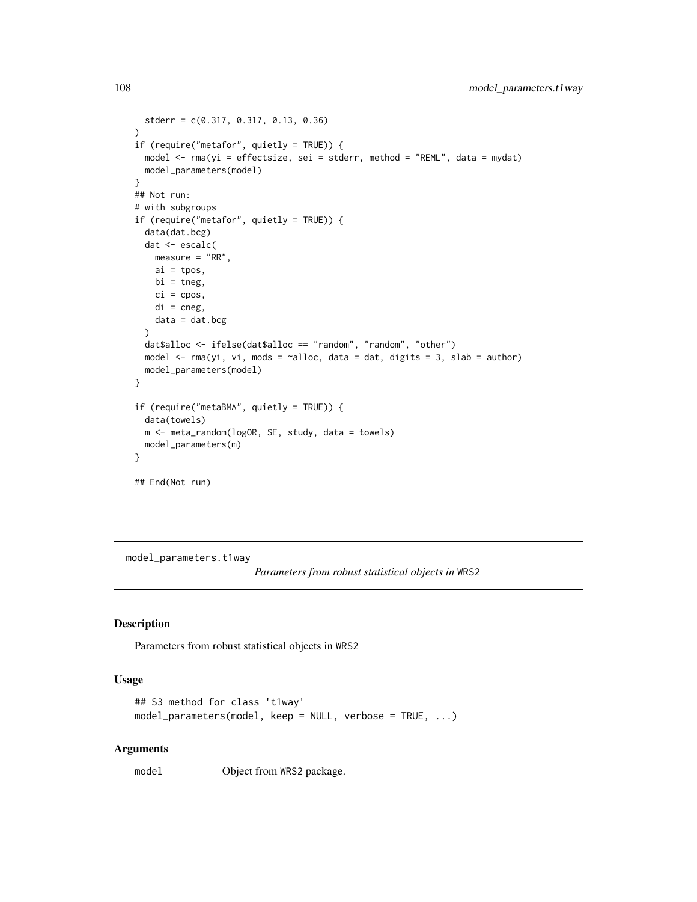```
  stderr = c(0.317, 0.317, 0.13, 0.36)
)
if (require("metafor", quietly = TRUE)) {
  model <- rma(yi = effectsize, sei = stderr, method = "REML", data = mydat)
  model_parameters(model)
}
## Not run:
# with subgroups
if (require("metafor", quietly = TRUE)) {
  data(dat.bcg)
  dat <- escalc(
    measure = "RR",
    ai = tpos,
    bi = tneg,
    ci = cpos,
    di = cneg,
    data = dat.bcg
  )
  dat$alloc <- ifelse(dat$alloc == "random", "random", "other")
  model <- rma(yi, vi, mods = ~alloc, data = dat, digits = 3, slab = author)
  model_parameters(model)
}

if (require("metaBMA", quietly = TRUE)) {
  data(towels)
  m <- meta_random(logOR, SE, study, data = towels)
  model_parameters(m)
}

## End(Not run)
```

---

`model_parameters.t1way` *Parameters from robust statistical objects in* `WRS2`

---

## Description

Parameters from robust statistical objects in `WRS2`

## Usage

```
## S3 method for class 't1way'
model_parameters(model, keep = NULL, verbose = TRUE, ...)
```

## Arguments

`model` Object from `WRS2` package.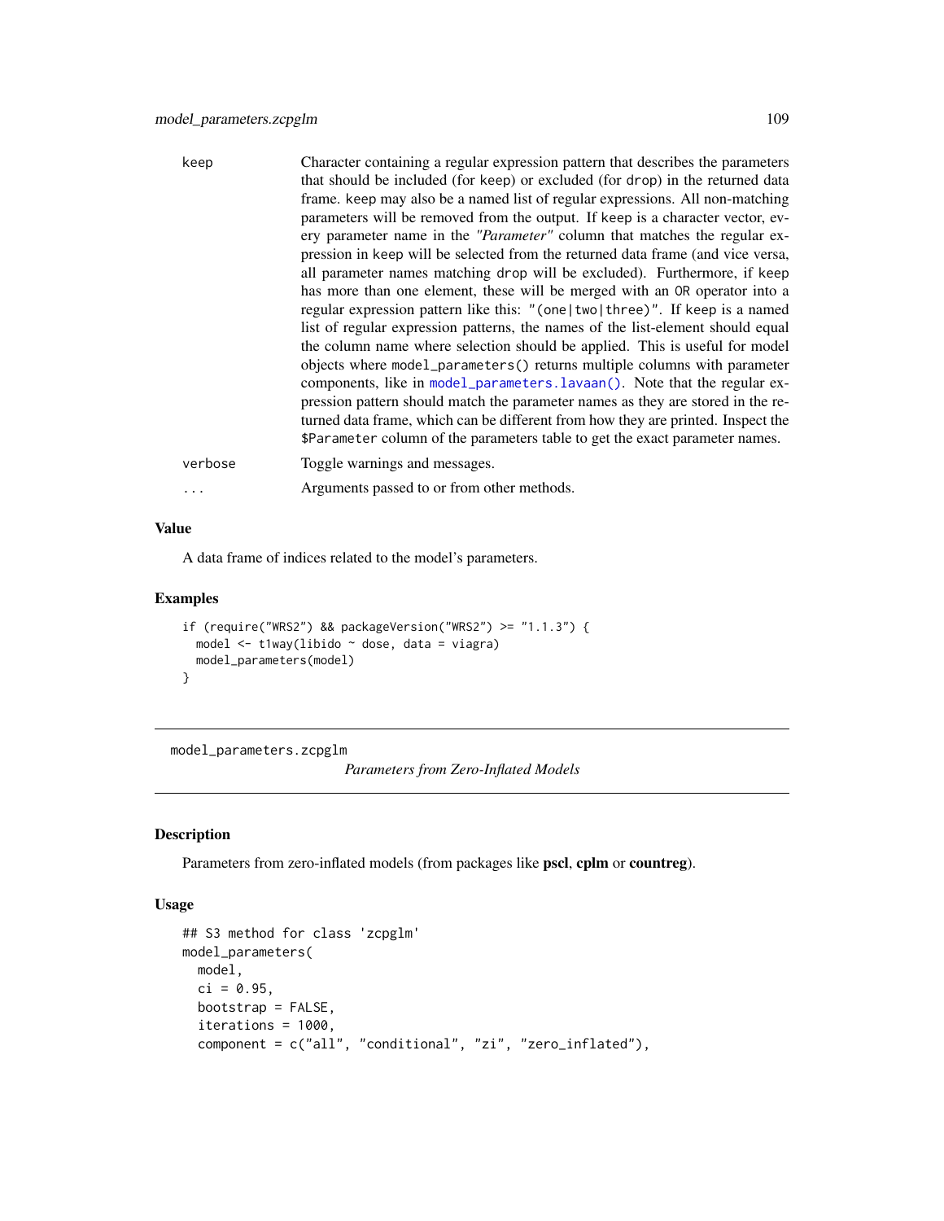keep
: Character containing a regular expression pattern that describes the parameters that should be included (for `keep`) or excluded (for `drop`) in the returned data frame. `keep` may also be a named list of regular expressions. All non-matching parameters will be removed from the output. If `keep` is a character vector, every parameter name in the *"Parameter"* column that matches the regular expression in `keep` will be selected from the returned data frame (and vice versa, all parameter names matching `drop` will be excluded). Furthermore, if `keep` has more than one element, these will be merged with an `OR` operator into a regular expression pattern like this: `"(one|two|three)"`. If `keep` is a named list of regular expression patterns, the names of the list-element should equal the column name where selection should be applied. This is useful for model objects where `model_parameters()` returns multiple columns with parameter components, like in `model_parameters.lavaan()`. Note that the regular expression pattern should match the parameter names as they are stored in the returned data frame, which can be different from how they are printed. Inspect the `$Parameter` column of the parameters table to get the exact parameter names.

verbose
: Toggle warnings and messages.

...
: Arguments passed to or from other methods.

### Value

A data frame of indices related to the model's parameters.

### Examples

```
if (require("WRS2") && packageVersion("WRS2") >= "1.1.3") {
  model <- t1way(libido ~ dose, data = viagra)
  model_parameters(model)
}
```

---

## model_parameters.zcpglm — *Parameters from Zero-Inflated Models*

### Description

Parameters from zero-inflated models (from packages like **pscl**, **cplm** or **countreg**).

### Usage

```
## S3 method for class 'zcpglm'
model_parameters(
  model,
  ci = 0.95,
  bootstrap = FALSE,
  iterations = 1000,
  component = c("all", "conditional", "zi", "zero_inflated"),
```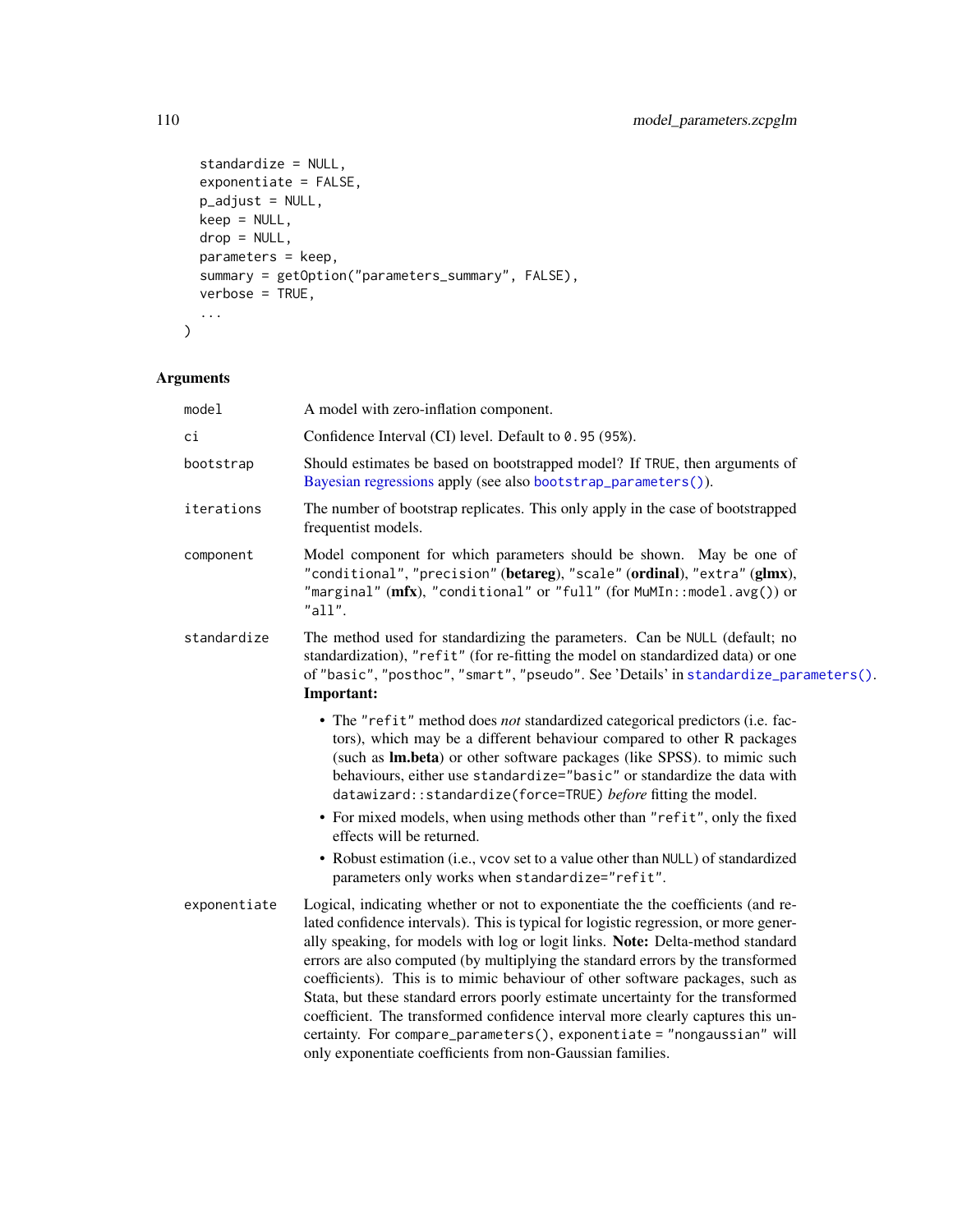```
  standardize = NULL,
  exponentiate = FALSE,
  p_adjust = NULL,
  keep = NULL,
  drop = NULL,
  parameters = keep,
  summary = getOption("parameters_summary", FALSE),
  verbose = TRUE,
  ...
)
```

## Arguments

| | |
|---|---|
| `model` | A model with zero-inflation component. |
| `ci` | Confidence Interval (CI) level. Default to `0.95` (`95%`). |
| `bootstrap` | Should estimates be based on bootstrapped model? If `TRUE`, then arguments of Bayesian regressions apply (see also `bootstrap_parameters()`). |
| `iterations` | The number of bootstrap replicates. This only apply in the case of bootstrapped frequentist models. |
| `component` | Model component for which parameters should be shown. May be one of `"conditional"`, `"precision"` (**betareg**), `"scale"` (**ordinal**), `"extra"` (**glmx**), `"marginal"` (**mfx**), `"conditional"` or `"full"` (for `MuMIn::model.avg()`) or `"all"`. |
| `standardize` | The method used for standardizing the parameters. Can be `NULL` (default; no standardization), `"refit"` (for re-fitting the model on standardized data) or one of `"basic"`, `"posthoc"`, `"smart"`, `"pseudo"`. See 'Details' in `standardize_parameters()`. **Important:** <br> • The `"refit"` method does *not* standardized categorical predictors (i.e. factors), which may be a different behaviour compared to other R packages (such as **lm.beta**) or other software packages (like SPSS). to mimic such behaviours, either use `standardize="basic"` or standardize the data with `datawizard::standardize(force=TRUE)` *before* fitting the model. <br> • For mixed models, when using methods other than `"refit"`, only the fixed effects will be returned. <br> • Robust estimation (i.e., `vcov` set to a value other than `NULL`) of standardized parameters only works when `standardize="refit"`. |
| `exponentiate` | Logical, indicating whether or not to exponentiate the the coefficients (and related confidence intervals). This is typical for logistic regression, or more generally speaking, for models with log or logit links. **Note:** Delta-method standard errors are also computed (by multiplying the standard errors by the transformed coefficients). This is to mimic behaviour of other software packages, such as Stata, but these standard errors poorly estimate uncertainty for the transformed coefficient. The transformed confidence interval more clearly captures this uncertainty. For `compare_parameters()`, `exponentiate = "nongaussian"` will only exponentiate coefficients from non-Gaussian families. |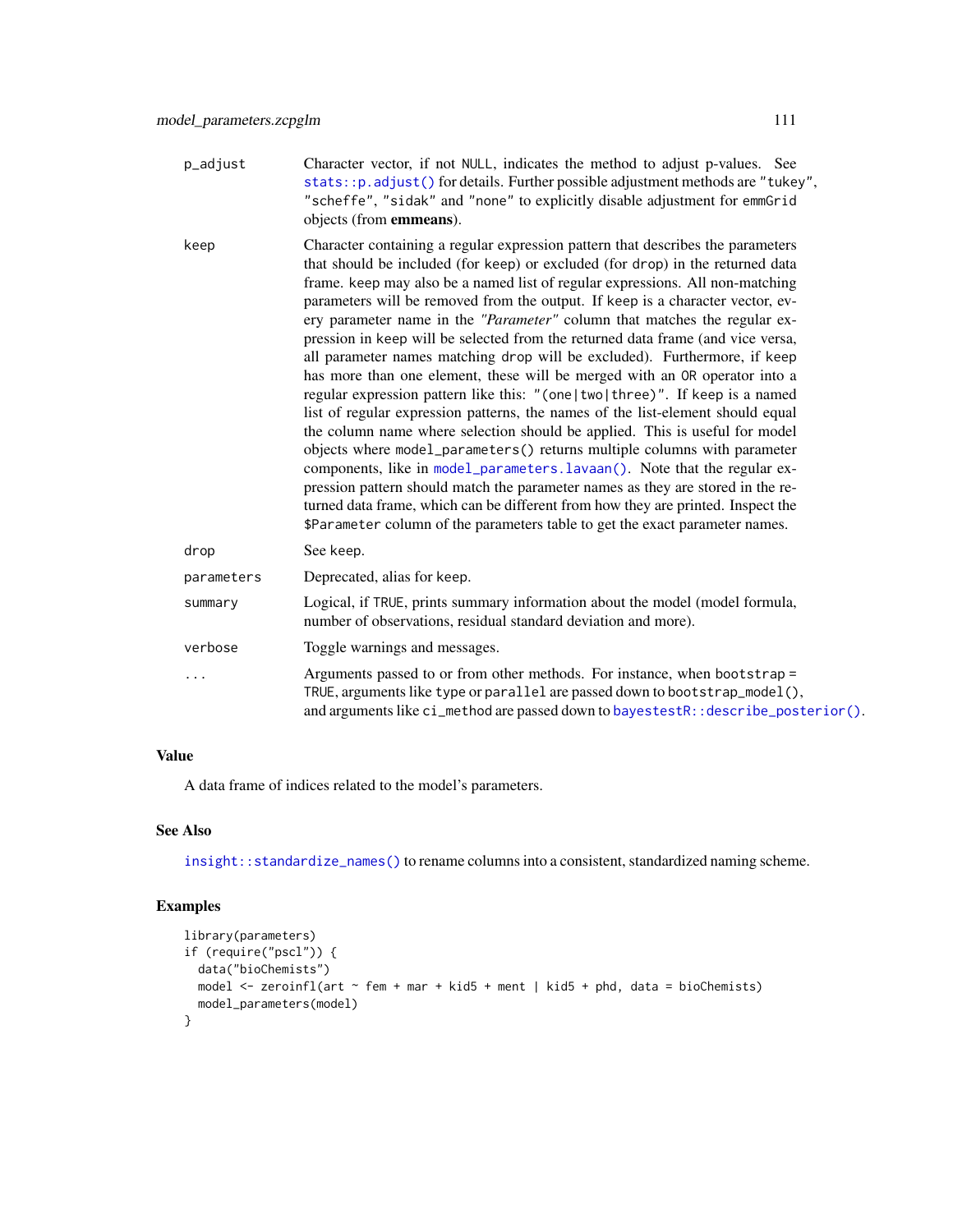p_adjust
: Character vector, if not NULL, indicates the method to adjust p-values. See `stats::p.adjust()` for details. Further possible adjustment methods are "tukey", "scheffe", "sidak" and "none" to explicitly disable adjustment for emmGrid objects (from **emmeans**).

keep
: Character containing a regular expression pattern that describes the parameters that should be included (for keep) or excluded (for drop) in the returned data frame. keep may also be a named list of regular expressions. All non-matching parameters will be removed from the output. If keep is a character vector, every parameter name in the *"Parameter"* column that matches the regular expression in keep will be selected from the returned data frame (and vice versa, all parameter names matching drop will be excluded). Furthermore, if keep has more than one element, these will be merged with an OR operator into a regular expression pattern like this: "(one|two|three)". If keep is a named list of regular expression patterns, the names of the list-element should equal the column name where selection should be applied. This is useful for model objects where model_parameters() returns multiple columns with parameter components, like in `model_parameters.lavaan()`. Note that the regular expression pattern should match the parameter names as they are stored in the returned data frame, which can be different from how they are printed. Inspect the $Parameter column of the parameters table to get the exact parameter names.

drop
: See keep.

parameters
: Deprecated, alias for keep.

summary
: Logical, if TRUE, prints summary information about the model (model formula, number of observations, residual standard deviation and more).

verbose
: Toggle warnings and messages.

...
: Arguments passed to or from other methods. For instance, when bootstrap = TRUE, arguments like type or parallel are passed down to bootstrap_model(), and arguments like ci_method are passed down to `bayestestR::describe_posterior()`.

## Value

A data frame of indices related to the model's parameters.

## See Also

`insight::standardize_names()` to rename columns into a consistent, standardized naming scheme.

## Examples

```
library(parameters)
if (require("pscl")) {
  data("bioChemists")
  model <- zeroinfl(art ~ fem + mar + kid5 + ment | kid5 + phd, data = bioChemists)
  model_parameters(model)
}
```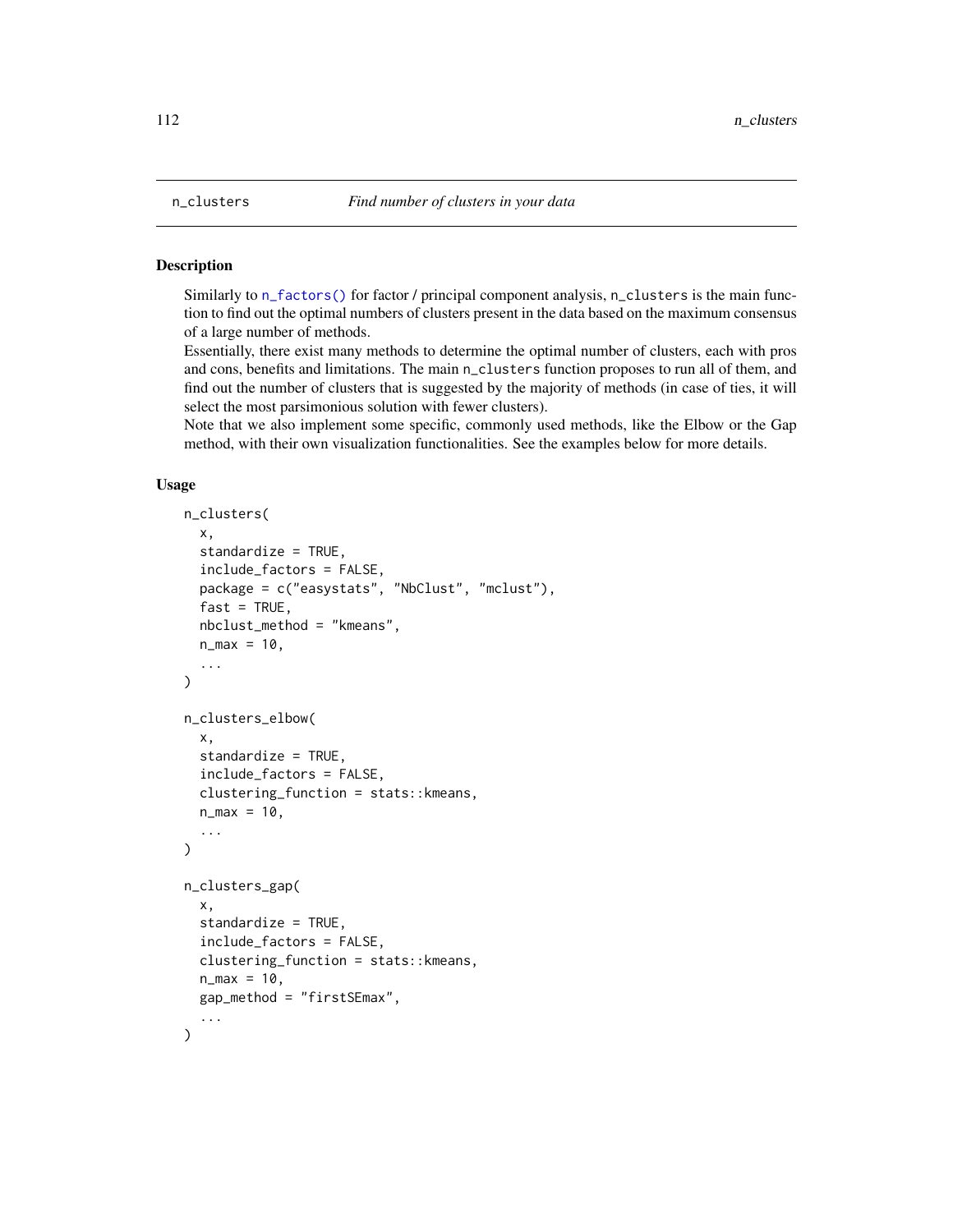## n_clusters — *Find number of clusters in your data*

### Description

Similarly to `n_factors()` for factor / principal component analysis, `n_clusters` is the main function to find out the optimal numbers of clusters present in the data based on the maximum consensus of a large number of methods.

Essentially, there exist many methods to determine the optimal number of clusters, each with pros and cons, benefits and limitations. The main `n_clusters` function proposes to run all of them, and find out the number of clusters that is suggested by the majority of methods (in case of ties, it will select the most parsimonious solution with fewer clusters).

Note that we also implement some specific, commonly used methods, like the Elbow or the Gap method, with their own visualization functionalities. See the examples below for more details.

### Usage

```
n_clusters(
  x,
  standardize = TRUE,
  include_factors = FALSE,
  package = c("easystats", "NbClust", "mclust"),
  fast = TRUE,
  nbclust_method = "kmeans",
  n_max = 10,
  ...
)

n_clusters_elbow(
  x,
  standardize = TRUE,
  include_factors = FALSE,
  clustering_function = stats::kmeans,
  n_max = 10,
  ...
)

n_clusters_gap(
  x,
  standardize = TRUE,
  include_factors = FALSE,
  clustering_function = stats::kmeans,
  n_max = 10,
  gap_method = "firstSEmax",
  ...
)
```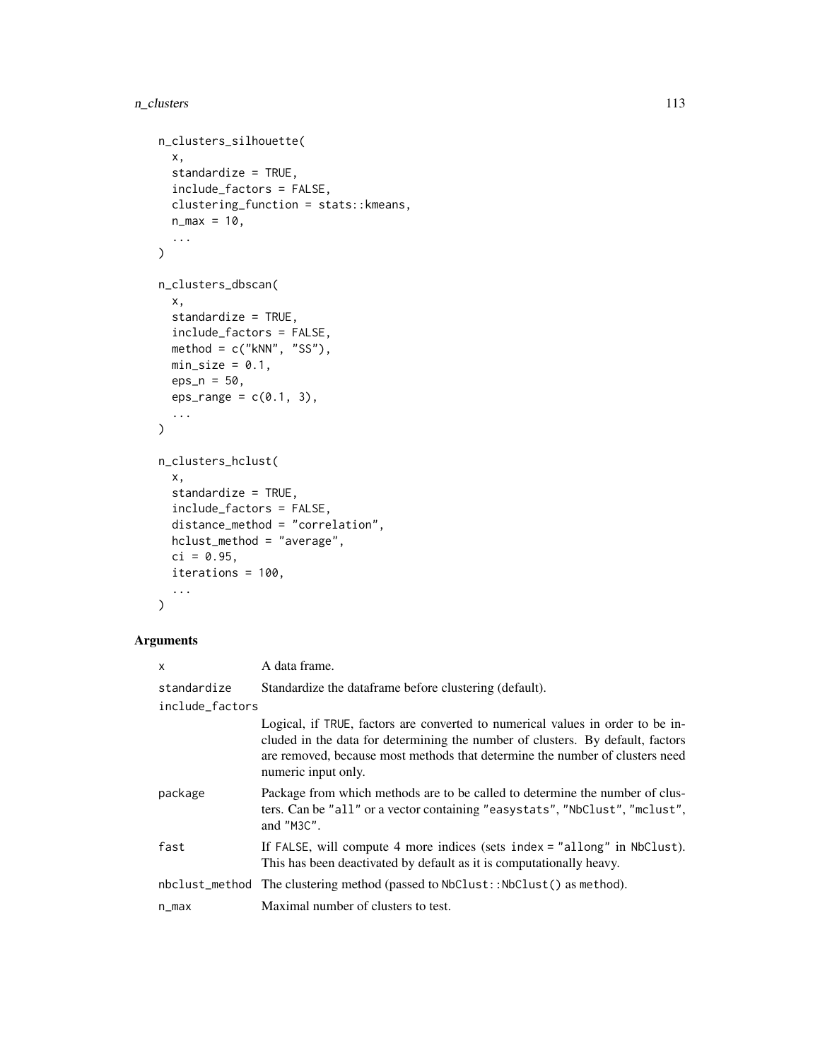```
n_clusters_silhouette(
  x,
  standardize = TRUE,
  include_factors = FALSE,
  clustering_function = stats::kmeans,
  n_max = 10,
  ...
)

n_clusters_dbscan(
  x,
  standardize = TRUE,
  include_factors = FALSE,
  method = c("kNN", "SS"),
  min_size = 0.1,
  eps_n = 50,
  eps_range = c(0.1, 3),
  ...
)

n_clusters_hclust(
  x,
  standardize = TRUE,
  include_factors = FALSE,
  distance_method = "correlation",
  hclust_method = "average",
  ci = 0.95,
  iterations = 100,
  ...
)
```

## Arguments

| Argument | Description |
|---|---|
| `x` | A data frame. |
| `standardize` | Standardize the dataframe before clustering (default). |
| `include_factors` | Logical, if `TRUE`, factors are converted to numerical values in order to be included in the data for determining the number of clusters. By default, factors are removed, because most methods that determine the number of clusters need numeric input only. |
| `package` | Package from which methods are to be called to determine the number of clusters. Can be `"all"` or a vector containing `"easystats"`, `"NbClust"`, `"mclust"`, and `"M3C"`. |
| `fast` | If `FALSE`, will compute 4 more indices (sets `index = "allong"` in `NbClust`). This has been deactivated by default as it is computationally heavy. |
| `nbclust_method` | The clustering method (passed to `NbClust::NbClust()` as `method`). |
| `n_max` | Maximal number of clusters to test. |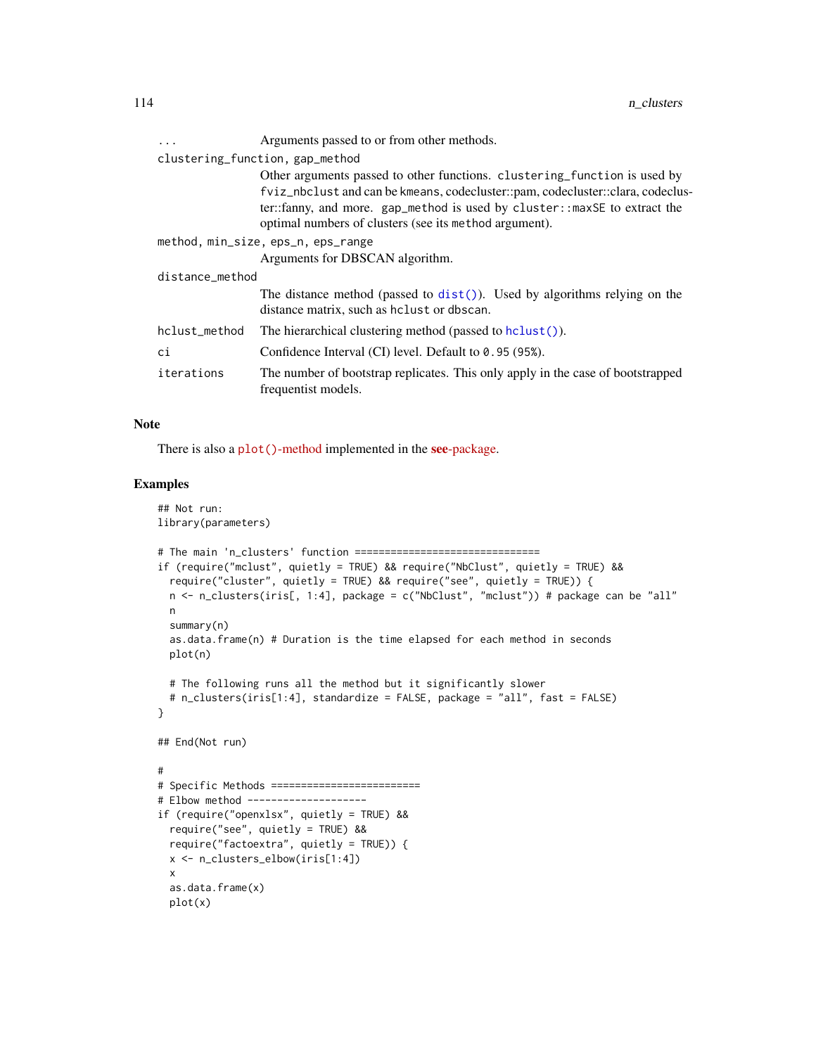| | |
|---|---|
| `...` | Arguments passed to or from other methods. |
| `clustering_function, gap_method` | Other arguments passed to other functions. `clustering_function` is used by `fviz_nbclust` and can be `kmeans`, codecluster::pam, codecluster::clara, codecluster::fanny, and more. `gap_method` is used by `cluster::maxSE` to extract the optimal numbers of clusters (see its `method` argument). |
| `method, min_size, eps_n, eps_range` | Arguments for DBSCAN algorithm. |
| `distance_method` | The distance method (passed to `dist()`). Used by algorithms relying on the distance matrix, such as `hclust` or `dbscan`. |
| `hclust_method` | The hierarchical clustering method (passed to `hclust()`). |
| `ci` | Confidence Interval (CI) level. Default to `0.95` (`95%`). |
| `iterations` | The number of bootstrap replicates. This only apply in the case of bootstrapped frequentist models. |

## Note

There is also a `plot()`-method implemented in the **see**-package.

## Examples

```
## Not run:
library(parameters)

# The main 'n_clusters' function ===============================
if (require("mclust", quietly = TRUE) && require("NbClust", quietly = TRUE) &&
  require("cluster", quietly = TRUE) && require("see", quietly = TRUE)) {
  n <- n_clusters(iris[, 1:4], package = c("NbClust", "mclust")) # package can be "all"
  n
  summary(n)
  as.data.frame(n) # Duration is the time elapsed for each method in seconds
  plot(n)

  # The following runs all the method but it significantly slower
  # n_clusters(iris[1:4], standardize = FALSE, package = "all", fast = FALSE)
}

## End(Not run)

#
# Specific Methods =========================
# Elbow method --------------------
if (require("openxlsx", quietly = TRUE) &&
  require("see", quietly = TRUE) &&
  require("factoextra", quietly = TRUE)) {
  x <- n_clusters_elbow(iris[1:4])
  x
  as.data.frame(x)
  plot(x)
```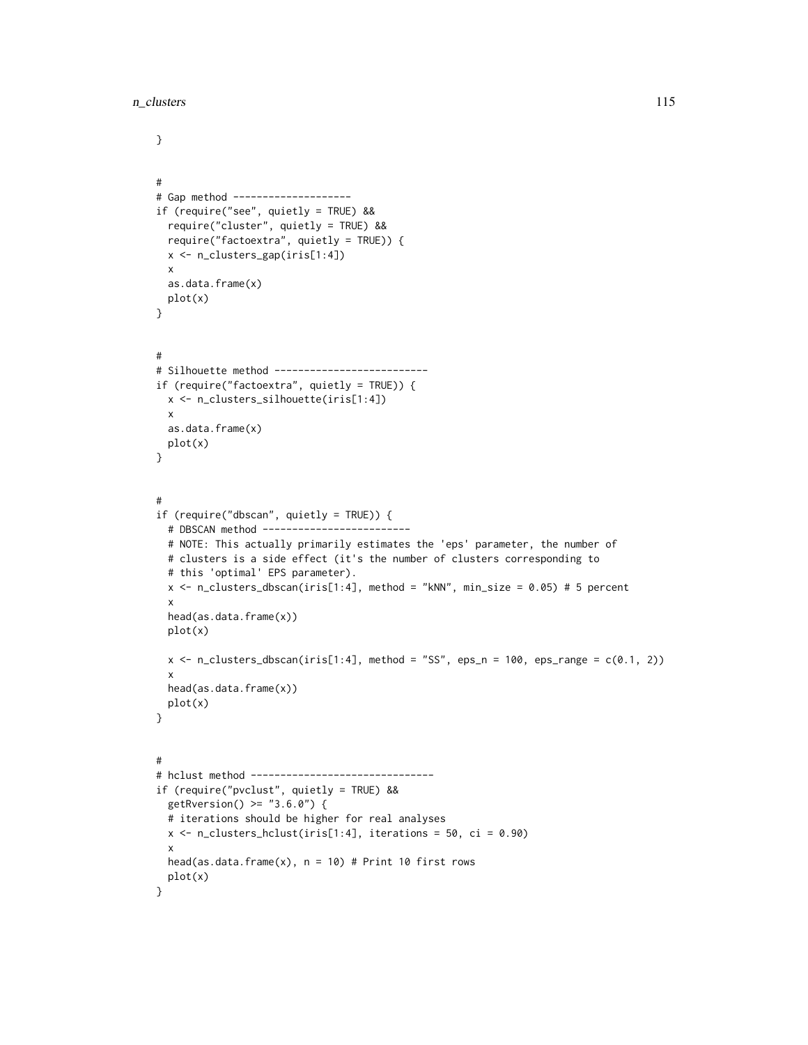```
}


#
# Gap method --------------------
if (require("see", quietly = TRUE) &&
  require("cluster", quietly = TRUE) &&
  require("factoextra", quietly = TRUE)) {
  x <- n_clusters_gap(iris[1:4])
  x
  as.data.frame(x)
  plot(x)
}


#
# Silhouette method --------------------------
if (require("factoextra", quietly = TRUE)) {
  x <- n_clusters_silhouette(iris[1:4])
  x
  as.data.frame(x)
  plot(x)
}


#
if (require("dbscan", quietly = TRUE)) {
  # DBSCAN method -------------------------
  # NOTE: This actually primarily estimates the 'eps' parameter, the number of
  # clusters is a side effect (it's the number of clusters corresponding to
  # this 'optimal' EPS parameter).
  x <- n_clusters_dbscan(iris[1:4], method = "kNN", min_size = 0.05) # 5 percent
  x
  head(as.data.frame(x))
  plot(x)

  x <- n_clusters_dbscan(iris[1:4], method = "SS", eps_n = 100, eps_range = c(0.1, 2))
  x
  head(as.data.frame(x))
  plot(x)
}


#
# hclust method -------------------------------
if (require("pvclust", quietly = TRUE) &&
  getRversion() >= "3.6.0") {
  # iterations should be higher for real analyses
  x <- n_clusters_hclust(iris[1:4], iterations = 50, ci = 0.90)
  x
  head(as.data.frame(x), n = 10) # Print 10 first rows
  plot(x)
}
```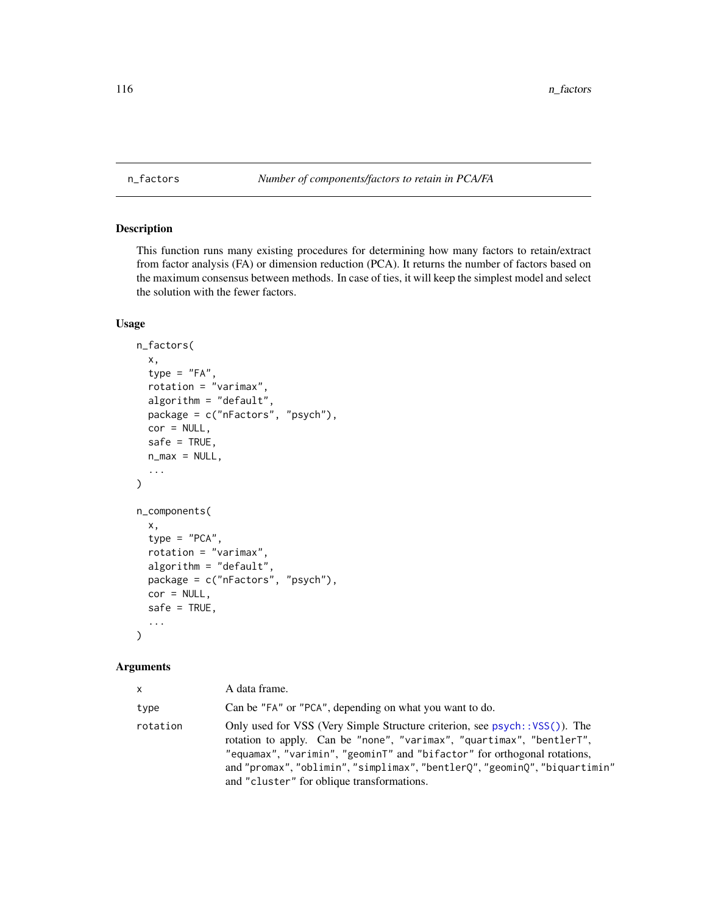## n_factors — *Number of components/factors to retain in PCA/FA*

### Description

This function runs many existing procedures for determining how many factors to retain/extract from factor analysis (FA) or dimension reduction (PCA). It returns the number of factors based on the maximum consensus between methods. In case of ties, it will keep the simplest model and select the solution with the fewer factors.

### Usage

```
n_factors(
  x,
  type = "FA",
  rotation = "varimax",
  algorithm = "default",
  package = c("nFactors", "psych"),
  cor = NULL,
  safe = TRUE,
  n_max = NULL,
  ...
)

n_components(
  x,
  type = "PCA",
  rotation = "varimax",
  algorithm = "default",
  package = c("nFactors", "psych"),
  cor = NULL,
  safe = TRUE,
  ...
)
```

### Arguments

| | |
|---|---|
| `x` | A data frame. |
| `type` | Can be `"FA"` or `"PCA"`, depending on what you want to do. |
| `rotation` | Only used for VSS (Very Simple Structure criterion, see `psych::VSS()`). The rotation to apply. Can be `"none"`, `"varimax"`, `"quartimax"`, `"bentlerT"`, `"equamax"`, `"varimin"`, `"geominT"` and `"bifactor"` for orthogonal rotations, and `"promax"`, `"oblimin"`, `"simplimax"`, `"bentlerQ"`, `"geominQ"`, `"biquartimin"` and `"cluster"` for oblique transformations. |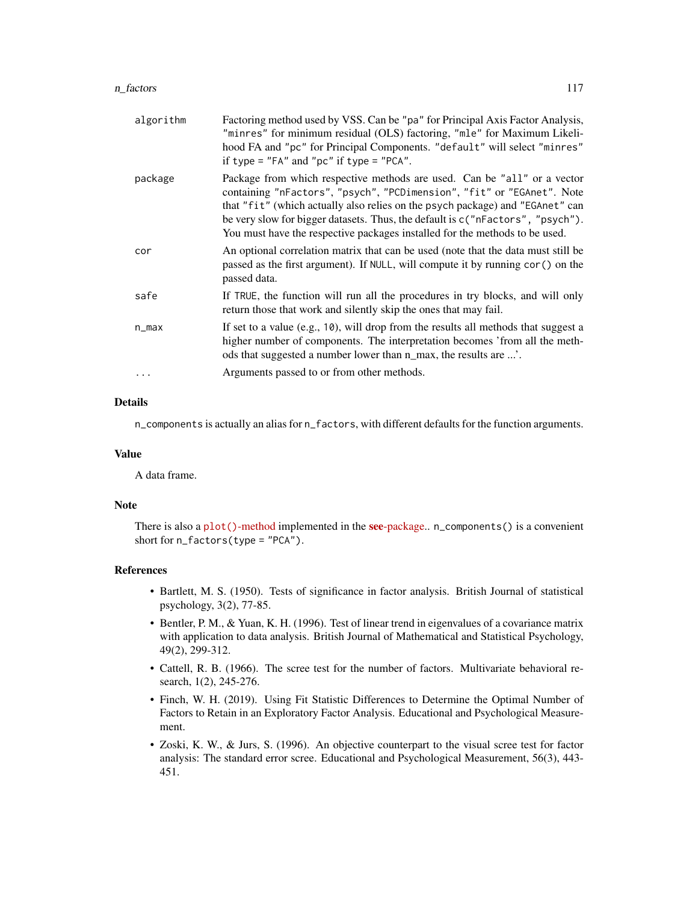| | |
|---|---|
| algorithm | Factoring method used by VSS. Can be "pa" for Principal Axis Factor Analysis, "minres" for minimum residual (OLS) factoring, "mle" for Maximum Likelihood FA and "pc" for Principal Components. "default" will select "minres" if type = "FA" and "pc" if type = "PCA". |
| package | Package from which respective methods are used. Can be "all" or a vector containing "nFactors", "psych", "PCDimension", "fit" or "EGAnet". Note that "fit" (which actually also relies on the psych package) and "EGAnet" can be very slow for bigger datasets. Thus, the default is c("nFactors", "psych"). You must have the respective packages installed for the methods to be used. |
| cor | An optional correlation matrix that can be used (note that the data must still be passed as the first argument). If NULL, will compute it by running cor() on the passed data. |
| safe | If TRUE, the function will run all the procedures in try blocks, and will only return those that work and silently skip the ones that may fail. |
| n_max | If set to a value (e.g., 10), will drop from the results all methods that suggest a higher number of components. The interpretation becomes 'from all the methods that suggested a number lower than n_max, the results are ...'. |
| ... | Arguments passed to or from other methods. |

## Details

n_components is actually an alias for n_factors, with different defaults for the function arguments.

## Value

A data frame.

## Note

There is also a plot()-method implemented in the **see**-package.. n_components() is a convenient short for n_factors(type = "PCA").

## References

- Bartlett, M. S. (1950). Tests of significance in factor analysis. British Journal of statistical psychology, 3(2), 77-85.
- Bentler, P. M., & Yuan, K. H. (1996). Test of linear trend in eigenvalues of a covariance matrix with application to data analysis. British Journal of Mathematical and Statistical Psychology, 49(2), 299-312.
- Cattell, R. B. (1966). The scree test for the number of factors. Multivariate behavioral research, 1(2), 245-276.
- Finch, W. H. (2019). Using Fit Statistic Differences to Determine the Optimal Number of Factors to Retain in an Exploratory Factor Analysis. Educational and Psychological Measurement.
- Zoski, K. W., & Jurs, S. (1996). An objective counterpart to the visual scree test for factor analysis: The standard error scree. Educational and Psychological Measurement, 56(3), 443-451.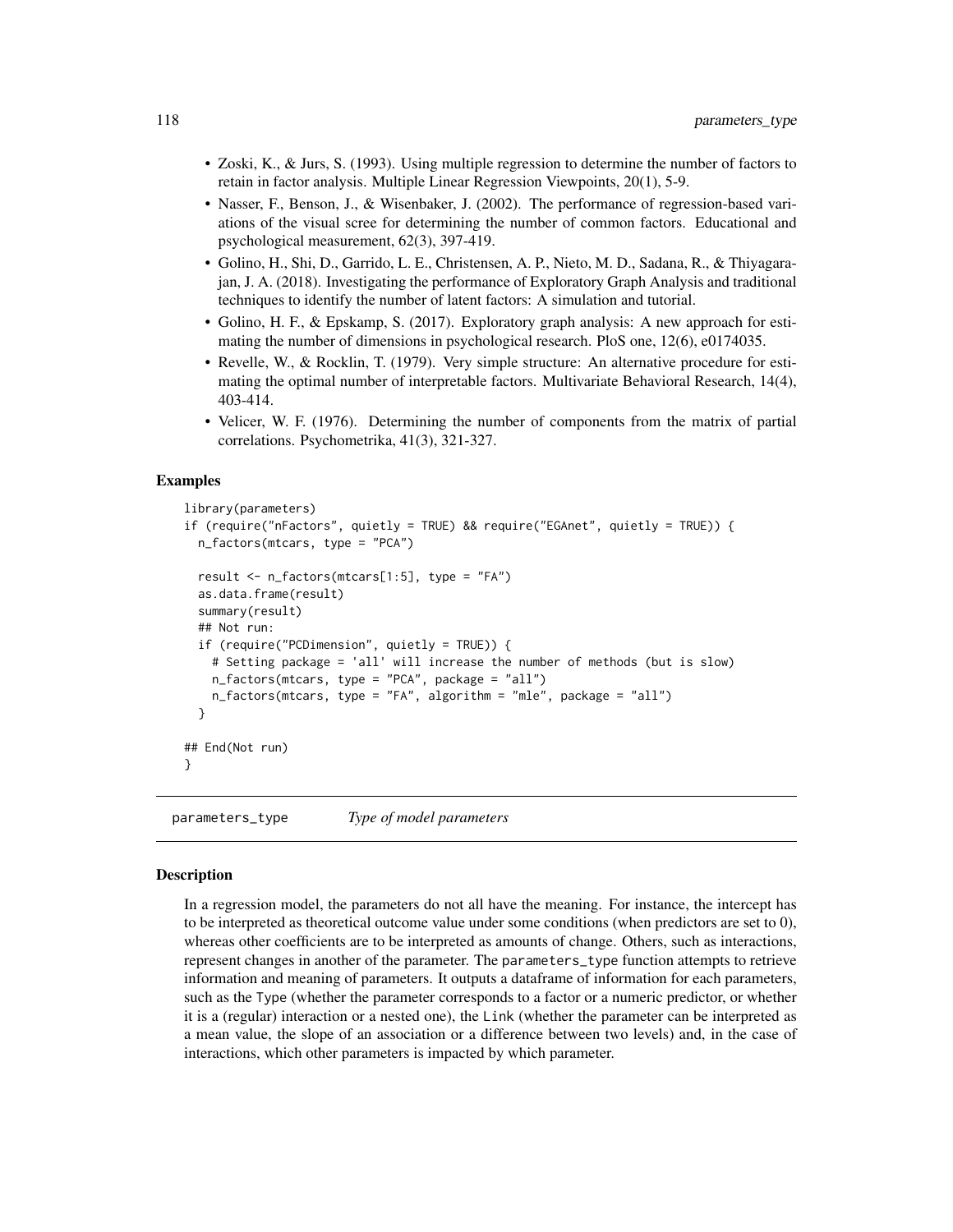- Zoski, K., & Jurs, S. (1993). Using multiple regression to determine the number of factors to retain in factor analysis. Multiple Linear Regression Viewpoints, 20(1), 5-9.
- Nasser, F., Benson, J., & Wisenbaker, J. (2002). The performance of regression-based variations of the visual scree for determining the number of common factors. Educational and psychological measurement, 62(3), 397-419.
- Golino, H., Shi, D., Garrido, L. E., Christensen, A. P., Nieto, M. D., Sadana, R., & Thiyagarajan, J. A. (2018). Investigating the performance of Exploratory Graph Analysis and traditional techniques to identify the number of latent factors: A simulation and tutorial.
- Golino, H. F., & Epskamp, S. (2017). Exploratory graph analysis: A new approach for estimating the number of dimensions in psychological research. PloS one, 12(6), e0174035.
- Revelle, W., & Rocklin, T. (1979). Very simple structure: An alternative procedure for estimating the optimal number of interpretable factors. Multivariate Behavioral Research, 14(4), 403-414.
- Velicer, W. F. (1976). Determining the number of components from the matrix of partial correlations. Psychometrika, 41(3), 321-327.

### Examples

```
library(parameters)
if (require("nFactors", quietly = TRUE) && require("EGAnet", quietly = TRUE)) {
  n_factors(mtcars, type = "PCA")

  result <- n_factors(mtcars[1:5], type = "FA")
  as.data.frame(result)
  summary(result)
  ## Not run:
  if (require("PCDimension", quietly = TRUE)) {
    # Setting package = 'all' will increase the number of methods (but is slow)
    n_factors(mtcars, type = "PCA", package = "all")
    n_factors(mtcars, type = "FA", algorithm = "mle", package = "all")
  }

## End(Not run)
}
```

## parameters_type *Type of model parameters*

### Description

In a regression model, the parameters do not all have the meaning. For instance, the intercept has to be interpreted as theoretical outcome value under some conditions (when predictors are set to 0), whereas other coefficients are to be interpreted as amounts of change. Others, such as interactions, represent changes in another of the parameter. The `parameters_type` function attempts to retrieve information and meaning of parameters. It outputs a dataframe of information for each parameters, such as the `Type` (whether the parameter corresponds to a factor or a numeric predictor, or whether it is a (regular) interaction or a nested one), the `Link` (whether the parameter can be interpreted as a mean value, the slope of an association or a difference between two levels) and, in the case of interactions, which other parameters is impacted by which parameter.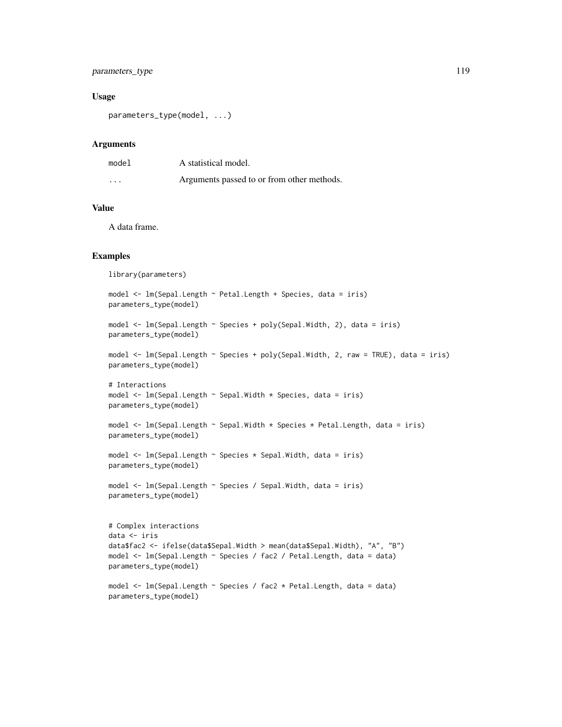## Usage

```
parameters_type(model, ...)
```

## Arguments

| | |
|---|---|
| model | A statistical model. |
| ... | Arguments passed to or from other methods. |

## Value

A data frame.

## Examples

```
library(parameters)

model <- lm(Sepal.Length ~ Petal.Length + Species, data = iris)
parameters_type(model)

model <- lm(Sepal.Length ~ Species + poly(Sepal.Width, 2), data = iris)
parameters_type(model)

model <- lm(Sepal.Length ~ Species + poly(Sepal.Width, 2, raw = TRUE), data = iris)
parameters_type(model)

# Interactions
model <- lm(Sepal.Length ~ Sepal.Width * Species, data = iris)
parameters_type(model)

model <- lm(Sepal.Length ~ Sepal.Width * Species * Petal.Length, data = iris)
parameters_type(model)

model <- lm(Sepal.Length ~ Species * Sepal.Width, data = iris)
parameters_type(model)

model <- lm(Sepal.Length ~ Species / Sepal.Width, data = iris)
parameters_type(model)


# Complex interactions
data <- iris
data$fac2 <- ifelse(data$Sepal.Width > mean(data$Sepal.Width), "A", "B")
model <- lm(Sepal.Length ~ Species / fac2 / Petal.Length, data = data)
parameters_type(model)

model <- lm(Sepal.Length ~ Species / fac2 * Petal.Length, data = data)
parameters_type(model)
```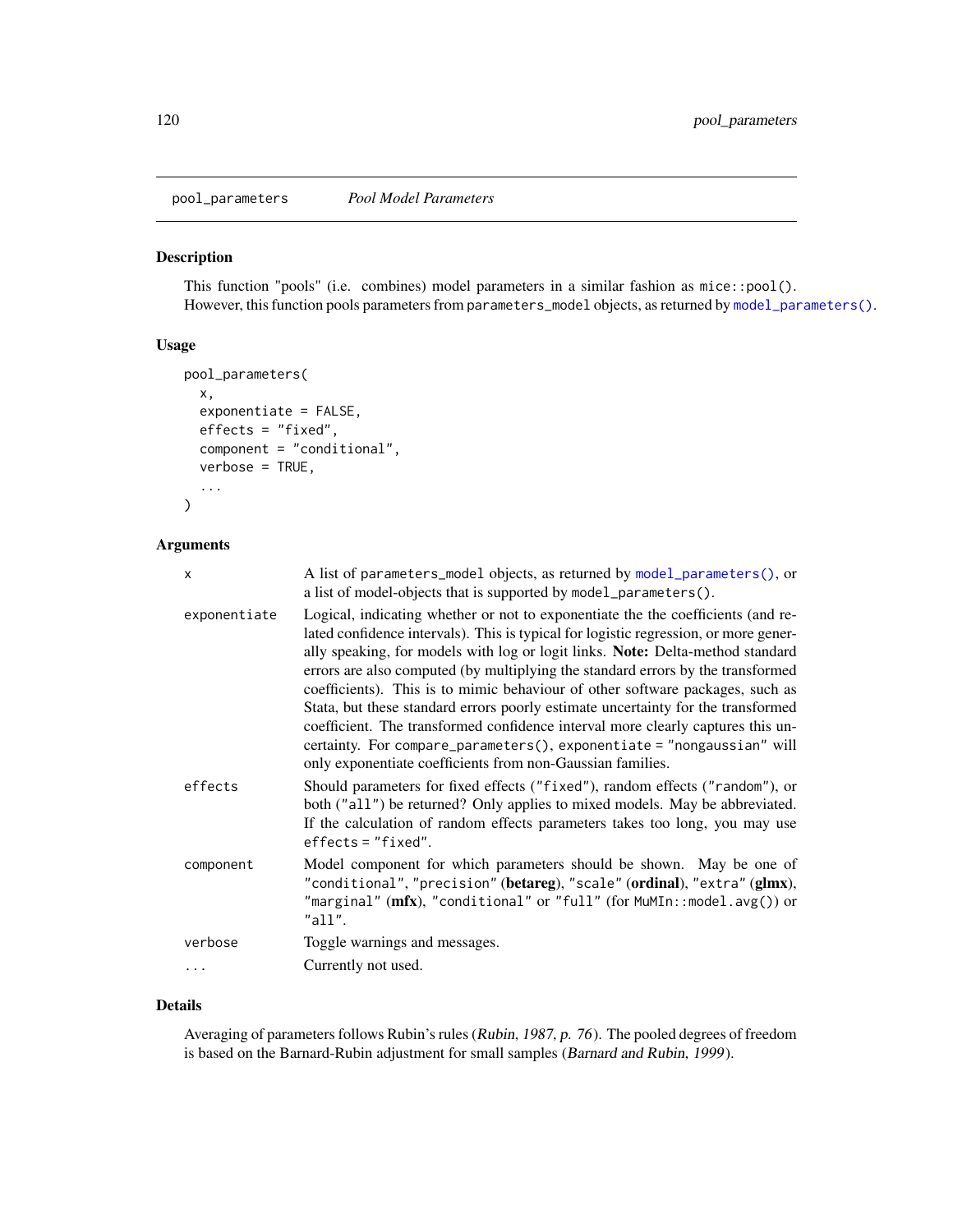## pool_parameters *Pool Model Parameters*

### Description

This function "pools" (i.e. combines) model parameters in a similar fashion as `mice::pool()`. However, this function pools parameters from `parameters_model` objects, as returned by `model_parameters()`.

### Usage

```
pool_parameters(
  x,
  exponentiate = FALSE,
  effects = "fixed",
  component = "conditional",
  verbose = TRUE,
  ...
)
```

### Arguments

| | |
|---|---|
| `x` | A list of `parameters_model` objects, as returned by `model_parameters()`, or a list of model-objects that is supported by `model_parameters()`. |
| `exponentiate` | Logical, indicating whether or not to exponentiate the the coefficients (and related confidence intervals). This is typical for logistic regression, or more generally speaking, for models with log or logit links. **Note:** Delta-method standard errors are also computed (by multiplying the standard errors by the transformed coefficients). This is to mimic behaviour of other software packages, such as Stata, but these standard errors poorly estimate uncertainty for the transformed coefficient. The transformed confidence interval more clearly captures this uncertainty. For `compare_parameters()`, `exponentiate = "nongaussian"` will only exponentiate coefficients from non-Gaussian families. |
| `effects` | Should parameters for fixed effects (`"fixed"`), random effects (`"random"`), or both (`"all"`) be returned? Only applies to mixed models. May be abbreviated. If the calculation of random effects parameters takes too long, you may use `effects = "fixed"`. |
| `component` | Model component for which parameters should be shown. May be one of `"conditional"`, `"precision"` (**betareg**), `"scale"` (**ordinal**), `"extra"` (**glmx**), `"marginal"` (**mfx**), `"conditional"` or `"full"` (for `MuMIn::model.avg()`) or `"all"`. |
| `verbose` | Toggle warnings and messages. |
| `...` | Currently not used. |

### Details

Averaging of parameters follows Rubin's rules (*Rubin, 1987, p. 76*). The pooled degrees of freedom is based on the Barnard-Rubin adjustment for small samples (*Barnard and Rubin, 1999*).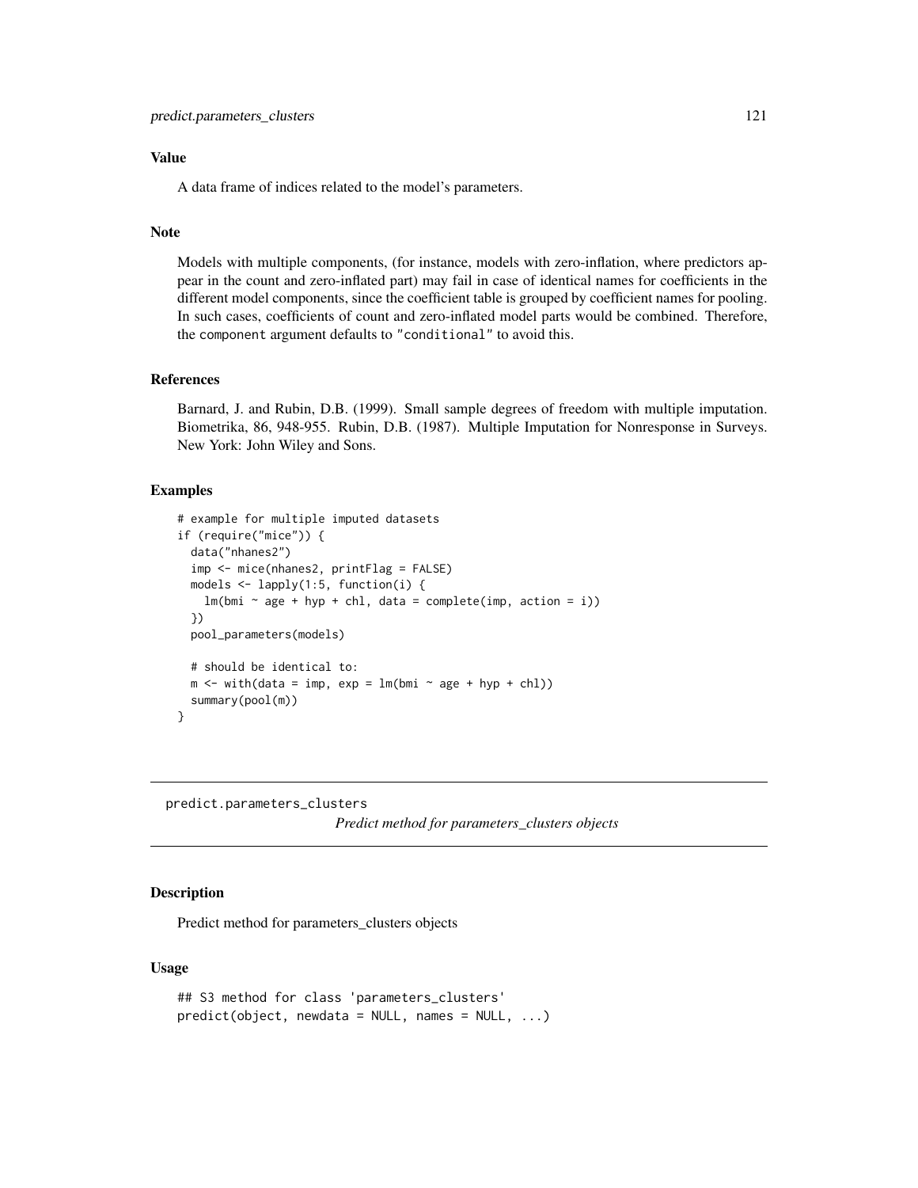### Value

A data frame of indices related to the model's parameters.

### Note

Models with multiple components, (for instance, models with zero-inflation, where predictors appear in the count and zero-inflated part) may fail in case of identical names for coefficients in the different model components, since the coefficient table is grouped by coefficient names for pooling. In such cases, coefficients of count and zero-inflated model parts would be combined. Therefore, the `component` argument defaults to `"conditional"` to avoid this.

### References

Barnard, J. and Rubin, D.B. (1999). Small sample degrees of freedom with multiple imputation. Biometrika, 86, 948-955. Rubin, D.B. (1987). Multiple Imputation for Nonresponse in Surveys. New York: John Wiley and Sons.

### Examples

```
# example for multiple imputed datasets
if (require("mice")) {
  data("nhanes2")
  imp <- mice(nhanes2, printFlag = FALSE)
  models <- lapply(1:5, function(i) {
    lm(bmi ~ age + hyp + chl, data = complete(imp, action = i))
  })
  pool_parameters(models)

  # should be identical to:
  m <- with(data = imp, exp = lm(bmi ~ age + hyp + chl))
  summary(pool(m))
}
```

---

## predict.parameters_clusters

*Predict method for parameters_clusters objects*

### Description

Predict method for parameters_clusters objects

### Usage

```
## S3 method for class 'parameters_clusters'
predict(object, newdata = NULL, names = NULL, ...)
```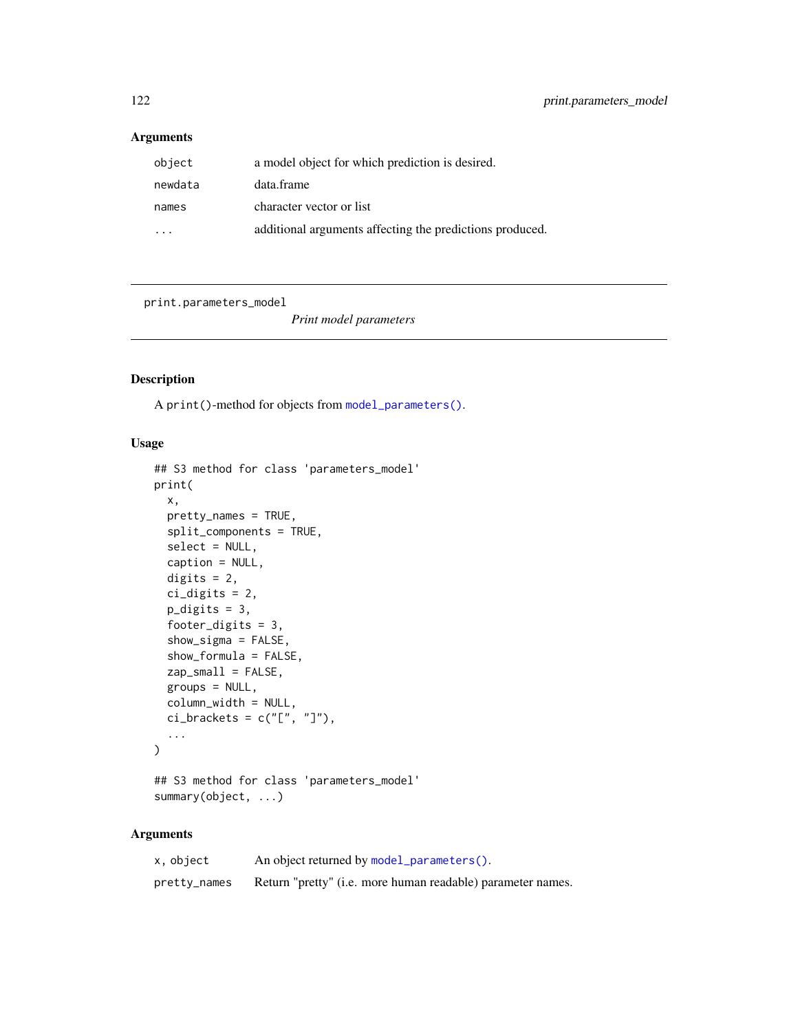### Arguments

| | |
|---|---|
| `object` | a model object for which prediction is desired. |
| `newdata` | data.frame |
| `names` | character vector or list |
| `...` | additional arguments affecting the predictions produced. |

---

`print.parameters_model` *Print model parameters*

---

### Description

A `print()`-method for objects from `model_parameters()`.

### Usage

```
## S3 method for class 'parameters_model'
print(
  x,
  pretty_names = TRUE,
  split_components = TRUE,
  select = NULL,
  caption = NULL,
  digits = 2,
  ci_digits = 2,
  p_digits = 3,
  footer_digits = 3,
  show_sigma = FALSE,
  show_formula = FALSE,
  zap_small = FALSE,
  groups = NULL,
  column_width = NULL,
  ci_brackets = c("[", "]"),
  ...
)

## S3 method for class 'parameters_model'
summary(object, ...)
```

### Arguments

| | |
|---|---|
| `x, object` | An object returned by `model_parameters()`. |
| `pretty_names` | Return "pretty" (i.e. more human readable) parameter names. |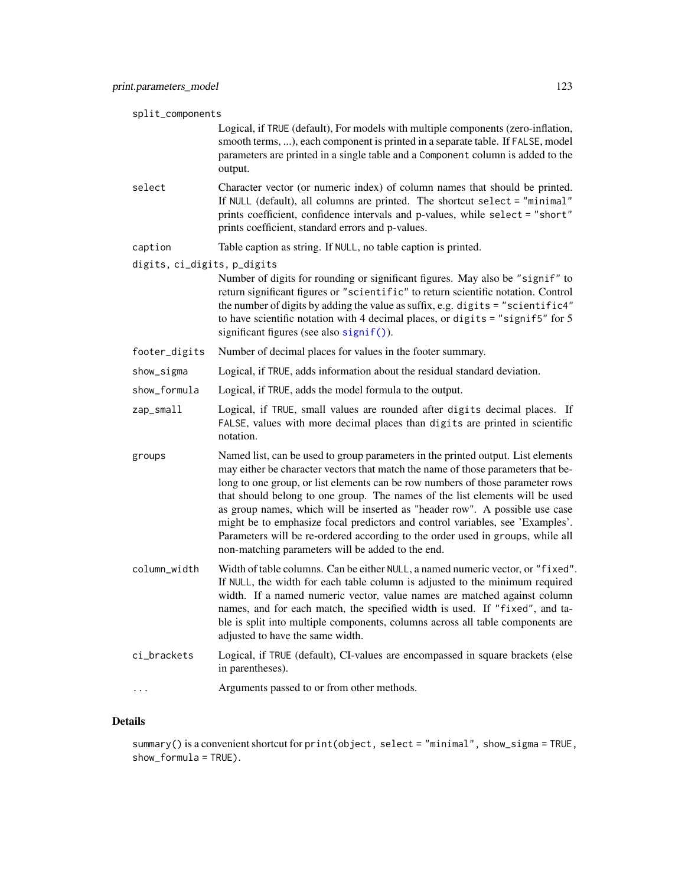**split_components**
: Logical, if `TRUE` (default), For models with multiple components (zero-inflation, smooth terms, ...), each component is printed in a separate table. If `FALSE`, model parameters are printed in a single table and a `Component` column is added to the output.

**select**
: Character vector (or numeric index) of column names that should be printed. If `NULL` (default), all columns are printed. The shortcut `select = "minimal"` prints coefficient, confidence intervals and p-values, while `select = "short"` prints coefficient, standard errors and p-values.

**caption**
: Table caption as string. If `NULL`, no table caption is printed.

**digits, ci_digits, p_digits**
: Number of digits for rounding or significant figures. May also be `"signif"` to return significant figures or `"scientific"` to return scientific notation. Control the number of digits by adding the value as suffix, e.g. `digits = "scientific4"` to have scientific notation with 4 decimal places, or `digits = "signif5"` for 5 significant figures (see also `signif()`).

**footer_digits**
: Number of decimal places for values in the footer summary.

**show_sigma**
: Logical, if `TRUE`, adds information about the residual standard deviation.

**show_formula**
: Logical, if `TRUE`, adds the model formula to the output.

**zap_small**
: Logical, if `TRUE`, small values are rounded after `digits` decimal places. If `FALSE`, values with more decimal places than `digits` are printed in scientific notation.

**groups**
: Named list, can be used to group parameters in the printed output. List elements may either be character vectors that match the name of those parameters that belong to one group, or list elements can be row numbers of those parameter rows that should belong to one group. The names of the list elements will be used as group names, which will be inserted as "header row". A possible use case might be to emphasize focal predictors and control variables, see 'Examples'. Parameters will be re-ordered according to the order used in `groups`, while all non-matching parameters will be added to the end.

**column_width**
: Width of table columns. Can be either `NULL`, a named numeric vector, or `"fixed"`. If `NULL`, the width for each table column is adjusted to the minimum required width. If a named numeric vector, value names are matched against column names, and for each match, the specified width is used. If `"fixed"`, and table is split into multiple components, columns across all table components are adjusted to have the same width.

**ci_brackets**
: Logical, if `TRUE` (default), CI-values are encompassed in square brackets (else in parentheses).

**...**
: Arguments passed to or from other methods.

## Details

`summary()` is a convenient shortcut for `print(object, select = "minimal", show_sigma = TRUE, show_formula = TRUE)`.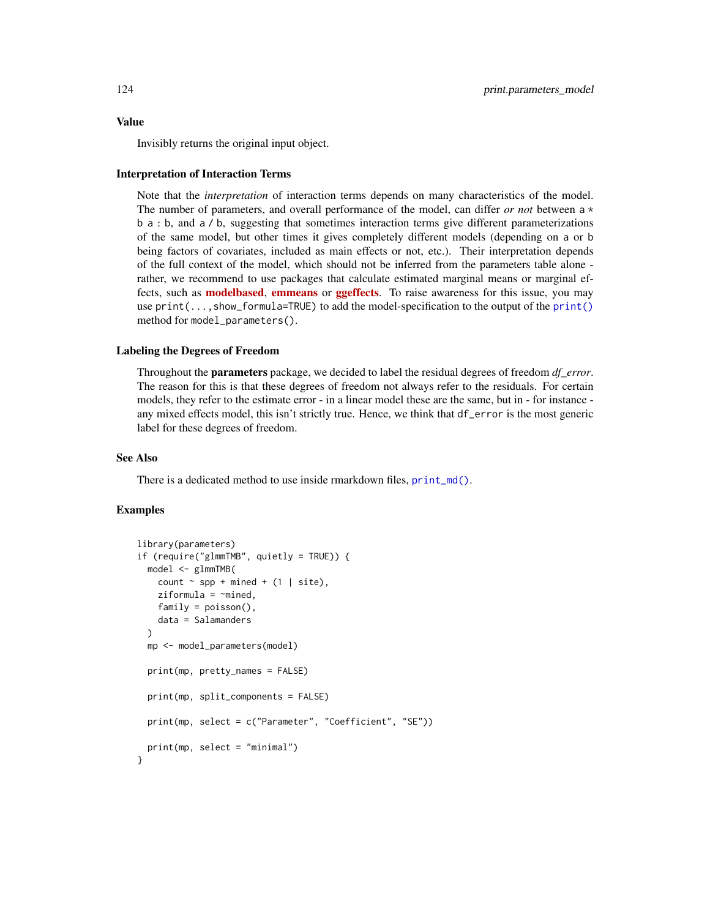## Value

Invisibly returns the original input object.

## Interpretation of Interaction Terms

Note that the *interpretation* of interaction terms depends on many characteristics of the model. The number of parameters, and overall performance of the model, can differ *or not* between `a * b` `a : b`, and `a / b`, suggesting that sometimes interaction terms give different parameterizations of the same model, but other times it gives completely different models (depending on `a` or `b` being factors of covariates, included as main effects or not, etc.). Their interpretation depends of the full context of the model, which should not be inferred from the parameters table alone - rather, we recommend to use packages that calculate estimated marginal means or marginal effects, such as **modelbased**, **emmeans** or **ggeffects**. To raise awareness for this issue, you may use `print(...,show_formula=TRUE)` to add the model-specification to the output of the `print()` method for `model_parameters()`.

## Labeling the Degrees of Freedom

Throughout the **parameters** package, we decided to label the residual degrees of freedom *df_error*. The reason for this is that these degrees of freedom not always refer to the residuals. For certain models, they refer to the estimate error - in a linear model these are the same, but in - for instance - any mixed effects model, this isn't strictly true. Hence, we think that `df_error` is the most generic label for these degrees of freedom.

## See Also

There is a dedicated method to use inside rmarkdown files, `print_md()`.

## Examples

```
library(parameters)
if (require("glmmTMB", quietly = TRUE)) {
  model <- glmmTMB(
    count ~ spp + mined + (1 | site),
    ziformula = ~mined,
    family = poisson(),
    data = Salamanders
  )
  mp <- model_parameters(model)

  print(mp, pretty_names = FALSE)

  print(mp, split_components = FALSE)

  print(mp, select = c("Parameter", "Coefficient", "SE"))

  print(mp, select = "minimal")
}
```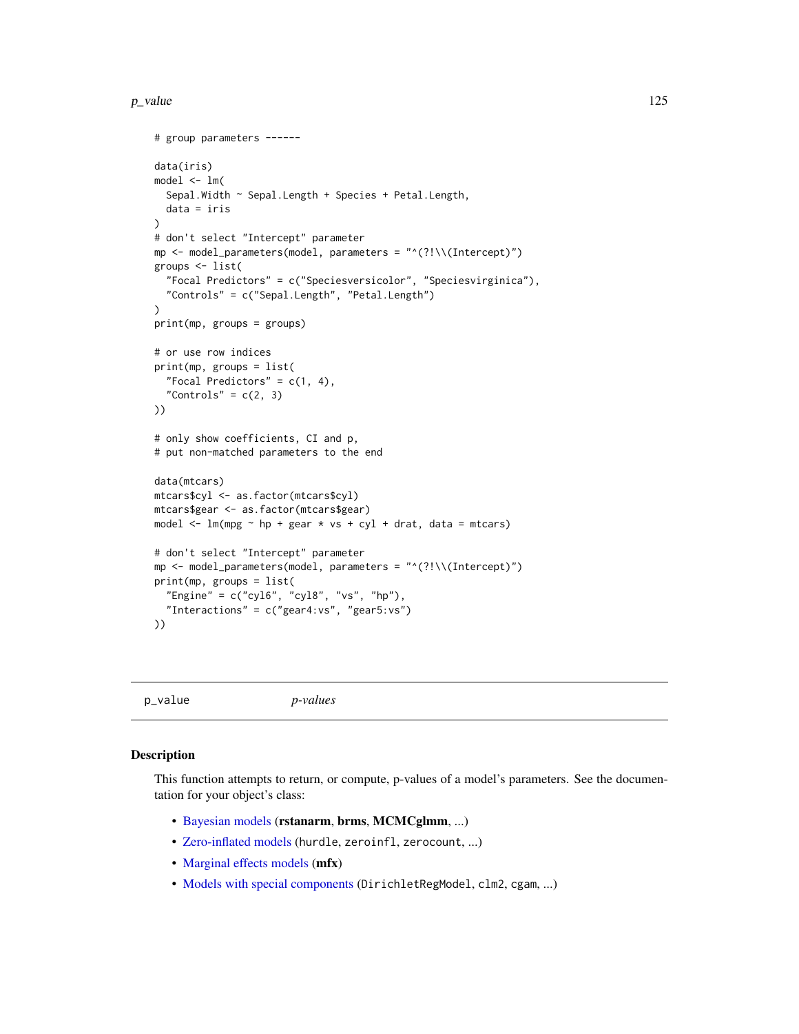```
# group parameters ------

data(iris)
model <- lm(
  Sepal.Width ~ Sepal.Length + Species + Petal.Length,
  data = iris
)
# don't select "Intercept" parameter
mp <- model_parameters(model, parameters = "^(?!\\(Intercept)")
groups <- list(
  "Focal Predictors" = c("Speciesversicolor", "Speciesvirginica"),
  "Controls" = c("Sepal.Length", "Petal.Length")
)
print(mp, groups = groups)

# or use row indices
print(mp, groups = list(
  "Focal Predictors" = c(1, 4),
  "Controls" = c(2, 3)
))

# only show coefficients, CI and p,
# put non-matched parameters to the end

data(mtcars)
mtcars$cyl <- as.factor(mtcars$cyl)
mtcars$gear <- as.factor(mtcars$gear)
model <- lm(mpg ~ hp + gear * vs + cyl + drat, data = mtcars)

# don't select "Intercept" parameter
mp <- model_parameters(model, parameters = "^(?!\\(Intercept)")
print(mp, groups = list(
  "Engine" = c("cyl6", "cyl8", "vs", "hp"),
  "Interactions" = c("gear4:vs", "gear5:vs")
))
```

## p_value *p-values*

### Description

This function attempts to return, or compute, p-values of a model's parameters. See the documentation for your object's class:

- Bayesian models (**rstanarm**, **brms**, **MCMCglmm**, ...)
- Zero-inflated models (`hurdle`, `zeroinfl`, `zerocount`, ...)
- Marginal effects models (**mfx**)
- Models with special components (`DirichletRegModel`, `clm2`, `cgam`, ...)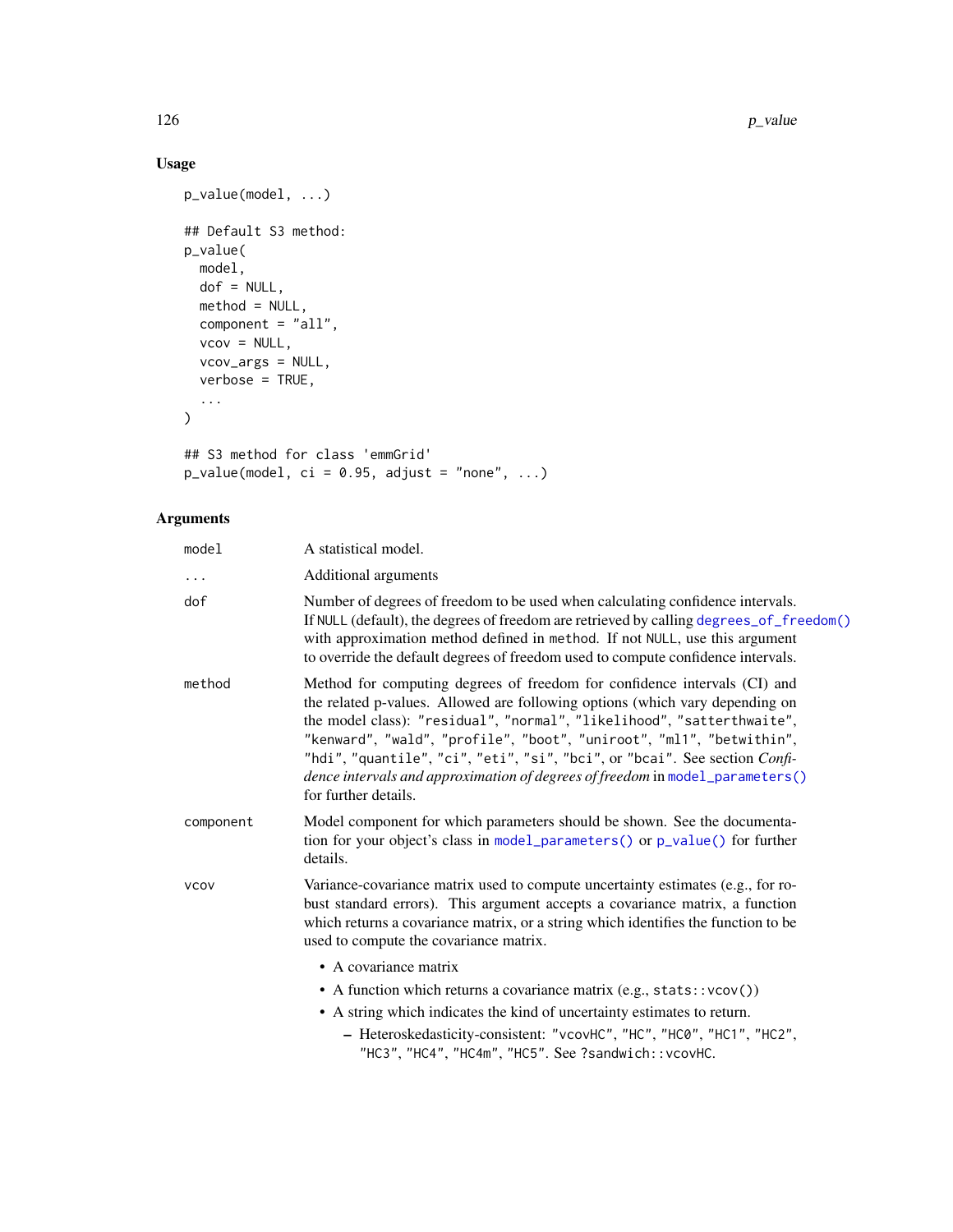## Usage

```
p_value(model, ...)

## Default S3 method:
p_value(
  model,
  dof = NULL,
  method = NULL,
  component = "all",
  vcov = NULL,
  vcov_args = NULL,
  verbose = TRUE,
  ...
)

## S3 method for class 'emmGrid'
p_value(model, ci = 0.95, adjust = "none", ...)
```

## Arguments

`model` A statistical model.

`...` Additional arguments

`dof` Number of degrees of freedom to be used when calculating confidence intervals. If `NULL` (default), the degrees of freedom are retrieved by calling `degrees_of_freedom()` with approximation method defined in `method`. If not `NULL`, use this argument to override the default degrees of freedom used to compute confidence intervals.

`method` Method for computing degrees of freedom for confidence intervals (CI) and the related p-values. Allowed are following options (which vary depending on the model class): `"residual"`, `"normal"`, `"likelihood"`, `"satterthwaite"`, `"kenward"`, `"wald"`, `"profile"`, `"boot"`, `"uniroot"`, `"ml1"`, `"betwithin"`, `"hdi"`, `"quantile"`, `"ci"`, `"eti"`, `"si"`, `"bci"`, or `"bcai"`. See section *Confidence intervals and approximation of degrees of freedom* in `model_parameters()` for further details.

`component` Model component for which parameters should be shown. See the documentation for your object's class in `model_parameters()` or `p_value()` for further details.

`vcov` Variance-covariance matrix used to compute uncertainty estimates (e.g., for robust standard errors). This argument accepts a covariance matrix, a function which returns a covariance matrix, or a string which identifies the function to be used to compute the covariance matrix.

- A covariance matrix
- A function which returns a covariance matrix (e.g., `stats::vcov()`)
- A string which indicates the kind of uncertainty estimates to return.
  - Heteroskedasticity-consistent: `"vcovHC"`, `"HC"`, `"HC0"`, `"HC1"`, `"HC2"`, `"HC3"`, `"HC4"`, `"HC4m"`, `"HC5"`. See `?sandwich::vcovHC`.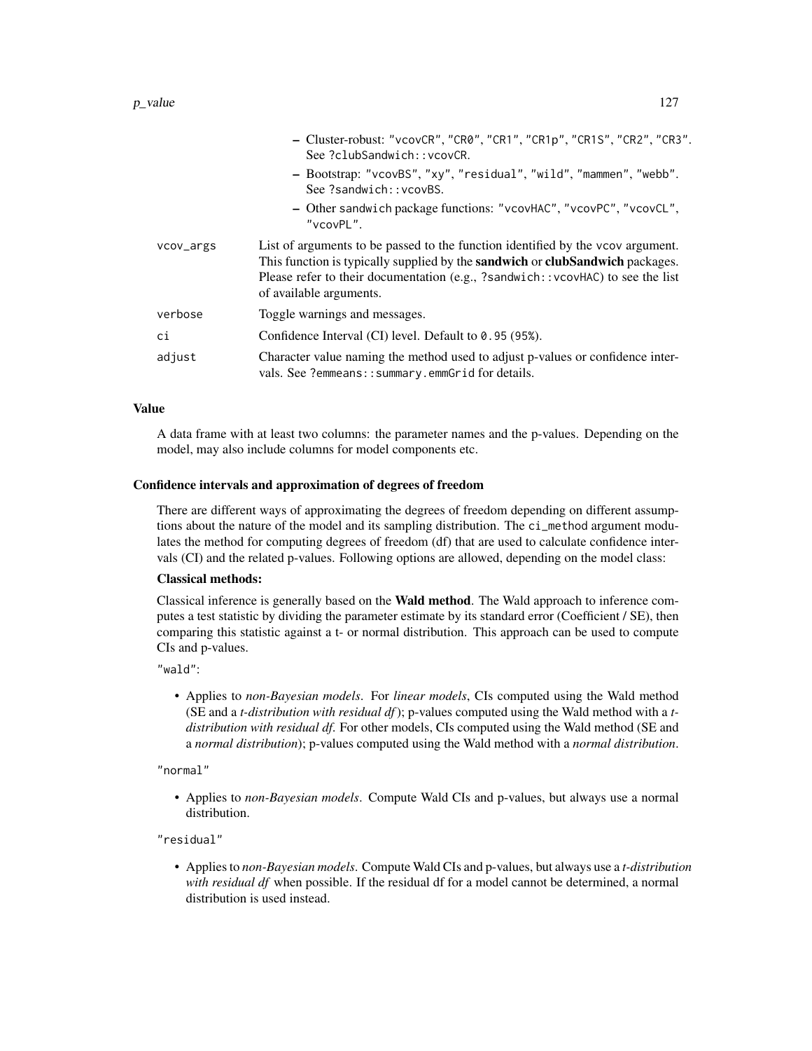- Cluster-robust: "vcovCR", "CR0", "CR1", "CR1p", "CR1S", "CR2", "CR3". See ?clubSandwich::vcovCR.
  - Bootstrap: "vcovBS", "xy", "residual", "wild", "mammen", "webb". See ?sandwich::vcovBS.
  - Other sandwich package functions: "vcovHAC", "vcovPC", "vcovCL", "vcovPL".

| | |
|---|---|
| vcov_args | List of arguments to be passed to the function identified by the vcov argument. This function is typically supplied by the **sandwich** or **clubSandwich** packages. Please refer to their documentation (e.g., ?sandwich::vcovHAC) to see the list of available arguments. |
| verbose | Toggle warnings and messages. |
| ci | Confidence Interval (CI) level. Default to 0.95 (95%). |
| adjust | Character value naming the method used to adjust p-values or confidence intervals. See ?emmeans::summary.emmGrid for details. |

### Value

A data frame with at least two columns: the parameter names and the p-values. Depending on the model, may also include columns for model components etc.

### Confidence intervals and approximation of degrees of freedom

There are different ways of approximating the degrees of freedom depending on different assumptions about the nature of the model and its sampling distribution. The ci_method argument modulates the method for computing degrees of freedom (df) that are used to calculate confidence intervals (CI) and the related p-values. Following options are allowed, depending on the model class:

**Classical methods:**

Classical inference is generally based on the **Wald method**. The Wald approach to inference computes a test statistic by dividing the parameter estimate by its standard error (Coefficient / SE), then comparing this statistic against a t- or normal distribution. This approach can be used to compute CIs and p-values.

"wald":

- Applies to *non-Bayesian models*. For *linear models*, CIs computed using the Wald method (SE and a *t-distribution with residual df*); p-values computed using the Wald method with a *t-distribution with residual df*. For other models, CIs computed using the Wald method (SE and a *normal distribution*); p-values computed using the Wald method with a *normal distribution*.

"normal"

- Applies to *non-Bayesian models*. Compute Wald CIs and p-values, but always use a normal distribution.

"residual"

- Applies to *non-Bayesian models*. Compute Wald CIs and p-values, but always use a *t-distribution with residual df* when possible. If the residual df for a model cannot be determined, a normal distribution is used instead.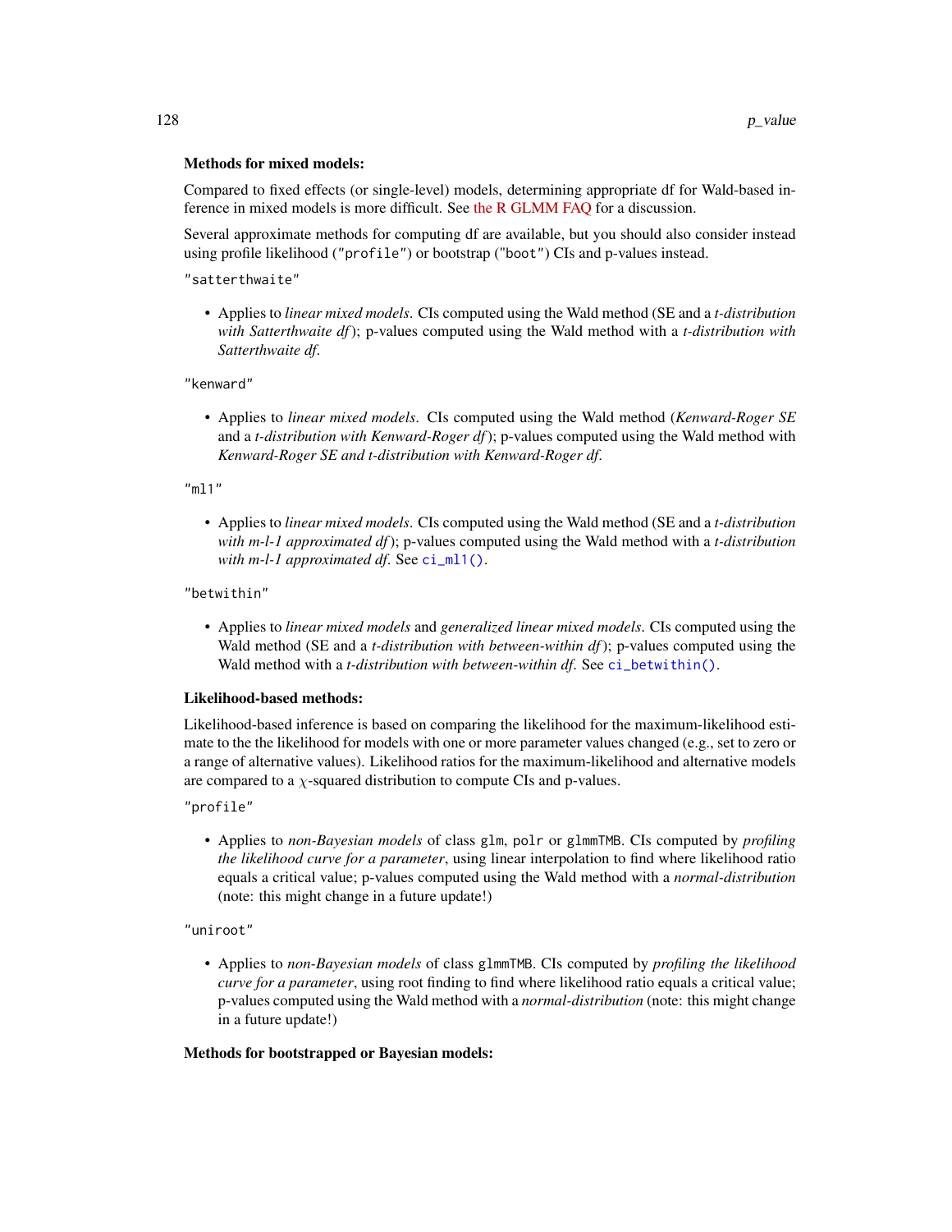**Methods for mixed models:**

Compared to fixed effects (or single-level) models, determining appropriate df for Wald-based inference in mixed models is more difficult. See the R GLMM FAQ for a discussion.

Several approximate methods for computing df are available, but you should also consider instead using profile likelihood ("profile") or bootstrap ("boot") CIs and p-values instead.

"satterthwaite"

- Applies to *linear mixed models*. CIs computed using the Wald method (SE and a *t-distribution with Satterthwaite df*); p-values computed using the Wald method with a *t-distribution with Satterthwaite df*.

"kenward"

- Applies to *linear mixed models*. CIs computed using the Wald method (*Kenward-Roger SE* and a *t-distribution with Kenward-Roger df*); p-values computed using the Wald method with *Kenward-Roger SE and t-distribution with Kenward-Roger df*.

"ml1"

- Applies to *linear mixed models*. CIs computed using the Wald method (SE and a *t-distribution with m-l-1 approximated df*); p-values computed using the Wald method with a *t-distribution with m-l-1 approximated df*. See `ci_ml1()`.

"betwithin"

- Applies to *linear mixed models* and *generalized linear mixed models*. CIs computed using the Wald method (SE and a *t-distribution with between-within df*); p-values computed using the Wald method with a *t-distribution with between-within df*. See `ci_betwithin()`.

**Likelihood-based methods:**

Likelihood-based inference is based on comparing the likelihood for the maximum-likelihood estimate to the the likelihood for models with one or more parameter values changed (e.g., set to zero or a range of alternative values). Likelihood ratios for the maximum-likelihood and alternative models are compared to a $\chi$-squared distribution to compute CIs and p-values.

"profile"

- Applies to *non-Bayesian models* of class `glm`, `polr` or `glmmTMB`. CIs computed by *profiling the likelihood curve for a parameter*, using linear interpolation to find where likelihood ratio equals a critical value; p-values computed using the Wald method with a *normal-distribution* (note: this might change in a future update!)

"uniroot"

- Applies to *non-Bayesian models* of class `glmmTMB`. CIs computed by *profiling the likelihood curve for a parameter*, using root finding to find where likelihood ratio equals a critical value; p-values computed using the Wald method with a *normal-distribution* (note: this might change in a future update!)

**Methods for bootstrapped or Bayesian models:**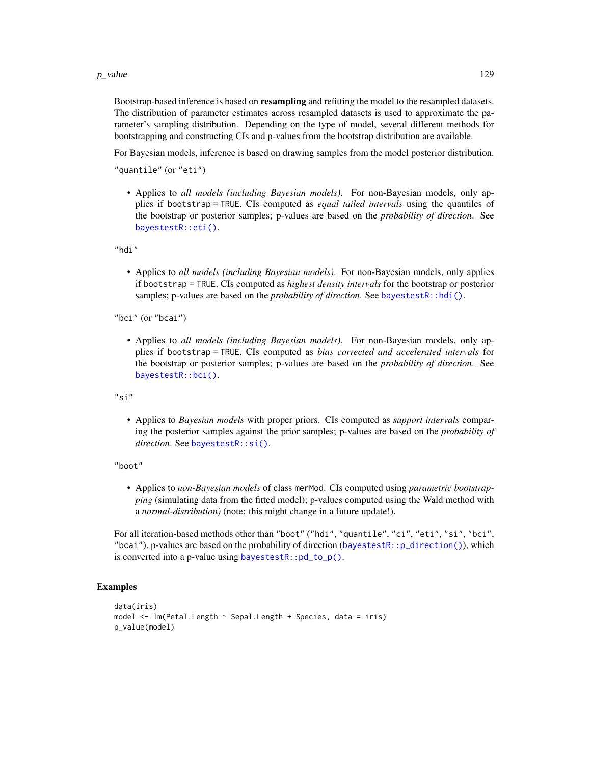Bootstrap-based inference is based on **resampling** and refitting the model to the resampled datasets. The distribution of parameter estimates across resampled datasets is used to approximate the parameter's sampling distribution. Depending on the type of model, several different methods for bootstrapping and constructing CIs and p-values from the bootstrap distribution are available.

For Bayesian models, inference is based on drawing samples from the model posterior distribution.

`"quantile"` (or `"eti"`)

- Applies to *all models (including Bayesian models)*. For non-Bayesian models, only applies if `bootstrap = TRUE`. CIs computed as *equal tailed intervals* using the quantiles of the bootstrap or posterior samples; p-values are based on the *probability of direction*. See `bayestestR::eti()`.

`"hdi"`

- Applies to *all models (including Bayesian models)*. For non-Bayesian models, only applies if `bootstrap = TRUE`. CIs computed as *highest density intervals* for the bootstrap or posterior samples; p-values are based on the *probability of direction*. See `bayestestR::hdi()`.

`"bci"` (or `"bcai"`)

- Applies to *all models (including Bayesian models)*. For non-Bayesian models, only applies if `bootstrap = TRUE`. CIs computed as *bias corrected and accelerated intervals* for the bootstrap or posterior samples; p-values are based on the *probability of direction*. See `bayestestR::bci()`.

`"si"`

- Applies to *Bayesian models* with proper priors. CIs computed as *support intervals* comparing the posterior samples against the prior samples; p-values are based on the *probability of direction*. See `bayestestR::si()`.

`"boot"`

- Applies to *non-Bayesian models* of class `merMod`. CIs computed using *parametric bootstrapping* (simulating data from the fitted model); p-values computed using the Wald method with a *normal-distribution)* (note: this might change in a future update!).

For all iteration-based methods other than `"boot"` (`"hdi"`, `"quantile"`, `"ci"`, `"eti"`, `"si"`, `"bci"`, `"bcai"`), p-values are based on the probability of direction (`bayestestR::p_direction()`), which is converted into a p-value using `bayestestR::pd_to_p()`.

## Examples

```
data(iris)
model <- lm(Petal.Length ~ Sepal.Length + Species, data = iris)
p_value(model)
```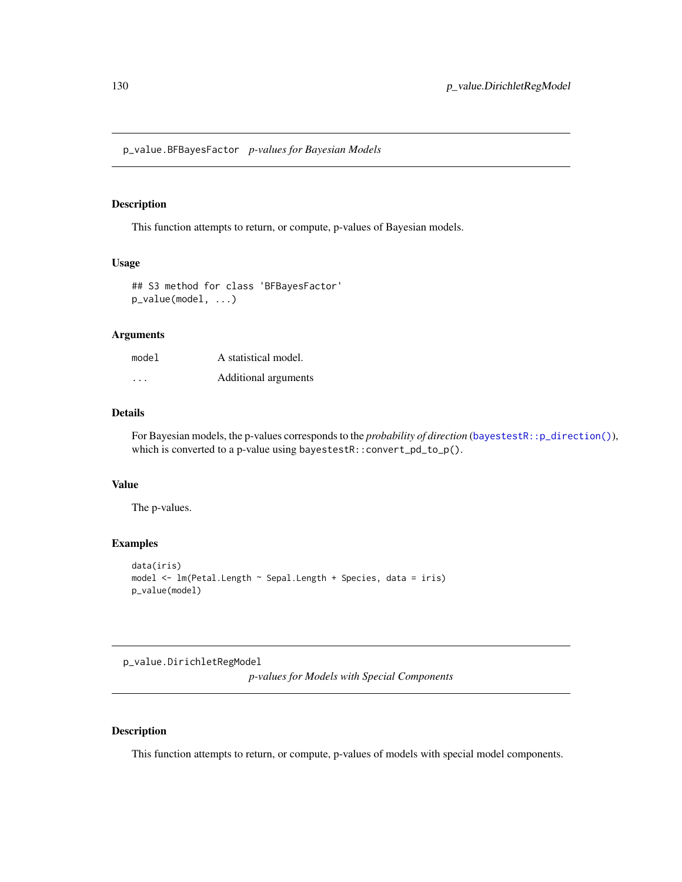## p_value.BFBayesFactor *p-values for Bayesian Models*

### Description

This function attempts to return, or compute, p-values of Bayesian models.

### Usage

```
## S3 method for class 'BFBayesFactor'
p_value(model, ...)
```

### Arguments

| | |
|---|---|
| `model` | A statistical model. |
| `...` | Additional arguments |

### Details

For Bayesian models, the p-values corresponds to the *probability of direction* (`bayestestR::p_direction()`), which is converted to a p-value using `bayestestR::convert_pd_to_p()`.

### Value

The p-values.

### Examples

```
data(iris)
model <- lm(Petal.Length ~ Sepal.Length + Species, data = iris)
p_value(model)
```

## p_value.DirichletRegModel *p-values for Models with Special Components*

### Description

This function attempts to return, or compute, p-values of models with special model components.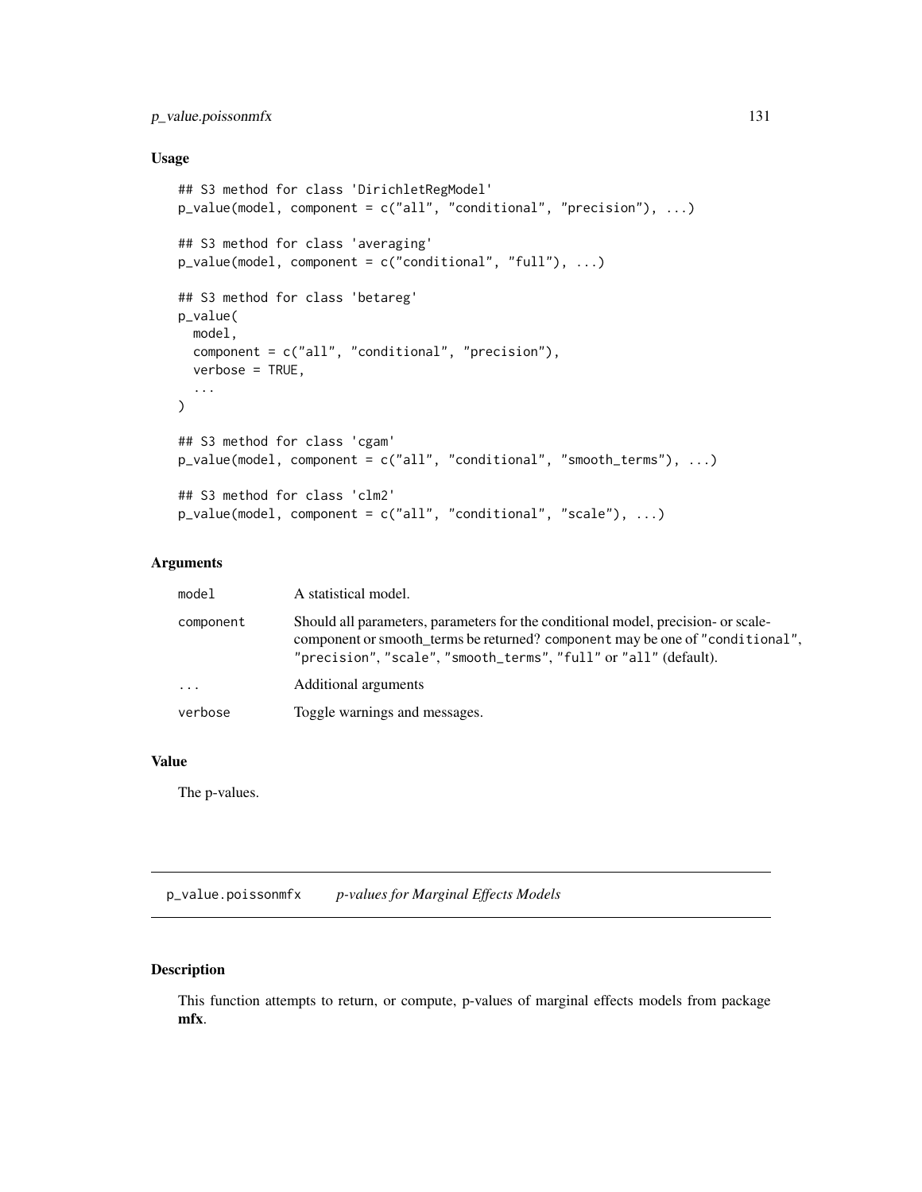### Usage

```
## S3 method for class 'DirichletRegModel'
p_value(model, component = c("all", "conditional", "precision"), ...)

## S3 method for class 'averaging'
p_value(model, component = c("conditional", "full"), ...)

## S3 method for class 'betareg'
p_value(
  model,
  component = c("all", "conditional", "precision"),
  verbose = TRUE,
  ...
)

## S3 method for class 'cgam'
p_value(model, component = c("all", "conditional", "smooth_terms"), ...)

## S3 method for class 'clm2'
p_value(model, component = c("all", "conditional", "scale"), ...)
```

### Arguments

| | |
|---|---|
| `model` | A statistical model. |
| `component` | Should all parameters, parameters for the conditional model, precision- or scale-component or smooth_terms be returned? `component` may be one of `"conditional"`, `"precision"`, `"scale"`, `"smooth_terms"`, `"full"` or `"all"` (default). |
| `...` | Additional arguments |
| `verbose` | Toggle warnings and messages. |

### Value

The p-values.

---

## p_value.poissonmfx    *p-values for Marginal Effects Models*

---

### Description

This function attempts to return, or compute, p-values of marginal effects models from package **mfx**.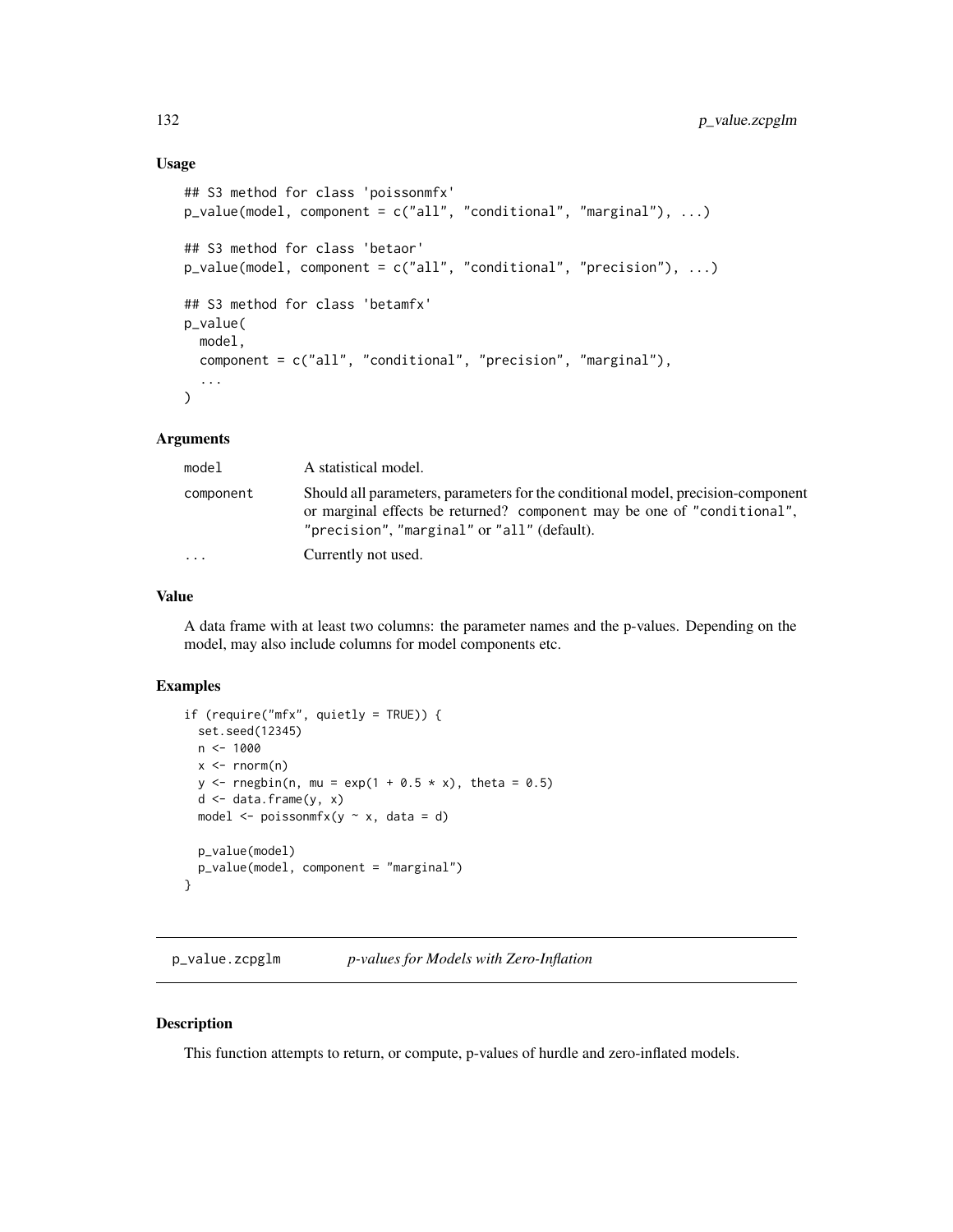### Usage

```
## S3 method for class 'poissonmfx'
p_value(model, component = c("all", "conditional", "marginal"), ...)

## S3 method for class 'betaor'
p_value(model, component = c("all", "conditional", "precision"), ...)

## S3 method for class 'betamfx'
p_value(
  model,
  component = c("all", "conditional", "precision", "marginal"),
  ...
)
```

### Arguments

| | |
|---|---|
| `model` | A statistical model. |
| `component` | Should all parameters, parameters for the conditional model, precision-component or marginal effects be returned? `component` may be one of `"conditional"`, `"precision"`, `"marginal"` or `"all"` (default). |
| `...` | Currently not used. |

### Value

A data frame with at least two columns: the parameter names and the p-values. Depending on the model, may also include columns for model components etc.

### Examples

```
if (require("mfx", quietly = TRUE)) {
  set.seed(12345)
  n <- 1000
  x <- rnorm(n)
  y <- rnegbin(n, mu = exp(1 + 0.5 * x), theta = 0.5)
  d <- data.frame(y, x)
  model <- poissonmfx(y ~ x, data = d)

  p_value(model)
  p_value(model, component = "marginal")
}
```

---

## `p_value.zcpglm` *p-values for Models with Zero-Inflation*

### Description

This function attempts to return, or compute, p-values of hurdle and zero-inflated models.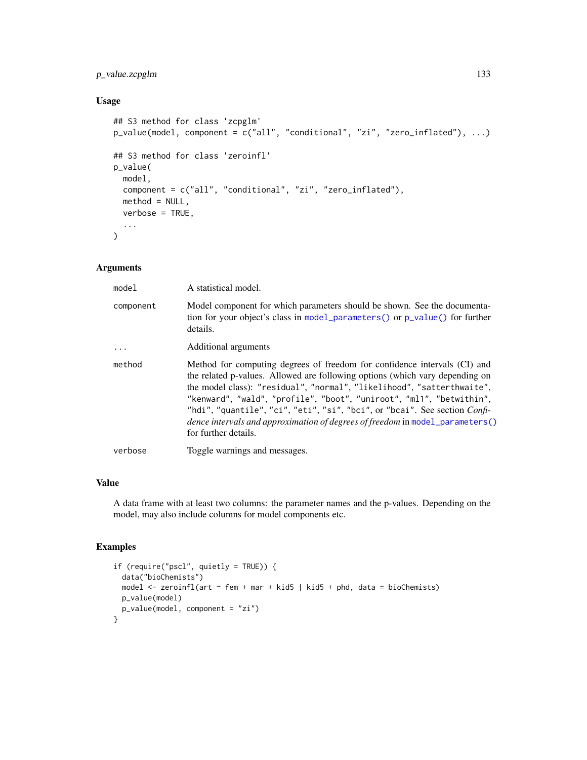### Usage

```
## S3 method for class 'zcpglm'
p_value(model, component = c("all", "conditional", "zi", "zero_inflated"), ...)

## S3 method for class 'zeroinfl'
p_value(
  model,
  component = c("all", "conditional", "zi", "zero_inflated"),
  method = NULL,
  verbose = TRUE,
  ...
)
```

### Arguments

| | |
|---|---|
| `model` | A statistical model. |
| `component` | Model component for which parameters should be shown. See the documentation for your object's class in `model_parameters()` or `p_value()` for further details. |
| `...` | Additional arguments |
| `method` | Method for computing degrees of freedom for confidence intervals (CI) and the related p-values. Allowed are following options (which vary depending on the model class): `"residual"`, `"normal"`, `"likelihood"`, `"satterthwaite"`, `"kenward"`, `"wald"`, `"profile"`, `"boot"`, `"uniroot"`, `"ml1"`, `"betwithin"`, `"hdi"`, `"quantile"`, `"ci"`, `"eti"`, `"si"`, `"bci"`, or `"bcai"`. See section *Confidence intervals and approximation of degrees of freedom* in `model_parameters()` for further details. |
| `verbose` | Toggle warnings and messages. |

### Value

A data frame with at least two columns: the parameter names and the p-values. Depending on the model, may also include columns for model components etc.

### Examples

```
if (require("pscl", quietly = TRUE)) {
  data("bioChemists")
  model <- zeroinfl(art ~ fem + mar + kid5 | kid5 + phd, data = bioChemists)
  p_value(model)
  p_value(model, component = "zi")
}
```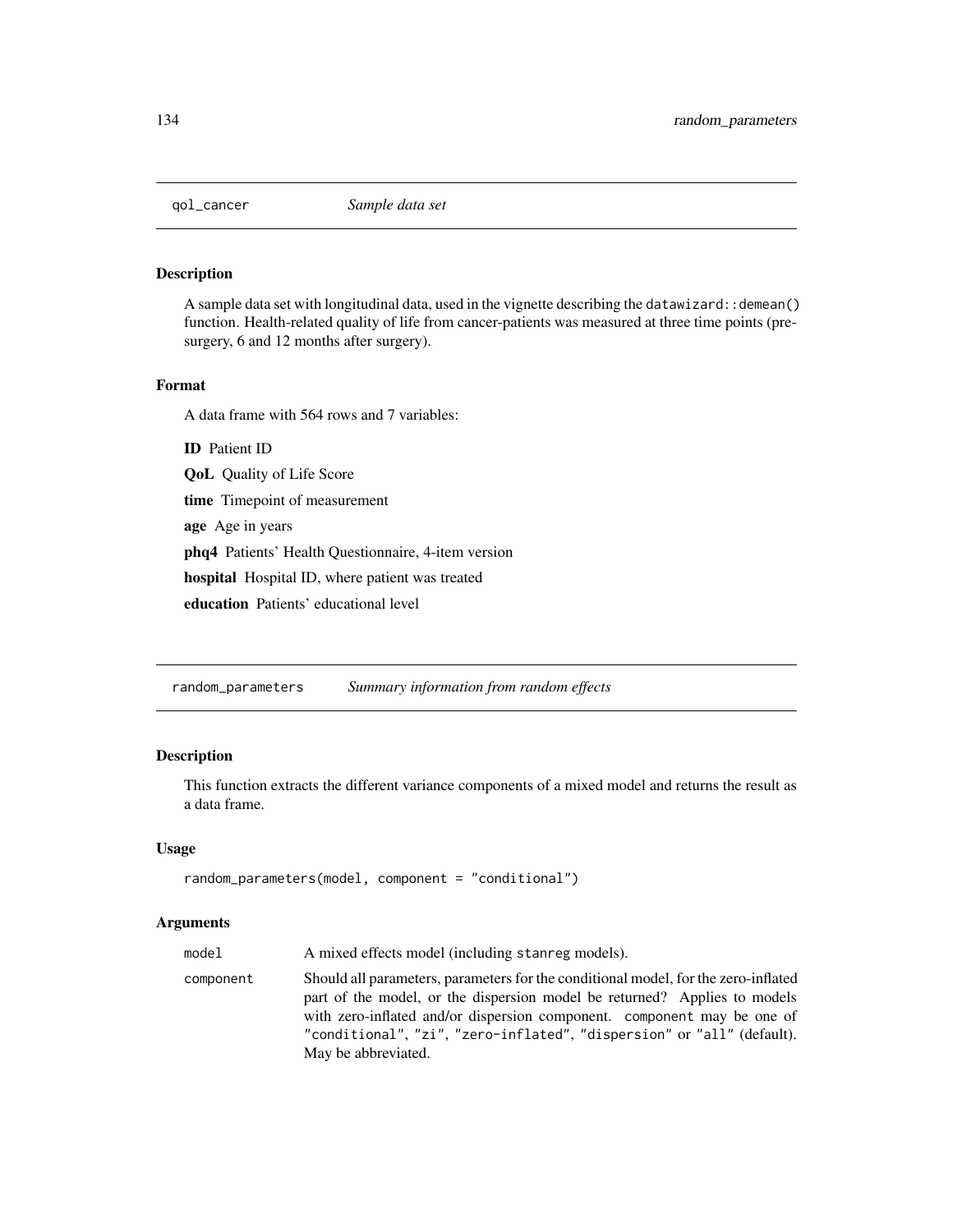## qol_cancer *Sample data set*

### Description

A sample data set with longitudinal data, used in the vignette describing the `datawizard::demean()` function. Health-related quality of life from cancer-patients was measured at three time points (pre-surgery, 6 and 12 months after surgery).

### Format

A data frame with 564 rows and 7 variables:

**ID** Patient ID

**QoL** Quality of Life Score

**time** Timepoint of measurement

**age** Age in years

**phq4** Patients' Health Questionnaire, 4-item version

**hospital** Hospital ID, where patient was treated

**education** Patients' educational level

## random_parameters *Summary information from random effects*

### Description

This function extracts the different variance components of a mixed model and returns the result as a data frame.

### Usage

```
random_parameters(model, component = "conditional")
```

### Arguments

| | |
|---|---|
| `model` | A mixed effects model (including `stanreg` models). |
| `component` | Should all parameters, parameters for the conditional model, for the zero-inflated part of the model, or the dispersion model be returned? Applies to models with zero-inflated and/or dispersion component. `component` may be one of `"conditional"`, `"zi"`, `"zero-inflated"`, `"dispersion"` or `"all"` (default). May be abbreviated. |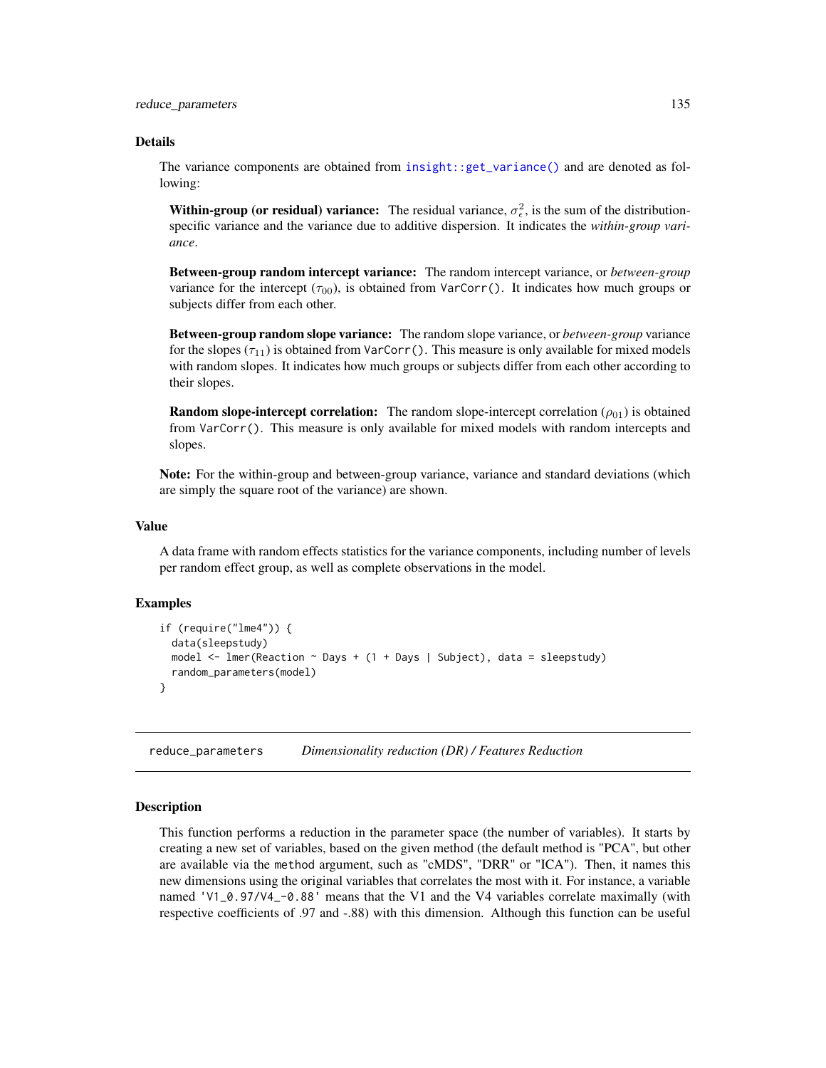### Details

The variance components are obtained from `insight::get_variance()` and are denoted as following:

**Within-group (or residual) variance:** The residual variance, $\sigma^2_\epsilon$, is the sum of the distribution-specific variance and the variance due to additive dispersion. It indicates the *within-group variance*.

**Between-group random intercept variance:** The random intercept variance, or *between-group* variance for the intercept ($\tau_{00}$), is obtained from `VarCorr()`. It indicates how much groups or subjects differ from each other.

**Between-group random slope variance:** The random slope variance, or *between-group* variance for the slopes ($\tau_{11}$) is obtained from `VarCorr()`. This measure is only available for mixed models with random slopes. It indicates how much groups or subjects differ from each other according to their slopes.

**Random slope-intercept correlation:** The random slope-intercept correlation ($\rho_{01}$) is obtained from `VarCorr()`. This measure is only available for mixed models with random intercepts and slopes.

**Note:** For the within-group and between-group variance, variance and standard deviations (which are simply the square root of the variance) are shown.

### Value

A data frame with random effects statistics for the variance components, including number of levels per random effect group, as well as complete observations in the model.

### Examples

```
if (require("lme4")) {
  data(sleepstudy)
  model <- lmer(Reaction ~ Days + (1 + Days | Subject), data = sleepstudy)
  random_parameters(model)
}
```

---

## reduce_parameters — *Dimensionality reduction (DR) / Features Reduction*

### Description

This function performs a reduction in the parameter space (the number of variables). It starts by creating a new set of variables, based on the given method (the default method is "PCA", but other are available via the `method` argument, such as "cMDS", "DRR" or "ICA"). Then, it names this new dimensions using the original variables that correlates the most with it. For instance, a variable named `'V1_0.97/V4_-0.88'` means that the V1 and the V4 variables correlate maximally (with respective coefficients of .97 and -.88) with this dimension. Although this function can be useful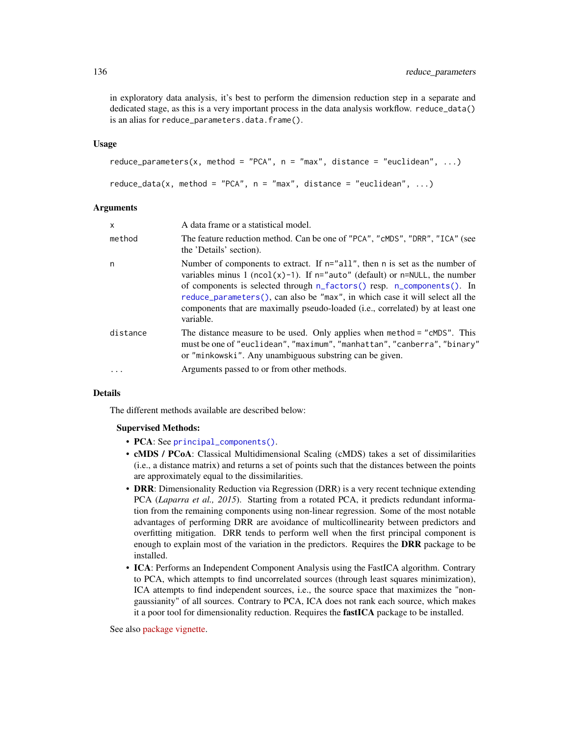in exploratory data analysis, it's best to perform the dimension reduction step in a separate and dedicated stage, as this is a very important process in the data analysis workflow. `reduce_data()` is an alias for `reduce_parameters.data.frame()`.

## Usage

```
reduce_parameters(x, method = "PCA", n = "max", distance = "euclidean", ...)

reduce_data(x, method = "PCA", n = "max", distance = "euclidean", ...)
```

## Arguments

| | |
|---|---|
| `x` | A data frame or a statistical model. |
| `method` | The feature reduction method. Can be one of `"PCA"`, `"cMDS"`, `"DRR"`, `"ICA"` (see the 'Details' section). |
| `n` | Number of components to extract. If `n="all"`, then `n` is set as the number of variables minus 1 (`ncol(x)-1`). If `n="auto"` (default) or `n=NULL`, the number of components is selected through `n_factors()` resp. `n_components()`. In `reduce_parameters()`, can also be `"max"`, in which case it will select all the components that are maximally pseudo-loaded (i.e., correlated) by at least one variable. |
| `distance` | The distance measure to be used. Only applies when `method = "cMDS"`. This must be one of `"euclidean"`, `"maximum"`, `"manhattan"`, `"canberra"`, `"binary"` or `"minkowski"`. Any unambiguous substring can be given. |
| `...` | Arguments passed to or from other methods. |

## Details

The different methods available are described below:

### Supervised Methods:

- **PCA**: See `principal_components()`.
- **cMDS / PCoA**: Classical Multidimensional Scaling (cMDS) takes a set of dissimilarities (i.e., a distance matrix) and returns a set of points such that the distances between the points are approximately equal to the dissimilarities.
- **DRR**: Dimensionality Reduction via Regression (DRR) is a very recent technique extending PCA (*Laparra et al., 2015*). Starting from a rotated PCA, it predicts redundant information from the remaining components using non-linear regression. Some of the most notable advantages of performing DRR are avoidance of multicollinearity between predictors and overfitting mitigation. DRR tends to perform well when the first principal component is enough to explain most of the variation in the predictors. Requires the **DRR** package to be installed.
- **ICA**: Performs an Independent Component Analysis using the FastICA algorithm. Contrary to PCA, which attempts to find uncorrelated sources (through least squares minimization), ICA attempts to find independent sources, i.e., the source space that maximizes the "non-gaussianity" of all sources. Contrary to PCA, ICA does not rank each source, which makes it a poor tool for dimensionality reduction. Requires the **fastICA** package to be installed.

See also package vignette.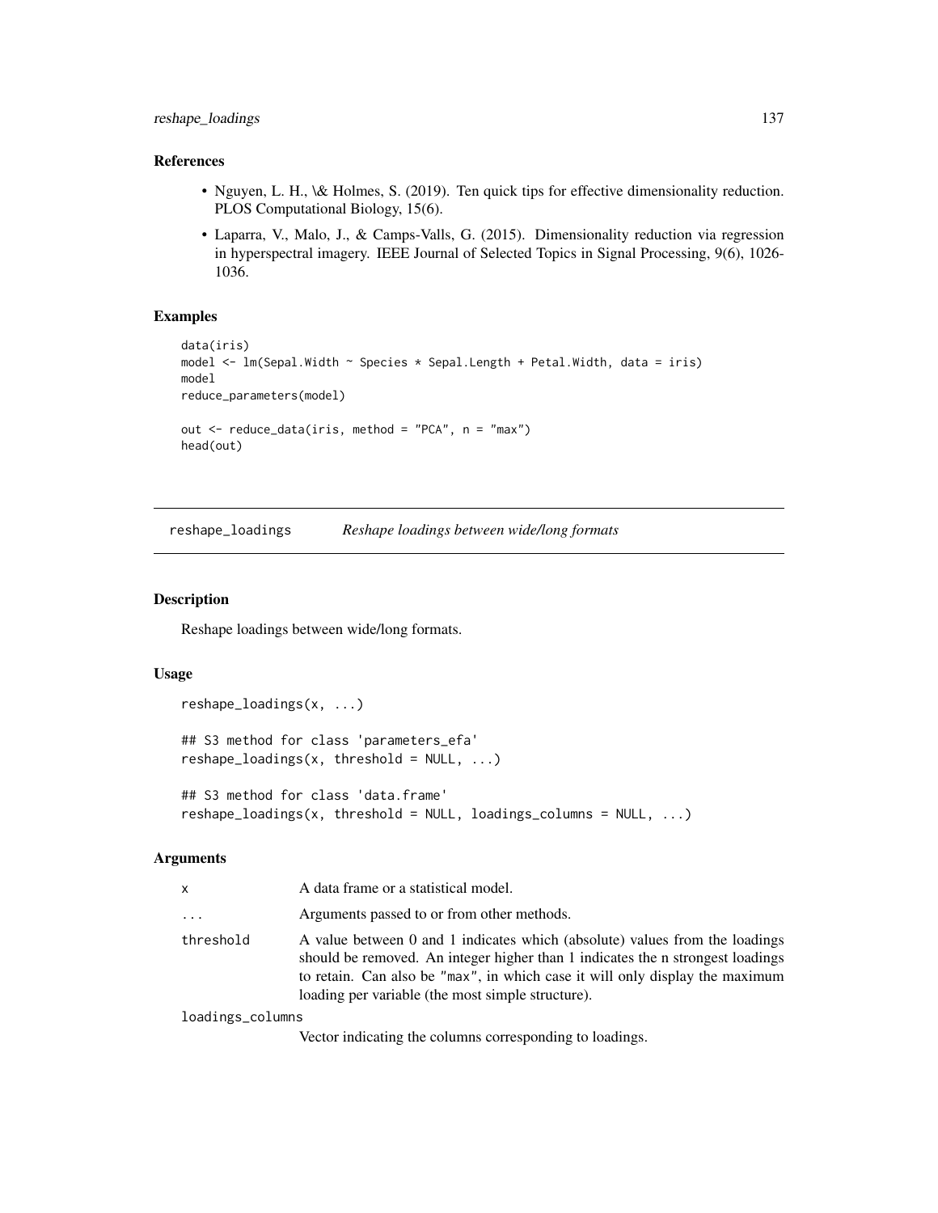## References

- Nguyen, L. H., \& Holmes, S. (2019). Ten quick tips for effective dimensionality reduction. PLOS Computational Biology, 15(6).
- Laparra, V., Malo, J., & Camps-Valls, G. (2015). Dimensionality reduction via regression in hyperspectral imagery. IEEE Journal of Selected Topics in Signal Processing, 9(6), 1026-1036.

## Examples

```
data(iris)
model <- lm(Sepal.Width ~ Species * Sepal.Length + Petal.Width, data = iris)
model
reduce_parameters(model)

out <- reduce_data(iris, method = "PCA", n = "max")
head(out)
```

---

# reshape_loadings    *Reshape loadings between wide/long formats*

## Description

Reshape loadings between wide/long formats.

## Usage

```
reshape_loadings(x, ...)

## S3 method for class 'parameters_efa'
reshape_loadings(x, threshold = NULL, ...)

## S3 method for class 'data.frame'
reshape_loadings(x, threshold = NULL, loadings_columns = NULL, ...)
```

## Arguments

| | |
|---|---|
| `x` | A data frame or a statistical model. |
| `...` | Arguments passed to or from other methods. |
| `threshold` | A value between 0 and 1 indicates which (absolute) values from the loadings should be removed. An integer higher than 1 indicates the n strongest loadings to retain. Can also be "max", in which case it will only display the maximum loading per variable (the most simple structure). |
| `loadings_columns` | Vector indicating the columns corresponding to loadings. |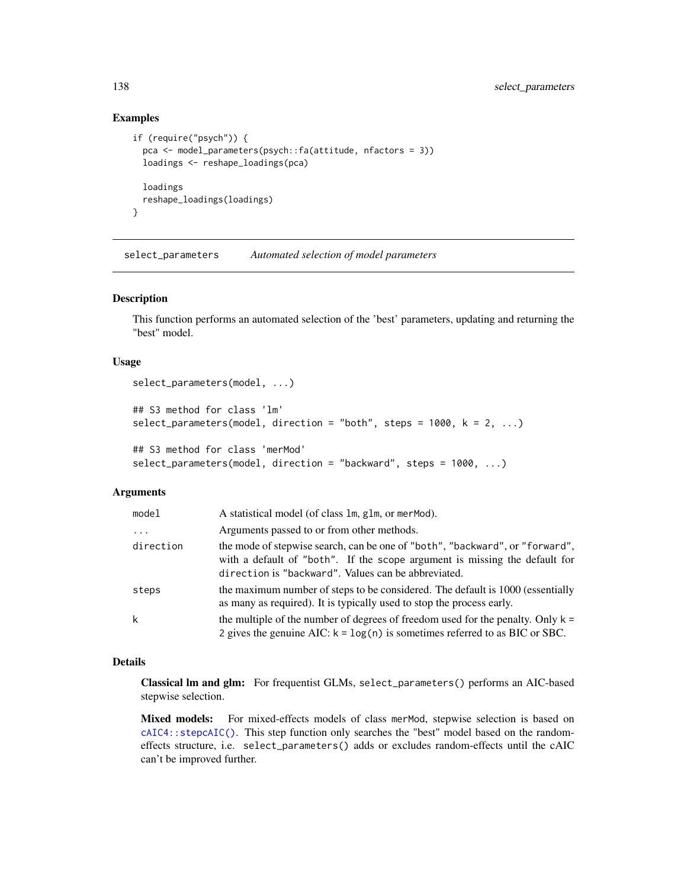## Examples

```
if (require("psych")) {
  pca <- model_parameters(psych::fa(attitude, nfactors = 3))
  loadings <- reshape_loadings(pca)

  loadings
  reshape_loadings(loadings)
}
```

---

# select_parameters *Automated selection of model parameters*

---

## Description

This function performs an automated selection of the 'best' parameters, updating and returning the "best" model.

## Usage

```
select_parameters(model, ...)

## S3 method for class 'lm'
select_parameters(model, direction = "both", steps = 1000, k = 2, ...)

## S3 method for class 'merMod'
select_parameters(model, direction = "backward", steps = 1000, ...)
```

## Arguments

| | |
|---|---|
| `model` | A statistical model (of class `lm`, `glm`, or `merMod`). |
| `...` | Arguments passed to or from other methods. |
| `direction` | the mode of stepwise search, can be one of `"both"`, `"backward"`, or `"forward"`, with a default of `"both"`. If the `scope` argument is missing the default for `direction` is `"backward"`. Values can be abbreviated. |
| `steps` | the maximum number of steps to be considered. The default is 1000 (essentially as many as required). It is typically used to stop the process early. |
| `k` | the multiple of the number of degrees of freedom used for the penalty. Only `k = 2` gives the genuine AIC: `k = log(n)` is sometimes referred to as BIC or SBC. |

## Details

**Classical lm and glm:** For frequentist GLMs, `select_parameters()` performs an AIC-based stepwise selection.

**Mixed models:** For mixed-effects models of class `merMod`, stepwise selection is based on `cAIC4::stepcAIC()`. This step function only searches the "best" model based on the random-effects structure, i.e. `select_parameters()` adds or excludes random-effects until the cAIC can't be improved further.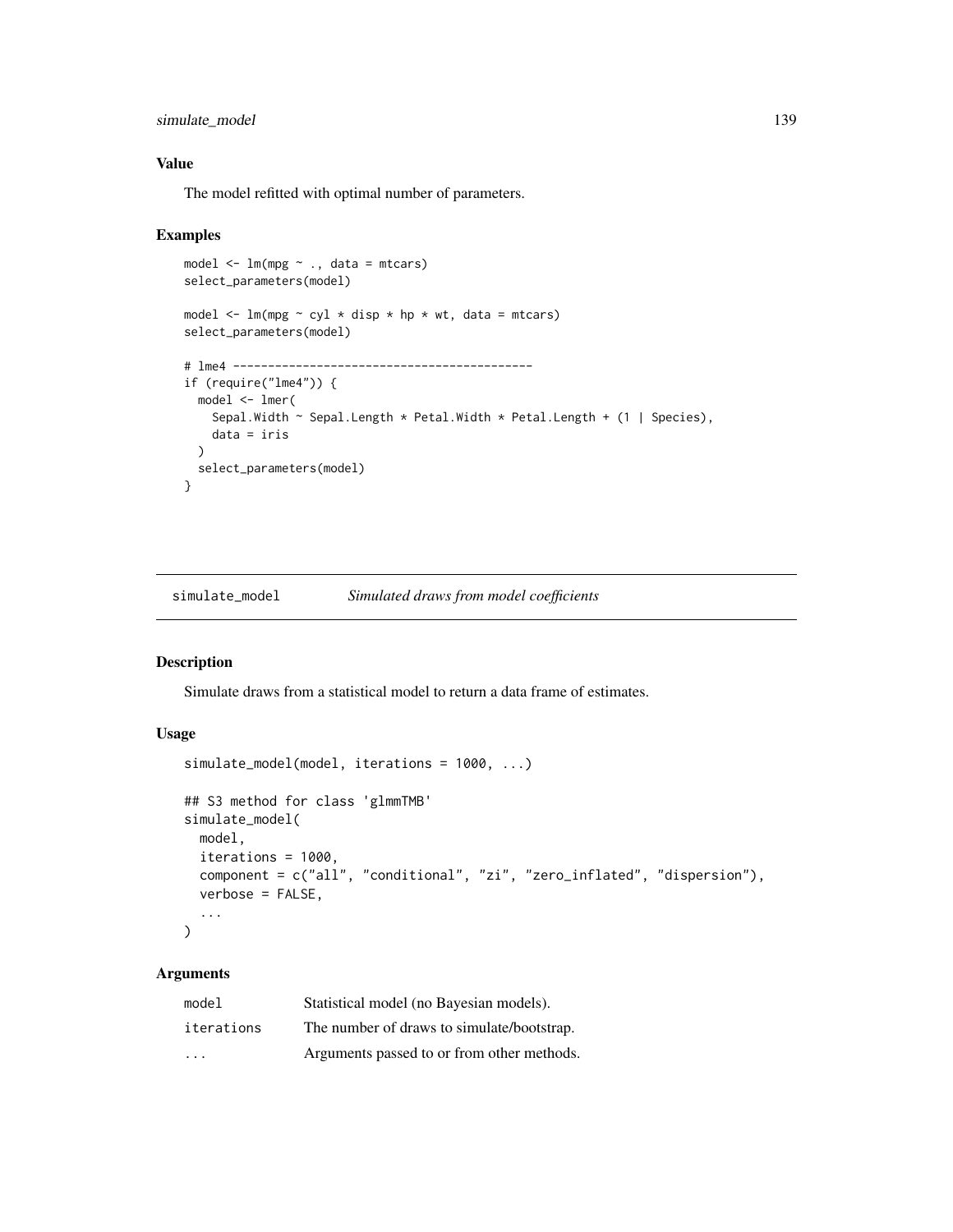### Value

The model refitted with optimal number of parameters.

### Examples

```
model <- lm(mpg ~ ., data = mtcars)
select_parameters(model)

model <- lm(mpg ~ cyl * disp * hp * wt, data = mtcars)
select_parameters(model)

# lme4 -------------------------------------------
if (require("lme4")) {
  model <- lmer(
    Sepal.Width ~ Sepal.Length * Petal.Width * Petal.Length + (1 | Species),
    data = iris
  )
  select_parameters(model)
}
```

---

## simulate_model    *Simulated draws from model coefficients*

### Description

Simulate draws from a statistical model to return a data frame of estimates.

### Usage

```
simulate_model(model, iterations = 1000, ...)

## S3 method for class 'glmmTMB'
simulate_model(
  model,
  iterations = 1000,
  component = c("all", "conditional", "zi", "zero_inflated", "dispersion"),
  verbose = FALSE,
  ...
)
```

### Arguments

| | |
|---|---|
| model | Statistical model (no Bayesian models). |
| iterations | The number of draws to simulate/bootstrap. |
| ... | Arguments passed to or from other methods. |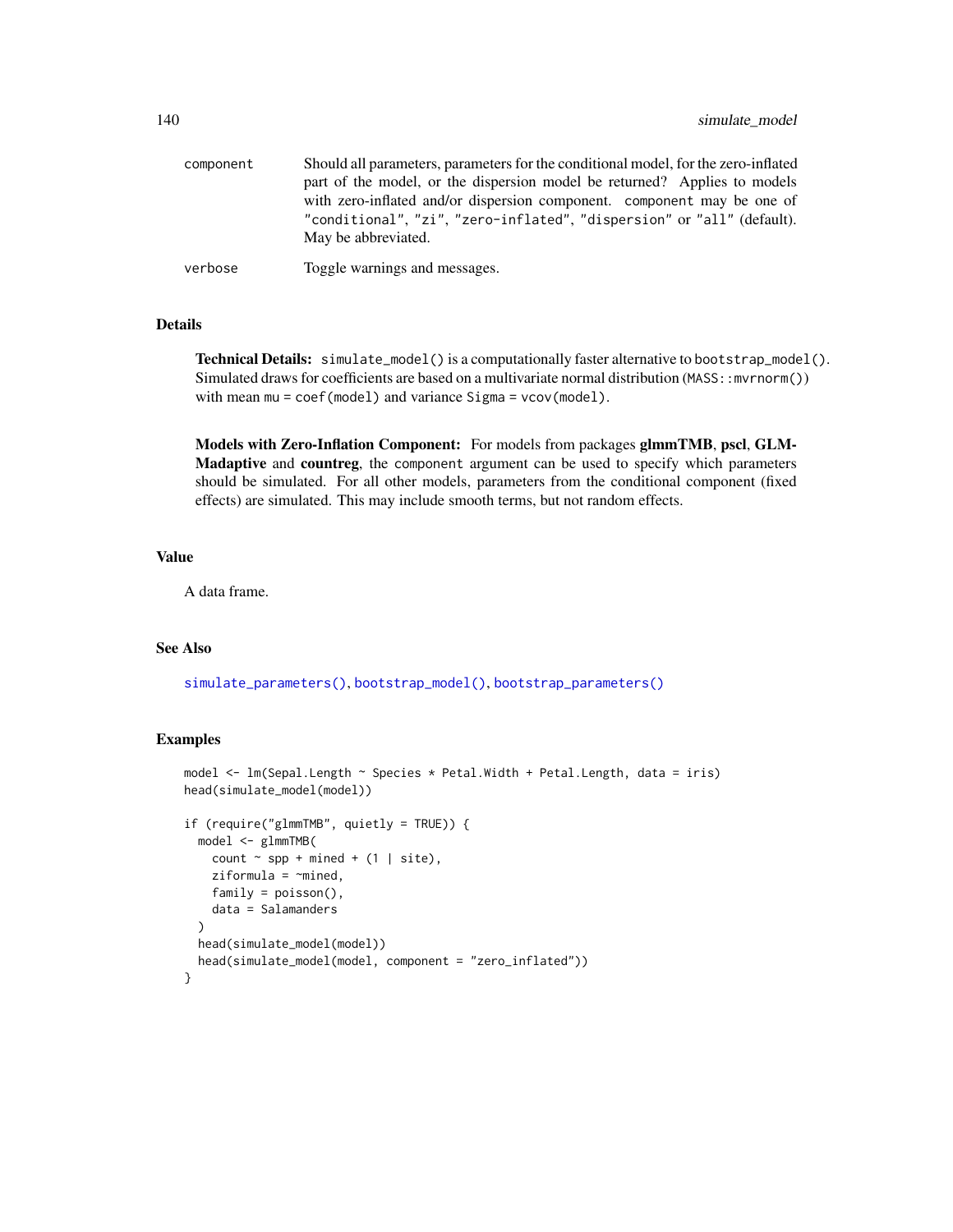| | |
|---|---|
| `component` | Should all parameters, parameters for the conditional model, for the zero-inflated part of the model, or the dispersion model be returned? Applies to models with zero-inflated and/or dispersion component. `component` may be one of `"conditional"`, `"zi"`, `"zero-inflated"`, `"dispersion"` or `"all"` (default). May be abbreviated. |
| `verbose` | Toggle warnings and messages. |

## Details

**Technical Details:** `simulate_model()` is a computationally faster alternative to `bootstrap_model()`. Simulated draws for coefficients are based on a multivariate normal distribution (`MASS::mvrnorm()`) with mean `mu = coef(model)` and variance `Sigma = vcov(model)`.

**Models with Zero-Inflation Component:** For models from packages **glmmTMB**, **pscl**, **GLMMadaptive** and **countreg**, the `component` argument can be used to specify which parameters should be simulated. For all other models, parameters from the conditional component (fixed effects) are simulated. This may include smooth terms, but not random effects.

## Value

A data frame.

## See Also

`simulate_parameters()`, `bootstrap_model()`, `bootstrap_parameters()`

## Examples

```
model <- lm(Sepal.Length ~ Species * Petal.Width + Petal.Length, data = iris)
head(simulate_model(model))

if (require("glmmTMB", quietly = TRUE)) {
  model <- glmmTMB(
    count ~ spp + mined + (1 | site),
    ziformula = ~mined,
    family = poisson(),
    data = Salamanders
  )
  head(simulate_model(model))
  head(simulate_model(model, component = "zero_inflated"))
}
```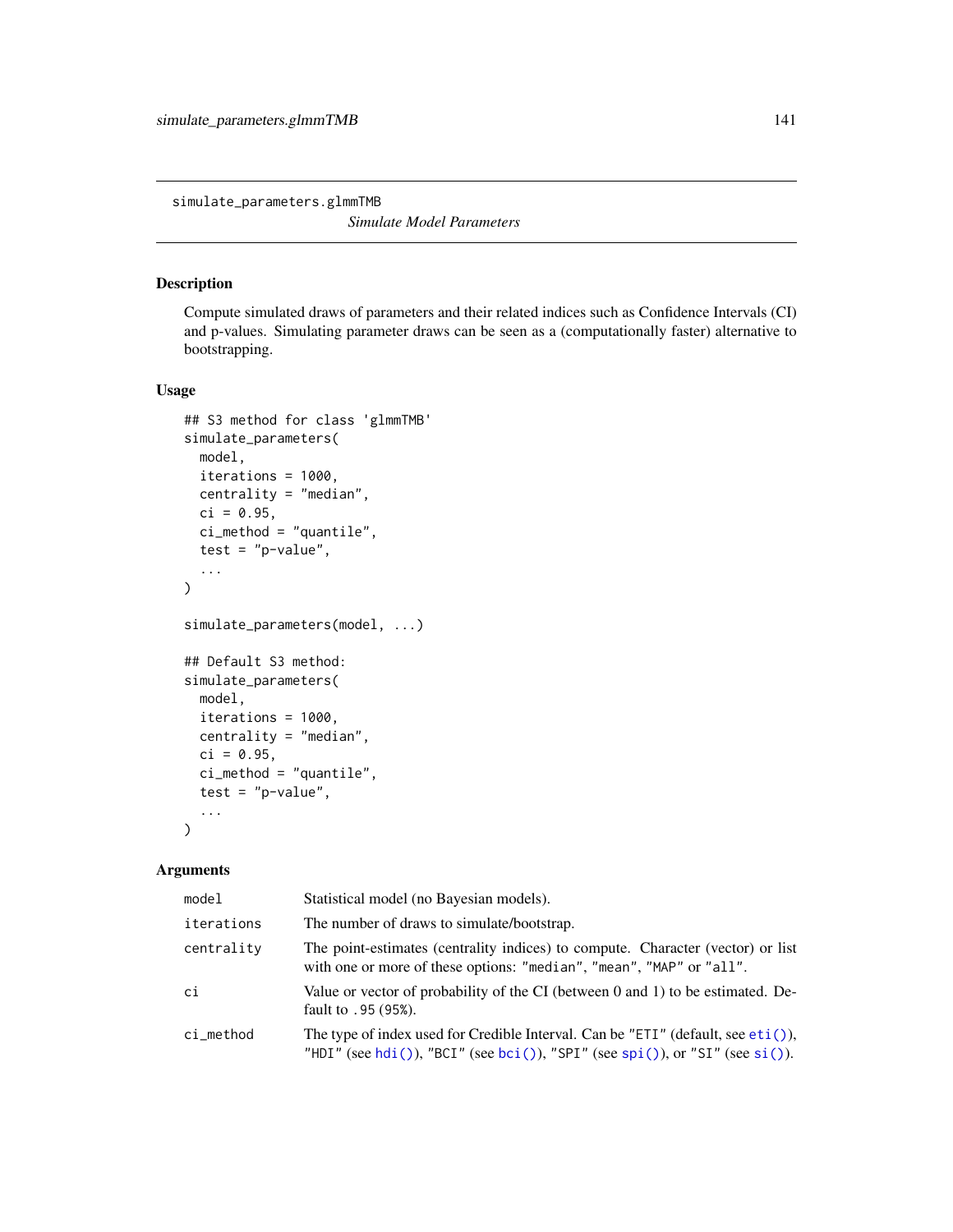# simulate_parameters.glmmTMB

*Simulate Model Parameters*

## Description

Compute simulated draws of parameters and their related indices such as Confidence Intervals (CI) and p-values. Simulating parameter draws can be seen as a (computationally faster) alternative to bootstrapping.

## Usage

```
## S3 method for class 'glmmTMB'
simulate_parameters(
  model,
  iterations = 1000,
  centrality = "median",
  ci = 0.95,
  ci_method = "quantile",
  test = "p-value",
  ...
)

simulate_parameters(model, ...)

## Default S3 method:
simulate_parameters(
  model,
  iterations = 1000,
  centrality = "median",
  ci = 0.95,
  ci_method = "quantile",
  test = "p-value",
  ...
)
```

## Arguments

| | |
|---|---|
| `model` | Statistical model (no Bayesian models). |
| `iterations` | The number of draws to simulate/bootstrap. |
| `centrality` | The point-estimates (centrality indices) to compute. Character (vector) or list with one or more of these options: `"median"`, `"mean"`, `"MAP"` or `"all"`. |
| `ci` | Value or vector of probability of the CI (between 0 and 1) to be estimated. Default to `.95` (`95%`). |
| `ci_method` | The type of index used for Credible Interval. Can be `"ETI"` (default, see `eti()`), `"HDI"` (see `hdi()`), `"BCI"` (see `bci()`), `"SPI"` (see `spi()`), or `"SI"` (see `si()`). |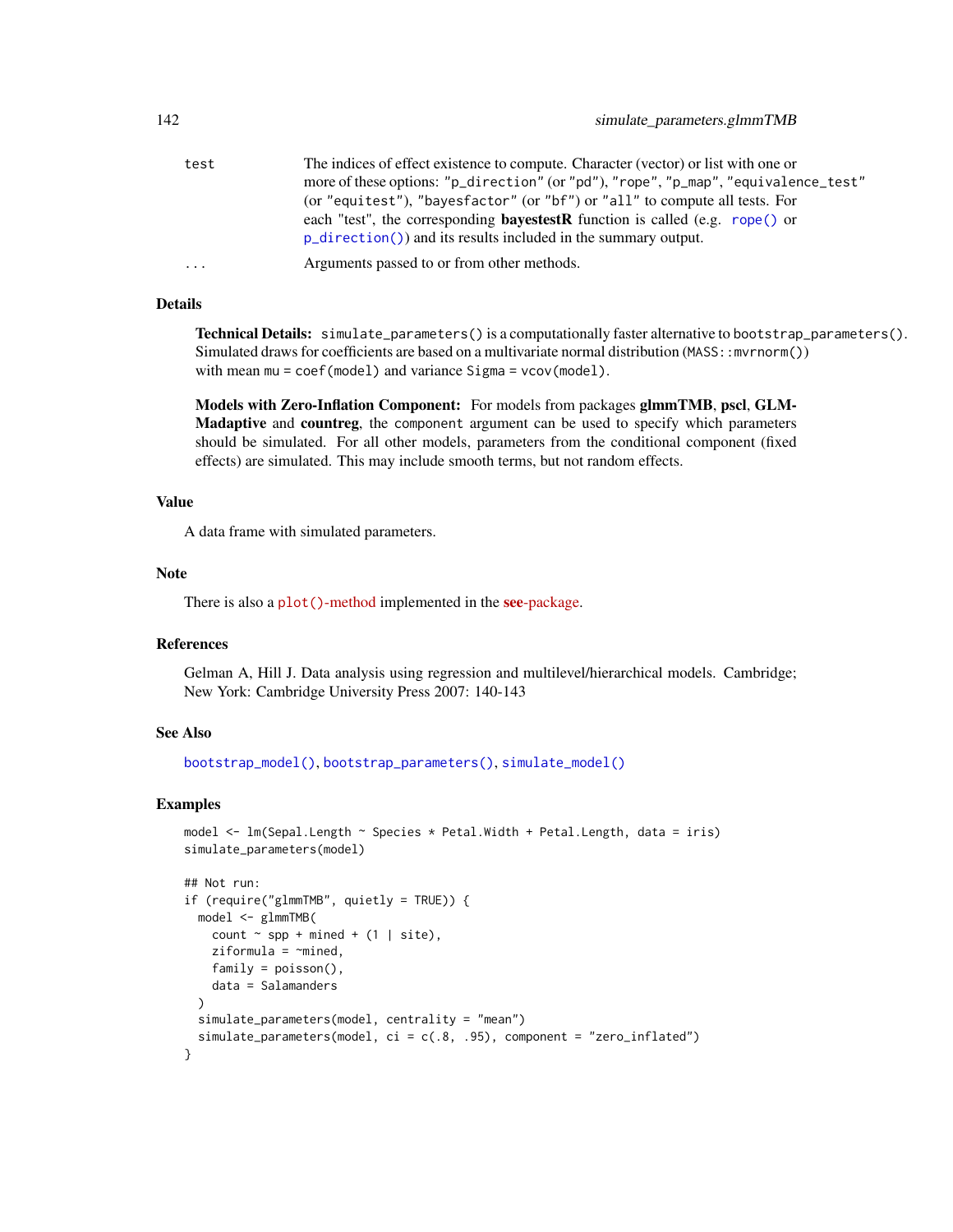| | |
|---|---|
| test | The indices of effect existence to compute. Character (vector) or list with one or more of these options: "p_direction" (or "pd"), "rope", "p_map", "equivalence_test" (or "equitest"), "bayesfactor" (or "bf") or "all" to compute all tests. For each "test", the corresponding **bayestestR** function is called (e.g. rope() or p_direction()) and its results included in the summary output. |
| ... | Arguments passed to or from other methods. |

## Details

**Technical Details:** simulate_parameters() is a computationally faster alternative to bootstrap_parameters(). Simulated draws for coefficients are based on a multivariate normal distribution (MASS::mvrnorm()) with mean mu = coef(model) and variance Sigma = vcov(model).

**Models with Zero-Inflation Component:** For models from packages **glmmTMB**, **pscl**, **GLMMadaptive** and **countreg**, the component argument can be used to specify which parameters should be simulated. For all other models, parameters from the conditional component (fixed effects) are simulated. This may include smooth terms, but not random effects.

## Value

A data frame with simulated parameters.

## Note

There is also a plot()-method implemented in the **see**-package.

## References

Gelman A, Hill J. Data analysis using regression and multilevel/hierarchical models. Cambridge; New York: Cambridge University Press 2007: 140-143

## See Also

bootstrap_model(), bootstrap_parameters(), simulate_model()

## Examples

```
model <- lm(Sepal.Length ~ Species * Petal.Width + Petal.Length, data = iris)
simulate_parameters(model)

## Not run:
if (require("glmmTMB", quietly = TRUE)) {
  model <- glmmTMB(
    count ~ spp + mined + (1 | site),
    ziformula = ~mined,
    family = poisson(),
    data = Salamanders
  )
  simulate_parameters(model, centrality = "mean")
  simulate_parameters(model, ci = c(.8, .95), component = "zero_inflated")
}
```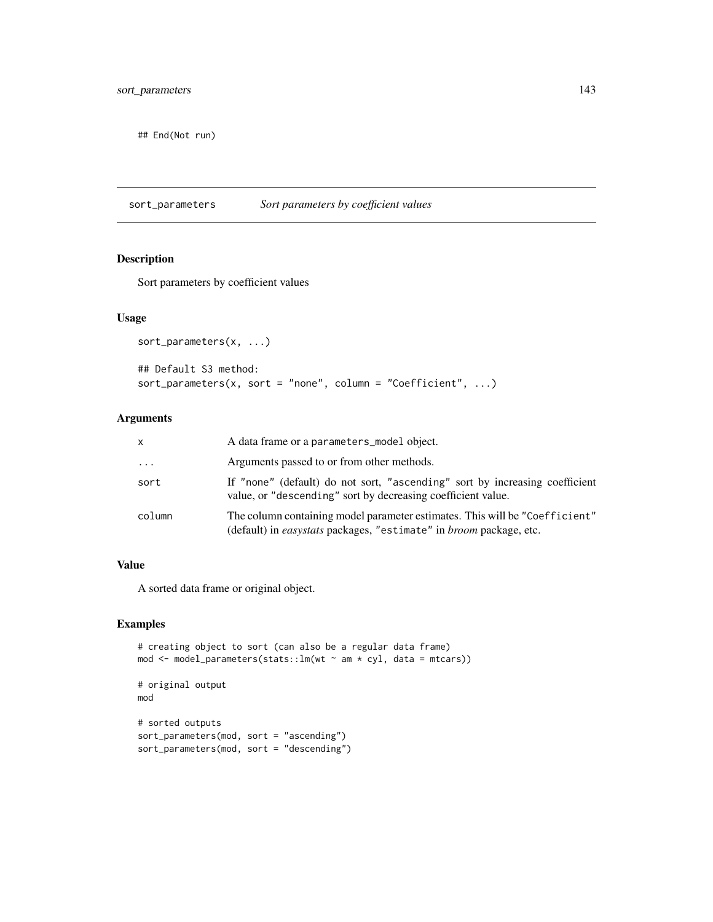```
## End(Not run)
```

## sort_parameters — *Sort parameters by coefficient values*

### Description

Sort parameters by coefficient values

### Usage

```
sort_parameters(x, ...)

## Default S3 method:
sort_parameters(x, sort = "none", column = "Coefficient", ...)
```

### Arguments

| | |
|---|---|
| `x` | A data frame or a `parameters_model` object. |
| `...` | Arguments passed to or from other methods. |
| `sort` | If `"none"` (default) do not sort, `"ascending"` sort by increasing coefficient value, or `"descending"` sort by decreasing coefficient value. |
| `column` | The column containing model parameter estimates. This will be `"Coefficient"` (default) in *easystats* packages, `"estimate"` in *broom* package, etc. |

### Value

A sorted data frame or original object.

### Examples

```
# creating object to sort (can also be a regular data frame)
mod <- model_parameters(stats::lm(wt ~ am * cyl, data = mtcars))

# original output
mod

# sorted outputs
sort_parameters(mod, sort = "ascending")
sort_parameters(mod, sort = "descending")
```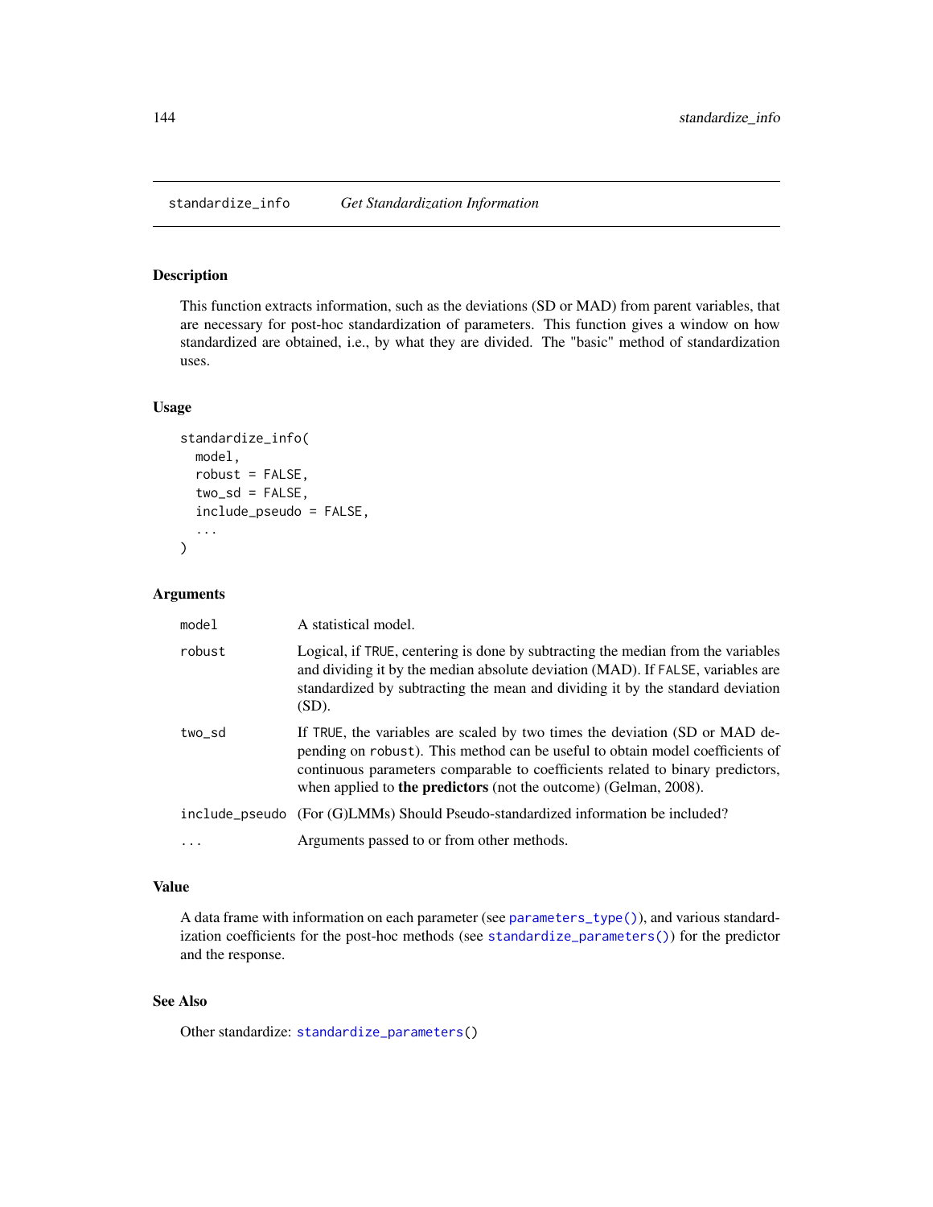# standardize_info — *Get Standardization Information*

## Description

This function extracts information, such as the deviations (SD or MAD) from parent variables, that are necessary for post-hoc standardization of parameters. This function gives a window on how standardized are obtained, i.e., by what they are divided. The "basic" method of standardization uses.

## Usage

```
standardize_info(
  model,
  robust = FALSE,
  two_sd = FALSE,
  include_pseudo = FALSE,
  ...
)
```

## Arguments

| | |
|---|---|
| `model` | A statistical model. |
| `robust` | Logical, if `TRUE`, centering is done by subtracting the median from the variables and dividing it by the median absolute deviation (MAD). If `FALSE`, variables are standardized by subtracting the mean and dividing it by the standard deviation (SD). |
| `two_sd` | If `TRUE`, the variables are scaled by two times the deviation (SD or MAD depending on `robust`). This method can be useful to obtain model coefficients of continuous parameters comparable to coefficients related to binary predictors, when applied to **the predictors** (not the outcome) (Gelman, 2008). |
| `include_pseudo` | (For (G)LMMs) Should Pseudo-standardized information be included? |
| `...` | Arguments passed to or from other methods. |

## Value

A data frame with information on each parameter (see `parameters_type()`), and various standardization coefficients for the post-hoc methods (see `standardize_parameters()`) for the predictor and the response.

## See Also

Other standardize: `standardize_parameters()`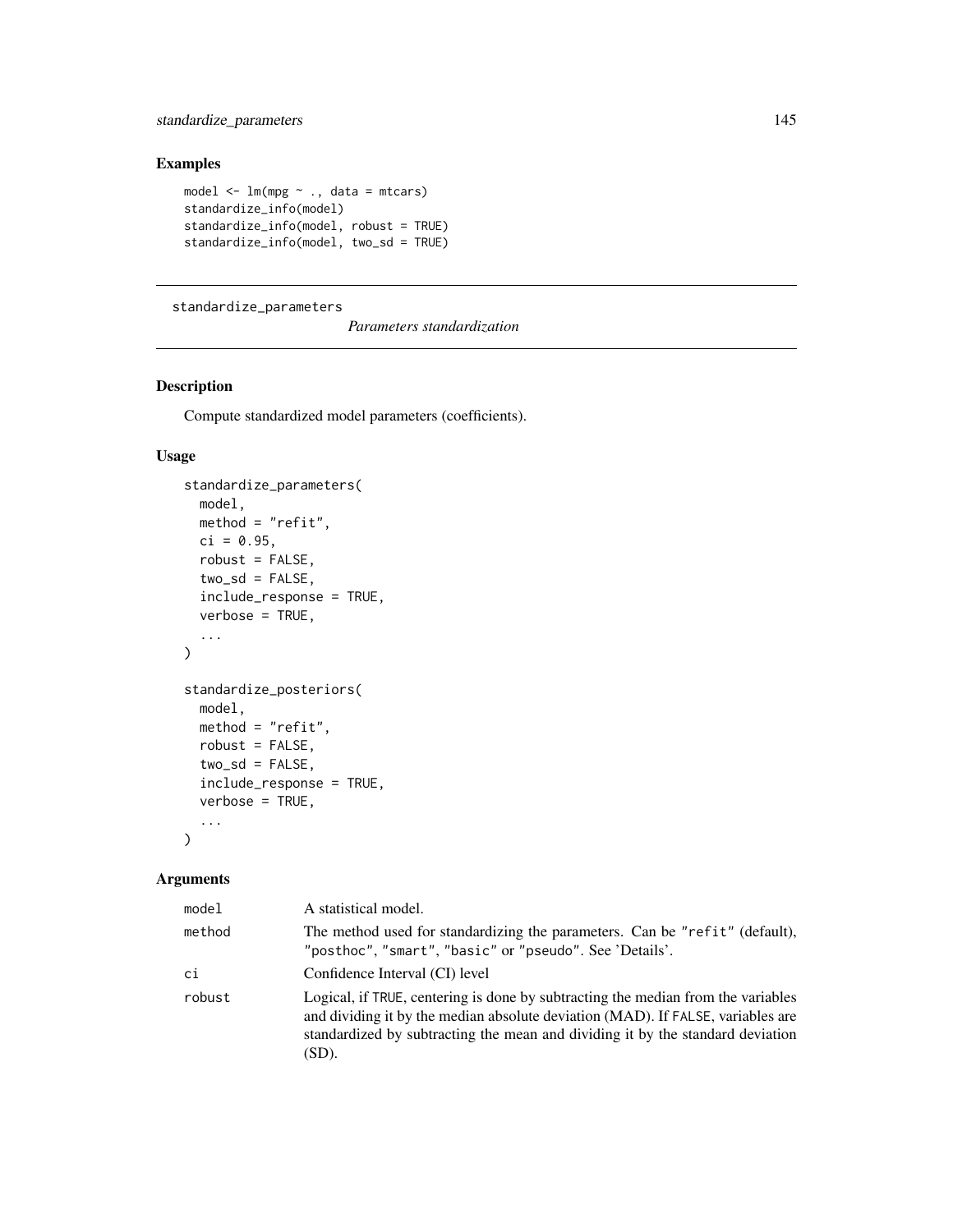## Examples

```
model <- lm(mpg ~ ., data = mtcars)
standardize_info(model)
standardize_info(model, robust = TRUE)
standardize_info(model, two_sd = TRUE)
```

---

# standardize_parameters

*Parameters standardization*

## Description

Compute standardized model parameters (coefficients).

## Usage

```
standardize_parameters(
  model,
  method = "refit",
  ci = 0.95,
  robust = FALSE,
  two_sd = FALSE,
  include_response = TRUE,
  verbose = TRUE,
  ...
)

standardize_posteriors(
  model,
  method = "refit",
  robust = FALSE,
  two_sd = FALSE,
  include_response = TRUE,
  verbose = TRUE,
  ...
)
```

## Arguments

| | |
|---|---|
| `model` | A statistical model. |
| `method` | The method used for standardizing the parameters. Can be `"refit"` (default), `"posthoc"`, `"smart"`, `"basic"` or `"pseudo"`. See 'Details'. |
| `ci` | Confidence Interval (CI) level |
| `robust` | Logical, if `TRUE`, centering is done by subtracting the median from the variables and dividing it by the median absolute deviation (MAD). If `FALSE`, variables are standardized by subtracting the mean and dividing it by the standard deviation (SD). |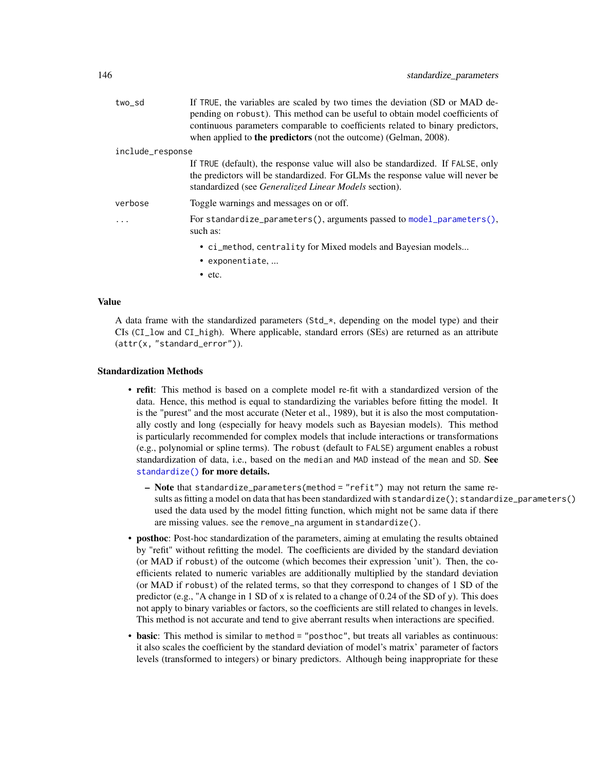`two_sd` If TRUE, the variables are scaled by two times the deviation (SD or MAD depending on `robust`). This method can be useful to obtain model coefficients of continuous parameters comparable to coefficients related to binary predictors, when applied to **the predictors** (not the outcome) (Gelman, 2008).

`include_response` If TRUE (default), the response value will also be standardized. If FALSE, only the predictors will be standardized. For GLMs the response value will never be standardized (see *Generalized Linear Models* section).

`verbose` Toggle warnings and messages on or off.

`...` For `standardize_parameters()`, arguments passed to `model_parameters()`, such as:

- `ci_method`, `centrality` for Mixed models and Bayesian models...
- `exponentiate`, ...
- etc.

### Value

A data frame with the standardized parameters (`Std_*`, depending on the model type) and their CIs (`CI_low` and `CI_high`). Where applicable, standard errors (SEs) are returned as an attribute (`attr(x, "standard_error")`).

### Standardization Methods

- **refit**: This method is based on a complete model re-fit with a standardized version of the data. Hence, this method is equal to standardizing the variables before fitting the model. It is the "purest" and the most accurate (Neter et al., 1989), but it is also the most computationally costly and long (especially for heavy models such as Bayesian models). This method is particularly recommended for complex models that include interactions or transformations (e.g., polynomial or spline terms). The `robust` (default to FALSE) argument enables a robust standardization of data, i.e., based on the `median` and `MAD` instead of the `mean` and `SD`. **See `standardize()` for more details.**
  - **Note** that `standardize_parameters(method = "refit")` may not return the same results as fitting a model on data that has been standardized with `standardize()`; `standardize_parameters()` used the data used by the model fitting function, which might not be same data if there are missing values. see the `remove_na` argument in `standardize()`.
- **posthoc**: Post-hoc standardization of the parameters, aiming at emulating the results obtained by "refit" without refitting the model. The coefficients are divided by the standard deviation (or MAD if `robust`) of the outcome (which becomes their expression 'unit'). Then, the coefficients related to numeric variables are additionally multiplied by the standard deviation (or MAD if `robust`) of the related terms, so that they correspond to changes of 1 SD of the predictor (e.g., "A change in 1 SD of `x` is related to a change of 0.24 of the SD of `y`). This does not apply to binary variables or factors, so the coefficients are still related to changes in levels. This method is not accurate and tend to give aberrant results when interactions are specified.
- **basic**: This method is similar to `method = "posthoc"`, but treats all variables as continuous: it also scales the coefficient by the standard deviation of model's matrix' parameter of factors levels (transformed to integers) or binary predictors. Although being inappropriate for these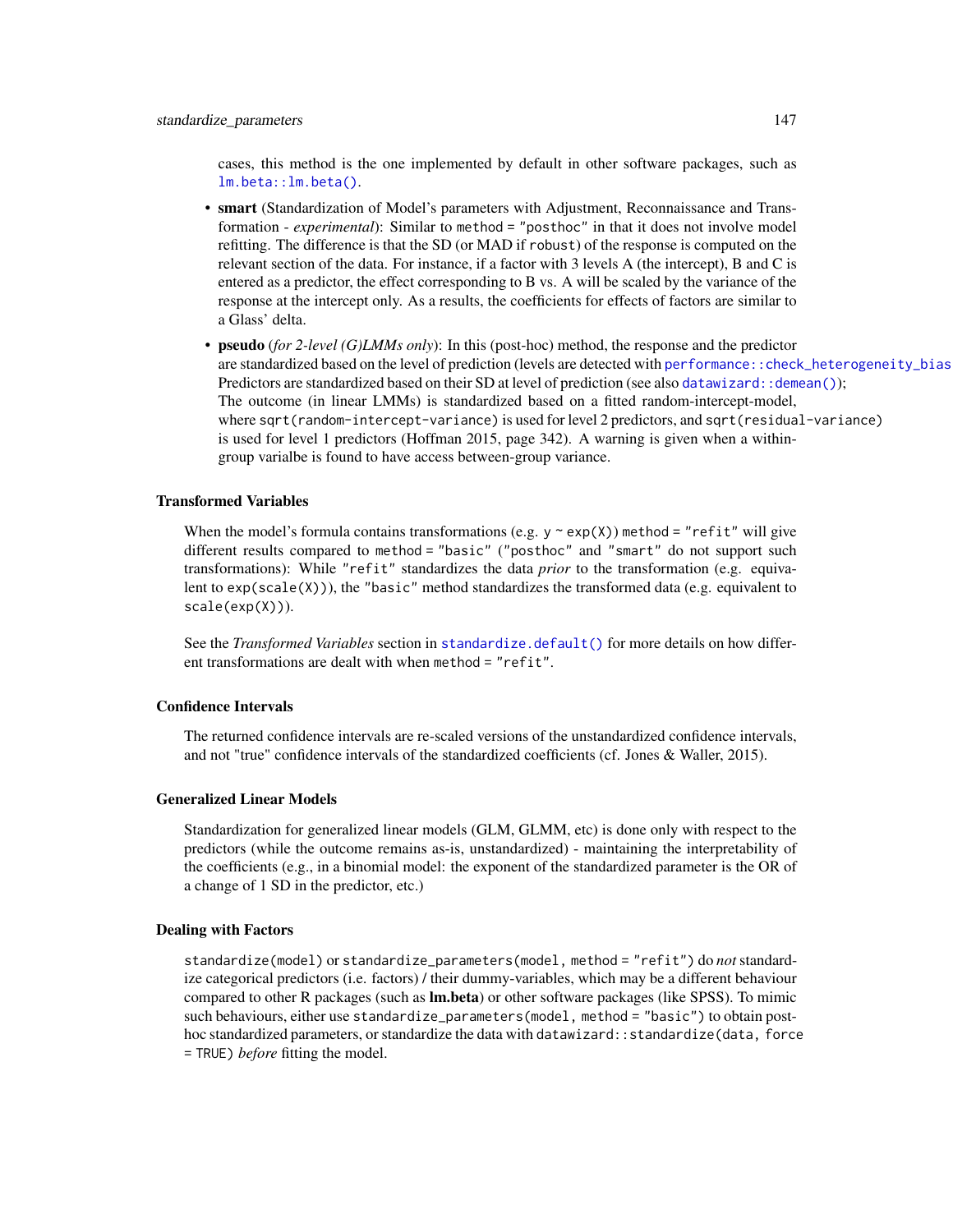cases, this method is the one implemented by default in other software packages, such as `lm.beta::lm.beta()`.

- **smart** (Standardization of Model's parameters with Adjustment, Reconnaissance and Transformation - *experimental*): Similar to `method = "posthoc"` in that it does not involve model refitting. The difference is that the SD (or MAD if `robust`) of the response is computed on the relevant section of the data. For instance, if a factor with 3 levels A (the intercept), B and C is entered as a predictor, the effect corresponding to B vs. A will be scaled by the variance of the response at the intercept only. As a results, the coefficients for effects of factors are similar to a Glass' delta.
- **pseudo** (*for 2-level (G)LMMs only*): In this (post-hoc) method, the response and the predictor are standardized based on the level of prediction (levels are detected with `performance::check_heterogeneity_bias` Predictors are standardized based on their SD at level of prediction (see also `datawizard::demean()`); The outcome (in linear LMMs) is standardized based on a fitted random-intercept-model, where `sqrt(random-intercept-variance)` is used for level 2 predictors, and `sqrt(residual-variance)` is used for level 1 predictors (Hoffman 2015, page 342). A warning is given when a within-group varialbe is found to have access between-group variance.

### Transformed Variables

When the model's formula contains transformations (e.g. `y ~ exp(X)`) `method = "refit"` will give different results compared to `method = "basic"` (`"posthoc"` and `"smart"` do not support such transformations): While `"refit"` standardizes the data *prior* to the transformation (e.g. equivalent to `exp(scale(X))`), the `"basic"` method standardizes the transformed data (e.g. equivalent to `scale(exp(X))`).

See the *Transformed Variables* section in `standardize.default()` for more details on how different transformations are dealt with when `method = "refit"`.

### Confidence Intervals

The returned confidence intervals are re-scaled versions of the unstandardized confidence intervals, and not "true" confidence intervals of the standardized coefficients (cf. Jones & Waller, 2015).

### Generalized Linear Models

Standardization for generalized linear models (GLM, GLMM, etc) is done only with respect to the predictors (while the outcome remains as-is, unstandardized) - maintaining the interpretability of the coefficients (e.g., in a binomial model: the exponent of the standardized parameter is the OR of a change of 1 SD in the predictor, etc.)

### Dealing with Factors

`standardize(model)` or `standardize_parameters(model, method = "refit")` do *not* standardize categorical predictors (i.e. factors) / their dummy-variables, which may be a different behaviour compared to other R packages (such as **lm.beta**) or other software packages (like SPSS). To mimic such behaviours, either use `standardize_parameters(model, method = "basic")` to obtain post-hoc standardized parameters, or standardize the data with `datawizard::standardize(data, force = TRUE)` *before* fitting the model.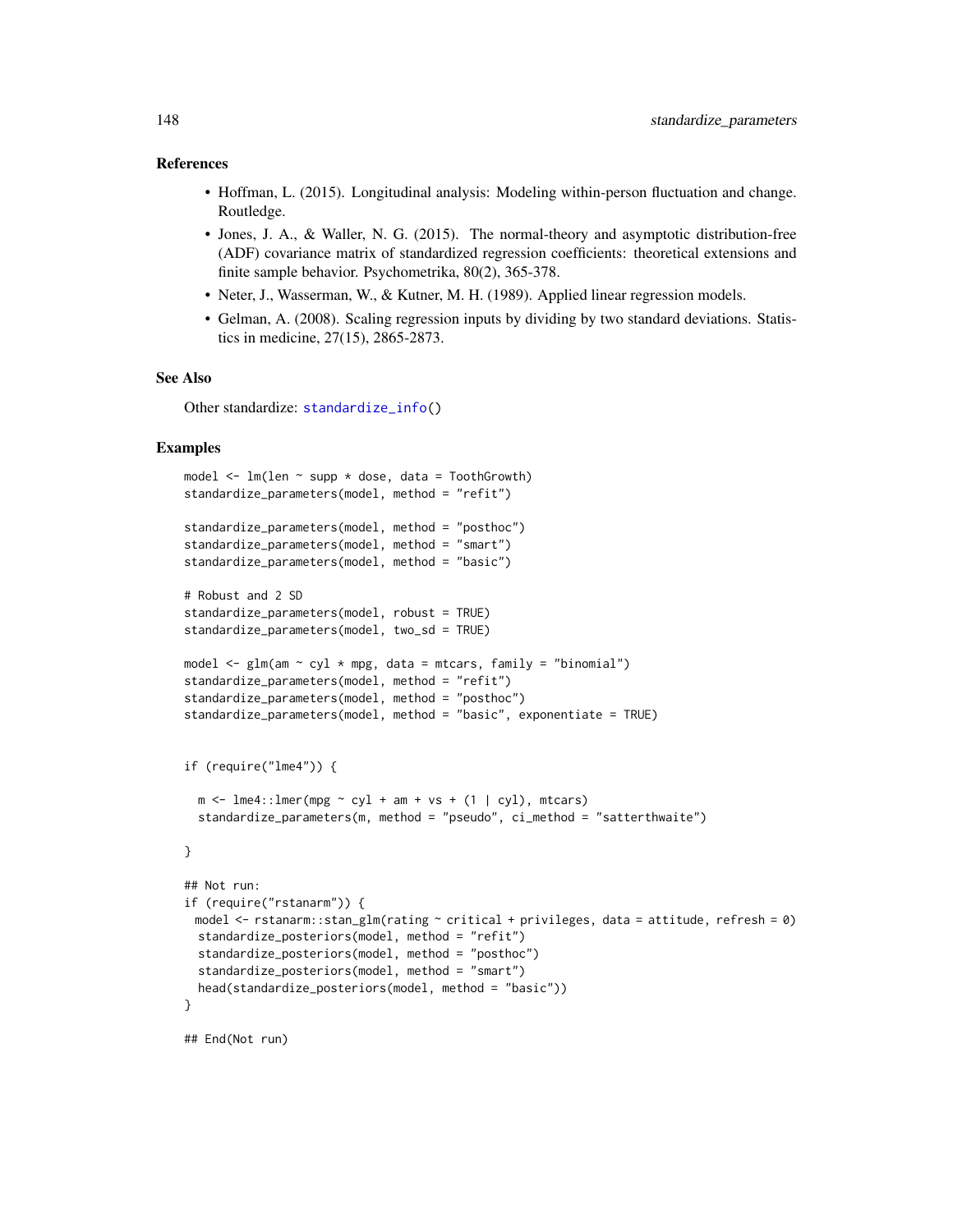## References

- Hoffman, L. (2015). Longitudinal analysis: Modeling within-person fluctuation and change. Routledge.
- Jones, J. A., & Waller, N. G. (2015). The normal-theory and asymptotic distribution-free (ADF) covariance matrix of standardized regression coefficients: theoretical extensions and finite sample behavior. Psychometrika, 80(2), 365-378.
- Neter, J., Wasserman, W., & Kutner, M. H. (1989). Applied linear regression models.
- Gelman, A. (2008). Scaling regression inputs by dividing by two standard deviations. Statistics in medicine, 27(15), 2865-2873.

## See Also

Other standardize: standardize_info()

## Examples

```
model <- lm(len ~ supp * dose, data = ToothGrowth)
standardize_parameters(model, method = "refit")

standardize_parameters(model, method = "posthoc")
standardize_parameters(model, method = "smart")
standardize_parameters(model, method = "basic")

# Robust and 2 SD
standardize_parameters(model, robust = TRUE)
standardize_parameters(model, two_sd = TRUE)

model <- glm(am ~ cyl * mpg, data = mtcars, family = "binomial")
standardize_parameters(model, method = "refit")
standardize_parameters(model, method = "posthoc")
standardize_parameters(model, method = "basic", exponentiate = TRUE)


if (require("lme4")) {

  m <- lme4::lmer(mpg ~ cyl + am + vs + (1 | cyl), mtcars)
  standardize_parameters(m, method = "pseudo", ci_method = "satterthwaite")

}

## Not run:
if (require("rstanarm")) {
 model <- rstanarm::stan_glm(rating ~ critical + privileges, data = attitude, refresh = 0)
  standardize_posteriors(model, method = "refit")
  standardize_posteriors(model, method = "posthoc")
  standardize_posteriors(model, method = "smart")
  head(standardize_posteriors(model, method = "basic"))
}

## End(Not run)
```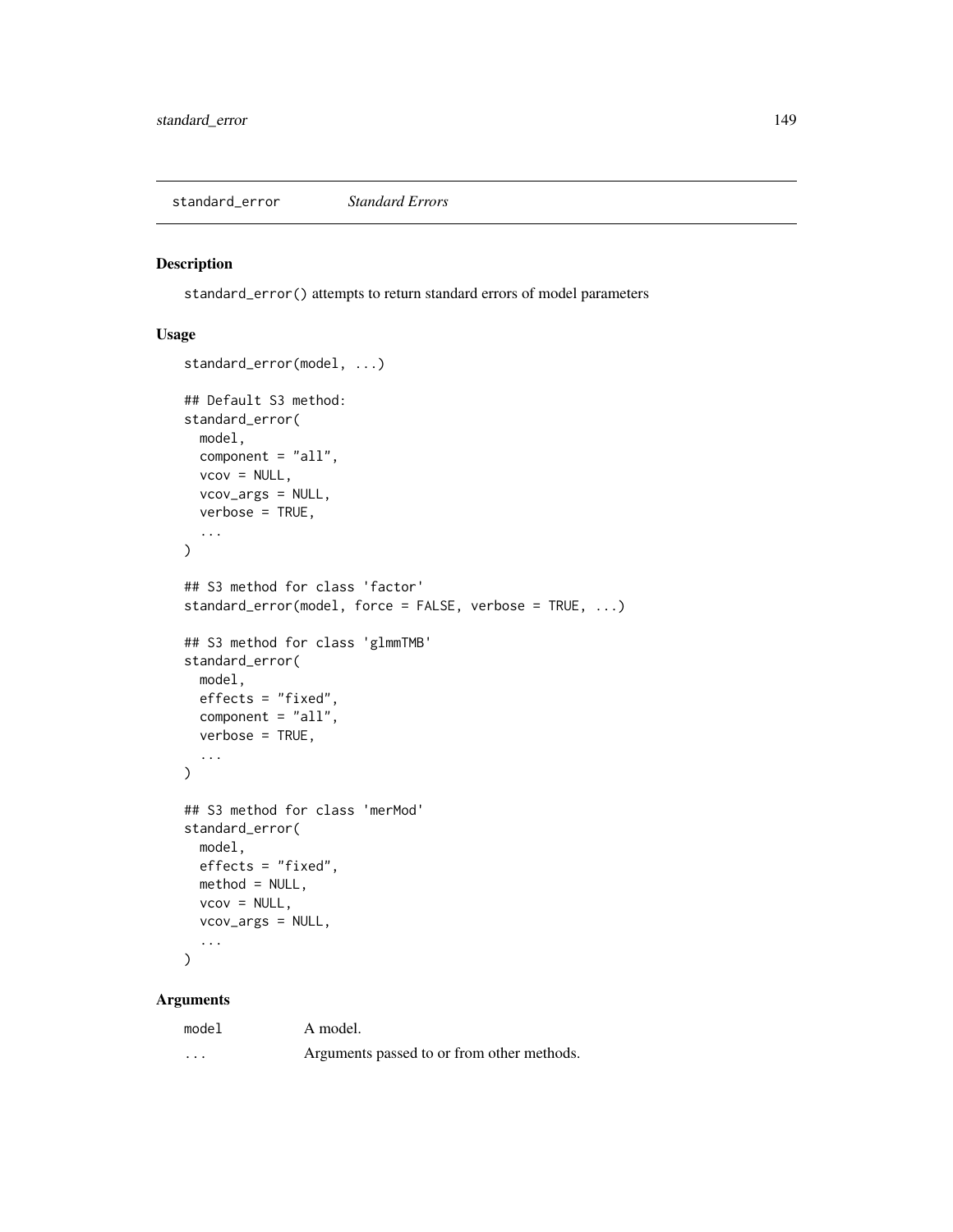standard_error    *Standard Errors*

## Description

standard_error() attempts to return standard errors of model parameters

## Usage

```
standard_error(model, ...)

## Default S3 method:
standard_error(
  model,
  component = "all",
  vcov = NULL,
  vcov_args = NULL,
  verbose = TRUE,
  ...
)

## S3 method for class 'factor'
standard_error(model, force = FALSE, verbose = TRUE, ...)

## S3 method for class 'glmmTMB'
standard_error(
  model,
  effects = "fixed",
  component = "all",
  verbose = TRUE,
  ...
)

## S3 method for class 'merMod'
standard_error(
  model,
  effects = "fixed",
  method = NULL,
  vcov = NULL,
  vcov_args = NULL,
  ...
)
```

## Arguments

| | |
|---|---|
| model | A model. |
| ... | Arguments passed to or from other methods. |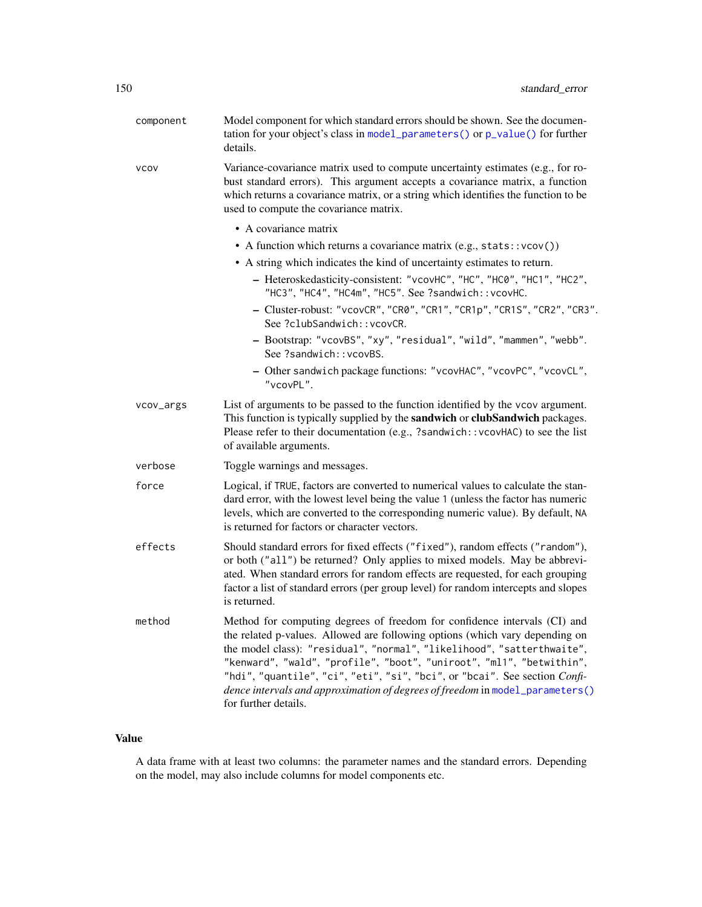| | |
|---|---|
| `component` | Model component for which standard errors should be shown. See the documentation for your object's class in `model_parameters()` or `p_value()` for further details. |
| `vcov` | Variance-covariance matrix used to compute uncertainty estimates (e.g., for robust standard errors). This argument accepts a covariance matrix, a function which returns a covariance matrix, or a string which identifies the function to be used to compute the covariance matrix.<br>• A covariance matrix<br>• A function which returns a covariance matrix (e.g., `stats::vcov()`)<br>• A string which indicates the kind of uncertainty estimates to return.<br>&nbsp;&nbsp;– Heteroskedasticity-consistent: `"vcovHC"`, `"HC"`, `"HC0"`, `"HC1"`, `"HC2"`, `"HC3"`, `"HC4"`, `"HC4m"`, `"HC5"`. See `?sandwich::vcovHC`.<br>&nbsp;&nbsp;– Cluster-robust: `"vcovCR"`, `"CR0"`, `"CR1"`, `"CR1p"`, `"CR1S"`, `"CR2"`, `"CR3"`. See `?clubSandwich::vcovCR`.<br>&nbsp;&nbsp;– Bootstrap: `"vcovBS"`, `"xy"`, `"residual"`, `"wild"`, `"mammen"`, `"webb"`. See `?sandwich::vcovBS`.<br>&nbsp;&nbsp;– Other `sandwich` package functions: `"vcovHAC"`, `"vcovPC"`, `"vcovCL"`, `"vcovPL"`. |
| `vcov_args` | List of arguments to be passed to the function identified by the `vcov` argument. This function is typically supplied by the **sandwich** or **clubSandwich** packages. Please refer to their documentation (e.g., `?sandwich::vcovHAC`) to see the list of available arguments. |
| `verbose` | Toggle warnings and messages. |
| `force` | Logical, if `TRUE`, factors are converted to numerical values to calculate the standard error, with the lowest level being the value `1` (unless the factor has numeric levels, which are converted to the corresponding numeric value). By default, `NA` is returned for factors or character vectors. |
| `effects` | Should standard errors for fixed effects (`"fixed"`), random effects (`"random"`), or both (`"all"`) be returned? Only applies to mixed models. May be abbreviated. When standard errors for random effects are requested, for each grouping factor a list of standard errors (per group level) for random intercepts and slopes is returned. |
| `method` | Method for computing degrees of freedom for confidence intervals (CI) and the related p-values. Allowed are following options (which vary depending on the model class): `"residual"`, `"normal"`, `"likelihood"`, `"satterthwaite"`, `"kenward"`, `"wald"`, `"profile"`, `"boot"`, `"uniroot"`, `"ml1"`, `"betwithin"`, `"hdi"`, `"quantile"`, `"ci"`, `"eti"`, `"si"`, `"bci"`, or `"bcai"`. See section *Confidence intervals and approximation of degrees of freedom* in `model_parameters()` for further details. |

## Value

A data frame with at least two columns: the parameter names and the standard errors. Depending on the model, may also include columns for model components etc.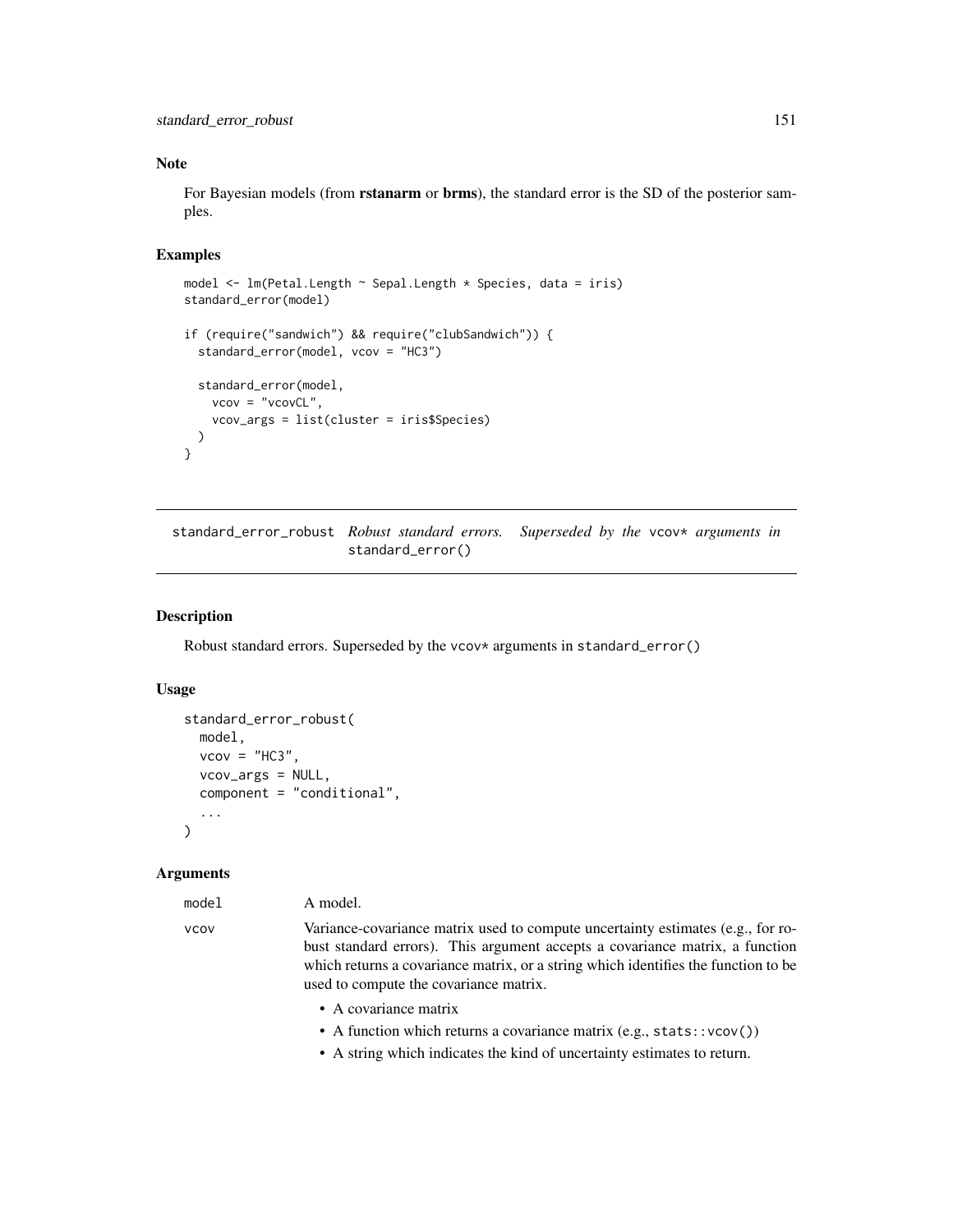## Note

For Bayesian models (from **rstanarm** or **brms**), the standard error is the SD of the posterior samples.

## Examples

```
model <- lm(Petal.Length ~ Sepal.Length * Species, data = iris)
standard_error(model)

if (require("sandwich") && require("clubSandwich")) {
  standard_error(model, vcov = "HC3")

  standard_error(model,
    vcov = "vcovCL",
    vcov_args = list(cluster = iris$Species)
  )
}
```

---

# standard_error_robust *Robust standard errors. Superseded by the* `vcov*` *arguments in* `standard_error()`

---

## Description

Robust standard errors. Superseded by the `vcov*` arguments in `standard_error()`

## Usage

```
standard_error_robust(
  model,
  vcov = "HC3",
  vcov_args = NULL,
  component = "conditional",
  ...
)
```

## Arguments

`model` A model.

`vcov` Variance-covariance matrix used to compute uncertainty estimates (e.g., for robust standard errors). This argument accepts a covariance matrix, a function which returns a covariance matrix, or a string which identifies the function to be used to compute the covariance matrix.

- A covariance matrix
- A function which returns a covariance matrix (e.g., `stats::vcov()`)
- A string which indicates the kind of uncertainty estimates to return.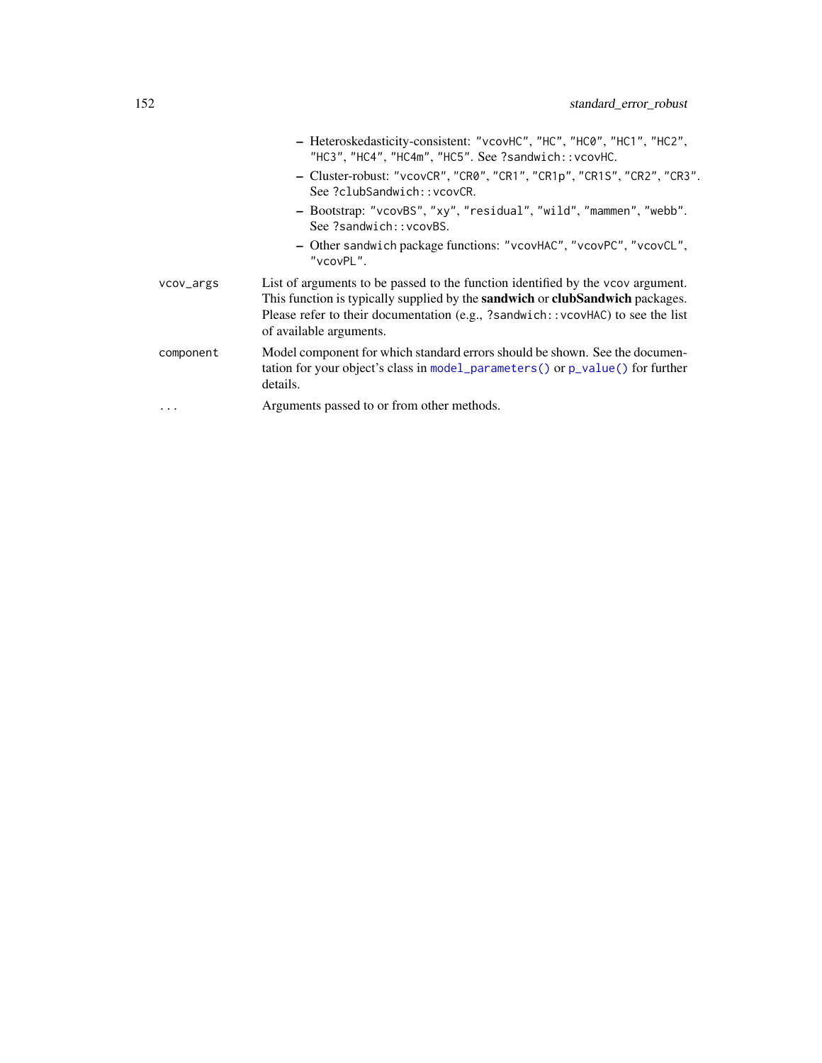- Heteroskedasticity-consistent: `"vcovHC"`, `"HC"`, `"HC0"`, `"HC1"`, `"HC2"`, `"HC3"`, `"HC4"`, `"HC4m"`, `"HC5"`. See `?sandwich::vcovHC`.
- Cluster-robust: `"vcovCR"`, `"CR0"`, `"CR1"`, `"CR1p"`, `"CR1S"`, `"CR2"`, `"CR3"`. See `?clubSandwich::vcovCR`.
- Bootstrap: `"vcovBS"`, `"xy"`, `"residual"`, `"wild"`, `"mammen"`, `"webb"`. See `?sandwich::vcovBS`.
- Other `sandwich` package functions: `"vcovHAC"`, `"vcovPC"`, `"vcovCL"`, `"vcovPL"`.

`vcov_args` List of arguments to be passed to the function identified by the `vcov` argument. This function is typically supplied by the **sandwich** or **clubSandwich** packages. Please refer to their documentation (e.g., `?sandwich::vcovHAC`) to see the list of available arguments.

`component` Model component for which standard errors should be shown. See the documentation for your object's class in `model_parameters()` or `p_value()` for further details.

`...` Arguments passed to or from other methods.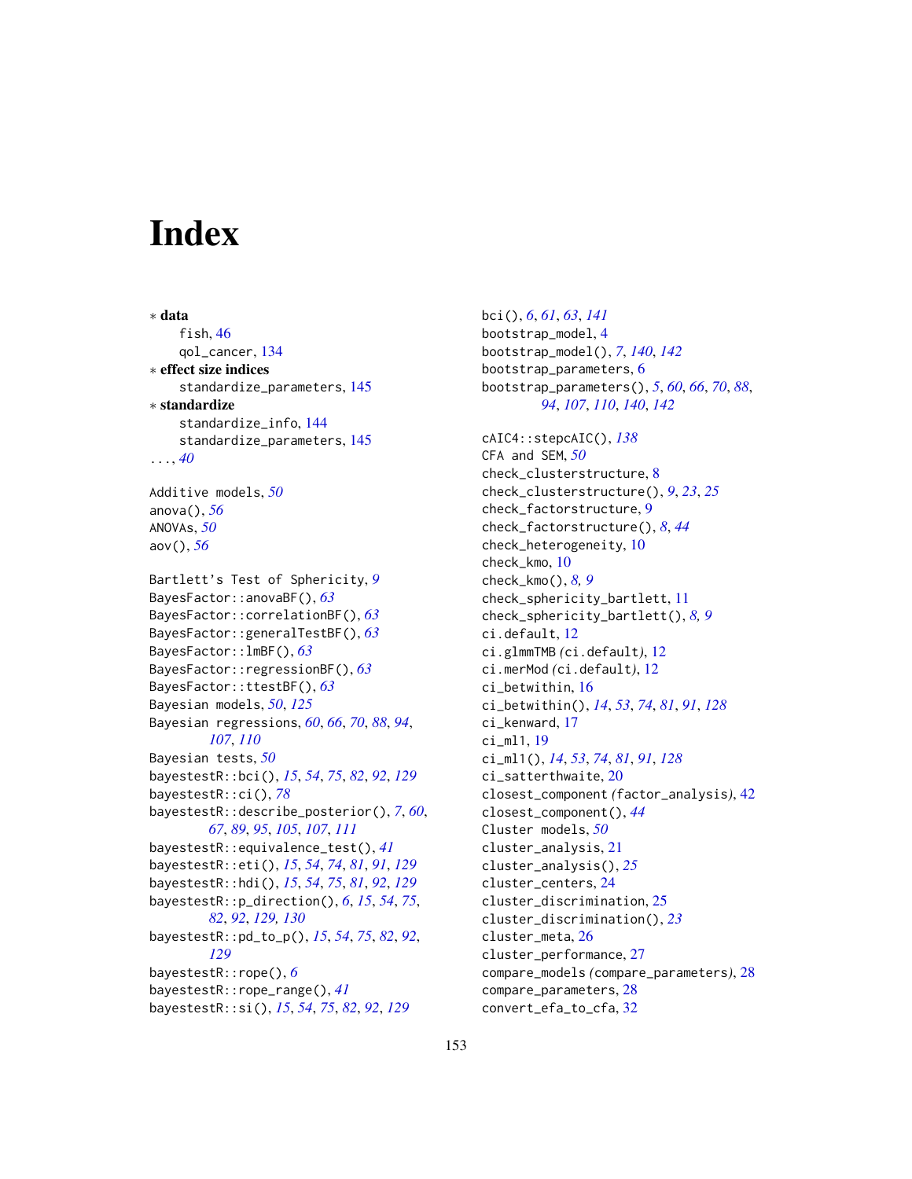# Index

∗ **data**
  fish, 46
  qol_cancer, 134

∗ **effect size indices**
  standardize_parameters, 145

∗ **standardize**
  standardize_info, 144
  standardize_parameters, 145

..., *40*

Additive models, *50*
anova(), *56*
ANOVAs, *50*
aov(), *56*

Bartlett's Test of Sphericity, *9*
BayesFactor::anovaBF(), *63*
BayesFactor::correlationBF(), *63*
BayesFactor::generalTestBF(), *63*
BayesFactor::lmBF(), *63*
BayesFactor::regressionBF(), *63*
BayesFactor::ttestBF(), *63*
Bayesian models, *50*, *125*
Bayesian regressions, *60*, *66*, *70*, *88*, *94*, *107*, *110*
Bayesian tests, *50*
bayestestR::bci(), *15*, *54*, *75*, *82*, *92*, *129*
bayestestR::ci(), *78*
bayestestR::describe_posterior(), *7*, *60*, *67*, *89*, *95*, *105*, *107*, *111*
bayestestR::equivalence_test(), *41*
bayestestR::eti(), *15*, *54*, *74*, *81*, *91*, *129*
bayestestR::hdi(), *15*, *54*, *75*, *81*, *92*, *129*
bayestestR::p_direction(), *6*, *15*, *54*, *75*, *82*, *92*, *129*, *130*
bayestestR::pd_to_p(), *15*, *54*, *75*, *82*, *92*, *129*
bayestestR::rope(), *6*
bayestestR::rope_range(), *41*
bayestestR::si(), *15*, *54*, *75*, *82*, *92*, *129*

bci(), *6*, *61*, *63*, *141*
bootstrap_model, 4
bootstrap_model(), *7*, *140*, *142*
bootstrap_parameters, 6
bootstrap_parameters(), *5*, *60*, *66*, *70*, *88*, *94*, *107*, *110*, *140*, *142*

cAIC4::stepcAIC(), *138*
CFA and SEM, *50*
check_clusterstructure, 8
check_clusterstructure(), *9*, *23*, *25*
check_factorstructure, 9
check_factorstructure(), *8*, *44*
check_heterogeneity, 10
check_kmo, 10
check_kmo(), *8*, *9*
check_sphericity_bartlett, 11
check_sphericity_bartlett(), *8*, *9*
ci.default, 12
ci.glmmTMB *(ci.default)*, 12
ci.merMod *(ci.default)*, 12
ci_betwithin, 16
ci_betwithin(), *14*, *53*, *74*, *81*, *91*, *128*
ci_kenward, 17
ci_ml1, 19
ci_ml1(), *14*, *53*, *74*, *81*, *91*, *128*
ci_satterthwaite, 20
closest_component *(factor_analysis)*, 42
closest_component(), *44*
Cluster models, *50*
cluster_analysis, 21
cluster_analysis(), *25*
cluster_centers, 24
cluster_discrimination, 25
cluster_discrimination(), *23*
cluster_meta, 26
cluster_performance, 27
compare_models *(compare_parameters)*, 28
compare_parameters, 28
convert_efa_to_cfa, 32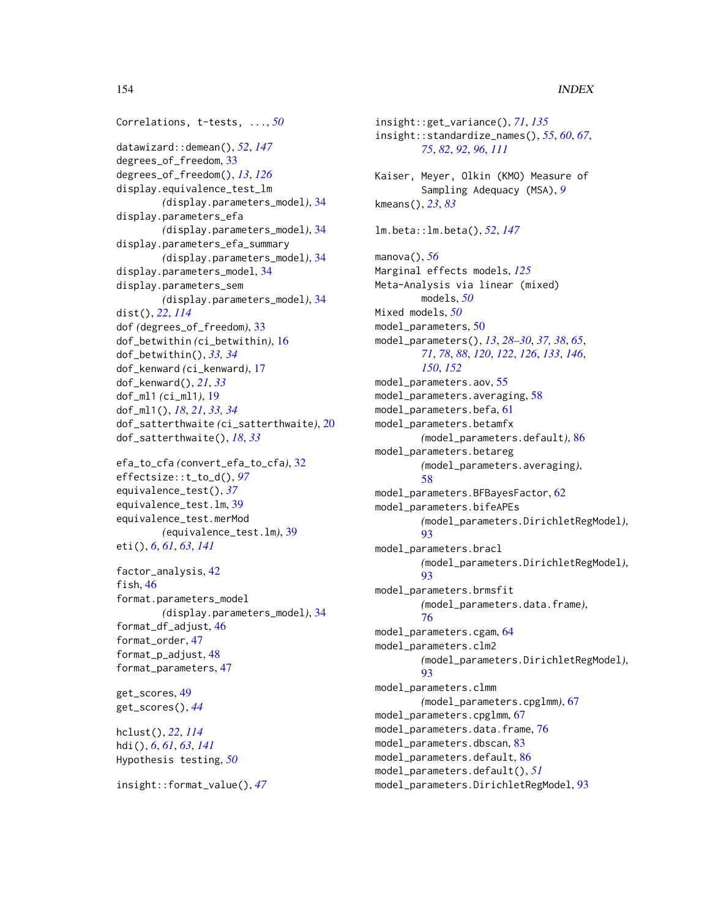Correlations, t-tests, ..., *50*

datawizard::demean(), *52*, *147*
degrees_of_freedom, 33
degrees_of_freedom(), *13*, *126*
display.equivalence_test_lm (display.parameters_model), 34
display.parameters_efa (display.parameters_model), 34
display.parameters_efa_summary (display.parameters_model), 34
display.parameters_model, 34
display.parameters_sem (display.parameters_model), 34
dist(), *22*, *114*
dof (degrees_of_freedom), 33
dof_betwithin (ci_betwithin), 16
dof_betwithin(), *33, 34*
dof_kenward (ci_kenward), 17
dof_kenward(), *21*, *33*
dof_ml1 (ci_ml1), 19
dof_ml1(), *18*, *21*, *33, 34*
dof_satterthwaite (ci_satterthwaite), 20
dof_satterthwaite(), *18*, *33*

efa_to_cfa (convert_efa_to_cfa), 32
effectsize::t_to_d(), *97*
equivalence_test(), *37*
equivalence_test.lm, 39
equivalence_test.merMod (equivalence_test.lm), 39
eti(), *6*, *61*, *63*, *141*

factor_analysis, 42
fish, 46
format.parameters_model (display.parameters_model), 34
format_df_adjust, 46
format_order, 47
format_p_adjust, 48
format_parameters, 47

get_scores, 49
get_scores(), *44*

hclust(), *22*, *114*
hdi(), *6*, *61*, *63*, *141*
Hypothesis testing, *50*

insight::format_value(), *47*
insight::get_variance(), *71*, *135*
insight::standardize_names(), *55*, *60*, *67*, *75*, *82*, *92*, *96*, *111*

Kaiser, Meyer, Olkin (KMO) Measure of Sampling Adequacy (MSA), *9*
kmeans(), *23*, *83*

lm.beta::lm.beta(), *52*, *147*

manova(), *56*
Marginal effects models, *125*
Meta-Analysis via linear (mixed) models, *50*
Mixed models, *50*
model_parameters, 50
model_parameters(), *13*, *28–30*, *37, 38*, *65*, *71*, *78*, *88*, *120*, *122*, *126*, *133*, *146*, *150*, *152*
model_parameters.aov, 55
model_parameters.averaging, 58
model_parameters.befa, 61
model_parameters.betamfx (model_parameters.default), 86
model_parameters.betareg (model_parameters.averaging), 58
model_parameters.BFBayesFactor, 62
model_parameters.bifeAPEs (model_parameters.DirichletRegModel), 93
model_parameters.bracl (model_parameters.DirichletRegModel), 93
model_parameters.brmsfit (model_parameters.data.frame), 76
model_parameters.cgam, 64
model_parameters.clm2 (model_parameters.DirichletRegModel), 93
model_parameters.clmm (model_parameters.cpglmm), 67
model_parameters.cpglmm, 67
model_parameters.data.frame, 76
model_parameters.dbscan, 83
model_parameters.default, 86
model_parameters.default(), *51*
model_parameters.DirichletRegModel, 93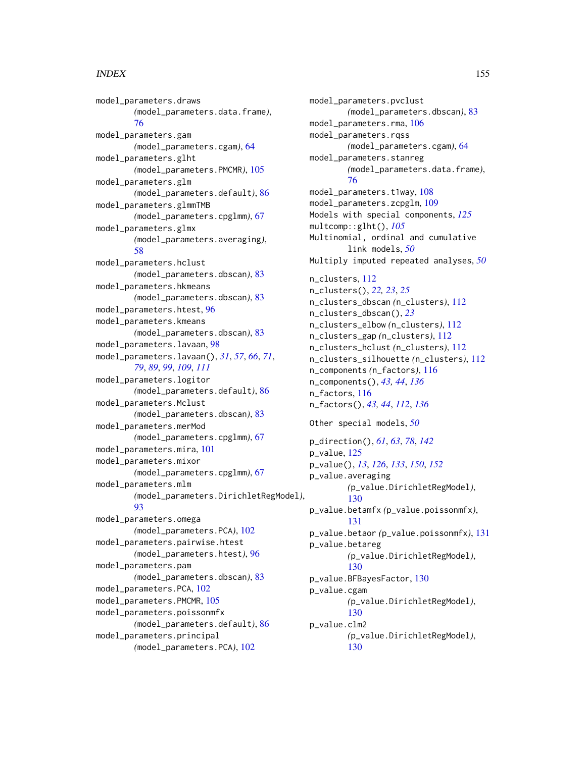model_parameters.draws (model_parameters.data.frame), 76
model_parameters.gam (model_parameters.cgam), 64
model_parameters.glht (model_parameters.PMCMR), 105
model_parameters.glm (model_parameters.default), 86
model_parameters.glmmTMB (model_parameters.cpglmm), 67
model_parameters.glmx (model_parameters.averaging), 58
model_parameters.hclust (model_parameters.dbscan), 83
model_parameters.hkmeans (model_parameters.dbscan), 83
model_parameters.htest, 96
model_parameters.kmeans (model_parameters.dbscan), 83
model_parameters.lavaan, 98
model_parameters.lavaan(), *31*, *57*, *66*, *71*, *79*, *89*, *99*, *109*, *111*
model_parameters.logitor (model_parameters.default), 86
model_parameters.Mclust (model_parameters.dbscan), 83
model_parameters.merMod (model_parameters.cpglmm), 67
model_parameters.mira, 101
model_parameters.mixor (model_parameters.cpglmm), 67
model_parameters.mlm (model_parameters.DirichletRegModel), 93
model_parameters.omega (model_parameters.PCA), 102
model_parameters.pairwise.htest (model_parameters.htest), 96
model_parameters.pam (model_parameters.dbscan), 83
model_parameters.PCA, 102
model_parameters.PMCMR, 105
model_parameters.poissonmfx (model_parameters.default), 86
model_parameters.principal (model_parameters.PCA), 102
model_parameters.pvclust (model_parameters.dbscan), 83
model_parameters.rma, 106
model_parameters.rqss (model_parameters.cgam), 64
model_parameters.stanreg (model_parameters.data.frame), 76
model_parameters.t1way, 108
model_parameters.zcpglm, 109
Models with special components, *125*
multcomp::glht(), *105*
Multinomial, ordinal and cumulative link models, *50*
Multiply imputed repeated analyses, *50*

n_clusters, 112
n_clusters(), *22, 23*, *25*
n_clusters_dbscan (n_clusters), 112
n_clusters_dbscan(), *23*
n_clusters_elbow (n_clusters), 112
n_clusters_gap (n_clusters), 112
n_clusters_hclust (n_clusters), 112
n_clusters_silhouette (n_clusters), 112
n_components (n_factors), 116
n_components(), *43, 44*, *136*
n_factors, 116
n_factors(), *43, 44*, *112*, *136*

Other special models, *50*

p_direction(), *61*, *63*, *78*, *142*
p_value, 125
p_value(), *13*, *126*, *133*, *150*, *152*
p_value.averaging (p_value.DirichletRegModel), 130
p_value.betamfx (p_value.poissonmfx), 131
p_value.betaor (p_value.poissonmfx), 131
p_value.betareg (p_value.DirichletRegModel), 130
p_value.BFBayesFactor, 130
p_value.cgam (p_value.DirichletRegModel), 130
p_value.clm2 (p_value.DirichletRegModel), 130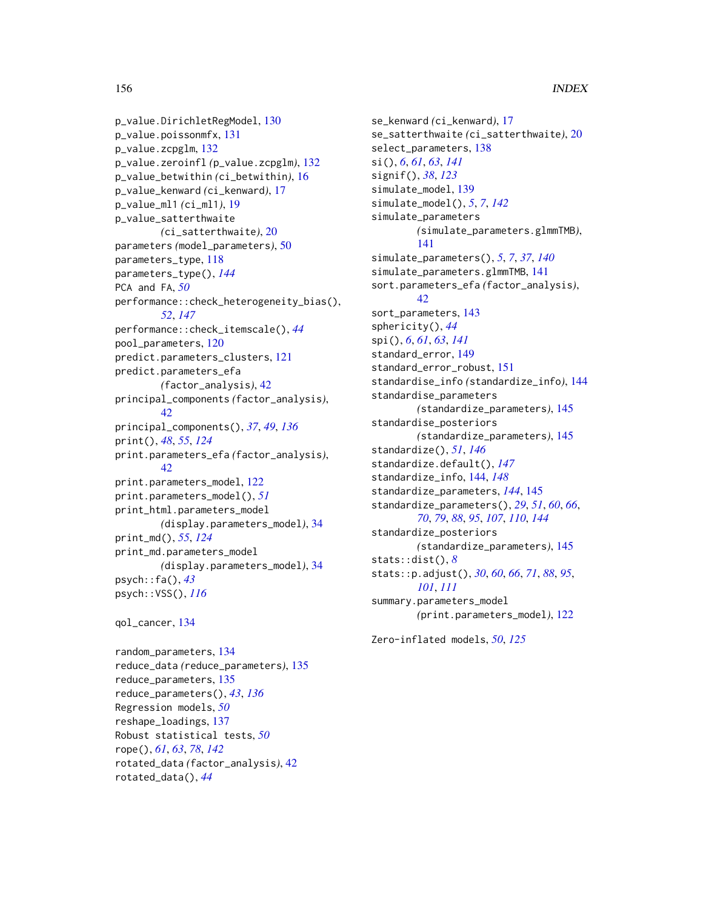p_value.DirichletRegModel, 130
p_value.poissonmfx, 131
p_value.zcpglm, 132
p_value.zeroinfl *(p_value.zcpglm)*, 132
p_value_betwithin *(ci_betwithin)*, 16
p_value_kenward *(ci_kenward)*, 17
p_value_ml1 *(ci_ml1)*, 19
p_value_satterthwaite *(ci_satterthwaite)*, 20
parameters *(model_parameters)*, 50
parameters_type, 118
parameters_type(), *144*
PCA and FA, *50*
performance::check_heterogeneity_bias(), *52*, *147*
performance::check_itemscale(), *44*
pool_parameters, 120
predict.parameters_clusters, 121
predict.parameters_efa *(factor_analysis)*, 42
principal_components *(factor_analysis)*, 42
principal_components(), *37*, *49*, *136*
print(), *48*, *55*, *124*
print.parameters_efa *(factor_analysis)*, 42
print.parameters_model, 122
print.parameters_model(), *51*
print_html.parameters_model *(display.parameters_model)*, 34
print_md(), *55*, *124*
print_md.parameters_model *(display.parameters_model)*, 34
psych::fa(), *43*
psych::VSS(), *116*

qol_cancer, 134

random_parameters, 134
reduce_data *(reduce_parameters)*, 135
reduce_parameters, 135
reduce_parameters(), *43*, *136*
Regression models, *50*
reshape_loadings, 137
Robust statistical tests, *50*
rope(), *61*, *63*, *78*, *142*
rotated_data *(factor_analysis)*, 42
rotated_data(), *44*

se_kenward *(ci_kenward)*, 17
se_satterthwaite *(ci_satterthwaite)*, 20
select_parameters, 138
si(), *6*, *61*, *63*, *141*
signif(), *38*, *123*
simulate_model, 139
simulate_model(), *5*, *7*, *142*
simulate_parameters *(simulate_parameters.glmmTMB)*, 141
simulate_parameters(), *5*, *7*, *37*, *140*
simulate_parameters.glmmTMB, 141
sort.parameters_efa *(factor_analysis)*, 42
sort_parameters, 143
sphericity(), *44*
spi(), *6*, *61*, *63*, *141*
standard_error, 149
standard_error_robust, 151
standardise_info *(standardize_info)*, 144
standardise_parameters *(standardize_parameters)*, 145
standardise_posteriors *(standardize_parameters)*, 145
standardize(), *51*, *146*
standardize.default(), *147*
standardize_info, 144, *148*
standardize_parameters, *144*, 145
standardize_parameters(), *29*, *51*, *60*, *66*, *70*, *79*, *88*, *95*, *107*, *110*, *144*
standardize_posteriors *(standardize_parameters)*, 145
stats::dist(), *8*
stats::p.adjust(), *30*, *60*, *66*, *71*, *88*, *95*, *101*, *111*
summary.parameters_model *(print.parameters_model)*, 122

Zero-inflated models, *50*, *125*